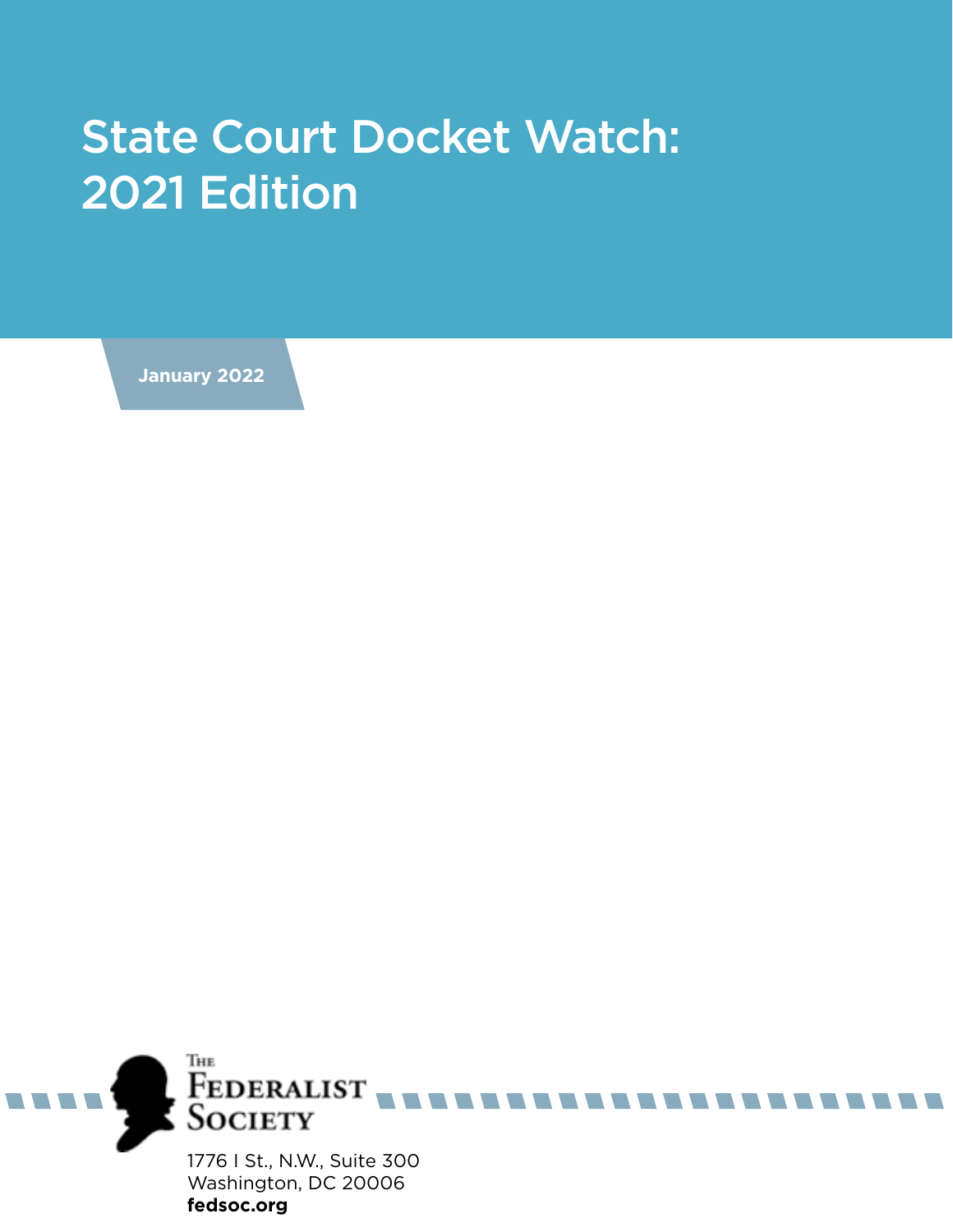# State Court Docket Watch: 2021 Edition

**January 2022**

The Federalist Society

1776 I St., N.W., Suite 300
Washington, DC 20006
**fedsoc.org**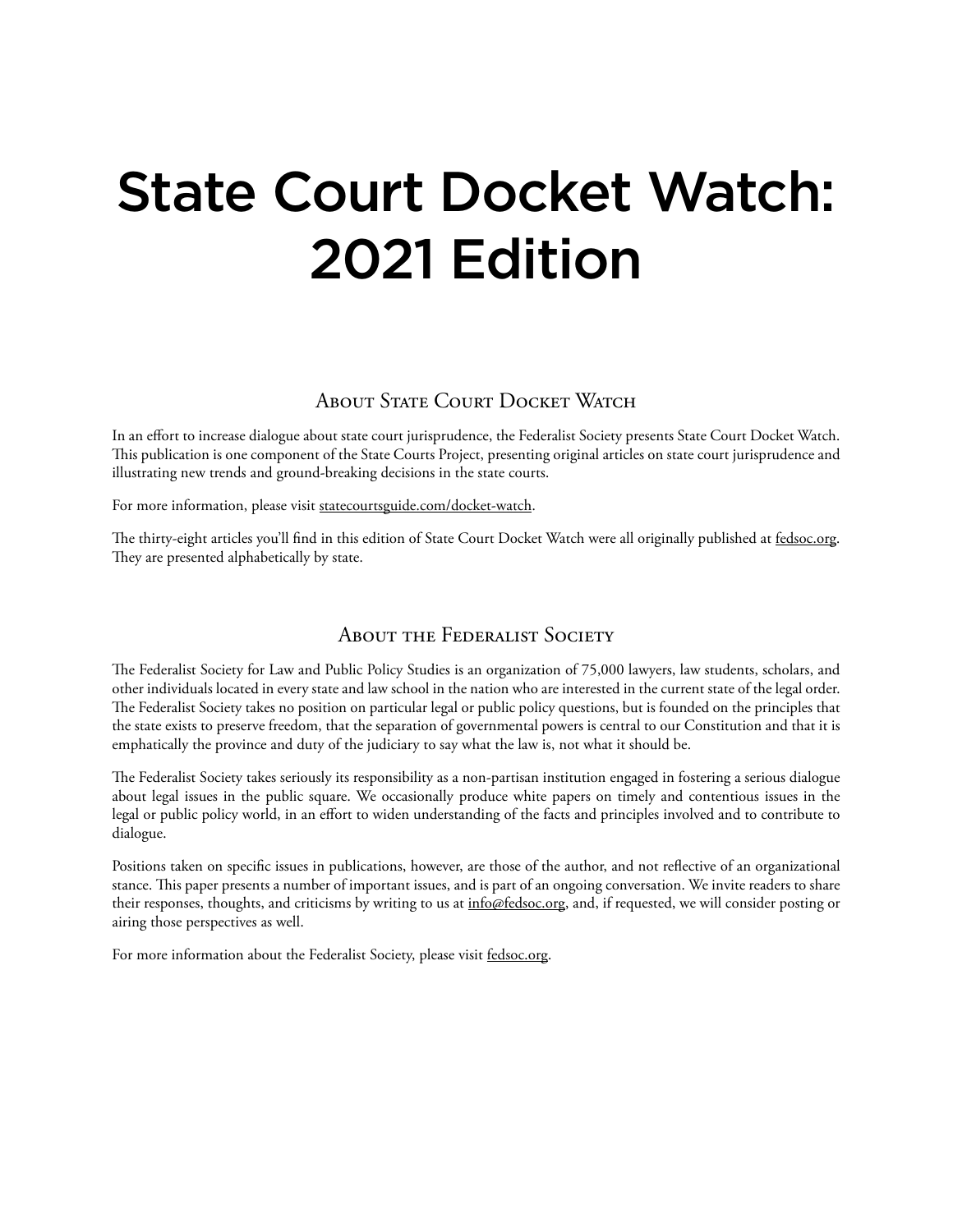# State Court Docket Watch: 2021 Edition

## About State Court Docket Watch

In an effort to increase dialogue about state court jurisprudence, the Federalist Society presents State Court Docket Watch. This publication is one component of the State Courts Project, presenting original articles on state court jurisprudence and illustrating new trends and ground-breaking decisions in the state courts.

For more information, please visit statecourtsguide.com/docket-watch.

The thirty-eight articles you'll find in this edition of State Court Docket Watch were all originally published at fedsoc.org. They are presented alphabetically by state.

## About the Federalist Society

The Federalist Society for Law and Public Policy Studies is an organization of 75,000 lawyers, law students, scholars, and other individuals located in every state and law school in the nation who are interested in the current state of the legal order. The Federalist Society takes no position on particular legal or public policy questions, but is founded on the principles that the state exists to preserve freedom, that the separation of governmental powers is central to our Constitution and that it is emphatically the province and duty of the judiciary to say what the law is, not what it should be.

The Federalist Society takes seriously its responsibility as a non-partisan institution engaged in fostering a serious dialogue about legal issues in the public square. We occasionally produce white papers on timely and contentious issues in the legal or public policy world, in an effort to widen understanding of the facts and principles involved and to contribute to dialogue.

Positions taken on specific issues in publications, however, are those of the author, and not reflective of an organizational stance. This paper presents a number of important issues, and is part of an ongoing conversation. We invite readers to share their responses, thoughts, and criticisms by writing to us at info@fedsoc.org, and, if requested, we will consider posting or airing those perspectives as well.

For more information about the Federalist Society, please visit fedsoc.org.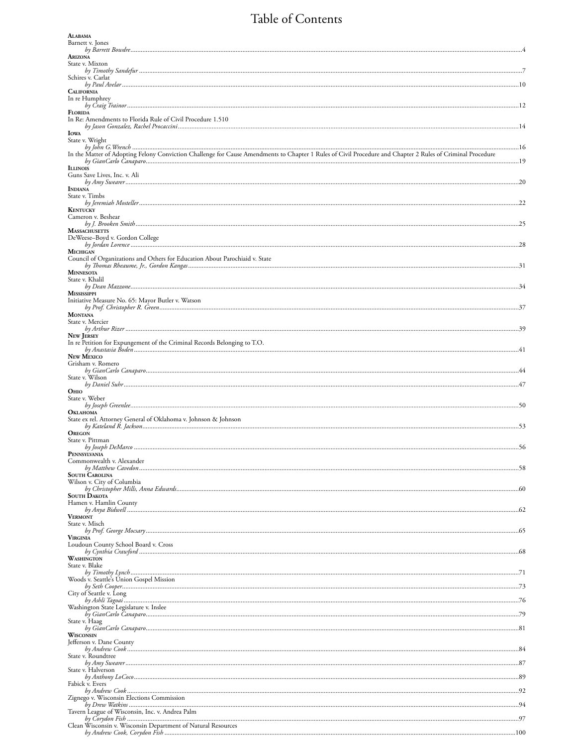# Table of Contents

**Alabama**

Barnett v. Jones
*by Barrett Bowdre* ..... 4

**Arizona**

State v. Mixton
*by Timothy Sandefur* ..... 7

Schires v. Carlat
*by Paul Avelar* ..... 10

**California**

In re Humphrey
*by Craig Trainor* ..... 12

**Florida**

In Re: Amendments to Florida Rule of Civil Procedure 1.510
*by Jason Gonzalez, Rachel Procaccini* ..... 14

**Iowa**

State v. Wright
*by John G. Wrench* ..... 16

In the Matter of Adopting Felony Conviction Challenge for Cause Amendments to Chapter 1 Rules of Civil Procedure and Chapter 2 Rules of Criminal Procedure
*by GianCarlo Canaparo* ..... 19

**Illinois**

Guns Save Lives, Inc. v. Ali
*by Amy Swearer* ..... 20

**Indiana**

State v. Timbs
*by Jeremiah Mosteller* ..... 22

**Kentucky**

Cameron v. Beshear
*by J. Brooken Smith* ..... 25

**Massachusetts**

DeWeese–Boyd v. Gordon College
*by Jordan Lorence* ..... 28

**Michigan**

Council of Organizations and Others for Education About Parochiaid v. State
*by Thomas Rheaume, Jr., Gordon Kangas* ..... 31

**Minnesota**

State v. Khalil
*by Dean Mazzone* ..... 34

**Mississippi**

Initiative Measure No. 65: Mayor Butler v. Watson
*by Prof. Christopher R. Green* ..... 37

**Montana**

State v. Mercier
*by Arthur Rizer* ..... 39

**New Jersey**

In re Petition for Expungement of the Criminal Records Belonging to T.O.
*by Anastasia Boden* ..... 41

**New Mexico**

Grisham v. Romero
*by GianCarlo Canaparo* ..... 44

State v. Wilson
*by Daniel Suhr* ..... 47

**Ohio**

State v. Weber
*by Joseph Greenlee* ..... 50

**Oklahoma**

State ex rel. Attorney General of Oklahoma v. Johnson & Johnson
*by Kateland R. Jackson* ..... 53

**Oregon**

State v. Pittman
*by Joseph DeMarco* ..... 56

**Pennsylvania**

Commonwealth v. Alexander
*by Matthew Cavedon* ..... 58

**South Carolina**

Wilson v. City of Columbia
*by Christopher Mills, Anna Edwards* ..... 60

**South Dakota**

Hamen v. Hamlin County
*by Anya Bidwell* ..... 62

**Vermont**

State v. Misch
*by Prof. George Mocsary* ..... 65

**Virginia**

Loudoun County School Board v. Cross
*by Cynthia Crawford* ..... 68

**Washington**

State v. Blake
*by Timothy Lynch* ..... 71

Woods v. Seattle's Union Gospel Mission
*by Seth Cooper* ..... 73

City of Seattle v. Long
*by Ashli Tagoai* ..... 76

Washington State Legislature v. Inslee
*by GianCarlo Canaparo* ..... 79

State v. Haag
*by GianCarlo Canaparo* ..... 81

**Wisconsin**

Jefferson v. Dane County
*by Andrew Cook* ..... 84

State v. Roundtree
*by Amy Swearer* ..... 87

State v. Halverson
*by Anthony LoCoco* ..... 89

Fabick v. Evers
*by Andrew Cook* ..... 92

Zignego v. Wisconsin Elections Commission
*by Drew Watkins* ..... 94

Tavern League of Wisconsin, Inc. v. Andrea Palm
*by Corydon Fish* ..... 97

Clean Wisconsin v. Wisconsin Department of Natural Resources
*by Andrew Cook, Corydon Fish* ..... 100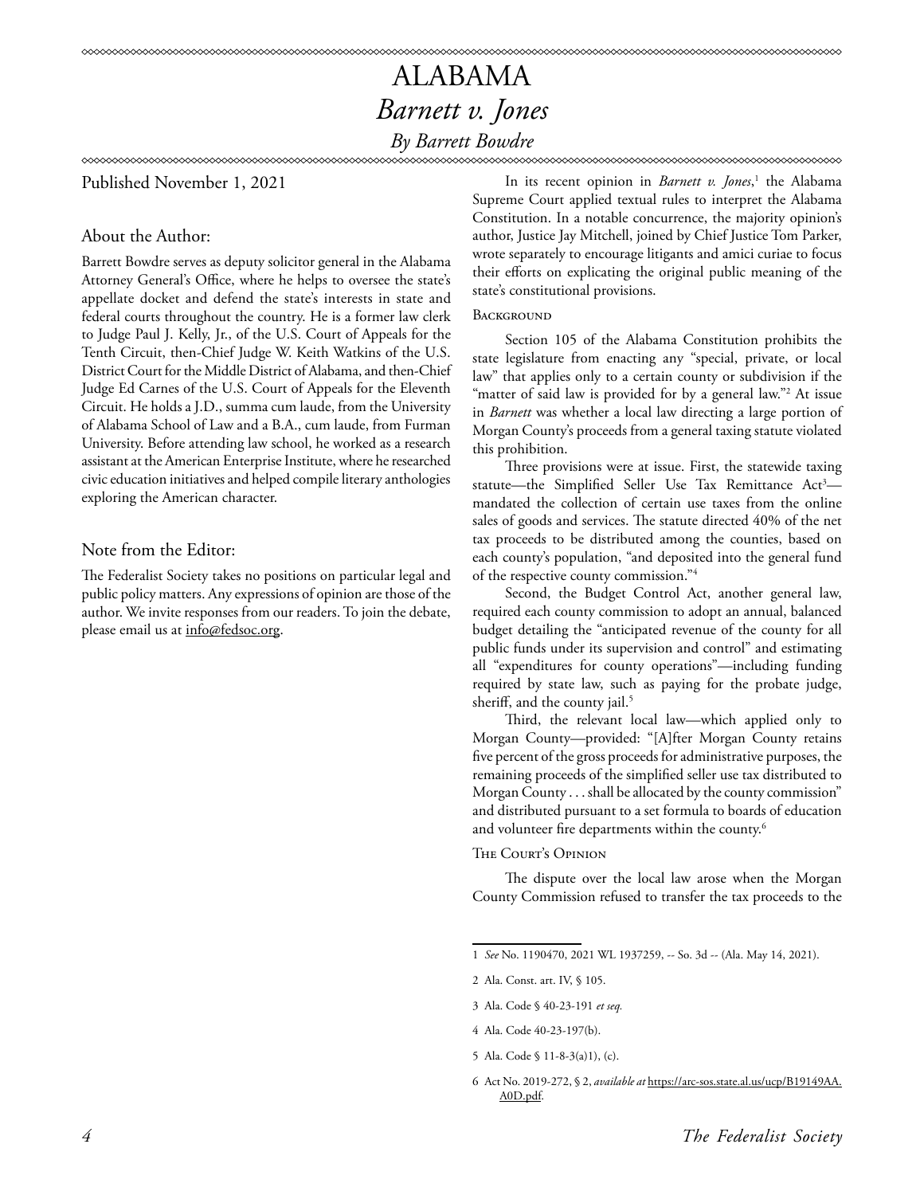# ALABAMA

## *Barnett v. Jones*

*By Barrett Bowdre*

Published November 1, 2021

### About the Author:

Barrett Bowdre serves as deputy solicitor general in the Alabama Attorney General's Office, where he helps to oversee the state's appellate docket and defend the state's interests in state and federal courts throughout the country. He is a former law clerk to Judge Paul J. Kelly, Jr., of the U.S. Court of Appeals for the Tenth Circuit, then-Chief Judge W. Keith Watkins of the U.S. District Court for the Middle District of Alabama, and then-Chief Judge Ed Carnes of the U.S. Court of Appeals for the Eleventh Circuit. He holds a J.D., summa cum laude, from the University of Alabama School of Law and a B.A., cum laude, from Furman University. Before attending law school, he worked as a research assistant at the American Enterprise Institute, where he researched civic education initiatives and helped compile literary anthologies exploring the American character.

### Note from the Editor:

The Federalist Society takes no positions on particular legal and public policy matters. Any expressions of opinion are those of the author. We invite responses from our readers. To join the debate, please email us at info@fedsoc.org.

In its recent opinion in *Barnett v. Jones*,[1] the Alabama Supreme Court applied textual rules to interpret the Alabama Constitution. In a notable concurrence, the majority opinion's author, Justice Jay Mitchell, joined by Chief Justice Tom Parker, wrote separately to encourage litigants and amici curiae to focus their efforts on explicating the original public meaning of the state's constitutional provisions.

#### Background

Section 105 of the Alabama Constitution prohibits the state legislature from enacting any "special, private, or local law" that applies only to a certain county or subdivision if the "matter of said law is provided for by a general law."[2] At issue in *Barnett* was whether a local law directing a large portion of Morgan County's proceeds from a general taxing statute violated this prohibition.

Three provisions were at issue. First, the statewide taxing statute—the Simplified Seller Use Tax Remittance Act[3]—mandated the collection of certain use taxes from the online sales of goods and services. The statute directed 40% of the net tax proceeds to be distributed among the counties, based on each county's population, "and deposited into the general fund of the respective county commission."[4]

Second, the Budget Control Act, another general law, required each county commission to adopt an annual, balanced budget detailing the "anticipated revenue of the county for all public funds under its supervision and control" and estimating all "expenditures for county operations"—including funding required by state law, such as paying for the probate judge, sheriff, and the county jail.[5]

Third, the relevant local law—which applied only to Morgan County—provided: "[A]fter Morgan County retains five percent of the gross proceeds for administrative purposes, the remaining proceeds of the simplified seller use tax distributed to Morgan County . . . shall be allocated by the county commission" and distributed pursuant to a set formula to boards of education and volunteer fire departments within the county.[6]

#### The Court's Opinion

The dispute over the local law arose when the Morgan County Commission refused to transfer the tax proceeds to the

---

1 *See* No. 1190470, 2021 WL 1937259, -- So. 3d -- (Ala. May 14, 2021).

2 Ala. Const. art. IV, § 105.

3 Ala. Code § 40-23-191 *et seq.*

4 Ala. Code 40-23-197(b).

5 Ala. Code § 11-8-3(a)1), (c).

6 Act No. 2019-272, § 2, *available at* https://arc-sos.state.al.us/ucp/B19149AA.A0D.pdf.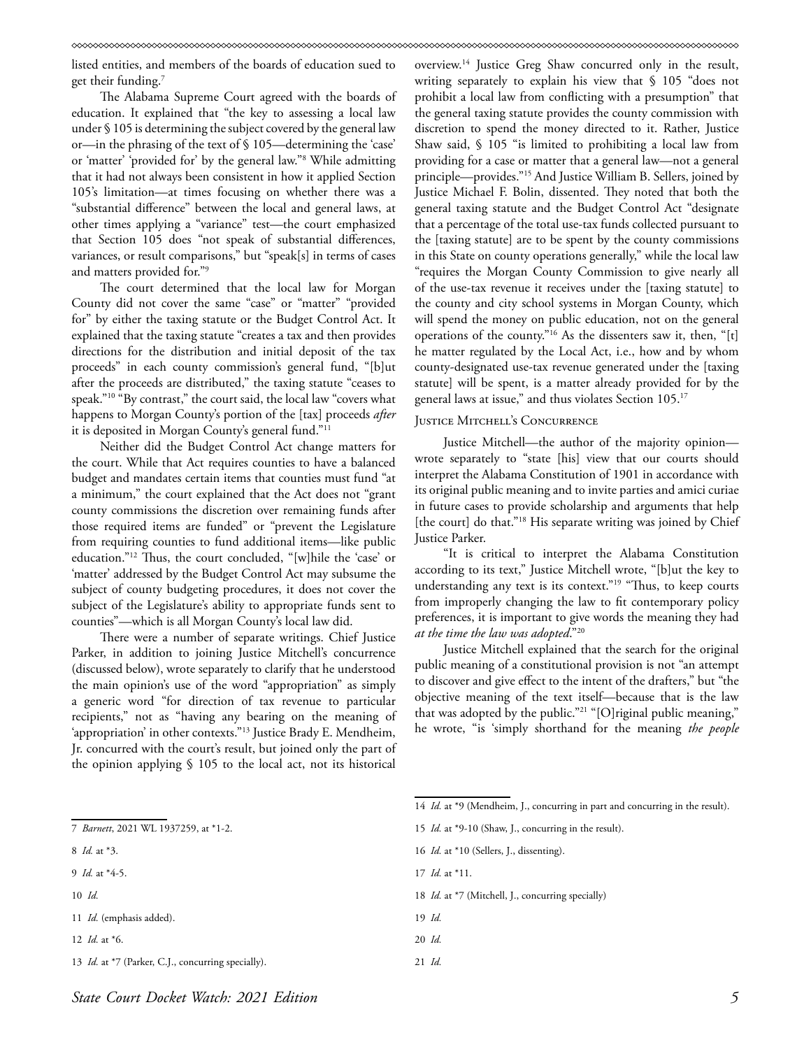listed entities, and members of the boards of education sued to get their funding.[7]

The Alabama Supreme Court agreed with the boards of education. It explained that "the key to assessing a local law under § 105 is determining the subject covered by the general law or—in the phrasing of the text of § 105—determining the 'case' or 'matter' 'provided for' by the general law."[8] While admitting that it had not always been consistent in how it applied Section 105's limitation—at times focusing on whether there was a "substantial difference" between the local and general laws, at other times applying a "variance" test—the court emphasized that Section 105 does "not speak of substantial differences, variances, or result comparisons," but "speak[s] in terms of cases and matters provided for."[9]

The court determined that the local law for Morgan County did not cover the same "case" or "matter" "provided for" by either the taxing statute or the Budget Control Act. It explained that the taxing statute "creates a tax and then provides directions for the distribution and initial deposit of the tax proceeds" in each county commission's general fund, "[b]ut after the proceeds are distributed," the taxing statute "ceases to speak."[10] "By contrast," the court said, the local law "covers what happens to Morgan County's portion of the [tax] proceeds *after* it is deposited in Morgan County's general fund."[11]

Neither did the Budget Control Act change matters for the court. While that Act requires counties to have a balanced budget and mandates certain items that counties must fund "at a minimum," the court explained that the Act does not "grant county commissions the discretion over remaining funds after those required items are funded" or "prevent the Legislature from requiring counties to fund additional items—like public education."[12] Thus, the court concluded, "[w]hile the 'case' or 'matter' addressed by the Budget Control Act may subsume the subject of county budgeting procedures, it does not cover the subject of the Legislature's ability to appropriate funds sent to counties"—which is all Morgan County's local law did.

There were a number of separate writings. Chief Justice Parker, in addition to joining Justice Mitchell's concurrence (discussed below), wrote separately to clarify that he understood the main opinion's use of the word "appropriation" as simply a generic word "for direction of tax revenue to particular recipients," not as "having any bearing on the meaning of 'appropriation' in other contexts."[13] Justice Brady E. Mendheim, Jr. concurred with the court's result, but joined only the part of the opinion applying § 105 to the local act, not its historical overview.[14] Justice Greg Shaw concurred only in the result, writing separately to explain his view that § 105 "does not prohibit a local law from conflicting with a presumption" that the general taxing statute provides the county commission with discretion to spend the money directed to it. Rather, Justice Shaw said, § 105 "is limited to prohibiting a local law from providing for a case or matter that a general law—not a general principle—provides."[15] And Justice William B. Sellers, joined by Justice Michael F. Bolin, dissented. They noted that both the general taxing statute and the Budget Control Act "designate that a percentage of the total use-tax funds collected pursuant to the [taxing statute] are to be spent by the county commissions in this State on county operations generally," while the local law "requires the Morgan County Commission to give nearly all of the use-tax revenue it receives under the [taxing statute] to the county and city school systems in Morgan County, which will spend the money on public education, not on the general operations of the county."[16] As the dissenters saw it, then, "[t]he matter regulated by the Local Act, i.e., how and by whom county-designated use-tax revenue generated under the [taxing statute] will be spent, is a matter already provided for by the general laws at issue," and thus violates Section 105.[17]

### Justice Mitchell's Concurrence

Justice Mitchell—the author of the majority opinion—wrote separately to "state [his] view that our courts should interpret the Alabama Constitution of 1901 in accordance with its original public meaning and to invite parties and amici curiae in future cases to provide scholarship and arguments that help [the court] do that."[18] His separate writing was joined by Chief Justice Parker.

"It is critical to interpret the Alabama Constitution according to its text," Justice Mitchell wrote, "[b]ut the key to understanding any text is its context."[19] "Thus, to keep courts from improperly changing the law to fit contemporary policy preferences, it is important to give words the meaning they had *at the time the law was adopted*."[20]

Justice Mitchell explained that the search for the original public meaning of a constitutional provision is not "an attempt to discover and give effect to the intent of the drafters," but "the objective meaning of the text itself—because that is the law that was adopted by the public."[21] "[O]riginal public meaning," he wrote, "is 'simply shorthand for the meaning *the people*

---

7 *Barnett*, 2021 WL 1937259, at *1-2.

8 *Id.* at *3.

9 *Id.* at *4-5.

10 *Id.*

11 *Id.* (emphasis added).

12 *Id.* at *6.

13 *Id.* at *7 (Parker, C.J., concurring specially).

14 *Id.* at *9 (Mendheim, J., concurring in part and concurring in the result).

15 *Id.* at *9-10 (Shaw, J., concurring in the result).

16 *Id.* at *10 (Sellers, J., dissenting).

17 *Id.* at *11.

18 *Id.* at *7 (Mitchell, J., concurring specially)

19 *Id.*

20 *Id.*

21 *Id.*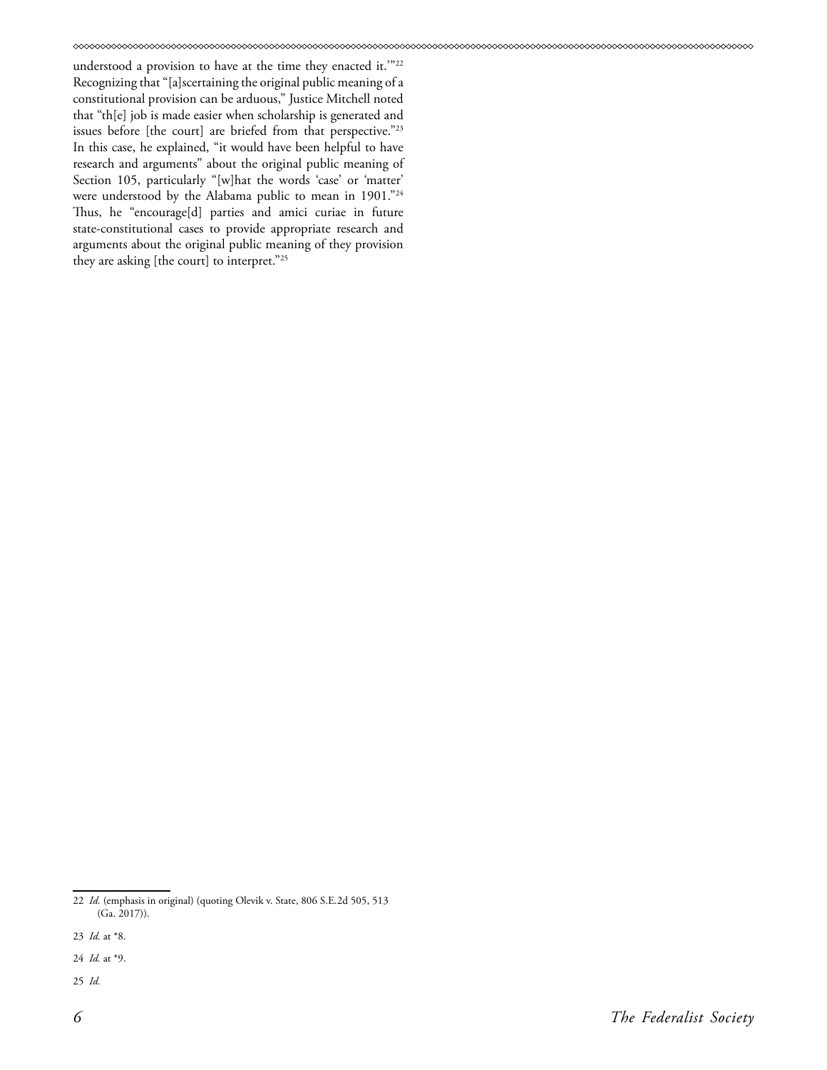understood a provision to have at the time they enacted it.'"[22] Recognizing that "[a]scertaining the original public meaning of a constitutional provision can be arduous," Justice Mitchell noted that "th[e] job is made easier when scholarship is generated and issues before [the court] are briefed from that perspective."[23] In this case, he explained, "it would have been helpful to have research and arguments" about the original public meaning of Section 105, particularly "[w]hat the words 'case' or 'matter' were understood by the Alabama public to mean in 1901."[24] Thus, he "encourage[d] parties and amici curiae in future state-constitutional cases to provide appropriate research and arguments about the original public meaning of they provision they are asking [the court] to interpret."[25]

---

22 *Id.* (emphasis in original) (quoting Olevik v. State, 806 S.E.2d 505, 513 (Ga. 2017)).

23 *Id.* at *8.

24 *Id.* at *9.

25 *Id.*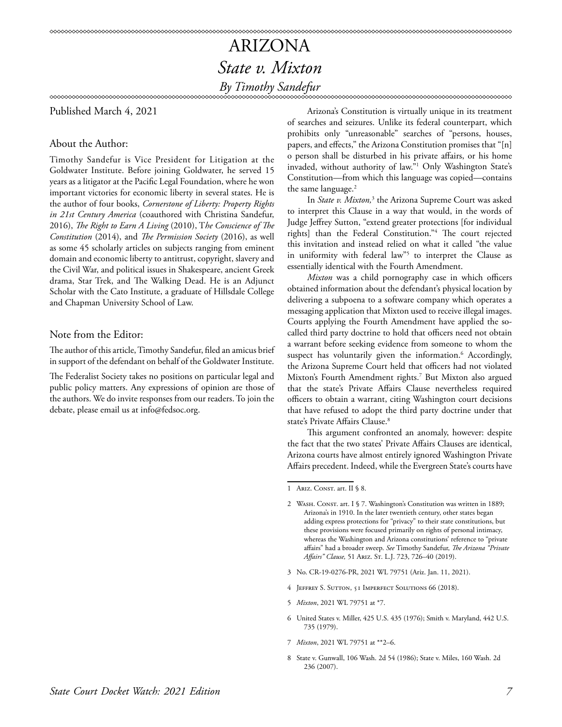# ARIZONA

## *State v. Mixton*

### *By Timothy Sandefur*

Published March 4, 2021

#### About the Author:

Timothy Sandefur is Vice President for Litigation at the Goldwater Institute. Before joining Goldwater, he served 15 years as a litigator at the Pacific Legal Foundation, where he won important victories for economic liberty in several states. He is the author of four books, *Cornerstone of Liberty: Property Rights in 21st Century America* (coauthored with Christina Sandefur, 2016), *The Right to Earn A Living* (2010), T*he Conscience of The Constitution* (2014), and *The Permission Society* (2016), as well as some 45 scholarly articles on subjects ranging from eminent domain and economic liberty to antitrust, copyright, slavery and the Civil War, and political issues in Shakespeare, ancient Greek drama, Star Trek, and The Walking Dead. He is an Adjunct Scholar with the Cato Institute, a graduate of Hillsdale College and Chapman University School of Law.

#### Note from the Editor:

The author of this article, Timothy Sandefur, filed an amicus brief in support of the defendant on behalf of the Goldwater Institute.

The Federalist Society takes no positions on particular legal and public policy matters. Any expressions of opinion are those of the authors. We do invite responses from our readers. To join the debate, please email us at info@fedsoc.org.

Arizona's Constitution is virtually unique in its treatment of searches and seizures. Unlike its federal counterpart, which prohibits only "unreasonable" searches of "persons, houses, papers, and effects," the Arizona Constitution promises that "[n]o person shall be disturbed in his private affairs, or his home invaded, without authority of law."[1] Only Washington State's Constitution—from which this language was copied—contains the same language.[2]

In *State v. Mixton,*[3] the Arizona Supreme Court was asked to interpret this Clause in a way that would, in the words of Judge Jeffrey Sutton, "extend greater protections [for individual rights] than the Federal Constitution."[4] The court rejected this invitation and instead relied on what it called "the value in uniformity with federal law"[5] to interpret the Clause as essentially identical with the Fourth Amendment.

*Mixton* was a child pornography case in which officers obtained information about the defendant's physical location by delivering a subpoena to a software company which operates a messaging application that Mixton used to receive illegal images. Courts applying the Fourth Amendment have applied the so-called third party doctrine to hold that officers need not obtain a warrant before seeking evidence from someone to whom the suspect has voluntarily given the information.[6] Accordingly, the Arizona Supreme Court held that officers had not violated Mixton's Fourth Amendment rights.[7] But Mixton also argued that the state's Private Affairs Clause nevertheless required officers to obtain a warrant, citing Washington court decisions that have refused to adopt the third party doctrine under that state's Private Affairs Clause.[8]

This argument confronted an anomaly, however: despite the fact that the two states' Private Affairs Clauses are identical, Arizona courts have almost entirely ignored Washington Private Affairs precedent. Indeed, while the Evergreen State's courts have

---

1 Ariz. Const. art. II § 8.

2 Wash. Const. art. I § 7. Washington's Constitution was written in 1889; Arizona's in 1910. In the later twentieth century, other states began adding express protections for "privacy" to their state constitutions, but these provisions were focused primarily on rights of personal intimacy, whereas the Washington and Arizona constitutions' reference to "private affairs" had a broader sweep. *See* Timothy Sandefur, *The Arizona "Private Affairs" Clause,* 51 Ariz. St. L.J. 723, 726–40 (2019).

3 No. CR-19-0276-PR, 2021 WL 79751 (Ariz. Jan. 11, 2021).

4 Jeffrey S. Sutton, 51 Imperfect Solutions 66 (2018).

5 *Mixton*, 2021 WL 79751 at *7.

6 United States v. Miller, 425 U.S. 435 (1976); Smith v. Maryland, 442 U.S. 735 (1979).

7 *Mixton*, 2021 WL 79751 at **2–6.

8 State v. Gunwall, 106 Wash. 2d 54 (1986); State v. Miles, 160 Wash. 2d 236 (2007).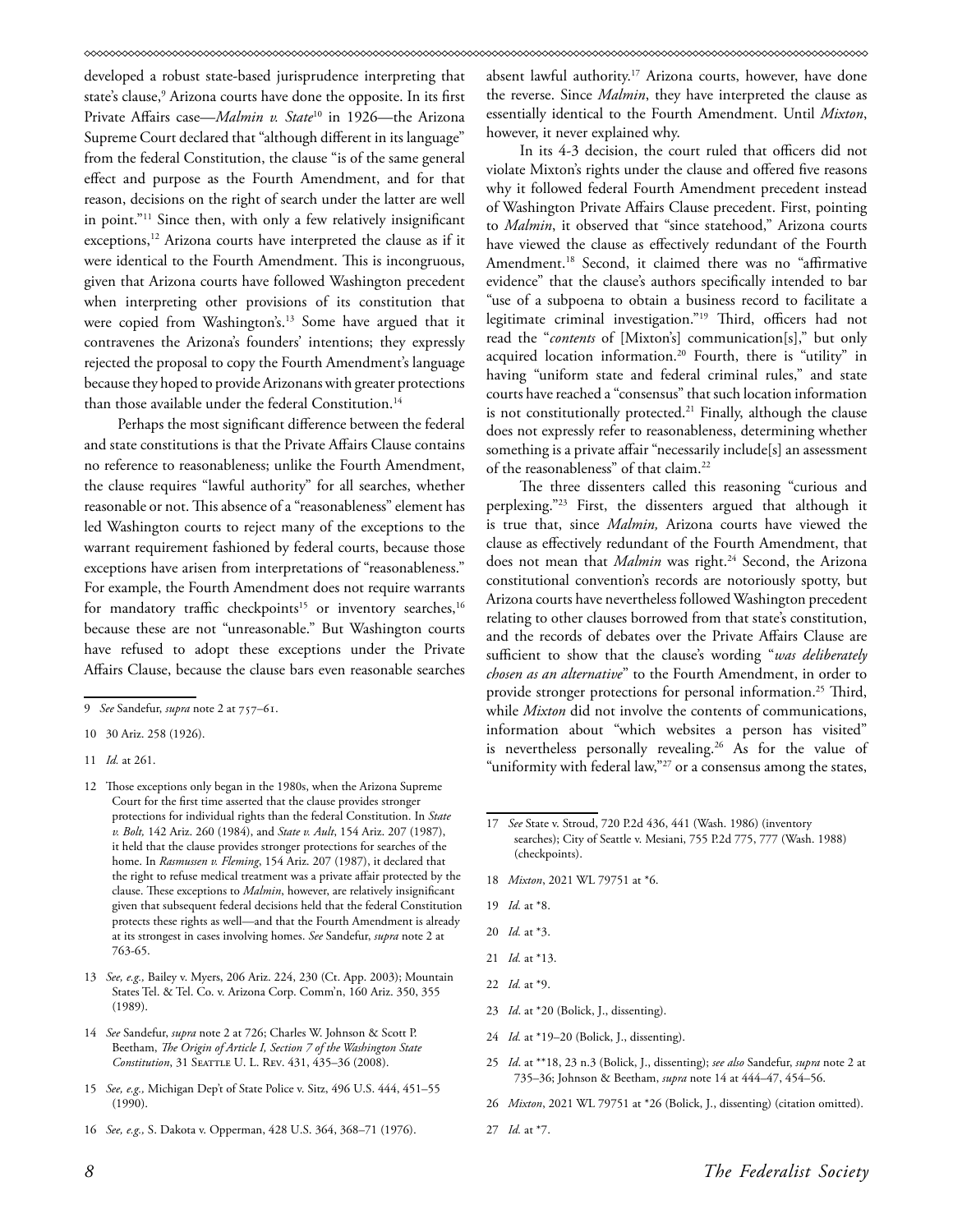developed a robust state-based jurisprudence interpreting that state's clause,[9] Arizona courts have done the opposite. In its first Private Affairs case—*Malmin v. State*[10] in 1926—the Arizona Supreme Court declared that "although different in its language" from the federal Constitution, the clause "is of the same general effect and purpose as the Fourth Amendment, and for that reason, decisions on the right of search under the latter are well in point."[11] Since then, with only a few relatively insignificant exceptions,[12] Arizona courts have interpreted the clause as if it were identical to the Fourth Amendment. This is incongruous, given that Arizona courts have followed Washington precedent when interpreting other provisions of its constitution that were copied from Washington's.[13] Some have argued that it contravenes the Arizona's founders' intentions; they expressly rejected the proposal to copy the Fourth Amendment's language because they hoped to provide Arizonans with greater protections than those available under the federal Constitution.[14]

Perhaps the most significant difference between the federal and state constitutions is that the Private Affairs Clause contains no reference to reasonableness; unlike the Fourth Amendment, the clause requires "lawful authority" for all searches, whether reasonable or not. This absence of a "reasonableness" element has led Washington courts to reject many of the exceptions to the warrant requirement fashioned by federal courts, because those exceptions have arisen from interpretations of "reasonableness." For example, the Fourth Amendment does not require warrants for mandatory traffic checkpoints[15] or inventory searches,[16] because these are not "unreasonable." But Washington courts have refused to adopt these exceptions under the Private Affairs Clause, because the clause bars even reasonable searches absent lawful authority.[17] Arizona courts, however, have done the reverse. Since *Malmin*, they have interpreted the clause as essentially identical to the Fourth Amendment. Until *Mixton*, however, it never explained why.

In its 4-3 decision, the court ruled that officers did not violate Mixton's rights under the clause and offered five reasons why it followed federal Fourth Amendment precedent instead of Washington Private Affairs Clause precedent. First, pointing to *Malmin*, it observed that "since statehood," Arizona courts have viewed the clause as effectively redundant of the Fourth Amendment.[18] Second, it claimed there was no "affirmative evidence" that the clause's authors specifically intended to bar "use of a subpoena to obtain a business record to facilitate a legitimate criminal investigation."[19] Third, officers had not read the "*contents* of [Mixton's] communication[s]," but only acquired location information.[20] Fourth, there is "utility" in having "uniform state and federal criminal rules," and state courts have reached a "consensus" that such location information is not constitutionally protected.[21] Finally, although the clause does not expressly refer to reasonableness, determining whether something is a private affair "necessarily include[s] an assessment of the reasonableness" of that claim.[22]

The three dissenters called this reasoning "curious and perplexing."[23] First, the dissenters argued that although it is true that, since *Malmin,* Arizona courts have viewed the clause as effectively redundant of the Fourth Amendment, that does not mean that *Malmin* was right.[24] Second, the Arizona constitutional convention's records are notoriously spotty, but Arizona courts have nevertheless followed Washington precedent relating to other clauses borrowed from that state's constitution, and the records of debates over the Private Affairs Clause are sufficient to show that the clause's wording "*was deliberately chosen as an alternative*" to the Fourth Amendment, in order to provide stronger protections for personal information.[25] Third, while *Mixton* did not involve the contents of communications, information about "which websites a person has visited" is nevertheless personally revealing.[26] As for the value of "uniformity with federal law,"[27] or a consensus among the states,

---

9 *See* Sandefur, *supra* note 2 at 757–61.

10 30 Ariz. 258 (1926).

11 *Id.* at 261.

12 Those exceptions only began in the 1980s, when the Arizona Supreme Court for the first time asserted that the clause provides stronger protections for individual rights than the federal Constitution. In *State v. Bolt,* 142 Ariz. 260 (1984), and *State v. Ault*, 154 Ariz. 207 (1987), it held that the clause provides stronger protections for searches of the home. In *Rasmussen v. Fleming*, 154 Ariz. 207 (1987), it declared that the right to refuse medical treatment was a private affair protected by the clause. These exceptions to *Malmin*, however, are relatively insignificant given that subsequent federal decisions held that the federal Constitution protects these rights as well—and that the Fourth Amendment is already at its strongest in cases involving homes. *See* Sandefur, *supra* note 2 at 763-65.

13 *See, e.g.,* Bailey v. Myers, 206 Ariz. 224, 230 (Ct. App. 2003); Mountain States Tel. & Tel. Co. v. Arizona Corp. Comm'n, 160 Ariz. 350, 355 (1989).

14 *See* Sandefur, *supra* note 2 at 726; Charles W. Johnson & Scott P. Beetham, *The Origin of Article I, Section 7 of the Washington State Constitution*, 31 Seattle U. L. Rev. 431, 435–36 (2008).

15 *See, e.g.,* Michigan Dep't of State Police v. Sitz, 496 U.S. 444, 451–55 (1990).

16 *See, e.g.,* S. Dakota v. Opperman, 428 U.S. 364, 368–71 (1976).

17 *See* State v. Stroud, 720 P.2d 436, 441 (Wash. 1986) (inventory searches); City of Seattle v. Mesiani, 755 P.2d 775, 777 (Wash. 1988) (checkpoints).

18 *Mixton*, 2021 WL 79751 at *6.

19 *Id.* at *8.

20 *Id.* at *3.

21 *Id.* at *13.

22 *Id.* at *9.

23 *Id*. at *20 (Bolick, J., dissenting).

24 *Id.* at *19–20 (Bolick, J., dissenting).

25 *Id*. at **18, 23 n.3 (Bolick, J., dissenting); *see also* Sandefur, *supra* note 2 at 735–36; Johnson & Beetham, *supra* note 14 at 444–47, 454–56.

26 *Mixton*, 2021 WL 79751 at *26 (Bolick, J., dissenting) (citation omitted).

27 *Id.* at *7.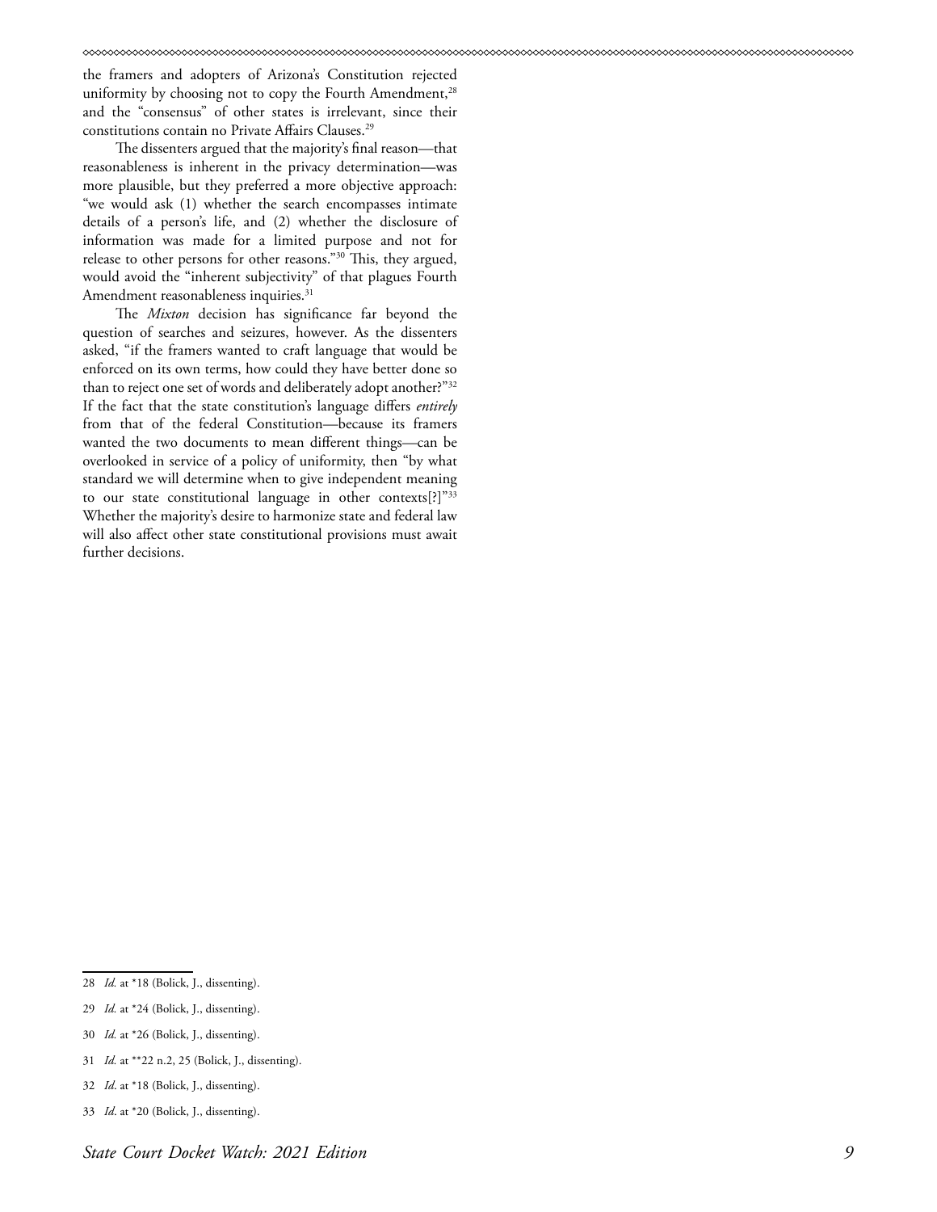the framers and adopters of Arizona's Constitution rejected uniformity by choosing not to copy the Fourth Amendment,[28] and the "consensus" of other states is irrelevant, since their constitutions contain no Private Affairs Clauses.[29]

The dissenters argued that the majority's final reason—that reasonableness is inherent in the privacy determination—was more plausible, but they preferred a more objective approach: "we would ask (1) whether the search encompasses intimate details of a person's life, and (2) whether the disclosure of information was made for a limited purpose and not for release to other persons for other reasons."[30] This, they argued, would avoid the "inherent subjectivity" of that plagues Fourth Amendment reasonableness inquiries.[31]

The *Mixton* decision has significance far beyond the question of searches and seizures, however. As the dissenters asked, "if the framers wanted to craft language that would be enforced on its own terms, how could they have better done so than to reject one set of words and deliberately adopt another?"[32] If the fact that the state constitution's language differs *entirely* from that of the federal Constitution—because its framers wanted the two documents to mean different things—can be overlooked in service of a policy of uniformity, then "by what standard we will determine when to give independent meaning to our state constitutional language in other contexts[?]"[33] Whether the majority's desire to harmonize state and federal law will also affect other state constitutional provisions must await further decisions.

---

28 *Id.* at *18 (Bolick, J., dissenting).

29 *Id.* at *24 (Bolick, J., dissenting).

30 *Id.* at *26 (Bolick, J., dissenting).

31 *Id.* at **22 n.2, 25 (Bolick, J., dissenting).

32 *Id*. at *18 (Bolick, J., dissenting).

33 *Id*. at *20 (Bolick, J., dissenting).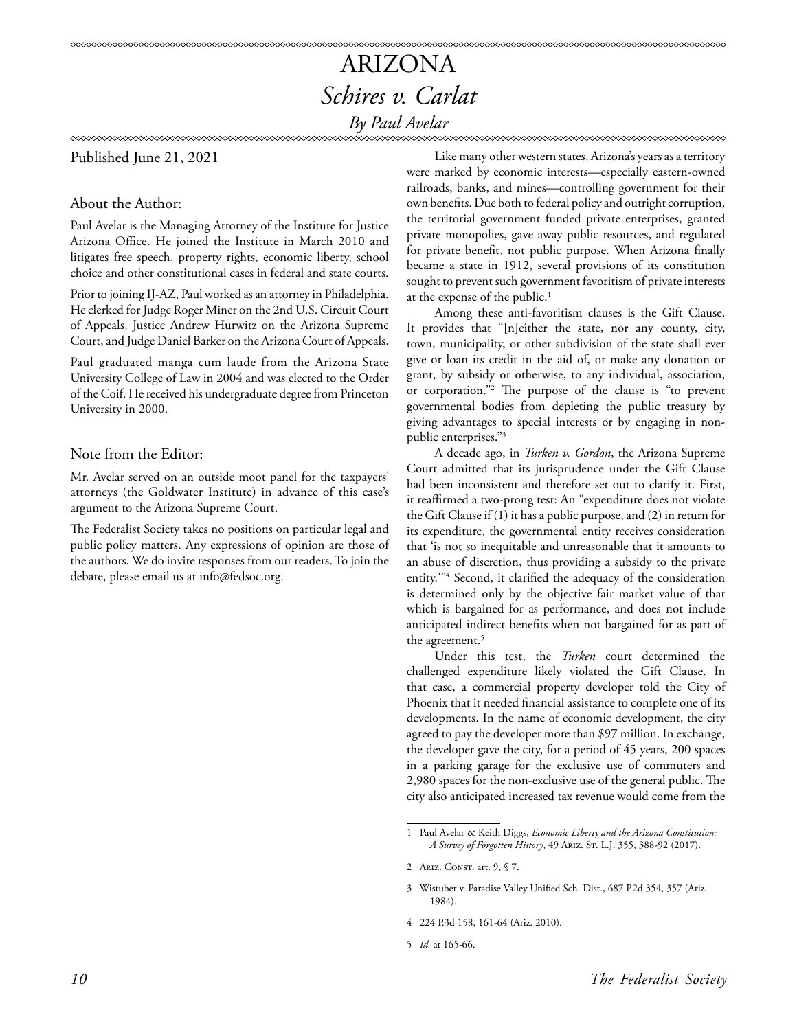# ARIZONA

## *Schires v. Carlat*

### *By Paul Avelar*

Published June 21, 2021

### About the Author:

Paul Avelar is the Managing Attorney of the Institute for Justice Arizona Office. He joined the Institute in March 2010 and litigates free speech, property rights, economic liberty, school choice and other constitutional cases in federal and state courts.

Prior to joining IJ-AZ, Paul worked as an attorney in Philadelphia. He clerked for Judge Roger Miner on the 2nd U.S. Circuit Court of Appeals, Justice Andrew Hurwitz on the Arizona Supreme Court, and Judge Daniel Barker on the Arizona Court of Appeals.

Paul graduated manga cum laude from the Arizona State University College of Law in 2004 and was elected to the Order of the Coif. He received his undergraduate degree from Princeton University in 2000.

### Note from the Editor:

Mr. Avelar served on an outside moot panel for the taxpayers' attorneys (the Goldwater Institute) in advance of this case's argument to the Arizona Supreme Court.

The Federalist Society takes no positions on particular legal and public policy matters. Any expressions of opinion are those of the authors. We do invite responses from our readers. To join the debate, please email us at info@fedsoc.org.

Like many other western states, Arizona's years as a territory were marked by economic interests—especially eastern-owned railroads, banks, and mines—controlling government for their own benefits. Due both to federal policy and outright corruption, the territorial government funded private enterprises, granted private monopolies, gave away public resources, and regulated for private benefit, not public purpose. When Arizona finally became a state in 1912, several provisions of its constitution sought to prevent such government favoritism of private interests at the expense of the public.[1]

Among these anti-favoritism clauses is the Gift Clause. It provides that "[n]either the state, nor any county, city, town, municipality, or other subdivision of the state shall ever give or loan its credit in the aid of, or make any donation or grant, by subsidy or otherwise, to any individual, association, or corporation."[2] The purpose of the clause is "to prevent governmental bodies from depleting the public treasury by giving advantages to special interests or by engaging in non-public enterprises."[3]

A decade ago, in *Turken v. Gordon*, the Arizona Supreme Court admitted that its jurisprudence under the Gift Clause had been inconsistent and therefore set out to clarify it. First, it reaffirmed a two-prong test: An "expenditure does not violate the Gift Clause if (1) it has a public purpose, and (2) in return for its expenditure, the governmental entity receives consideration that 'is not so inequitable and unreasonable that it amounts to an abuse of discretion, thus providing a subsidy to the private entity.'"[4] Second, it clarified the adequacy of the consideration is determined only by the objective fair market value of that which is bargained for as performance, and does not include anticipated indirect benefits when not bargained for as part of the agreement.[5]

Under this test, the *Turken* court determined the challenged expenditure likely violated the Gift Clause. In that case, a commercial property developer told the City of Phoenix that it needed financial assistance to complete one of its developments. In the name of economic development, the city agreed to pay the developer more than $97 million. In exchange, the developer gave the city, for a period of 45 years, 200 spaces in a parking garage for the exclusive use of commuters and 2,980 spaces for the non-exclusive use of the general public. The city also anticipated increased tax revenue would come from the

---

1 Paul Avelar & Keith Diggs, *Economic Liberty and the Arizona Constitution: A Survey of Forgotten History*, 49 Ariz. St. L.J. 355, 388-92 (2017).

2 Ariz. Const. art. 9, § 7.

3 Wistuber v. Paradise Valley Unified Sch. Dist., 687 P.2d 354, 357 (Ariz. 1984).

4 224 P.3d 158, 161-64 (Ariz. 2010).

5 *Id.* at 165-66.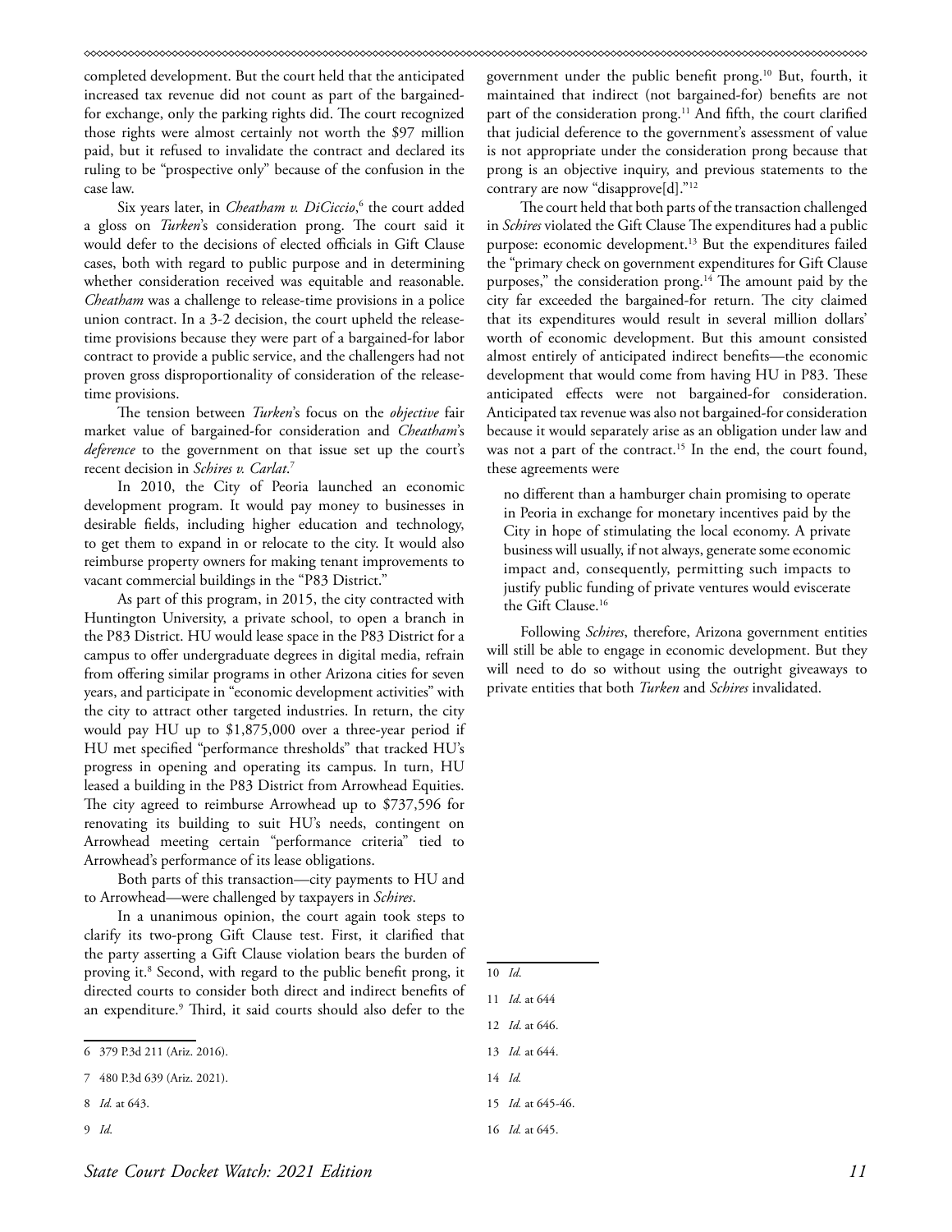completed development. But the court held that the anticipated increased tax revenue did not count as part of the bargained-for exchange, only the parking rights did. The court recognized those rights were almost certainly not worth the $97 million paid, but it refused to invalidate the contract and declared its ruling to be "prospective only" because of the confusion in the case law.

Six years later, in *Cheatham v. DiCiccio*,[6] the court added a gloss on *Turken*'s consideration prong. The court said it would defer to the decisions of elected officials in Gift Clause cases, both with regard to public purpose and in determining whether consideration received was equitable and reasonable. *Cheatham* was a challenge to release-time provisions in a police union contract. In a 3-2 decision, the court upheld the release-time provisions because they were part of a bargained-for labor contract to provide a public service, and the challengers had not proven gross disproportionality of consideration of the release-time provisions.

The tension between *Turken*'s focus on the *objective* fair market value of bargained-for consideration and *Cheatham*'s *deference* to the government on that issue set up the court's recent decision in *Schires v. Carlat*.[7]

In 2010, the City of Peoria launched an economic development program. It would pay money to businesses in desirable fields, including higher education and technology, to get them to expand in or relocate to the city. It would also reimburse property owners for making tenant improvements to vacant commercial buildings in the "P83 District."

As part of this program, in 2015, the city contracted with Huntington University, a private school, to open a branch in the P83 District. HU would lease space in the P83 District for a campus to offer undergraduate degrees in digital media, refrain from offering similar programs in other Arizona cities for seven years, and participate in "economic development activities" with the city to attract other targeted industries. In return, the city would pay HU up to $1,875,000 over a three-year period if HU met specified "performance thresholds" that tracked HU's progress in opening and operating its campus. In turn, HU leased a building in the P83 District from Arrowhead Equities. The city agreed to reimburse Arrowhead up to $737,596 for renovating its building to suit HU's needs, contingent on Arrowhead meeting certain "performance criteria" tied to Arrowhead's performance of its lease obligations.

Both parts of this transaction—city payments to HU and to Arrowhead—were challenged by taxpayers in *Schires*.

In a unanimous opinion, the court again took steps to clarify its two-prong Gift Clause test. First, it clarified that the party asserting a Gift Clause violation bears the burden of proving it.[8] Second, with regard to the public benefit prong, it directed courts to consider both direct and indirect benefits of an expenditure.[9] Third, it said courts should also defer to the government under the public benefit prong.[10] But, fourth, it maintained that indirect (not bargained-for) benefits are not part of the consideration prong.[11] And fifth, the court clarified that judicial deference to the government's assessment of value is not appropriate under the consideration prong because that prong is an objective inquiry, and previous statements to the contrary are now "disapprove[d]."[12]

The court held that both parts of the transaction challenged in *Schires* violated the Gift Clause The expenditures had a public purpose: economic development.[13] But the expenditures failed the "primary check on government expenditures for Gift Clause purposes," the consideration prong.[14] The amount paid by the city far exceeded the bargained-for return. The city claimed that its expenditures would result in several million dollars' worth of economic development. But this amount consisted almost entirely of anticipated indirect benefits—the economic development that would come from having HU in P83. These anticipated effects were not bargained-for consideration. Anticipated tax revenue was also not bargained-for consideration because it would separately arise as an obligation under law and was not a part of the contract.[15] In the end, the court found, these agreements were

> no different than a hamburger chain promising to operate in Peoria in exchange for monetary incentives paid by the City in hope of stimulating the local economy. A private business will usually, if not always, generate some economic impact and, consequently, permitting such impacts to justify public funding of private ventures would eviscerate the Gift Clause.[16]

Following *Schires*, therefore, Arizona government entities will still be able to engage in economic development. But they will need to do so without using the outright giveaways to private entities that both *Turken* and *Schires* invalidated.

---

6 379 P.3d 211 (Ariz. 2016).

7 480 P.3d 639 (Ariz. 2021).

8 *Id.* at 643.

9 *Id.*

10 *Id.*

11 *Id.* at 644

12 *Id.* at 646.

13 *Id.* at 644.

14 *Id.*

15 *Id.* at 645-46.

16 *Id.* at 645.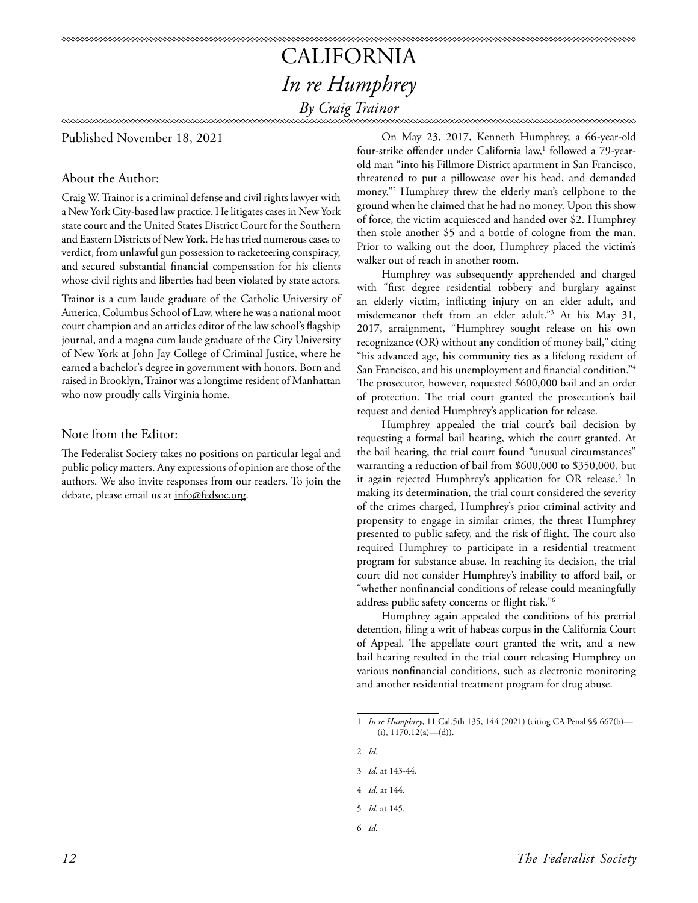# CALIFORNIA

## *In re Humphrey*

### *By Craig Trainor*

Published November 18, 2021

### About the Author:

Craig W. Trainor is a criminal defense and civil rights lawyer with a New York City-based law practice. He litigates cases in New York state court and the United States District Court for the Southern and Eastern Districts of New York. He has tried numerous cases to verdict, from unlawful gun possession to racketeering conspiracy, and secured substantial financial compensation for his clients whose civil rights and liberties had been violated by state actors.

Trainor is a cum laude graduate of the Catholic University of America, Columbus School of Law, where he was a national moot court champion and an articles editor of the law school's flagship journal, and a magna cum laude graduate of the City University of New York at John Jay College of Criminal Justice, where he earned a bachelor's degree in government with honors. Born and raised in Brooklyn, Trainor was a longtime resident of Manhattan who now proudly calls Virginia home.

### Note from the Editor:

The Federalist Society takes no positions on particular legal and public policy matters. Any expressions of opinion are those of the authors. We also invite responses from our readers. To join the debate, please email us at info@fedsoc.org.

On May 23, 2017, Kenneth Humphrey, a 66-year-old four-strike offender under California law,[1] followed a 79-year-old man "into his Fillmore District apartment in San Francisco, threatened to put a pillowcase over his head, and demanded money."[2] Humphrey threw the elderly man's cellphone to the ground when he claimed that he had no money. Upon this show of force, the victim acquiesced and handed over $2. Humphrey then stole another $5 and a bottle of cologne from the man. Prior to walking out the door, Humphrey placed the victim's walker out of reach in another room.

Humphrey was subsequently apprehended and charged with "first degree residential robbery and burglary against an elderly victim, inflicting injury on an elder adult, and misdemeanor theft from an elder adult."[3] At his May 31, 2017, arraignment, "Humphrey sought release on his own recognizance (OR) without any condition of money bail," citing "his advanced age, his community ties as a lifelong resident of San Francisco, and his unemployment and financial condition."[4] The prosecutor, however, requested $600,000 bail and an order of protection. The trial court granted the prosecution's bail request and denied Humphrey's application for release.

Humphrey appealed the trial court's bail decision by requesting a formal bail hearing, which the court granted. At the bail hearing, the trial court found "unusual circumstances" warranting a reduction of bail from $600,000 to $350,000, but it again rejected Humphrey's application for OR release.[5] In making its determination, the trial court considered the severity of the crimes charged, Humphrey's prior criminal activity and propensity to engage in similar crimes, the threat Humphrey presented to public safety, and the risk of flight. The court also required Humphrey to participate in a residential treatment program for substance abuse. In reaching its decision, the trial court did not consider Humphrey's inability to afford bail, or "whether nonfinancial conditions of release could meaningfully address public safety concerns or flight risk."[6]

Humphrey again appealed the conditions of his pretrial detention, filing a writ of habeas corpus in the California Court of Appeal. The appellate court granted the writ, and a new bail hearing resulted in the trial court releasing Humphrey on various nonfinancial conditions, such as electronic monitoring and another residential treatment program for drug abuse.

---

1 *In re Humphrey*, 11 Cal.5th 135, 144 (2021) (citing CA Penal §§ 667(b)—(i), 1170.12(a)—(d)).

2 *Id.*

3 *Id.* at 143-44.

4 *Id.* at 144.

5 *Id.* at 145.

6 *Id.*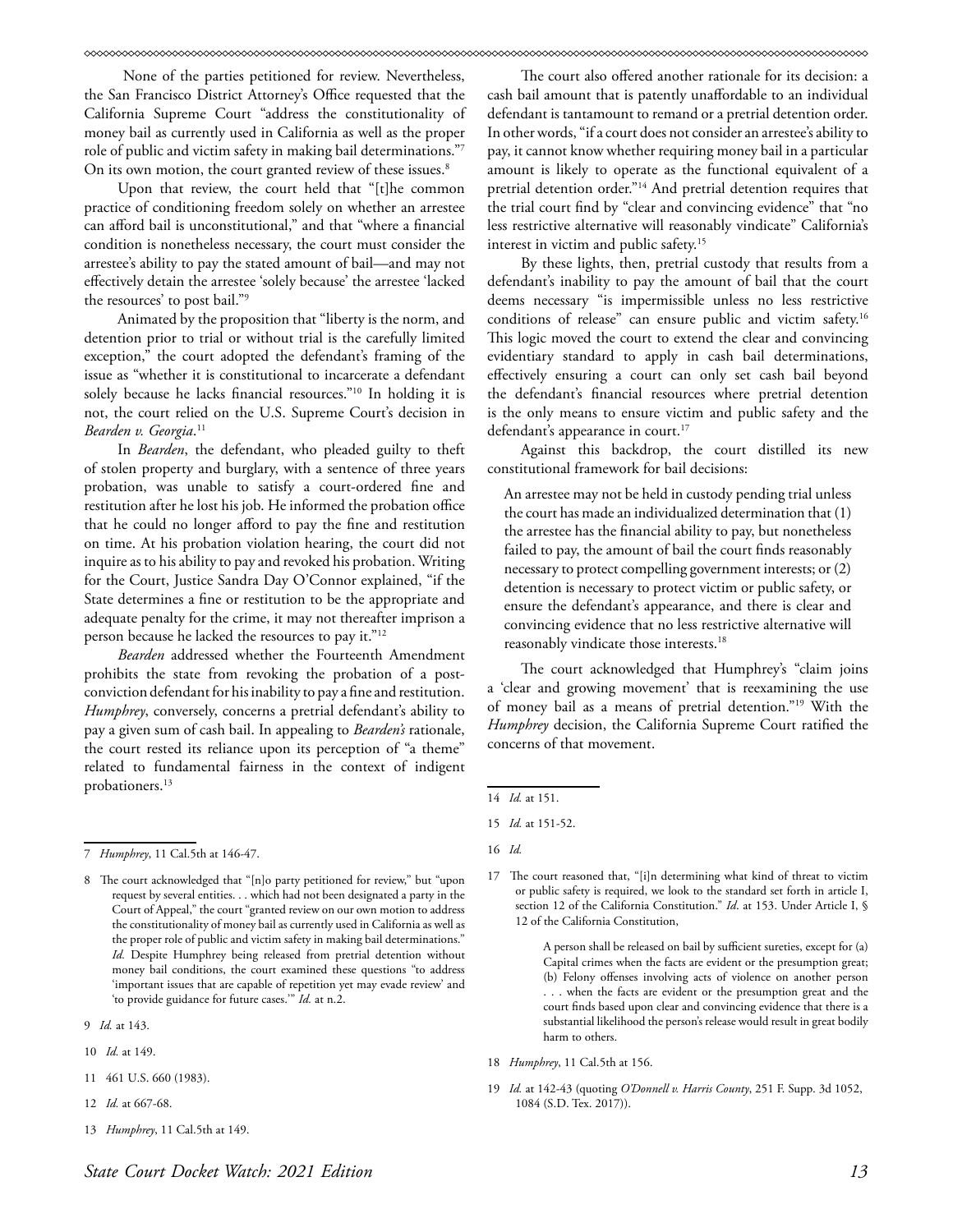None of the parties petitioned for review. Nevertheless, the San Francisco District Attorney's Office requested that the California Supreme Court "address the constitutionality of money bail as currently used in California as well as the proper role of public and victim safety in making bail determinations."[7] On its own motion, the court granted review of these issues.[8]

Upon that review, the court held that "[t]he common practice of conditioning freedom solely on whether an arrestee can afford bail is unconstitutional," and that "where a financial condition is nonetheless necessary, the court must consider the arrestee's ability to pay the stated amount of bail—and may not effectively detain the arrestee 'solely because' the arrestee 'lacked the resources' to post bail."[9]

Animated by the proposition that "liberty is the norm, and detention prior to trial or without trial is the carefully limited exception," the court adopted the defendant's framing of the issue as "whether it is constitutional to incarcerate a defendant solely because he lacks financial resources."[10] In holding it is not, the court relied on the U.S. Supreme Court's decision in *Bearden v. Georgia*.[11]

In *Bearden*, the defendant, who pleaded guilty to theft of stolen property and burglary, with a sentence of three years probation, was unable to satisfy a court-ordered fine and restitution after he lost his job. He informed the probation office that he could no longer afford to pay the fine and restitution on time. At his probation violation hearing, the court did not inquire as to his ability to pay and revoked his probation. Writing for the Court, Justice Sandra Day O'Connor explained, "if the State determines a fine or restitution to be the appropriate and adequate penalty for the crime, it may not thereafter imprison a person because he lacked the resources to pay it."[12]

*Bearden* addressed whether the Fourteenth Amendment prohibits the state from revoking the probation of a post-conviction defendant for his inability to pay a fine and restitution. *Humphrey*, conversely, concerns a pretrial defendant's ability to pay a given sum of cash bail. In appealing to *Bearden's* rationale, the court rested its reliance upon its perception of "a theme" related to fundamental fairness in the context of indigent probationers.[13]

The court also offered another rationale for its decision: a cash bail amount that is patently unaffordable to an individual defendant is tantamount to remand or a pretrial detention order. In other words, "if a court does not consider an arrestee's ability to pay, it cannot know whether requiring money bail in a particular amount is likely to operate as the functional equivalent of a pretrial detention order."[14] And pretrial detention requires that the trial court find by "clear and convincing evidence" that "no less restrictive alternative will reasonably vindicate" California's interest in victim and public safety.[15]

By these lights, then, pretrial custody that results from a defendant's inability to pay the amount of bail that the court deems necessary "is impermissible unless no less restrictive conditions of release" can ensure public and victim safety.[16] This logic moved the court to extend the clear and convincing evidentiary standard to apply in cash bail determinations, effectively ensuring a court can only set cash bail beyond the defendant's financial resources where pretrial detention is the only means to ensure victim and public safety and the defendant's appearance in court.[17]

Against this backdrop, the court distilled its new constitutional framework for bail decisions:

> An arrestee may not be held in custody pending trial unless the court has made an individualized determination that (1) the arrestee has the financial ability to pay, but nonetheless failed to pay, the amount of bail the court finds reasonably necessary to protect compelling government interests; or (2) detention is necessary to protect victim or public safety, or ensure the defendant's appearance, and there is clear and convincing evidence that no less restrictive alternative will reasonably vindicate those interests.[18]

The court acknowledged that Humphrey's "claim joins a 'clear and growing movement' that is reexamining the use of money bail as a means of pretrial detention."[19] With the *Humphrey* decision, the California Supreme Court ratified the concerns of that movement.

---

7 *Humphrey*, 11 Cal.5th at 146-47.

8 The court acknowledged that "[n]o party petitioned for review," but "upon request by several entities. . . which had not been designated a party in the Court of Appeal," the court "granted review on our own motion to address the constitutionality of money bail as currently used in California as well as the proper role of public and victim safety in making bail determinations." *Id.* Despite Humphrey being released from pretrial detention without money bail conditions, the court examined these questions "to address 'important issues that are capable of repetition yet may evade review' and 'to provide guidance for future cases.'" *Id.* at n.2.

9 *Id.* at 143.

10 *Id.* at 149.

11 461 U.S. 660 (1983).

12 *Id.* at 667-68.

13 *Humphrey*, 11 Cal.5th at 149.

14 *Id.* at 151.

15 *Id.* at 151-52.

16 *Id.*

17 The court reasoned that, "[i]n determining what kind of threat to victim or public safety is required, we look to the standard set forth in article I, section 12 of the California Constitution." *Id*. at 153. Under Article I, § 12 of the California Constitution,

> A person shall be released on bail by sufficient sureties, except for (a) Capital crimes when the facts are evident or the presumption great; (b) Felony offenses involving acts of violence on another person . . . when the facts are evident or the presumption great and the court finds based upon clear and convincing evidence that there is a substantial likelihood the person's release would result in great bodily harm to others.

18 *Humphrey*, 11 Cal.5th at 156.

19 *Id.* at 142-43 (quoting *O'Donnell v. Harris County*, 251 F. Supp. 3d 1052, 1084 (S.D. Tex. 2017)).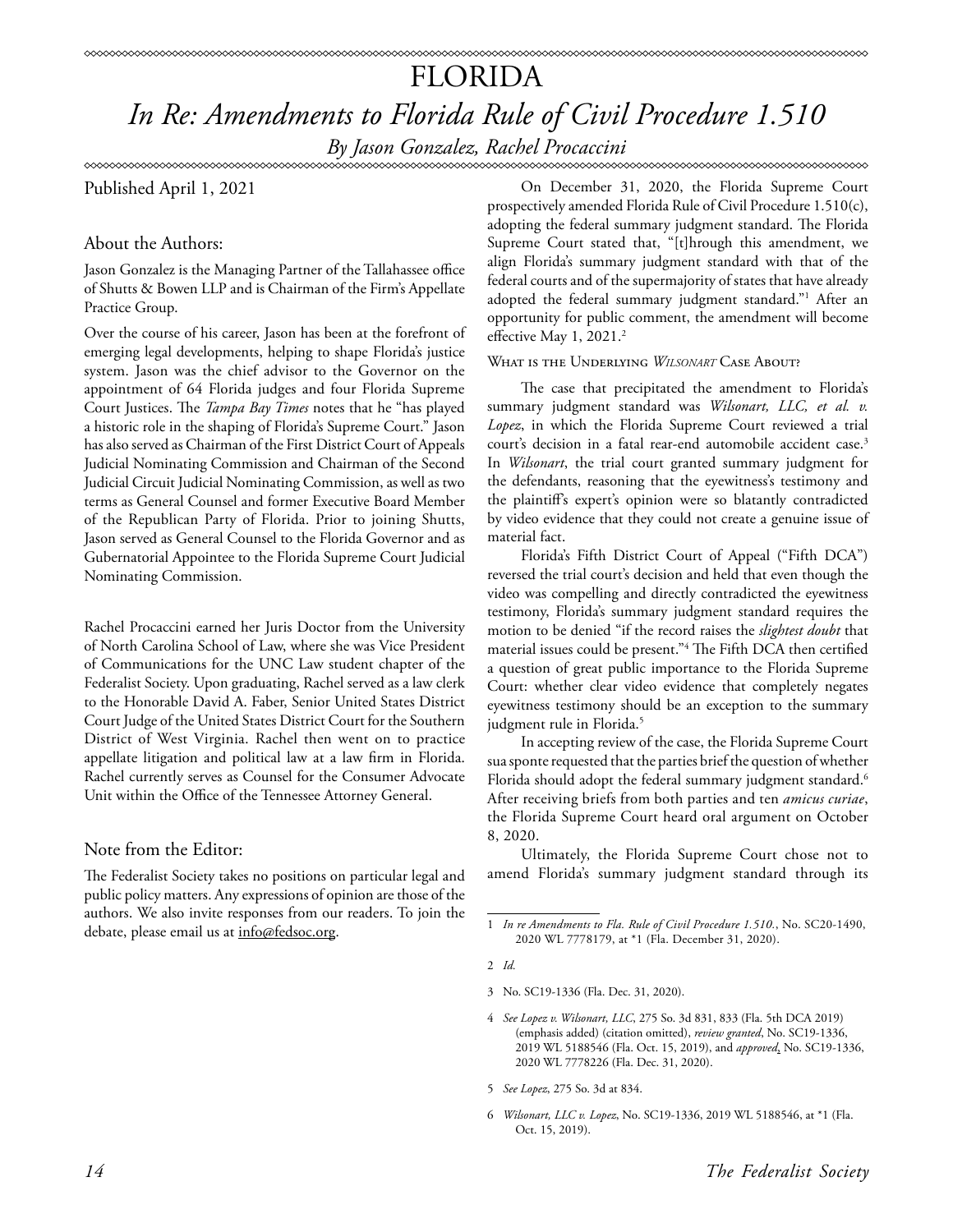# FLORIDA

## *In Re: Amendments to Florida Rule of Civil Procedure 1.510*

*By Jason Gonzalez, Rachel Procaccini*

Published April 1, 2021

### About the Authors:

Jason Gonzalez is the Managing Partner of the Tallahassee office of Shutts & Bowen LLP and is Chairman of the Firm's Appellate Practice Group.

Over the course of his career, Jason has been at the forefront of emerging legal developments, helping to shape Florida's justice system. Jason was the chief advisor to the Governor on the appointment of 64 Florida judges and four Florida Supreme Court Justices. The *Tampa Bay Times* notes that he "has played a historic role in the shaping of Florida's Supreme Court." Jason has also served as Chairman of the First District Court of Appeals Judicial Nominating Commission and Chairman of the Second Judicial Circuit Judicial Nominating Commission, as well as two terms as General Counsel and former Executive Board Member of the Republican Party of Florida. Prior to joining Shutts, Jason served as General Counsel to the Florida Governor and as Gubernatorial Appointee to the Florida Supreme Court Judicial Nominating Commission.

Rachel Procaccini earned her Juris Doctor from the University of North Carolina School of Law, where she was Vice President of Communications for the UNC Law student chapter of the Federalist Society. Upon graduating, Rachel served as a law clerk to the Honorable David A. Faber, Senior United States District Court Judge of the United States District Court for the Southern District of West Virginia. Rachel then went on to practice appellate litigation and political law at a law firm in Florida. Rachel currently serves as Counsel for the Consumer Advocate Unit within the Office of the Tennessee Attorney General.

### Note from the Editor:

The Federalist Society takes no positions on particular legal and public policy matters. Any expressions of opinion are those of the authors. We also invite responses from our readers. To join the debate, please email us at info@fedsoc.org.

On December 31, 2020, the Florida Supreme Court prospectively amended Florida Rule of Civil Procedure 1.510(c), adopting the federal summary judgment standard. The Florida Supreme Court stated that, "[t]hrough this amendment, we align Florida's summary judgment standard with that of the federal courts and of the supermajority of states that have already adopted the federal summary judgment standard."[1] After an opportunity for public comment, the amendment will become effective May 1, 2021.[2]

### What is the Underlying *Wilsonart* Case About?

The case that precipitated the amendment to Florida's summary judgment standard was *Wilsonart, LLC, et al. v. Lopez*, in which the Florida Supreme Court reviewed a trial court's decision in a fatal rear-end automobile accident case.[3] In *Wilsonart*, the trial court granted summary judgment for the defendants, reasoning that the eyewitness's testimony and the plaintiff's expert's opinion were so blatantly contradicted by video evidence that they could not create a genuine issue of material fact.

Florida's Fifth District Court of Appeal ("Fifth DCA") reversed the trial court's decision and held that even though the video was compelling and directly contradicted the eyewitness testimony, Florida's summary judgment standard requires the motion to be denied "if the record raises the *slightest doubt* that material issues could be present."[4] The Fifth DCA then certified a question of great public importance to the Florida Supreme Court: whether clear video evidence that completely negates eyewitness testimony should be an exception to the summary judgment rule in Florida.[5]

In accepting review of the case, the Florida Supreme Court sua sponte requested that the parties brief the question of whether Florida should adopt the federal summary judgment standard.[6] After receiving briefs from both parties and ten *amicus curiae*, the Florida Supreme Court heard oral argument on October 8, 2020.

Ultimately, the Florida Supreme Court chose not to amend Florida's summary judgment standard through its

---

1 *In re Amendments to Fla. Rule of Civil Procedure 1.510.*, No. SC20-1490, 2020 WL 7778179, at *1 (Fla. December 31, 2020).

2 *Id.*

3 No. SC19-1336 (Fla. Dec. 31, 2020).

4 *See Lopez v. Wilsonart, LLC*, 275 So. 3d 831, 833 (Fla. 5th DCA 2019) (emphasis added) (citation omitted), *review granted*, No. SC19-1336, 2019 WL 5188546 (Fla. Oct. 15, 2019), and *approved*, No. SC19-1336, 2020 WL 7778226 (Fla. Dec. 31, 2020).

5 *See Lopez*, 275 So. 3d at 834.

6 *Wilsonart, LLC v. Lopez*, No. SC19-1336, 2019 WL 5188546, at *1 (Fla. Oct. 15, 2019).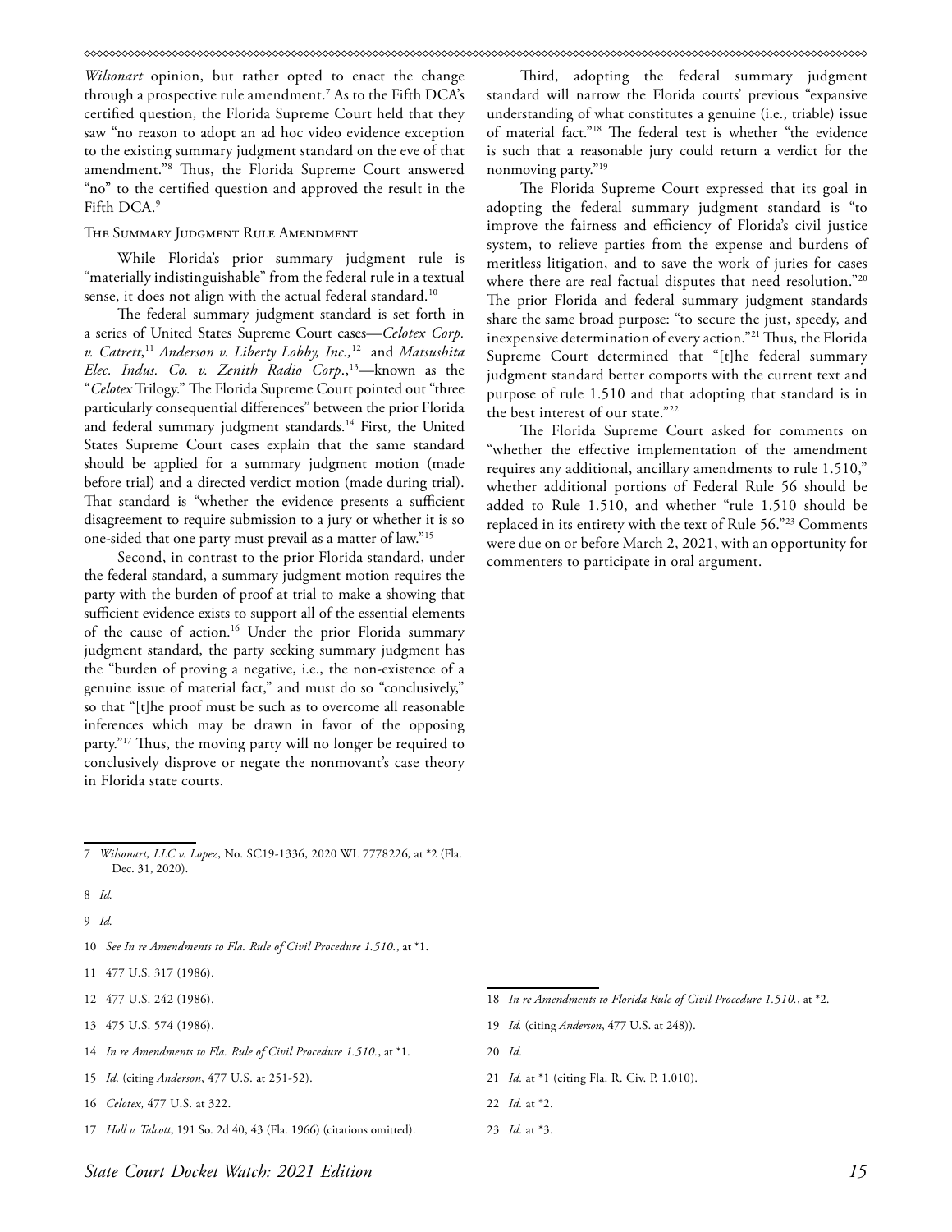*Wilsonart* opinion, but rather opted to enact the change through a prospective rule amendment.[7] As to the Fifth DCA's certified question, the Florida Supreme Court held that they saw "no reason to adopt an ad hoc video evidence exception to the existing summary judgment standard on the eve of that amendment."[8] Thus, the Florida Supreme Court answered "no" to the certified question and approved the result in the Fifth DCA.[9]

## The Summary Judgment Rule Amendment

While Florida's prior summary judgment rule is "materially indistinguishable" from the federal rule in a textual sense, it does not align with the actual federal standard.[10]

The federal summary judgment standard is set forth in a series of United States Supreme Court cases—*Celotex Corp. v. Catrett*,[11] *Anderson v. Liberty Lobby, Inc.*,[12] and *Matsushita Elec. Indus. Co. v. Zenith Radio Corp*.,[13]—known as the "*Celotex* Trilogy." The Florida Supreme Court pointed out "three particularly consequential differences" between the prior Florida and federal summary judgment standards.[14] First, the United States Supreme Court cases explain that the same standard should be applied for a summary judgment motion (made before trial) and a directed verdict motion (made during trial). That standard is "whether the evidence presents a sufficient disagreement to require submission to a jury or whether it is so one-sided that one party must prevail as a matter of law."[15]

Second, in contrast to the prior Florida standard, under the federal standard, a summary judgment motion requires the party with the burden of proof at trial to make a showing that sufficient evidence exists to support all of the essential elements of the cause of action.[16] Under the prior Florida summary judgment standard, the party seeking summary judgment has the "burden of proving a negative, i.e., the non-existence of a genuine issue of material fact," and must do so "conclusively," so that "[t]he proof must be such as to overcome all reasonable inferences which may be drawn in favor of the opposing party."[17] Thus, the moving party will no longer be required to conclusively disprove or negate the nonmovant's case theory in Florida state courts.

Third, adopting the federal summary judgment standard will narrow the Florida courts' previous "expansive understanding of what constitutes a genuine (i.e., triable) issue of material fact."[18] The federal test is whether "the evidence is such that a reasonable jury could return a verdict for the nonmoving party."[19]

The Florida Supreme Court expressed that its goal in adopting the federal summary judgment standard is "to improve the fairness and efficiency of Florida's civil justice system, to relieve parties from the expense and burdens of meritless litigation, and to save the work of juries for cases where there are real factual disputes that need resolution."[20] The prior Florida and federal summary judgment standards share the same broad purpose: "to secure the just, speedy, and inexpensive determination of every action."[21] Thus, the Florida Supreme Court determined that "[t]he federal summary judgment standard better comports with the current text and purpose of rule 1.510 and that adopting that standard is in the best interest of our state."[22]

The Florida Supreme Court asked for comments on "whether the effective implementation of the amendment requires any additional, ancillary amendments to rule 1.510," whether additional portions of Federal Rule 56 should be added to Rule 1.510, and whether "rule 1.510 should be replaced in its entirety with the text of Rule 56."[23] Comments were due on or before March 2, 2021, with an opportunity for commenters to participate in oral argument.

---

7 *Wilsonart, LLC v. Lopez*, No. SC19-1336, 2020 WL 7778226, at *2 (Fla. Dec. 31, 2020).

8 *Id.*

9 *Id.*

10 *See In re Amendments to Fla. Rule of Civil Procedure 1.510.*, at *1.

11 477 U.S. 317 (1986).

12 477 U.S. 242 (1986).

13 475 U.S. 574 (1986).

14 *In re Amendments to Fla. Rule of Civil Procedure 1.510.*, at *1.

15 *Id.* (citing *Anderson*, 477 U.S. at 251-52).

16 *Celotex*, 477 U.S. at 322.

17 *Holl v. Talcott*, 191 So. 2d 40, 43 (Fla. 1966) (citations omitted).

18 *In re Amendments to Florida Rule of Civil Procedure 1.510.*, at *2.

19 *Id.* (citing *Anderson*, 477 U.S. at 248)).

20 *Id.*

21 *Id.* at *1 (citing Fla. R. Civ. P. 1.010).

22 *Id.* at *2.

23 *Id.* at *3.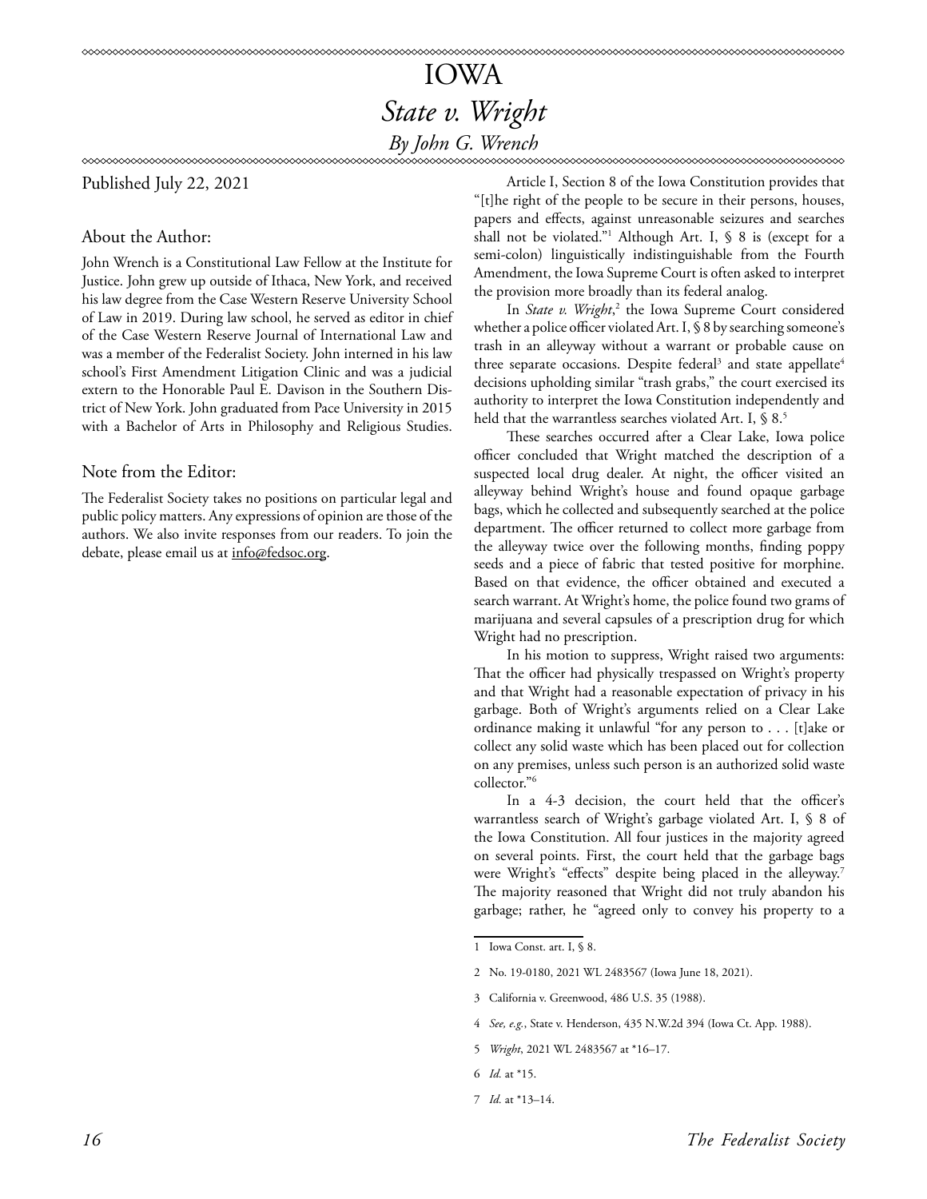# IOWA

## *State v. Wright*

### *By John G. Wrench*

Published July 22, 2021

### About the Author:

John Wrench is a Constitutional Law Fellow at the Institute for Justice. John grew up outside of Ithaca, New York, and received his law degree from the Case Western Reserve University School of Law in 2019. During law school, he served as editor in chief of the Case Western Reserve Journal of International Law and was a member of the Federalist Society. John interned in his law school's First Amendment Litigation Clinic and was a judicial extern to the Honorable Paul E. Davison in the Southern District of New York. John graduated from Pace University in 2015 with a Bachelor of Arts in Philosophy and Religious Studies.

### Note from the Editor:

The Federalist Society takes no positions on particular legal and public policy matters. Any expressions of opinion are those of the authors. We also invite responses from our readers. To join the debate, please email us at info@fedsoc.org.

Article I, Section 8 of the Iowa Constitution provides that "[t]he right of the people to be secure in their persons, houses, papers and effects, against unreasonable seizures and searches shall not be violated."[1] Although Art. I, § 8 is (except for a semi-colon) linguistically indistinguishable from the Fourth Amendment, the Iowa Supreme Court is often asked to interpret the provision more broadly than its federal analog.

In *State v. Wright*,[2] the Iowa Supreme Court considered whether a police officer violated Art. I, § 8 by searching someone's trash in an alleyway without a warrant or probable cause on three separate occasions. Despite federal[3] and state appellate[4] decisions upholding similar "trash grabs," the court exercised its authority to interpret the Iowa Constitution independently and held that the warrantless searches violated Art. I, § 8.[5]

These searches occurred after a Clear Lake, Iowa police officer concluded that Wright matched the description of a suspected local drug dealer. At night, the officer visited an alleyway behind Wright's house and found opaque garbage bags, which he collected and subsequently searched at the police department. The officer returned to collect more garbage from the alleyway twice over the following months, finding poppy seeds and a piece of fabric that tested positive for morphine. Based on that evidence, the officer obtained and executed a search warrant. At Wright's home, the police found two grams of marijuana and several capsules of a prescription drug for which Wright had no prescription.

In his motion to suppress, Wright raised two arguments: That the officer had physically trespassed on Wright's property and that Wright had a reasonable expectation of privacy in his garbage. Both of Wright's arguments relied on a Clear Lake ordinance making it unlawful "for any person to . . . [t]ake or collect any solid waste which has been placed out for collection on any premises, unless such person is an authorized solid waste collector."[6]

In a 4-3 decision, the court held that the officer's warrantless search of Wright's garbage violated Art. I, § 8 of the Iowa Constitution. All four justices in the majority agreed on several points. First, the court held that the garbage bags were Wright's "effects" despite being placed in the alleyway.[7] The majority reasoned that Wright did not truly abandon his garbage; rather, he "agreed only to convey his property to a

1 Iowa Const. art. I, § 8.

2 No. 19-0180, 2021 WL 2483567 (Iowa June 18, 2021).

3 California v. Greenwood, 486 U.S. 35 (1988).

4 *See, e.g.*, State v. Henderson, 435 N.W.2d 394 (Iowa Ct. App. 1988).

5 *Wright*, 2021 WL 2483567 at *16–17.

6 *Id.* at *15.

7 *Id.* at *13–14.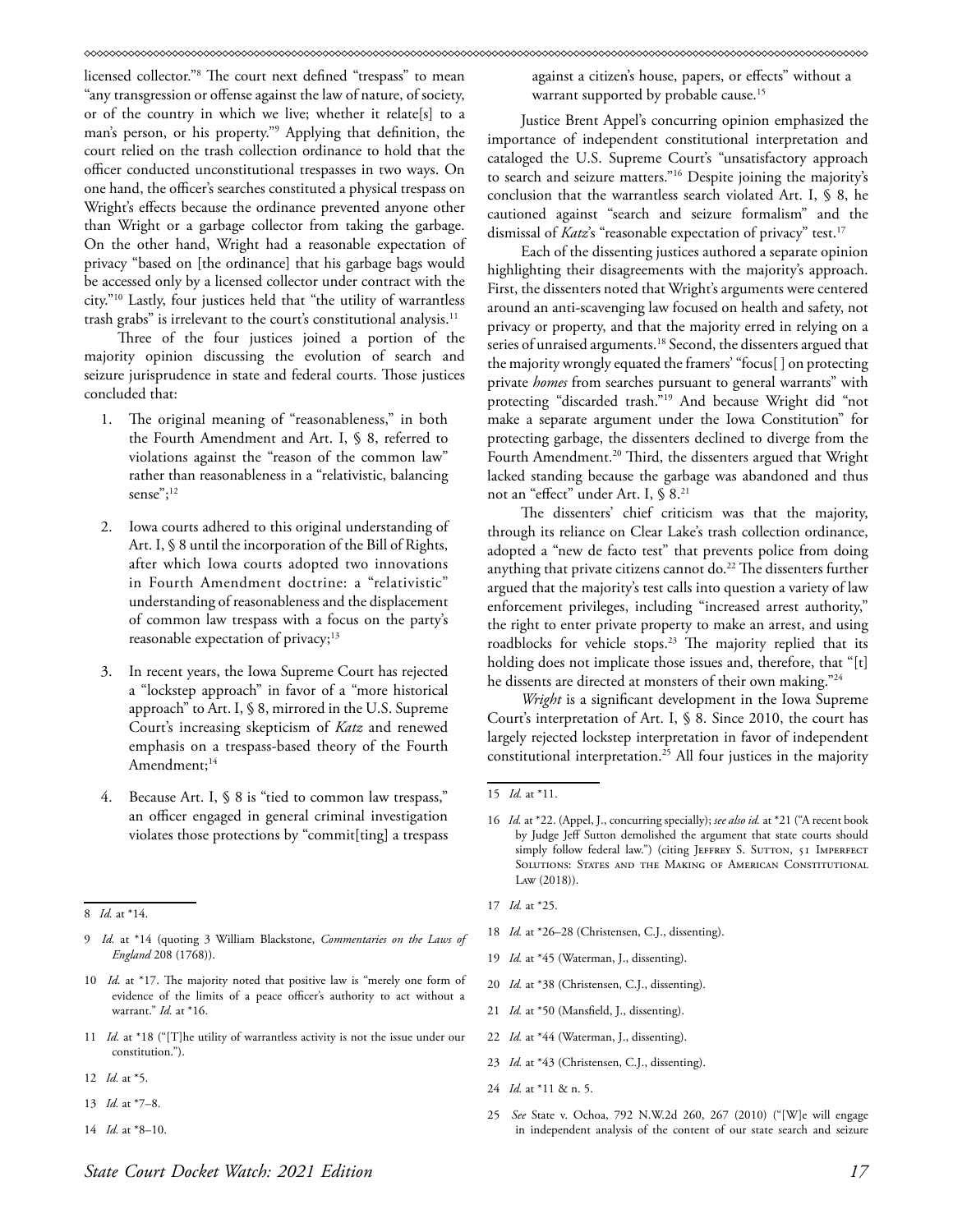licensed collector."[8] The court next defined "trespass" to mean "any transgression or offense against the law of nature, of society, or of the country in which we live; whether it relate[s] to a man's person, or his property."[9] Applying that definition, the court relied on the trash collection ordinance to hold that the officer conducted unconstitutional trespasses in two ways. On one hand, the officer's searches constituted a physical trespass on Wright's effects because the ordinance prevented anyone other than Wright or a garbage collector from taking the garbage. On the other hand, Wright had a reasonable expectation of privacy "based on [the ordinance] that his garbage bags would be accessed only by a licensed collector under contract with the city."[10] Lastly, four justices held that "the utility of warrantless trash grabs" is irrelevant to the court's constitutional analysis.[11]

Three of the four justices joined a portion of the majority opinion discussing the evolution of search and seizure jurisprudence in state and federal courts. Those justices concluded that:

1. The original meaning of "reasonableness," in both the Fourth Amendment and Art. I, § 8, referred to violations against the "reason of the common law" rather than reasonableness in a "relativistic, balancing sense";[12]

2. Iowa courts adhered to this original understanding of Art. I, § 8 until the incorporation of the Bill of Rights, after which Iowa courts adopted two innovations in Fourth Amendment doctrine: a "relativistic" understanding of reasonableness and the displacement of common law trespass with a focus on the party's reasonable expectation of privacy;[13]

3. In recent years, the Iowa Supreme Court has rejected a "lockstep approach" in favor of a "more historical approach" to Art. I, § 8, mirrored in the U.S. Supreme Court's increasing skepticism of *Katz* and renewed emphasis on a trespass-based theory of the Fourth Amendment;[14]

4. Because Art. I, § 8 is "tied to common law trespass," an officer engaged in general criminal investigation violates those protections by "commit[ting] a trespass against a citizen's house, papers, or effects" without a warrant supported by probable cause.[15]

Justice Brent Appel's concurring opinion emphasized the importance of independent constitutional interpretation and cataloged the U.S. Supreme Court's "unsatisfactory approach to search and seizure matters."[16] Despite joining the majority's conclusion that the warrantless search violated Art. I, § 8, he cautioned against "search and seizure formalism" and the dismissal of *Katz*'s "reasonable expectation of privacy" test.[17]

Each of the dissenting justices authored a separate opinion highlighting their disagreements with the majority's approach. First, the dissenters noted that Wright's arguments were centered around an anti-scavenging law focused on health and safety, not privacy or property, and that the majority erred in relying on a series of unraised arguments.[18] Second, the dissenters argued that the majority wrongly equated the framers' "focus[ ] on protecting private *homes* from searches pursuant to general warrants" with protecting "discarded trash."[19] And because Wright did "not make a separate argument under the Iowa Constitution" for protecting garbage, the dissenters declined to diverge from the Fourth Amendment.[20] Third, the dissenters argued that Wright lacked standing because the garbage was abandoned and thus not an "effect" under Art. I, § 8.[21]

The dissenters' chief criticism was that the majority, through its reliance on Clear Lake's trash collection ordinance, adopted a "new de facto test" that prevents police from doing anything that private citizens cannot do.[22] The dissenters further argued that the majority's test calls into question a variety of law enforcement privileges, including "increased arrest authority," the right to enter private property to make an arrest, and using roadblocks for vehicle stops.[23] The majority replied that its holding does not implicate those issues and, therefore, that "[t]he dissents are directed at monsters of their own making."[24]

*Wright* is a significant development in the Iowa Supreme Court's interpretation of Art. I, § 8. Since 2010, the court has largely rejected lockstep interpretation in favor of independent constitutional interpretation.[25] All four justices in the majority

---

8 *Id.* at *14.

9 *Id.* at *14 (quoting 3 William Blackstone, *Commentaries on the Laws of England* 208 (1768)).

10 *Id.* at *17. The majority noted that positive law is "merely one form of evidence of the limits of a peace officer's authority to act without a warrant." *Id.* at *16.

11 *Id.* at *18 ("[T]he utility of warrantless activity is not the issue under our constitution.").

12 *Id.* at *5.

13 *Id.* at *7–8.

14 *Id.* at *8–10.

15 *Id.* at *11.

16 *Id.* at *22. (Appel, J., concurring specially); *see also id.* at *21 ("A recent book by Judge Jeff Sutton demolished the argument that state courts should simply follow federal law.") (citing Jeffrey S. Sutton, 51 Imperfect Solutions: States and the Making of American Constitutional Law (2018)).

17 *Id.* at *25.

18 *Id.* at *26–28 (Christensen, C.J., dissenting).

19 *Id.* at *45 (Waterman, J., dissenting).

20 *Id.* at *38 (Christensen, C.J., dissenting).

21 *Id.* at *50 (Mansfield, J., dissenting).

22 *Id.* at *44 (Waterman, J., dissenting).

23 *Id.* at *43 (Christensen, C.J., dissenting).

24 *Id.* at *11 & n. 5.

25 *See* State v. Ochoa, 792 N.W.2d 260, 267 (2010) ("[W]e will engage in independent analysis of the content of our state search and seizure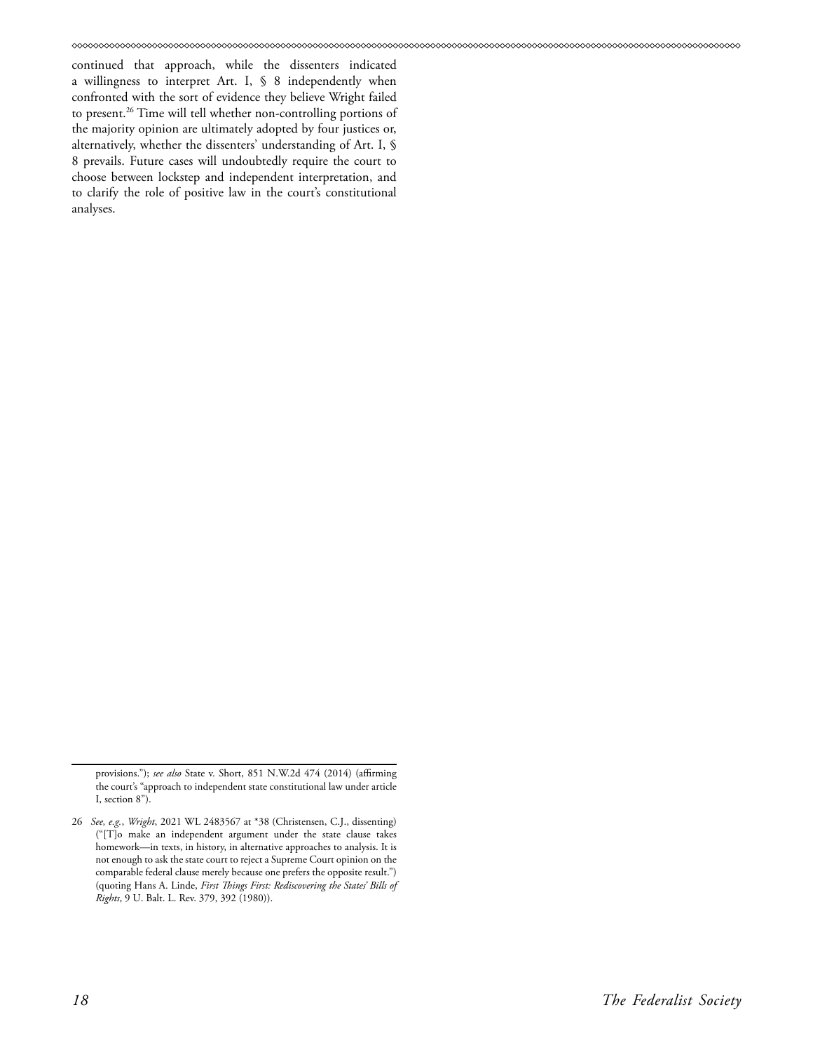continued that approach, while the dissenters indicated a willingness to interpret Art. I, § 8 independently when confronted with the sort of evidence they believe Wright failed to present.[26] Time will tell whether non-controlling portions of the majority opinion are ultimately adopted by four justices or, alternatively, whether the dissenters' understanding of Art. I, § 8 prevails. Future cases will undoubtedly require the court to choose between lockstep and independent interpretation, and to clarify the role of positive law in the court's constitutional analyses.

---

provisions."); *see also* State v. Short, 851 N.W.2d 474 (2014) (affirming the court's "approach to independent state constitutional law under article I, section 8").

26 *See, e.g.*, *Wright*, 2021 WL 2483567 at *38 (Christensen, C.J., dissenting) ("[T]o make an independent argument under the state clause takes homework—in texts, in history, in alternative approaches to analysis. It is not enough to ask the state court to reject a Supreme Court opinion on the comparable federal clause merely because one prefers the opposite result.") (quoting Hans A. Linde, *First Things First: Rediscovering the States' Bills of Rights*, 9 U. Balt. L. Rev. 379, 392 (1980)).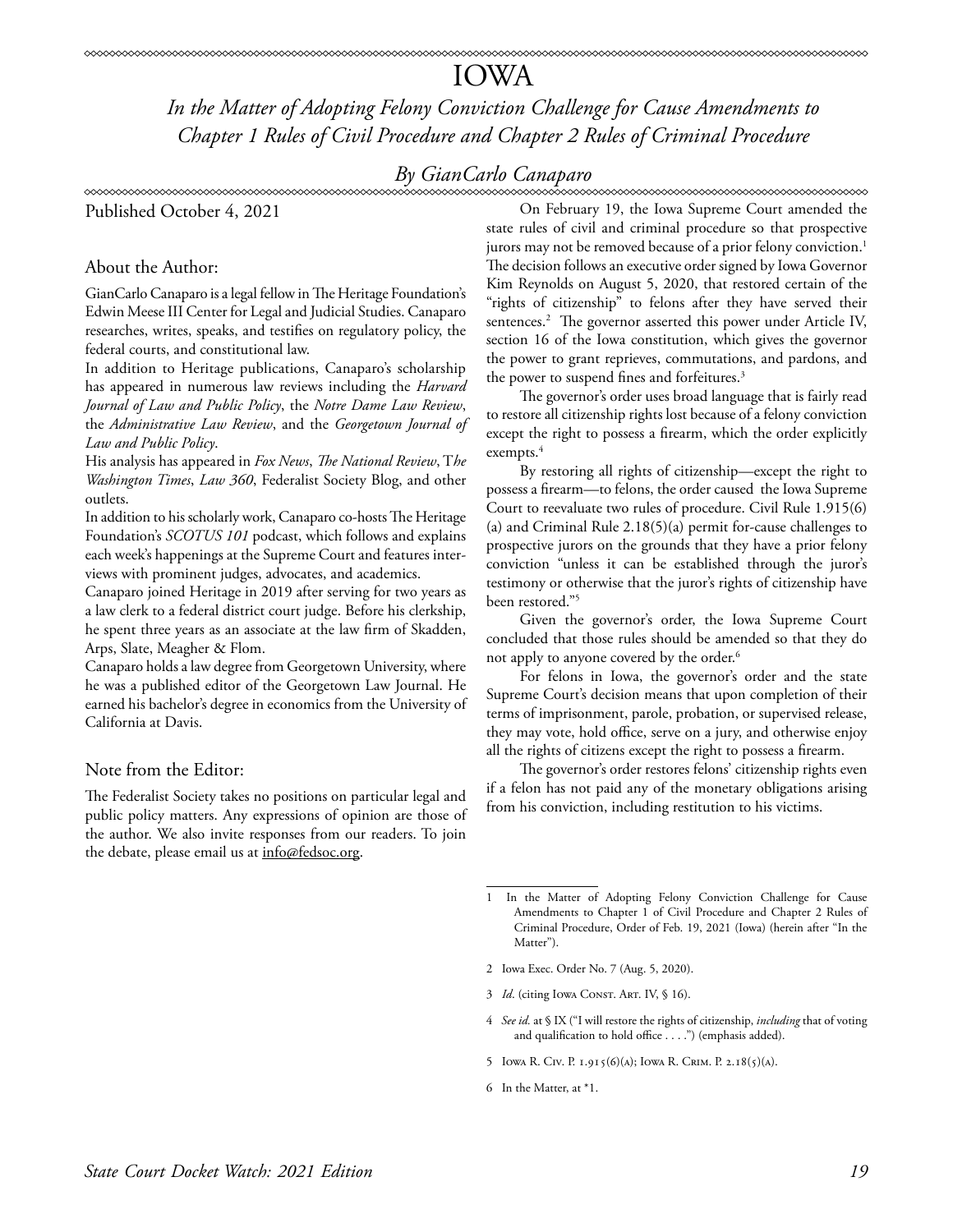# IOWA

## *In the Matter of Adopting Felony Conviction Challenge for Cause Amendments to Chapter 1 Rules of Civil Procedure and Chapter 2 Rules of Criminal Procedure*

### *By GianCarlo Canaparo*

Published October 4, 2021

### About the Author:

GianCarlo Canaparo is a legal fellow in The Heritage Foundation's Edwin Meese III Center for Legal and Judicial Studies. Canaparo researches, writes, speaks, and testifies on regulatory policy, the federal courts, and constitutional law.

In addition to Heritage publications, Canaparo's scholarship has appeared in numerous law reviews including the *Harvard Journal of Law and Public Policy*, the *Notre Dame Law Review*, the *Administrative Law Review*, and the *Georgetown Journal of Law and Public Policy*.

His analysis has appeared in *Fox News*, *The National Review*, *The Washington Times*, *Law 360*, Federalist Society Blog, and other outlets.

In addition to his scholarly work, Canaparo co-hosts The Heritage Foundation's *SCOTUS 101* podcast, which follows and explains each week's happenings at the Supreme Court and features interviews with prominent judges, advocates, and academics.

Canaparo joined Heritage in 2019 after serving for two years as a law clerk to a federal district court judge. Before his clerkship, he spent three years as an associate at the law firm of Skadden, Arps, Slate, Meagher & Flom.

Canaparo holds a law degree from Georgetown University, where he was a published editor of the Georgetown Law Journal. He earned his bachelor's degree in economics from the University of California at Davis.

### Note from the Editor:

The Federalist Society takes no positions on particular legal and public policy matters. Any expressions of opinion are those of the author. We also invite responses from our readers. To join the debate, please email us at info@fedsoc.org.

On February 19, the Iowa Supreme Court amended the state rules of civil and criminal procedure so that prospective jurors may not be removed because of a prior felony conviction.[1] The decision follows an executive order signed by Iowa Governor Kim Reynolds on August 5, 2020, that restored certain of the "rights of citizenship" to felons after they have served their sentences.[2] The governor asserted this power under Article IV, section 16 of the Iowa constitution, which gives the governor the power to grant reprieves, commutations, and pardons, and the power to suspend fines and forfeitures.[3]

The governor's order uses broad language that is fairly read to restore all citizenship rights lost because of a felony conviction except the right to possess a firearm, which the order explicitly exempts.[4]

By restoring all rights of citizenship—except the right to possess a firearm—to felons, the order caused the Iowa Supreme Court to reevaluate two rules of procedure. Civil Rule 1.915(6)(a) and Criminal Rule 2.18(5)(a) permit for-cause challenges to prospective jurors on the grounds that they have a prior felony conviction "unless it can be established through the juror's testimony or otherwise that the juror's rights of citizenship have been restored."[5]

Given the governor's order, the Iowa Supreme Court concluded that those rules should be amended so that they do not apply to anyone covered by the order.[6]

For felons in Iowa, the governor's order and the state Supreme Court's decision means that upon completion of their terms of imprisonment, parole, probation, or supervised release, they may vote, hold office, serve on a jury, and otherwise enjoy all the rights of citizens except the right to possess a firearm.

The governor's order restores felons' citizenship rights even if a felon has not paid any of the monetary obligations arising from his conviction, including restitution to his victims.

---

1 In the Matter of Adopting Felony Conviction Challenge for Cause Amendments to Chapter 1 of Civil Procedure and Chapter 2 Rules of Criminal Procedure, Order of Feb. 19, 2021 (Iowa) (herein after "In the Matter").

2 Iowa Exec. Order No. 7 (Aug. 5, 2020).

3 *Id*. (citing Iowa Const. Art. IV, § 16).

4 *See id.* at § IX ("I will restore the rights of citizenship, *including* that of voting and qualification to hold office . . . .") (emphasis added).

5 Iowa R. Civ. P. 1.915(6)(a); Iowa R. Crim. P. 2.18(5)(a).

6 In the Matter, at *1.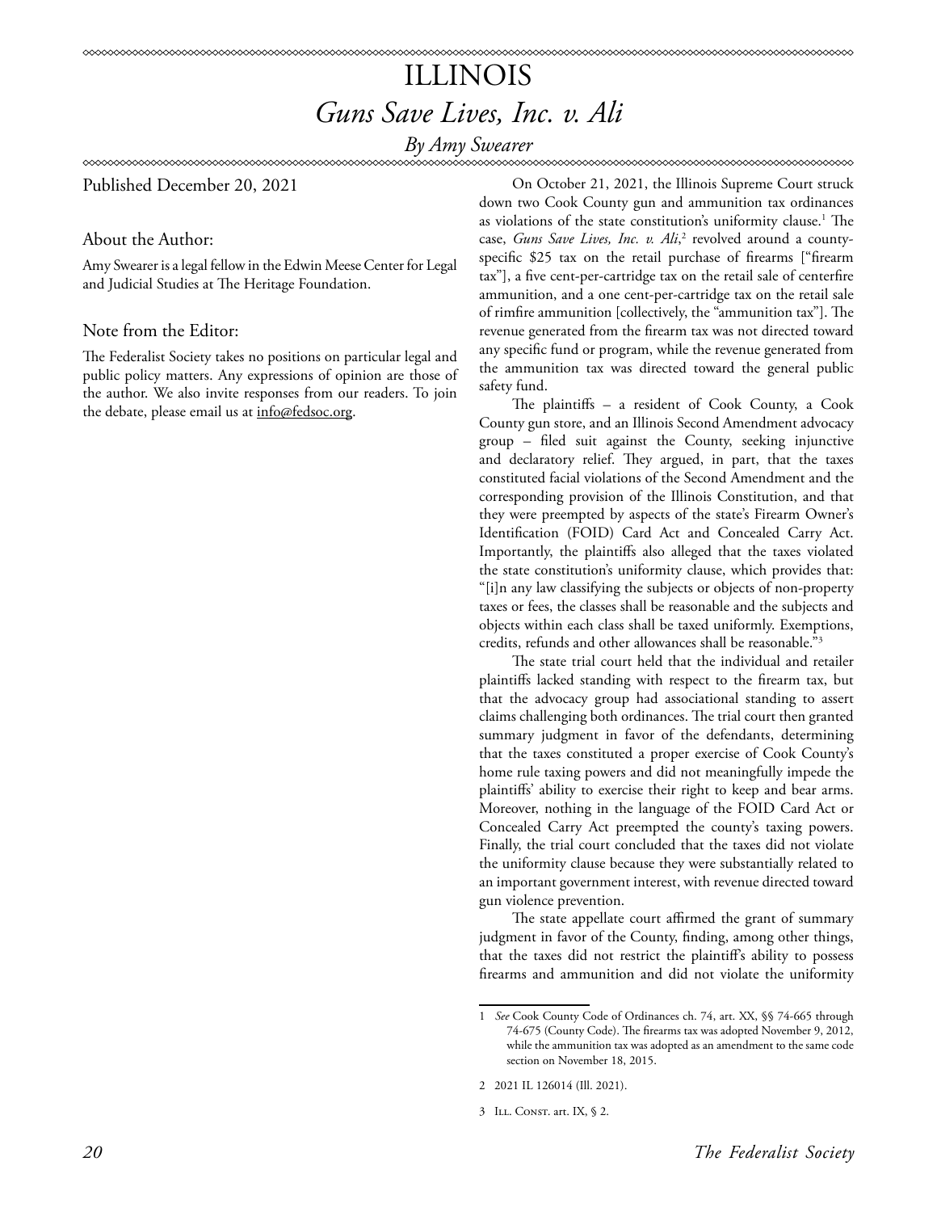# ILLINOIS

## *Guns Save Lives, Inc. v. Ali*

*By Amy Swearer*

Published December 20, 2021

### About the Author:

Amy Swearer is a legal fellow in the Edwin Meese Center for Legal and Judicial Studies at The Heritage Foundation.

### Note from the Editor:

The Federalist Society takes no positions on particular legal and public policy matters. Any expressions of opinion are those of the author. We also invite responses from our readers. To join the debate, please email us at info@fedsoc.org.

On October 21, 2021, the Illinois Supreme Court struck down two Cook County gun and ammunition tax ordinances as violations of the state constitution's uniformity clause.[1] The case, *Guns Save Lives, Inc. v. Ali*,[2] revolved around a county-specific $25 tax on the retail purchase of firearms ["firearm tax"], a five cent-per-cartridge tax on the retail sale of centerfire ammunition, and a one cent-per-cartridge tax on the retail sale of rimfire ammunition [collectively, the "ammunition tax"]. The revenue generated from the firearm tax was not directed toward any specific fund or program, while the revenue generated from the ammunition tax was directed toward the general public safety fund.

The plaintiffs – a resident of Cook County, a Cook County gun store, and an Illinois Second Amendment advocacy group – filed suit against the County, seeking injunctive and declaratory relief. They argued, in part, that the taxes constituted facial violations of the Second Amendment and the corresponding provision of the Illinois Constitution, and that they were preempted by aspects of the state's Firearm Owner's Identification (FOID) Card Act and Concealed Carry Act. Importantly, the plaintiffs also alleged that the taxes violated the state constitution's uniformity clause, which provides that: "[i]n any law classifying the subjects or objects of non-property taxes or fees, the classes shall be reasonable and the subjects and objects within each class shall be taxed uniformly. Exemptions, credits, refunds and other allowances shall be reasonable."[3]

The state trial court held that the individual and retailer plaintiffs lacked standing with respect to the firearm tax, but that the advocacy group had associational standing to assert claims challenging both ordinances. The trial court then granted summary judgment in favor of the defendants, determining that the taxes constituted a proper exercise of Cook County's home rule taxing powers and did not meaningfully impede the plaintiffs' ability to exercise their right to keep and bear arms. Moreover, nothing in the language of the FOID Card Act or Concealed Carry Act preempted the county's taxing powers. Finally, the trial court concluded that the taxes did not violate the uniformity clause because they were substantially related to an important government interest, with revenue directed toward gun violence prevention.

The state appellate court affirmed the grant of summary judgment in favor of the County, finding, among other things, that the taxes did not restrict the plaintiff's ability to possess firearms and ammunition and did not violate the uniformity

---

1 *See* Cook County Code of Ordinances ch. 74, art. XX, §§ 74-665 through 74-675 (County Code). The firearms tax was adopted November 9, 2012, while the ammunition tax was adopted as an amendment to the same code section on November 18, 2015.

2 2021 IL 126014 (Ill. 2021).

3 Ill. Const. art. IX, § 2.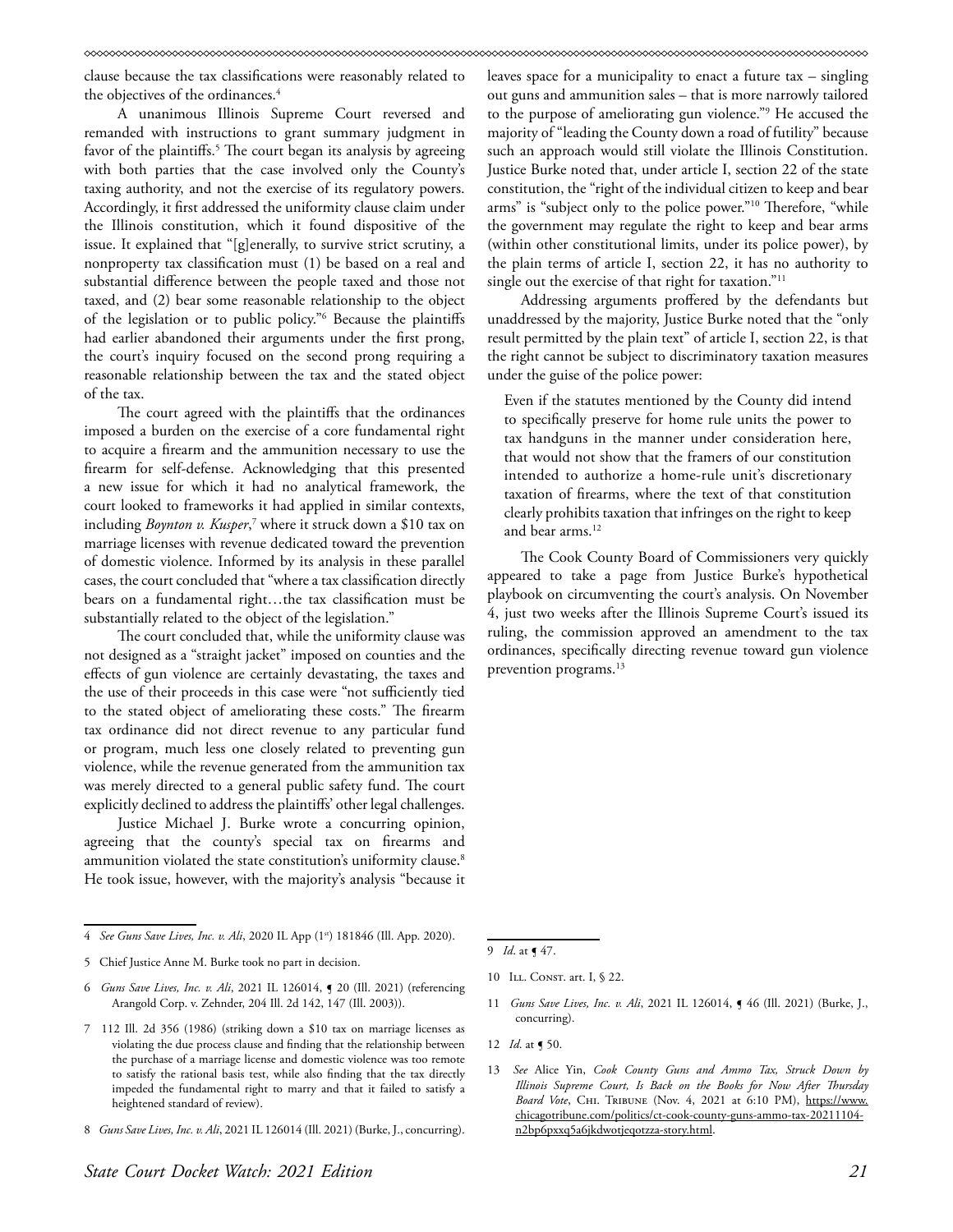clause because the tax classifications were reasonably related to the objectives of the ordinances.[4]

A unanimous Illinois Supreme Court reversed and remanded with instructions to grant summary judgment in favor of the plaintiffs.[5] The court began its analysis by agreeing with both parties that the case involved only the County's taxing authority, and not the exercise of its regulatory powers. Accordingly, it first addressed the uniformity clause claim under the Illinois constitution, which it found dispositive of the issue. It explained that "[g]enerally, to survive strict scrutiny, a nonproperty tax classification must (1) be based on a real and substantial difference between the people taxed and those not taxed, and (2) bear some reasonable relationship to the object of the legislation or to public policy."[6] Because the plaintiffs had earlier abandoned their arguments under the first prong, the court's inquiry focused on the second prong requiring a reasonable relationship between the tax and the stated object of the tax.

The court agreed with the plaintiffs that the ordinances imposed a burden on the exercise of a core fundamental right to acquire a firearm and the ammunition necessary to use the firearm for self-defense. Acknowledging that this presented a new issue for which it had no analytical framework, the court looked to frameworks it had applied in similar contexts, including *Boynton v. Kusper*,[7] where it struck down a $10 tax on marriage licenses with revenue dedicated toward the prevention of domestic violence. Informed by its analysis in these parallel cases, the court concluded that "where a tax classification directly bears on a fundamental right…the tax classification must be substantially related to the object of the legislation."

The court concluded that, while the uniformity clause was not designed as a "straight jacket" imposed on counties and the effects of gun violence are certainly devastating, the taxes and the use of their proceeds in this case were "not sufficiently tied to the stated object of ameliorating these costs." The firearm tax ordinance did not direct revenue to any particular fund or program, much less one closely related to preventing gun violence, while the revenue generated from the ammunition tax was merely directed to a general public safety fund. The court explicitly declined to address the plaintiffs' other legal challenges.

Justice Michael J. Burke wrote a concurring opinion, agreeing that the county's special tax on firearms and ammunition violated the state constitution's uniformity clause.[8] He took issue, however, with the majority's analysis "because it leaves space for a municipality to enact a future tax – singling out guns and ammunition sales – that is more narrowly tailored to the purpose of ameliorating gun violence."[9] He accused the majority of "leading the County down a road of futility" because such an approach would still violate the Illinois Constitution. Justice Burke noted that, under article I, section 22 of the state constitution, the "right of the individual citizen to keep and bear arms" is "subject only to the police power."[10] Therefore, "while the government may regulate the right to keep and bear arms (within other constitutional limits, under its police power), by the plain terms of article I, section 22, it has no authority to single out the exercise of that right for taxation."[11]

Addressing arguments proffered by the defendants but unaddressed by the majority, Justice Burke noted that the "only result permitted by the plain text" of article I, section 22, is that the right cannot be subject to discriminatory taxation measures under the guise of the police power:

> Even if the statutes mentioned by the County did intend to specifically preserve for home rule units the power to tax handguns in the manner under consideration here, that would not show that the framers of our constitution intended to authorize a home-rule unit's discretionary taxation of firearms, where the text of that constitution clearly prohibits taxation that infringes on the right to keep and bear arms.[12]

The Cook County Board of Commissioners very quickly appeared to take a page from Justice Burke's hypothetical playbook on circumventing the court's analysis. On November 4, just two weeks after the Illinois Supreme Court's issued its ruling, the commission approved an amendment to the tax ordinances, specifically directing revenue toward gun violence prevention programs.[13]

---

4 *See Guns Save Lives, Inc. v. Ali*, 2020 IL App (1st) 181846 (Ill. App. 2020).

5 Chief Justice Anne M. Burke took no part in decision.

6 *Guns Save Lives, Inc. v. Ali*, 2021 IL 126014, ¶ 20 (Ill. 2021) (referencing Arangold Corp. v. Zehnder, 204 Ill. 2d 142, 147 (Ill. 2003)).

7 112 Ill. 2d 356 (1986) (striking down a $10 tax on marriage licenses as violating the due process clause and finding that the relationship between the purchase of a marriage license and domestic violence was too remote to satisfy the rational basis test, while also finding that the tax directly impeded the fundamental right to marry and that it failed to satisfy a heightened standard of review).

8 *Guns Save Lives, Inc. v. Ali*, 2021 IL 126014 (Ill. 2021) (Burke, J., concurring).

9 *Id*. at ¶ 47.

10 Ill. Const. art. I, § 22.

11 *Guns Save Lives, Inc. v. Ali*, 2021 IL 126014, ¶ 46 (Ill. 2021) (Burke, J., concurring).

12 *Id*. at ¶ 50.

13 *See* Alice Yin, *Cook County Guns and Ammo Tax, Struck Down by Illinois Supreme Court, Is Back on the Books for Now After Thursday Board Vote*, Chi. Tribune (Nov. 4, 2021 at 6:10 PM), https://www.chicagotribune.com/politics/ct-cook-county-guns-ammo-tax-20211104-n2bp6pxxq5a6jkdwotjeqotzza-story.html.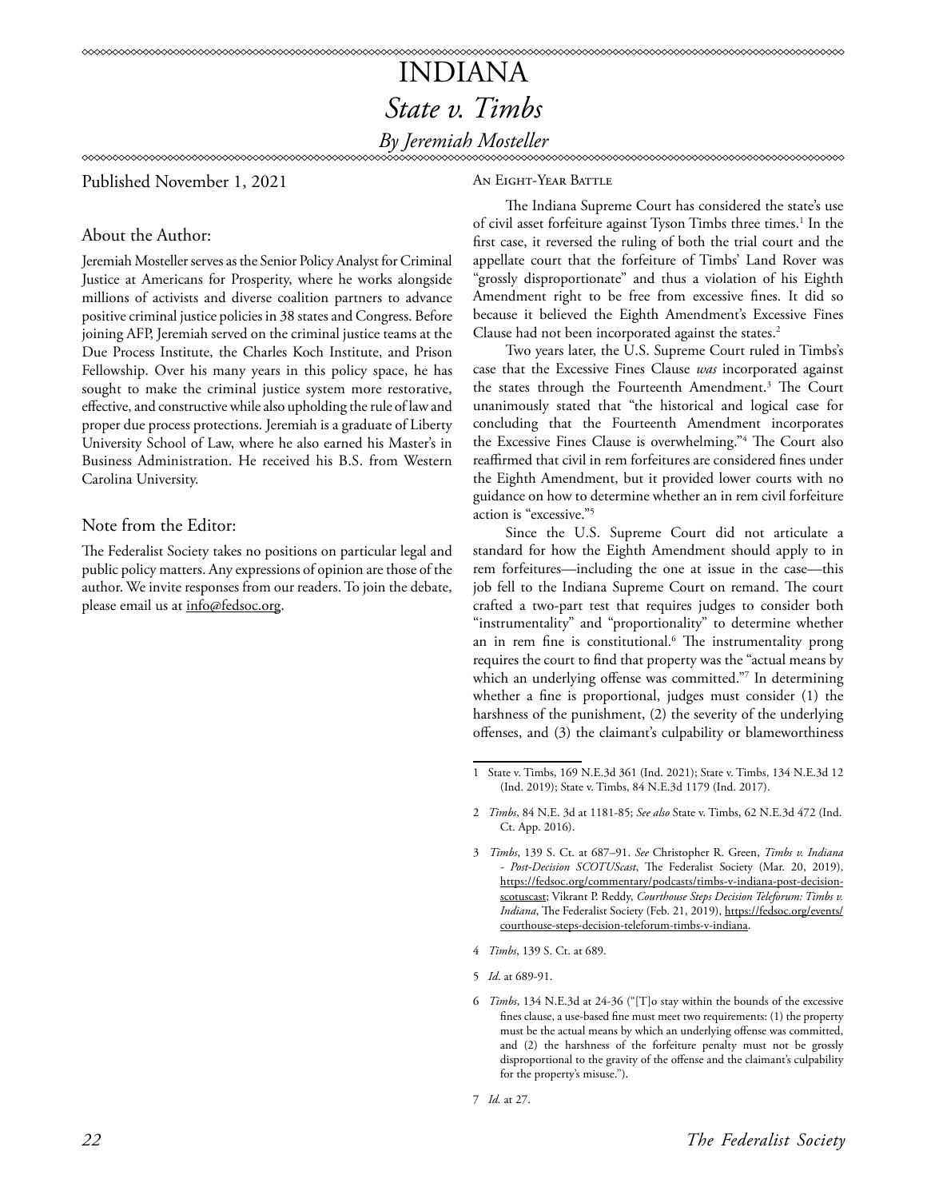# INDIANA

## *State v. Timbs*

### *By Jeremiah Mosteller*

Published November 1, 2021

### About the Author:

Jeremiah Mosteller serves as the Senior Policy Analyst for Criminal Justice at Americans for Prosperity, where he works alongside millions of activists and diverse coalition partners to advance positive criminal justice policies in 38 states and Congress. Before joining AFP, Jeremiah served on the criminal justice teams at the Due Process Institute, the Charles Koch Institute, and Prison Fellowship. Over his many years in this policy space, he has sought to make the criminal justice system more restorative, effective, and constructive while also upholding the rule of law and proper due process protections. Jeremiah is a graduate of Liberty University School of Law, where he also earned his Master's in Business Administration. He received his B.S. from Western Carolina University.

### Note from the Editor:

The Federalist Society takes no positions on particular legal and public policy matters. Any expressions of opinion are those of the author. We invite responses from our readers. To join the debate, please email us at info@fedsoc.org.

#### An Eight-Year Battle

The Indiana Supreme Court has considered the state's use of civil asset forfeiture against Tyson Timbs three times.[1] In the first case, it reversed the ruling of both the trial court and the appellate court that the forfeiture of Timbs' Land Rover was "grossly disproportionate" and thus a violation of his Eighth Amendment right to be free from excessive fines. It did so because it believed the Eighth Amendment's Excessive Fines Clause had not been incorporated against the states.[2]

Two years later, the U.S. Supreme Court ruled in Timbs's case that the Excessive Fines Clause *was* incorporated against the states through the Fourteenth Amendment.[3] The Court unanimously stated that "the historical and logical case for concluding that the Fourteenth Amendment incorporates the Excessive Fines Clause is overwhelming."[4] The Court also reaffirmed that civil in rem forfeitures are considered fines under the Eighth Amendment, but it provided lower courts with no guidance on how to determine whether an in rem civil forfeiture action is "excessive."[5]

Since the U.S. Supreme Court did not articulate a standard for how the Eighth Amendment should apply to in rem forfeitures—including the one at issue in the case—this job fell to the Indiana Supreme Court on remand. The court crafted a two-part test that requires judges to consider both "instrumentality" and "proportionality" to determine whether an in rem fine is constitutional.[6] The instrumentality prong requires the court to find that property was the "actual means by which an underlying offense was committed."[7] In determining whether a fine is proportional, judges must consider (1) the harshness of the punishment, (2) the severity of the underlying offenses, and (3) the claimant's culpability or blameworthiness

---

1 State v. Timbs, 169 N.E.3d 361 (Ind. 2021); State v. Timbs, 134 N.E.3d 12 (Ind. 2019); State v. Timbs, 84 N.E.3d 1179 (Ind. 2017).

2 *Timbs*, 84 N.E. 3d at 1181-85; *See also* State v. Timbs, 62 N.E.3d 472 (Ind. Ct. App. 2016).

3 *Timbs*, 139 S. Ct. at 687–91. *See* Christopher R. Green, *Timbs v. Indiana - Post-Decision SCOTUScast*, The Federalist Society (Mar. 20, 2019), https://fedsoc.org/commentary/podcasts/timbs-v-indiana-post-decision-scotuscast; Vikrant P. Reddy, *Courthouse Steps Decision Teleforum: Timbs v. Indiana*, The Federalist Society (Feb. 21, 2019), https://fedsoc.org/events/courthouse-steps-decision-teleforum-timbs-v-indiana.

4 *Timbs*, 139 S. Ct. at 689.

5 *Id*. at 689-91.

6 *Timbs*, 134 N.E.3d at 24-36 ("[T]o stay within the bounds of the excessive fines clause, a use-based fine must meet two requirements: (1) the property must be the actual means by which an underlying offense was committed, and (2) the harshness of the forfeiture penalty must not be grossly disproportional to the gravity of the offense and the claimant's culpability for the property's misuse.").

7 *Id.* at 27.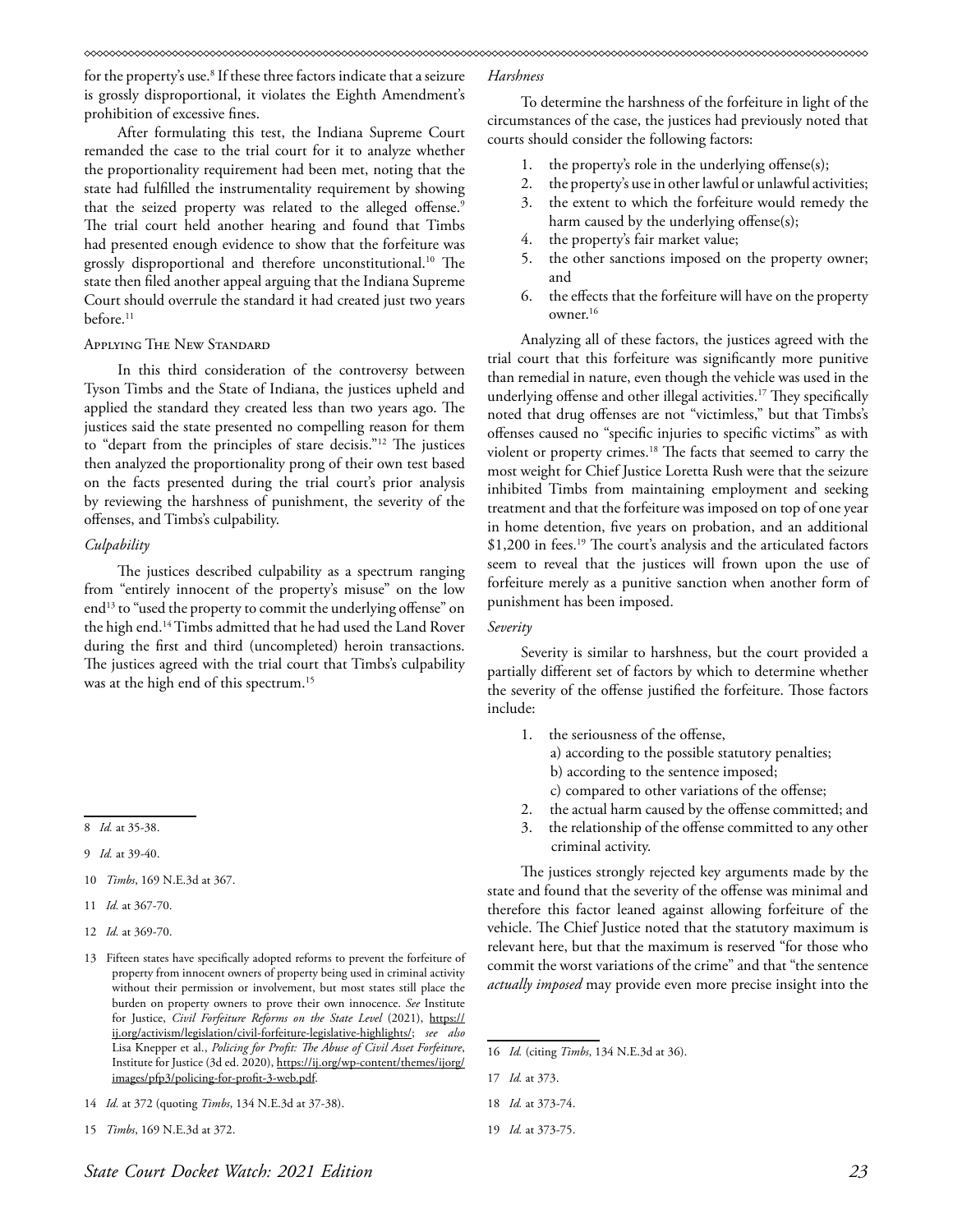for the property's use.[8] If these three factors indicate that a seizure is grossly disproportional, it violates the Eighth Amendment's prohibition of excessive fines.

After formulating this test, the Indiana Supreme Court remanded the case to the trial court for it to analyze whether the proportionality requirement had been met, noting that the state had fulfilled the instrumentality requirement by showing that the seized property was related to the alleged offense.[9] The trial court held another hearing and found that Timbs had presented enough evidence to show that the forfeiture was grossly disproportional and therefore unconstitutional.[10] The state then filed another appeal arguing that the Indiana Supreme Court should overrule the standard it had created just two years before.[11]

### Applying The New Standard

In this third consideration of the controversy between Tyson Timbs and the State of Indiana, the justices upheld and applied the standard they created less than two years ago. The justices said the state presented no compelling reason for them to "depart from the principles of stare decisis."[12] The justices then analyzed the proportionality prong of their own test based on the facts presented during the trial court's prior analysis by reviewing the harshness of punishment, the severity of the offenses, and Timbs's culpability.

#### *Culpability*

The justices described culpability as a spectrum ranging from "entirely innocent of the property's misuse" on the low end[13] to "used the property to commit the underlying offense" on the high end.[14] Timbs admitted that he had used the Land Rover during the first and third (uncompleted) heroin transactions. The justices agreed with the trial court that Timbs's culpability was at the high end of this spectrum.[15]

#### *Harshness*

To determine the harshness of the forfeiture in light of the circumstances of the case, the justices had previously noted that courts should consider the following factors:

1. the property's role in the underlying offense(s);
2. the property's use in other lawful or unlawful activities;
3. the extent to which the forfeiture would remedy the harm caused by the underlying offense(s);
4. the property's fair market value;
5. the other sanctions imposed on the property owner; and
6. the effects that the forfeiture will have on the property owner.[16]

Analyzing all of these factors, the justices agreed with the trial court that this forfeiture was significantly more punitive than remedial in nature, even though the vehicle was used in the underlying offense and other illegal activities.[17] They specifically noted that drug offenses are not "victimless," but that Timbs's offenses caused no "specific injuries to specific victims" as with violent or property crimes.[18] The facts that seemed to carry the most weight for Chief Justice Loretta Rush were that the seizure inhibited Timbs from maintaining employment and seeking treatment and that the forfeiture was imposed on top of one year in home detention, five years on probation, and an additional \$1,200 in fees.[19] The court's analysis and the articulated factors seem to reveal that the justices will frown upon the use of forfeiture merely as a punitive sanction when another form of punishment has been imposed.

#### *Severity*

Severity is similar to harshness, but the court provided a partially different set of factors by which to determine whether the severity of the offense justified the forfeiture. Those factors include:

1. the seriousness of the offense,
   a) according to the possible statutory penalties;
   b) according to the sentence imposed;
   c) compared to other variations of the offense;
2. the actual harm caused by the offense committed; and
3. the relationship of the offense committed to any other criminal activity.

The justices strongly rejected key arguments made by the state and found that the severity of the offense was minimal and therefore this factor leaned against allowing forfeiture of the vehicle. The Chief Justice noted that the statutory maximum is relevant here, but that the maximum is reserved "for those who commit the worst variations of the crime" and that "the sentence *actually imposed* may provide even more precise insight into the

---

8 *Id.* at 35-38.

9 *Id.* at 39-40.

10 *Timbs*, 169 N.E.3d at 367.

11 *Id.* at 367-70.

12 *Id.* at 369-70.

13 Fifteen states have specifically adopted reforms to prevent the forfeiture of property from innocent owners of property being used in criminal activity without their permission or involvement, but most states still place the burden on property owners to prove their own innocence. *See* Institute for Justice, *Civil Forfeiture Reforms on the State Level* (2021), https://ij.org/activism/legislation/civil-forfeiture-legislative-highlights/; *see also* Lisa Knepper et al., *Policing for Profit: The Abuse of Civil Asset Forfeiture*, Institute for Justice (3d ed. 2020), https://ij.org/wp-content/themes/ijorg/images/pfp3/policing-for-profit-3-web.pdf.

14 *Id.* at 372 (quoting *Timbs*, 134 N.E.3d at 37-38).

15 *Timbs*, 169 N.E.3d at 372.

16 *Id.* (citing *Timbs*, 134 N.E.3d at 36).

17 *Id.* at 373.

18 *Id.* at 373-74.

19 *Id.* at 373-75.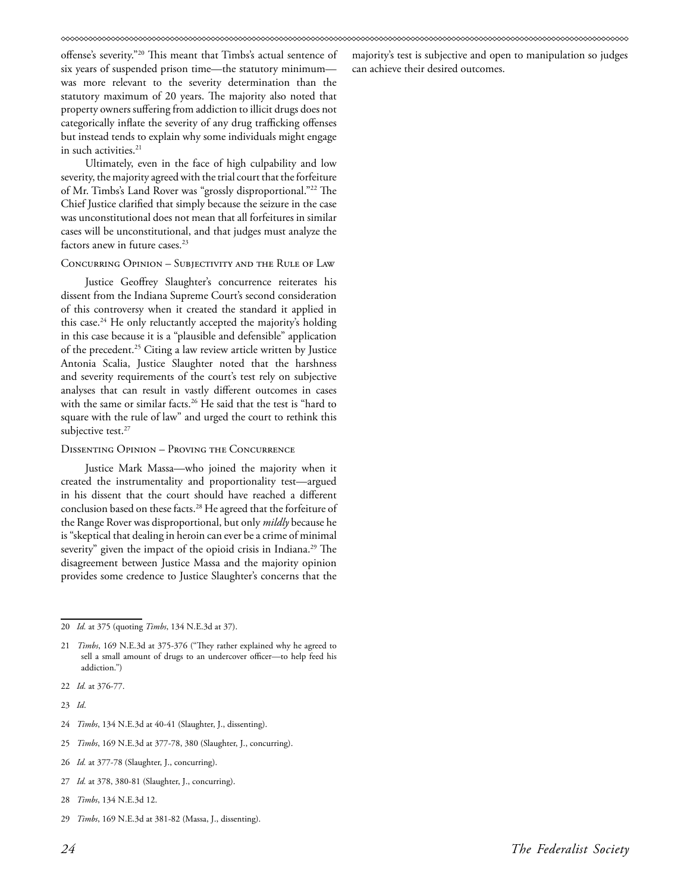offense's severity."[20] This meant that Timbs's actual sentence of six years of suspended prison time—the statutory minimum—was more relevant to the severity determination than the statutory maximum of 20 years. The majority also noted that property owners suffering from addiction to illicit drugs does not categorically inflate the severity of any drug trafficking offenses but instead tends to explain why some individuals might engage in such activities.[21]

Ultimately, even in the face of high culpability and low severity, the majority agreed with the trial court that the forfeiture of Mr. Timbs's Land Rover was "grossly disproportional."[22] The Chief Justice clarified that simply because the seizure in the case was unconstitutional does not mean that all forfeitures in similar cases will be unconstitutional, and that judges must analyze the factors anew in future cases.[23]

### Concurring Opinion – Subjectivity and the Rule of Law

Justice Geoffrey Slaughter's concurrence reiterates his dissent from the Indiana Supreme Court's second consideration of this controversy when it created the standard it applied in this case.[24] He only reluctantly accepted the majority's holding in this case because it is a "plausible and defensible" application of the precedent.[25] Citing a law review article written by Justice Antonia Scalia, Justice Slaughter noted that the harshness and severity requirements of the court's test rely on subjective analyses that can result in vastly different outcomes in cases with the same or similar facts.[26] He said that the test is "hard to square with the rule of law" and urged the court to rethink this subjective test.[27]

### Dissenting Opinion – Proving the Concurrence

Justice Mark Massa—who joined the majority when it created the instrumentality and proportionality test—argued in his dissent that the court should have reached a different conclusion based on these facts.[28] He agreed that the forfeiture of the Range Rover was disproportional, but only *mildly* because he is "skeptical that dealing in heroin can ever be a crime of minimal severity" given the impact of the opioid crisis in Indiana.[29] The disagreement between Justice Massa and the majority opinion provides some credence to Justice Slaughter's concerns that the majority's test is subjective and open to manipulation so judges can achieve their desired outcomes.

---

20 *Id.* at 375 (quoting *Timbs*, 134 N.E.3d at 37).

21 *Timbs*, 169 N.E.3d at 375-376 ("They rather explained why he agreed to sell a small amount of drugs to an undercover officer—to help feed his addiction.")

22 *Id.* at 376-77.

23 *Id*.

24 *Timbs*, 134 N.E.3d at 40-41 (Slaughter, J., dissenting).

25 *Timbs*, 169 N.E.3d at 377-78, 380 (Slaughter, J., concurring).

26 *Id.* at 377-78 (Slaughter, J., concurring).

27 *Id.* at 378, 380-81 (Slaughter, J., concurring).

28 *Timbs*, 134 N.E.3d 12.

29 *Timbs*, 169 N.E.3d at 381-82 (Massa, J., dissenting).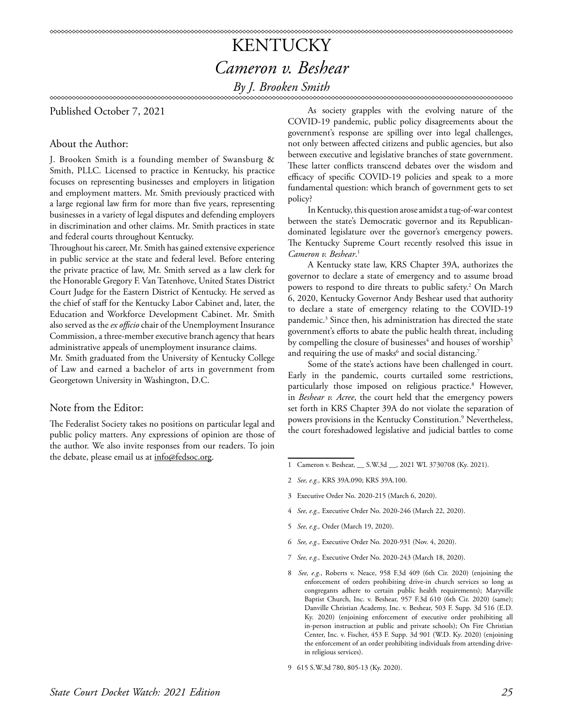# KENTUCKY

## *Cameron v. Beshear*

*By J. Brooken Smith*

Published October 7, 2021

### About the Author:

J. Brooken Smith is a founding member of Swansburg & Smith, PLLC. Licensed to practice in Kentucky, his practice focuses on representing businesses and employers in litigation and employment matters. Mr. Smith previously practiced with a large regional law firm for more than five years, representing businesses in a variety of legal disputes and defending employers in discrimination and other claims. Mr. Smith practices in state and federal courts throughout Kentucky.

Throughout his career, Mr. Smith has gained extensive experience in public service at the state and federal level. Before entering the private practice of law, Mr. Smith served as a law clerk for the Honorable Gregory F. Van Tatenhove, United States District Court Judge for the Eastern District of Kentucky. He served as the chief of staff for the Kentucky Labor Cabinet and, later, the Education and Workforce Development Cabinet. Mr. Smith also served as the *ex officio* chair of the Unemployment Insurance Commission, a three-member executive branch agency that hears administrative appeals of unemployment insurance claims.

Mr. Smith graduated from the University of Kentucky College of Law and earned a bachelor of arts in government from Georgetown University in Washington, D.C.

### Note from the Editor:

The Federalist Society takes no positions on particular legal and public policy matters. Any expressions of opinion are those of the author. We also invite responses from our readers. To join the debate, please email us at info@fedsoc.org.

As society grapples with the evolving nature of the COVID-19 pandemic, public policy disagreements about the government's response are spilling over into legal challenges, not only between affected citizens and public agencies, but also between executive and legislative branches of state government. These latter conflicts transcend debates over the wisdom and efficacy of specific COVID-19 policies and speak to a more fundamental question: which branch of government gets to set policy?

In Kentucky, this question arose amidst a tug-of-war contest between the state's Democratic governor and its Republican-dominated legislature over the governor's emergency powers. The Kentucky Supreme Court recently resolved this issue in *Cameron v. Beshear*.[1]

A Kentucky state law, KRS Chapter 39A, authorizes the governor to declare a state of emergency and to assume broad powers to respond to dire threats to public safety.[2] On March 6, 2020, Kentucky Governor Andy Beshear used that authority to declare a state of emergency relating to the COVID-19 pandemic.[3] Since then, his administration has directed the state government's efforts to abate the public health threat, including by compelling the closure of businesses[4] and houses of worship[5] and requiring the use of masks[6] and social distancing.[7]

Some of the state's actions have been challenged in court. Early in the pandemic, courts curtailed some restrictions, particularly those imposed on religious practice.[8] However, in *Beshear v. Acree*, the court held that the emergency powers set forth in KRS Chapter 39A do not violate the separation of powers provisions in the Kentucky Constitution.[9] Nevertheless, the court foreshadowed legislative and judicial battles to come

---

1 Cameron v. Beshear, __ S.W.3d __, 2021 WL 3730708 (Ky. 2021).

2 *See, e.g.*, KRS 39A.090; KRS 39A.100.

3 Executive Order No. 2020-215 (March 6, 2020).

4 *See, e.g.*, Executive Order No. 2020-246 (March 22, 2020).

5 *See, e.g.*, Order (March 19, 2020).

6 *See, e.g.*, Executive Order No. 2020-931 (Nov. 4, 2020).

7 *See, e.g.*, Executive Order No. 2020-243 (March 18, 2020).

8 *See, e.g.*, Roberts v. Neace, 958 F.3d 409 (6th Cir. 2020) (enjoining the enforcement of orders prohibiting drive-in church services so long as congregants adhere to certain public health requirements); Maryville Baptist Church, Inc. v. Beshear, 957 F.3d 610 (6th Cir. 2020) (same); Danville Christian Academy, Inc. v. Beshear, 503 F. Supp. 3d 516 (E.D. Ky. 2020) (enjoining enforcement of executive order prohibiting all in-person instruction at public and private schools); On Fire Christian Center, Inc. v. Fischer, 453 F. Supp. 3d 901 (W.D. Ky. 2020) (enjoining the enforcement of an order prohibiting individuals from attending drive-in religious services).

9 615 S.W.3d 780, 805-13 (Ky. 2020).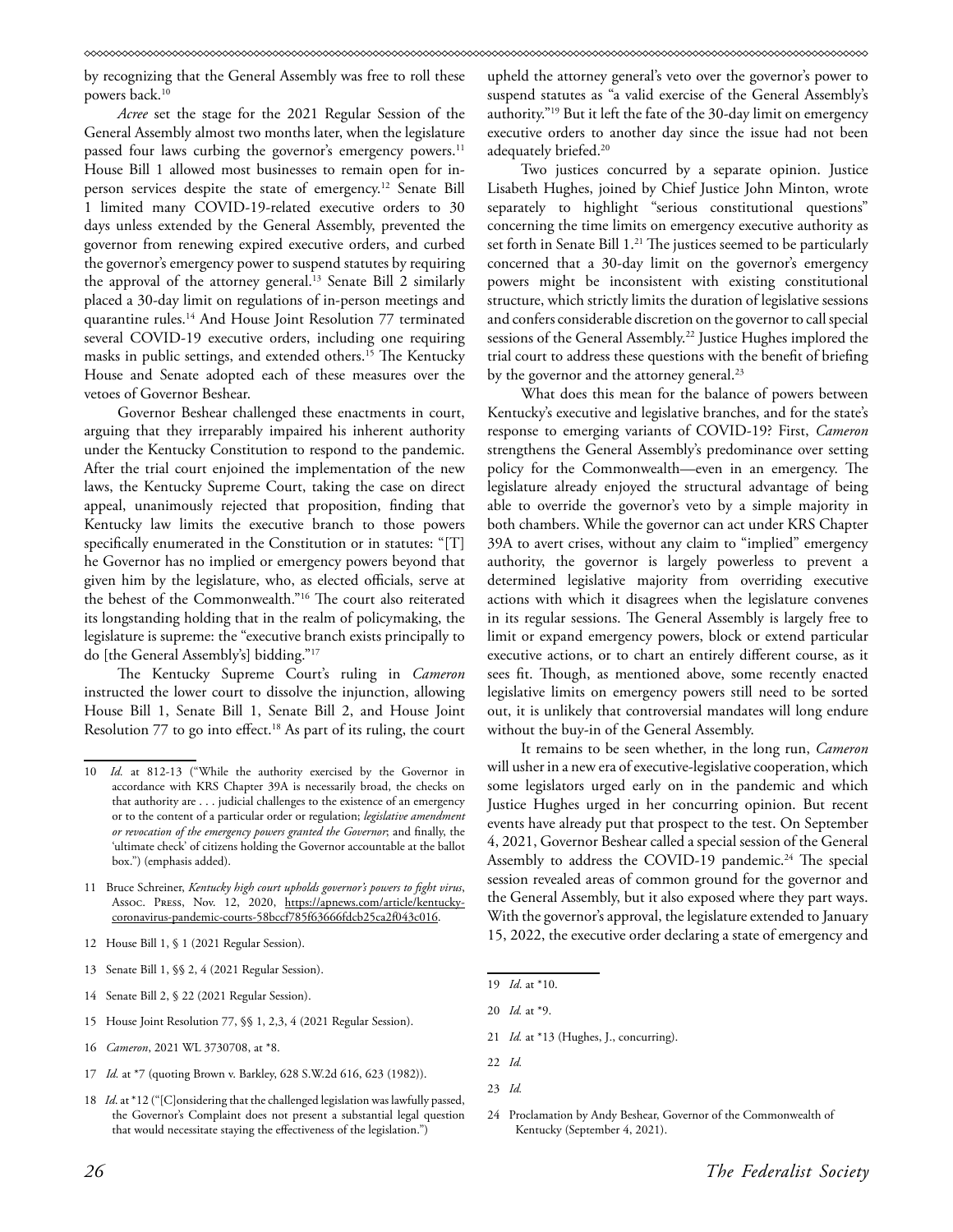by recognizing that the General Assembly was free to roll these powers back.[10]

*Acree* set the stage for the 2021 Regular Session of the General Assembly almost two months later, when the legislature passed four laws curbing the governor's emergency powers.[11] House Bill 1 allowed most businesses to remain open for in-person services despite the state of emergency.[12] Senate Bill 1 limited many COVID-19-related executive orders to 30 days unless extended by the General Assembly, prevented the governor from renewing expired executive orders, and curbed the governor's emergency power to suspend statutes by requiring the approval of the attorney general.[13] Senate Bill 2 similarly placed a 30-day limit on regulations of in-person meetings and quarantine rules.[14] And House Joint Resolution 77 terminated several COVID-19 executive orders, including one requiring masks in public settings, and extended others.[15] The Kentucky House and Senate adopted each of these measures over the vetoes of Governor Beshear.

Governor Beshear challenged these enactments in court, arguing that they irreparably impaired his inherent authority under the Kentucky Constitution to respond to the pandemic. After the trial court enjoined the implementation of the new laws, the Kentucky Supreme Court, taking the case on direct appeal, unanimously rejected that proposition, finding that Kentucky law limits the executive branch to those powers specifically enumerated in the Constitution or in statutes: "[T]he Governor has no implied or emergency powers beyond that given him by the legislature, who, as elected officials, serve at the behest of the Commonwealth."[16] The court also reiterated its longstanding holding that in the realm of policymaking, the legislature is supreme: the "executive branch exists principally to do [the General Assembly's] bidding."[17]

The Kentucky Supreme Court's ruling in *Cameron* instructed the lower court to dissolve the injunction, allowing House Bill 1, Senate Bill 1, Senate Bill 2, and House Joint Resolution 77 to go into effect.[18] As part of its ruling, the court upheld the attorney general's veto over the governor's power to suspend statutes as "a valid exercise of the General Assembly's authority."[19] But it left the fate of the 30-day limit on emergency executive orders to another day since the issue had not been adequately briefed.[20]

Two justices concurred by a separate opinion. Justice Lisabeth Hughes, joined by Chief Justice John Minton, wrote separately to highlight "serious constitutional questions" concerning the time limits on emergency executive authority as set forth in Senate Bill 1.[21] The justices seemed to be particularly concerned that a 30-day limit on the governor's emergency powers might be inconsistent with existing constitutional structure, which strictly limits the duration of legislative sessions and confers considerable discretion on the governor to call special sessions of the General Assembly.[22] Justice Hughes implored the trial court to address these questions with the benefit of briefing by the governor and the attorney general.[23]

What does this mean for the balance of powers between Kentucky's executive and legislative branches, and for the state's response to emerging variants of COVID-19? First, *Cameron* strengthens the General Assembly's predominance over setting policy for the Commonwealth—even in an emergency. The legislature already enjoyed the structural advantage of being able to override the governor's veto by a simple majority in both chambers. While the governor can act under KRS Chapter 39A to avert crises, without any claim to "implied" emergency authority, the governor is largely powerless to prevent a determined legislative majority from overriding executive actions with which it disagrees when the legislature convenes in its regular sessions. The General Assembly is largely free to limit or expand emergency powers, block or extend particular executive actions, or to chart an entirely different course, as it sees fit. Though, as mentioned above, some recently enacted legislative limits on emergency powers still need to be sorted out, it is unlikely that controversial mandates will long endure without the buy-in of the General Assembly.

It remains to be seen whether, in the long run, *Cameron* will usher in a new era of executive-legislative cooperation, which some legislators urged early on in the pandemic and which Justice Hughes urged in her concurring opinion. But recent events have already put that prospect to the test. On September 4, 2021, Governor Beshear called a special session of the General Assembly to address the COVID-19 pandemic.[24] The special session revealed areas of common ground for the governor and the General Assembly, but it also exposed where they part ways. With the governor's approval, the legislature extended to January 15, 2022, the executive order declaring a state of emergency and

---

10 *Id.* at 812-13 ("While the authority exercised by the Governor in accordance with KRS Chapter 39A is necessarily broad, the checks on that authority are . . . judicial challenges to the existence of an emergency or to the content of a particular order or regulation; *legislative amendment or revocation of the emergency powers granted the Governor*; and finally, the 'ultimate check' of citizens holding the Governor accountable at the ballot box.") (emphasis added).

11 Bruce Schreiner, *Kentucky high court upholds governor's powers to fight virus*, Assoc. Press, Nov. 12, 2020, https://apnews.com/article/kentucky-coronavirus-pandemic-courts-58bccf785f63666fdcb25ca2f043c016.

12 House Bill 1, § 1 (2021 Regular Session).

13 Senate Bill 1, §§ 2, 4 (2021 Regular Session).

14 Senate Bill 2, § 22 (2021 Regular Session).

15 House Joint Resolution 77, §§ 1, 2,3, 4 (2021 Regular Session).

16 *Cameron*, 2021 WL 3730708, at *8.

17 *Id.* at *7 (quoting Brown v. Barkley, 628 S.W.2d 616, 623 (1982)).

18 *Id*. at *12 ("[C]onsidering that the challenged legislation was lawfully passed, the Governor's Complaint does not present a substantial legal question that would necessitate staying the effectiveness of the legislation.")

19 *Id.* at *10.

20 *Id.* at *9.

21 *Id.* at *13 (Hughes, J., concurring).

22 *Id.*

23 *Id.*

24 Proclamation by Andy Beshear, Governor of the Commonwealth of Kentucky (September 4, 2021).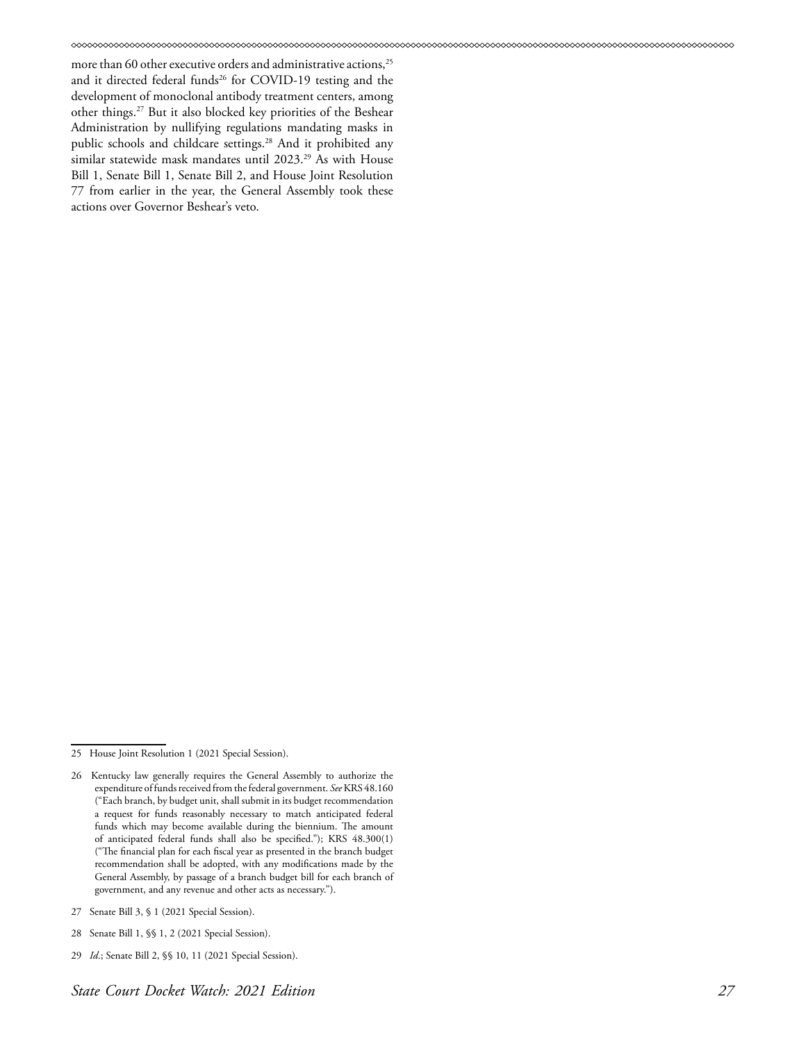more than 60 other executive orders and administrative actions,[25] and it directed federal funds[26] for COVID-19 testing and the development of monoclonal antibody treatment centers, among other things.[27] But it also blocked key priorities of the Beshear Administration by nullifying regulations mandating masks in public schools and childcare settings.[28] And it prohibited any similar statewide mask mandates until 2023.[29] As with House Bill 1, Senate Bill 1, Senate Bill 2, and House Joint Resolution 77 from earlier in the year, the General Assembly took these actions over Governor Beshear's veto.

---

25 House Joint Resolution 1 (2021 Special Session).

26 Kentucky law generally requires the General Assembly to authorize the expenditure of funds received from the federal government. *See* KRS 48.160 ("Each branch, by budget unit, shall submit in its budget recommendation a request for funds reasonably necessary to match anticipated federal funds which may become available during the biennium. The amount of anticipated federal funds shall also be specified."); KRS 48.300(1) ("The financial plan for each fiscal year as presented in the branch budget recommendation shall be adopted, with any modifications made by the General Assembly, by passage of a branch budget bill for each branch of government, and any revenue and other acts as necessary.").

27 Senate Bill 3, § 1 (2021 Special Session).

28 Senate Bill 1, §§ 1, 2 (2021 Special Session).

29 *Id*.; Senate Bill 2, §§ 10, 11 (2021 Special Session).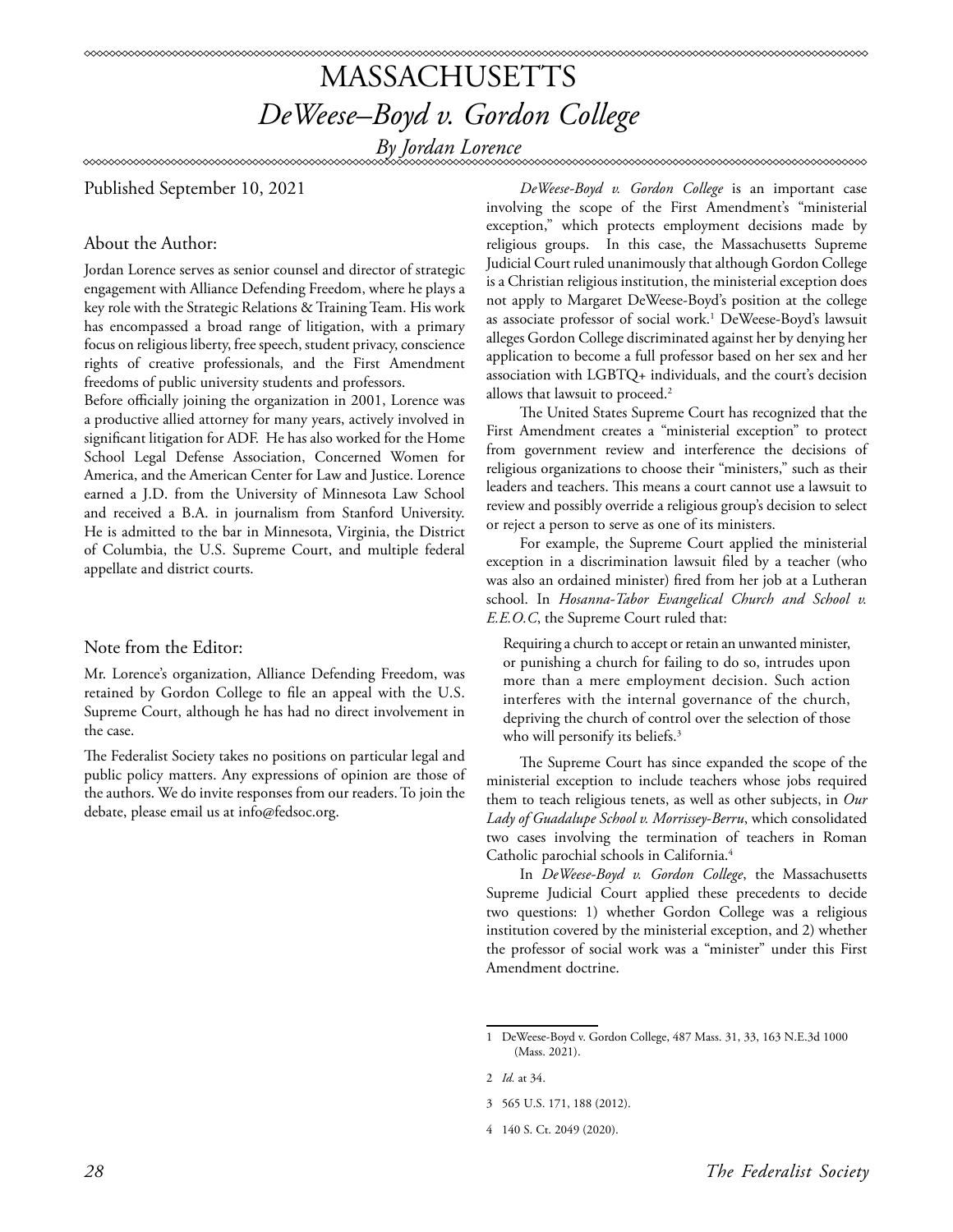# MASSACHUSETTS

## *DeWeese–Boyd v. Gordon College*

*By Jordan Lorence*

Published September 10, 2021

### About the Author:

Jordan Lorence serves as senior counsel and director of strategic engagement with Alliance Defending Freedom, where he plays a key role with the Strategic Relations & Training Team. His work has encompassed a broad range of litigation, with a primary focus on religious liberty, free speech, student privacy, conscience rights of creative professionals, and the First Amendment freedoms of public university students and professors.

Before officially joining the organization in 2001, Lorence was a productive allied attorney for many years, actively involved in significant litigation for ADF. He has also worked for the Home School Legal Defense Association, Concerned Women for America, and the American Center for Law and Justice. Lorence earned a J.D. from the University of Minnesota Law School and received a B.A. in journalism from Stanford University. He is admitted to the bar in Minnesota, Virginia, the District of Columbia, the U.S. Supreme Court, and multiple federal appellate and district courts.

### Note from the Editor:

Mr. Lorence's organization, Alliance Defending Freedom, was retained by Gordon College to file an appeal with the U.S. Supreme Court, although he has had no direct involvement in the case.

The Federalist Society takes no positions on particular legal and public policy matters. Any expressions of opinion are those of the authors. We do invite responses from our readers. To join the debate, please email us at info@fedsoc.org.

*DeWeese-Boyd v. Gordon College* is an important case involving the scope of the First Amendment's "ministerial exception," which protects employment decisions made by religious groups. In this case, the Massachusetts Supreme Judicial Court ruled unanimously that although Gordon College is a Christian religious institution, the ministerial exception does not apply to Margaret DeWeese-Boyd's position at the college as associate professor of social work.[1] DeWeese-Boyd's lawsuit alleges Gordon College discriminated against her by denying her application to become a full professor based on her sex and her association with LGBTQ+ individuals, and the court's decision allows that lawsuit to proceed.[2]

The United States Supreme Court has recognized that the First Amendment creates a "ministerial exception" to protect from government review and interference the decisions of religious organizations to choose their "ministers," such as their leaders and teachers. This means a court cannot use a lawsuit to review and possibly override a religious group's decision to select or reject a person to serve as one of its ministers.

For example, the Supreme Court applied the ministerial exception in a discrimination lawsuit filed by a teacher (who was also an ordained minister) fired from her job at a Lutheran school. In *Hosanna-Tabor Evangelical Church and School v. E.E.O.C*, the Supreme Court ruled that:

> Requiring a church to accept or retain an unwanted minister, or punishing a church for failing to do so, intrudes upon more than a mere employment decision. Such action interferes with the internal governance of the church, depriving the church of control over the selection of those who will personify its beliefs.[3]

The Supreme Court has since expanded the scope of the ministerial exception to include teachers whose jobs required them to teach religious tenets, as well as other subjects, in *Our Lady of Guadalupe School v. Morrissey-Berru*, which consolidated two cases involving the termination of teachers in Roman Catholic parochial schools in California.[4]

In *DeWeese-Boyd v. Gordon College*, the Massachusetts Supreme Judicial Court applied these precedents to decide two questions: 1) whether Gordon College was a religious institution covered by the ministerial exception, and 2) whether the professor of social work was a "minister" under this First Amendment doctrine.

---

1 DeWeese-Boyd v. Gordon College, 487 Mass. 31, 33, 163 N.E.3d 1000 (Mass. 2021).

2 *Id.* at 34.

3 565 U.S. 171, 188 (2012).

4 140 S. Ct. 2049 (2020).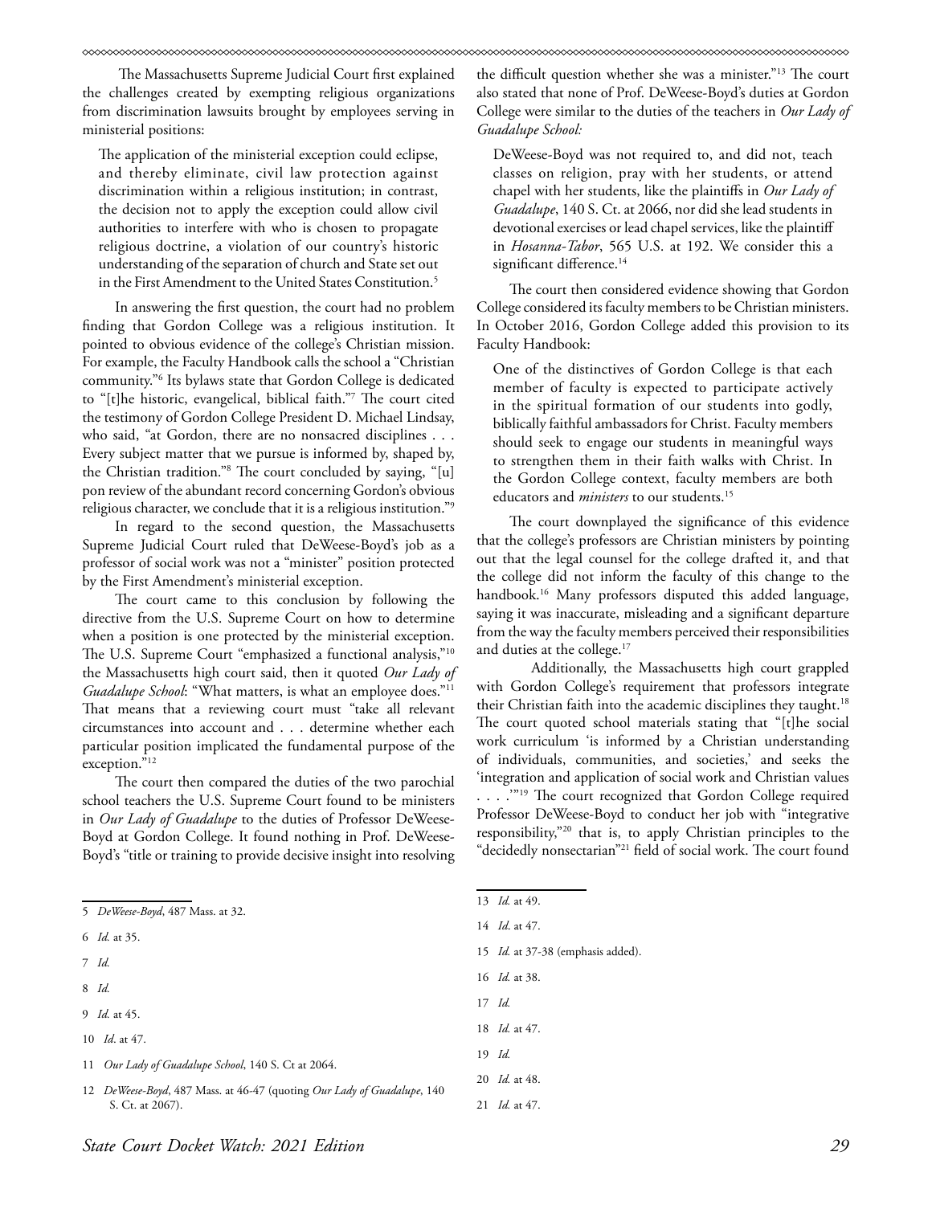The Massachusetts Supreme Judicial Court first explained the challenges created by exempting religious organizations from discrimination lawsuits brought by employees serving in ministerial positions:

> The application of the ministerial exception could eclipse, and thereby eliminate, civil law protection against discrimination within a religious institution; in contrast, the decision not to apply the exception could allow civil authorities to interfere with who is chosen to propagate religious doctrine, a violation of our country's historic understanding of the separation of church and State set out in the First Amendment to the United States Constitution.[5]

In answering the first question, the court had no problem finding that Gordon College was a religious institution. It pointed to obvious evidence of the college's Christian mission. For example, the Faculty Handbook calls the school a "Christian community."[6] Its bylaws state that Gordon College is dedicated to "[t]he historic, evangelical, biblical faith."[7] The court cited the testimony of Gordon College President D. Michael Lindsay, who said, "at Gordon, there are no nonsacred disciplines . . . Every subject matter that we pursue is informed by, shaped by, the Christian tradition."[8] The court concluded by saying, "[u]pon review of the abundant record concerning Gordon's obvious religious character, we conclude that it is a religious institution."[9]

In regard to the second question, the Massachusetts Supreme Judicial Court ruled that DeWeese-Boyd's job as a professor of social work was not a "minister" position protected by the First Amendment's ministerial exception.

The court came to this conclusion by following the directive from the U.S. Supreme Court on how to determine when a position is one protected by the ministerial exception. The U.S. Supreme Court "emphasized a functional analysis,"[10] the Massachusetts high court said, then it quoted *Our Lady of Guadalupe School*: "What matters, is what an employee does."[11] That means that a reviewing court must "take all relevant circumstances into account and . . . determine whether each particular position implicated the fundamental purpose of the exception."[12]

The court then compared the duties of the two parochial school teachers the U.S. Supreme Court found to be ministers in *Our Lady of Guadalupe* to the duties of Professor DeWeese-Boyd at Gordon College. It found nothing in Prof. DeWeese-Boyd's "title or training to provide decisive insight into resolving the difficult question whether she was a minister."[13] The court also stated that none of Prof. DeWeese-Boyd's duties at Gordon College were similar to the duties of the teachers in *Our Lady of Guadalupe School:*

> DeWeese-Boyd was not required to, and did not, teach classes on religion, pray with her students, or attend chapel with her students, like the plaintiffs in *Our Lady of Guadalupe*, 140 S. Ct. at 2066, nor did she lead students in devotional exercises or lead chapel services, like the plaintiff in *Hosanna-Tabor*, 565 U.S. at 192. We consider this a significant difference.[14]

The court then considered evidence showing that Gordon College considered its faculty members to be Christian ministers. In October 2016, Gordon College added this provision to its Faculty Handbook:

> One of the distinctives of Gordon College is that each member of faculty is expected to participate actively in the spiritual formation of our students into godly, biblically faithful ambassadors for Christ. Faculty members should seek to engage our students in meaningful ways to strengthen them in their faith walks with Christ. In the Gordon College context, faculty members are both educators and *ministers* to our students.[15]

The court downplayed the significance of this evidence that the college's professors are Christian ministers by pointing out that the legal counsel for the college drafted it, and that the college did not inform the faculty of this change to the handbook.[16] Many professors disputed this added language, saying it was inaccurate, misleading and a significant departure from the way the faculty members perceived their responsibilities and duties at the college.[17]

Additionally, the Massachusetts high court grappled with Gordon College's requirement that professors integrate their Christian faith into the academic disciplines they taught.[18] The court quoted school materials stating that "[t]he social work curriculum 'is informed by a Christian understanding of individuals, communities, and societies,' and seeks the 'integration and application of social work and Christian values . . . .'"[19] The court recognized that Gordon College required Professor DeWeese-Boyd to conduct her job with "integrative responsibility,"[20] that is, to apply Christian principles to the "decidedly nonsectarian"[21] field of social work. The court found

---

5 *DeWeese-Boyd*, 487 Mass. at 32.

6 *Id.* at 35.

7 *Id.*

8 *Id.*

9 *Id.* at 45.

10 *Id*. at 47.

11 *Our Lady of Guadalupe School*, 140 S. Ct at 2064.

12 *DeWeese-Boyd*, 487 Mass. at 46-47 (quoting *Our Lady of Guadalupe*, 140 S. Ct. at 2067).

13 *Id.* at 49.

14 *Id*. at 47.

15 *Id.* at 37-38 (emphasis added).

16 *Id.* at 38.

17 *Id.*

18 *Id.* at 47.

19 *Id.*

20 *Id.* at 48.

21 *Id.* at 47.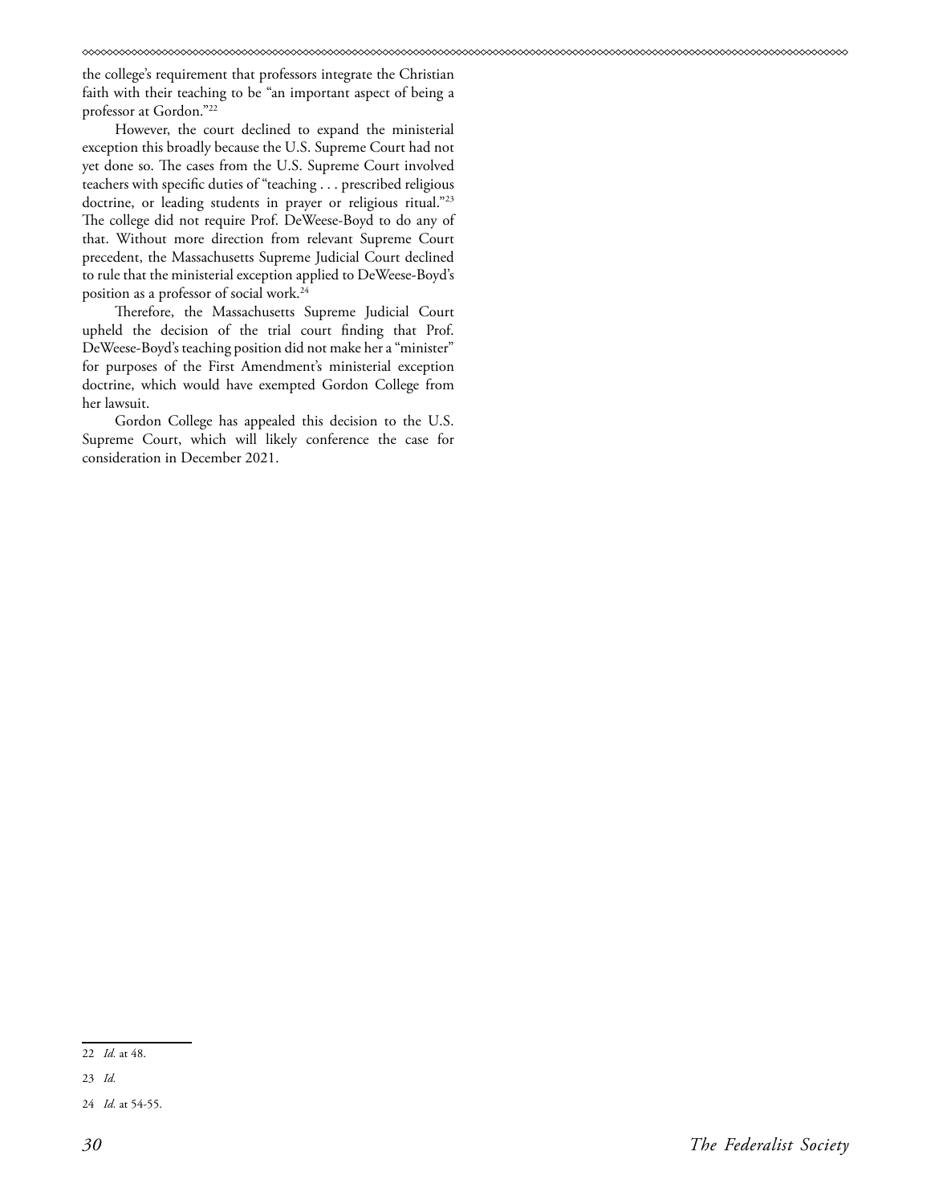the college's requirement that professors integrate the Christian faith with their teaching to be "an important aspect of being a professor at Gordon."[22]

However, the court declined to expand the ministerial exception this broadly because the U.S. Supreme Court had not yet done so. The cases from the U.S. Supreme Court involved teachers with specific duties of "teaching . . . prescribed religious doctrine, or leading students in prayer or religious ritual."[23] The college did not require Prof. DeWeese-Boyd to do any of that. Without more direction from relevant Supreme Court precedent, the Massachusetts Supreme Judicial Court declined to rule that the ministerial exception applied to DeWeese-Boyd's position as a professor of social work.[24]

Therefore, the Massachusetts Supreme Judicial Court upheld the decision of the trial court finding that Prof. DeWeese-Boyd's teaching position did not make her a "minister" for purposes of the First Amendment's ministerial exception doctrine, which would have exempted Gordon College from her lawsuit.

Gordon College has appealed this decision to the U.S. Supreme Court, which will likely conference the case for consideration in December 2021.

---

22 *Id.* at 48.

23 *Id.*

24 *Id.* at 54-55.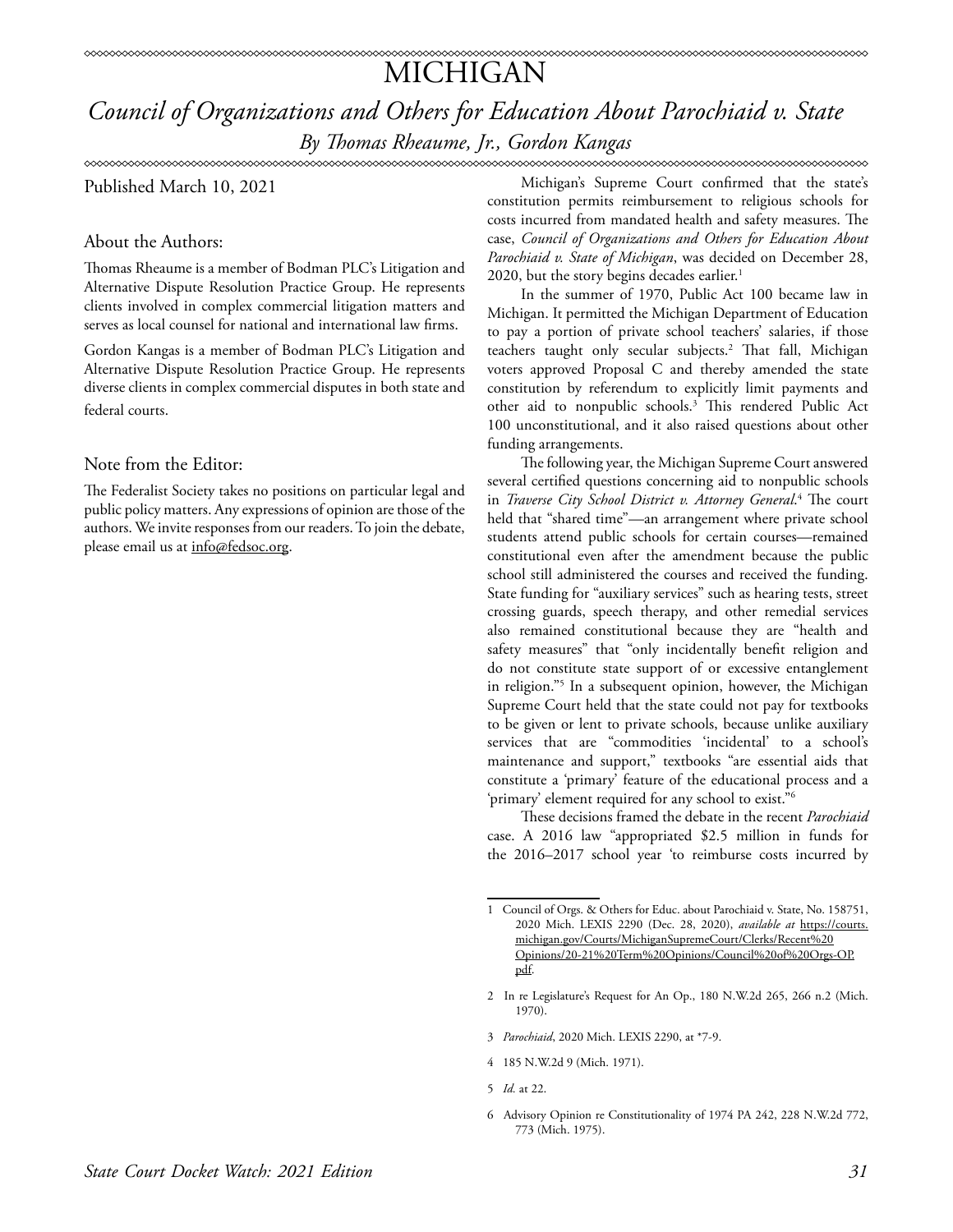# MICHIGAN

## *Council of Organizations and Others for Education About Parochiaid v. State*

*By Thomas Rheaume, Jr., Gordon Kangas*

Published March 10, 2021

### About the Authors:

Thomas Rheaume is a member of Bodman PLC's Litigation and Alternative Dispute Resolution Practice Group. He represents clients involved in complex commercial litigation matters and serves as local counsel for national and international law firms.

Gordon Kangas is a member of Bodman PLC's Litigation and Alternative Dispute Resolution Practice Group. He represents diverse clients in complex commercial disputes in both state and federal courts.

### Note from the Editor:

The Federalist Society takes no positions on particular legal and public policy matters. Any expressions of opinion are those of the authors. We invite responses from our readers. To join the debate, please email us at info@fedsoc.org.

Michigan's Supreme Court confirmed that the state's constitution permits reimbursement to religious schools for costs incurred from mandated health and safety measures. The case, *Council of Organizations and Others for Education About Parochiaid v. State of Michigan*, was decided on December 28, 2020, but the story begins decades earlier.[1]

In the summer of 1970, Public Act 100 became law in Michigan. It permitted the Michigan Department of Education to pay a portion of private school teachers' salaries, if those teachers taught only secular subjects.[2] That fall, Michigan voters approved Proposal C and thereby amended the state constitution by referendum to explicitly limit payments and other aid to nonpublic schools.[3] This rendered Public Act 100 unconstitutional, and it also raised questions about other funding arrangements.

The following year, the Michigan Supreme Court answered several certified questions concerning aid to nonpublic schools in *Traverse City School District v. Attorney General*.[4] The court held that "shared time"—an arrangement where private school students attend public schools for certain courses—remained constitutional even after the amendment because the public school still administered the courses and received the funding. State funding for "auxiliary services" such as hearing tests, street crossing guards, speech therapy, and other remedial services also remained constitutional because they are "health and safety measures" that "only incidentally benefit religion and do not constitute state support of or excessive entanglement in religion."[5] In a subsequent opinion, however, the Michigan Supreme Court held that the state could not pay for textbooks to be given or lent to private schools, because unlike auxiliary services that are "commodities 'incidental' to a school's maintenance and support," textbooks "are essential aids that constitute a 'primary' feature of the educational process and a 'primary' element required for any school to exist."[6]

These decisions framed the debate in the recent *Parochiaid* case. A 2016 law "appropriated $2.5 million in funds for the 2016–2017 school year 'to reimburse costs incurred by

---

1 Council of Orgs. & Others for Educ. about Parochiaid v. State, No. 158751, 2020 Mich. LEXIS 2290 (Dec. 28, 2020), *available at* https://courts.michigan.gov/Courts/MichiganSupremeCourt/Clerks/Recent%20Opinions/20-21%20Term%20Opinions/Council%20of%20Orgs-OP.pdf.

2 In re Legislature's Request for An Op., 180 N.W.2d 265, 266 n.2 (Mich. 1970).

3 *Parochiaid*, 2020 Mich. LEXIS 2290, at *7-9.

4 185 N.W.2d 9 (Mich. 1971).

5 *Id.* at 22.

6 Advisory Opinion re Constitutionality of 1974 PA 242, 228 N.W.2d 772, 773 (Mich. 1975).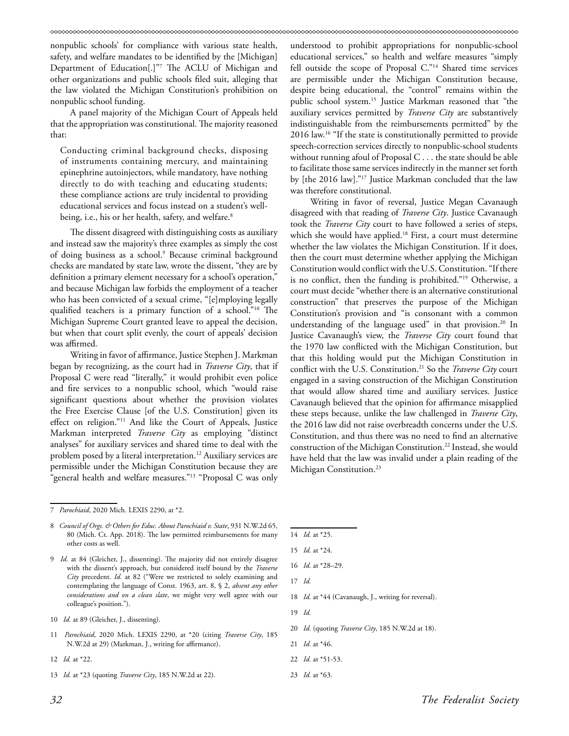nonpublic schools' for compliance with various state health, safety, and welfare mandates to be identified by the [Michigan] Department of Education[.]"[7] The ACLU of Michigan and other organizations and public schools filed suit, alleging that the law violated the Michigan Constitution's prohibition on nonpublic school funding.

A panel majority of the Michigan Court of Appeals held that the appropriation was constitutional. The majority reasoned that:

> Conducting criminal background checks, disposing of instruments containing mercury, and maintaining epinephrine autoinjectors, while mandatory, have nothing directly to do with teaching and educating students; these compliance actions are truly incidental to providing educational services and focus instead on a student's well-being, i.e., his or her health, safety, and welfare.[8]

The dissent disagreed with distinguishing costs as auxiliary and instead saw the majority's three examples as simply the cost of doing business as a school.[9] Because criminal background checks are mandated by state law, wrote the dissent, "they are by definition a primary element necessary for a school's operation," and because Michigan law forbids the employment of a teacher who has been convicted of a sexual crime, "[e]mploying legally qualified teachers is a primary function of a school."[10] The Michigan Supreme Court granted leave to appeal the decision, but when that court split evenly, the court of appeals' decision was affirmed.

Writing in favor of affirmance, Justice Stephen J. Markman began by recognizing, as the court had in *Traverse City*, that if Proposal C were read "literally," it would prohibit even police and fire services to a nonpublic school, which "would raise significant questions about whether the provision violates the Free Exercise Clause [of the U.S. Constitution] given its effect on religion."[11] And like the Court of Appeals, Justice Markman interpreted *Traverse City* as employing "distinct analyses" for auxiliary services and shared time to deal with the problem posed by a literal interpretation.[12] Auxiliary services are permissible under the Michigan Constitution because they are "general health and welfare measures."[13] "Proposal C was only understood to prohibit appropriations for nonpublic-school educational services," so health and welfare measures "simply fell outside the scope of Proposal C."[14] Shared time services are permissible under the Michigan Constitution because, despite being educational, the "control" remains within the public school system.[15] Justice Markman reasoned that "the auxiliary services permitted by *Traverse City* are substantively indistinguishable from the reimbursements permitted" by the 2016 law.[16] "If the state is constitutionally permitted to provide speech-correction services directly to nonpublic-school students without running afoul of Proposal C . . . the state should be able to facilitate those same services indirectly in the manner set forth by [the 2016 law]."[17] Justice Markman concluded that the law was therefore constitutional.

Writing in favor of reversal, Justice Megan Cavanaugh disagreed with that reading of *Traverse City*. Justice Cavanaugh took the *Traverse City* court to have followed a series of steps, which she would have applied.[18] First, a court must determine whether the law violates the Michigan Constitution. If it does, then the court must determine whether applying the Michigan Constitution would conflict with the U.S. Constitution. "If there is no conflict, then the funding is prohibited."[19] Otherwise, a court must decide "whether there is an alternative constitutional construction" that preserves the purpose of the Michigan Constitution's provision and "is consonant with a common understanding of the language used" in that provision.[20] In Justice Cavanaugh's view, the *Traverse City* court found that the 1970 law conflicted with the Michigan Constitution, but that this holding would put the Michigan Constitution in conflict with the U.S. Constitution.[21] So the *Traverse City* court engaged in a saving construction of the Michigan Constitution that would allow shared time and auxiliary services. Justice Cavanaugh believed that the opinion for affirmance misapplied these steps because, unlike the law challenged in *Traverse City*, the 2016 law did not raise overbreadth concerns under the U.S. Constitution, and thus there was no need to find an alternative construction of the Michigan Constitution.[22] Instead, she would have held that the law was invalid under a plain reading of the Michigan Constitution.[23]

---

7 *Parochiaid*, 2020 Mich. LEXIS 2290, at *2.

8 *Council of Orgs. & Others for Educ. About Parochiaid v. State*, 931 N.W.2d 65, 80 (Mich. Ct. App. 2018). The law permitted reimbursements for many other costs as well.

9 *Id.* at 84 (Gleicher, J., dissenting). The majority did not entirely disagree with the dissent's approach, but considered itself bound by the *Traverse City* precedent. *Id.* at 82 ("Were we restricted to solely examining and contemplating the language of Const. 1963, art. 8, § 2, *absent any other considerations and on a clean slate*, we might very well agree with our colleague's position.").

10 *Id.* at 89 (Gleicher, J., dissenting).

11 *Parochiaid*, 2020 Mich. LEXIS 2290, at *20 (citing *Traverse City*, 185 N.W.2d at 29) (Markman, J., writing for affirmance).

12 *Id.* at *22.

13 *Id.* at *23 (quoting *Traverse City*, 185 N.W.2d at 22).

14 *Id.* at *25.

15 *Id.* at *24.

16 *Id.* at *28–29.

17 *Id.*

18 *Id.* at *44 (Cavanaugh, J., writing for reversal).

19 *Id.*

20 *Id.* (quoting *Traverse City*, 185 N.W.2d at 18).

21 *Id.* at *46.

22 *Id.* at *51-53.

23 *Id.* at *63.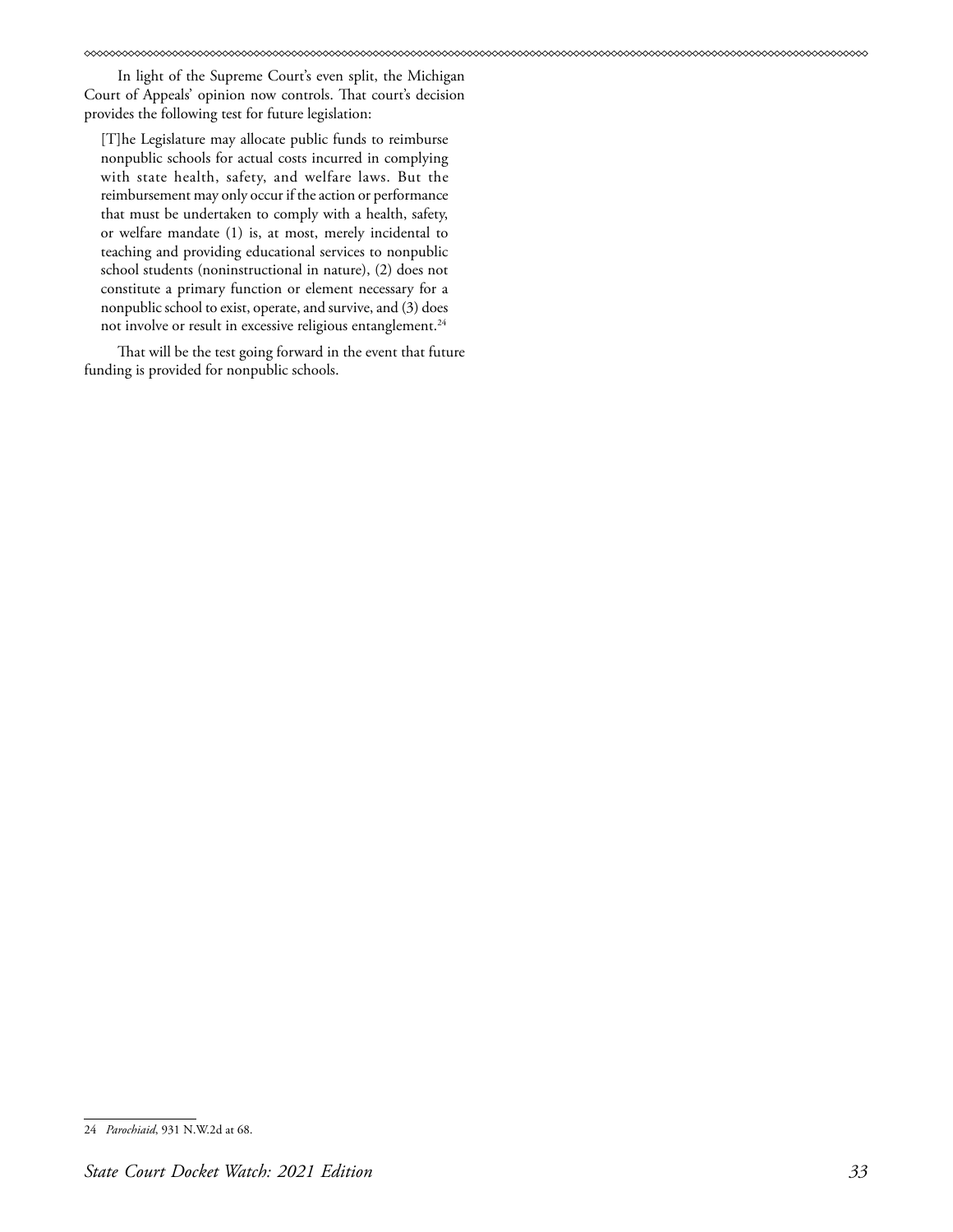In light of the Supreme Court's even split, the Michigan Court of Appeals' opinion now controls. That court's decision provides the following test for future legislation:

> [T]he Legislature may allocate public funds to reimburse nonpublic schools for actual costs incurred in complying with state health, safety, and welfare laws. But the reimbursement may only occur if the action or performance that must be undertaken to comply with a health, safety, or welfare mandate (1) is, at most, merely incidental to teaching and providing educational services to nonpublic school students (noninstructional in nature), (2) does not constitute a primary function or element necessary for a nonpublic school to exist, operate, and survive, and (3) does not involve or result in excessive religious entanglement.[24]

That will be the test going forward in the event that future funding is provided for nonpublic schools.

---

24 *Parochiaid*, 931 N.W.2d at 68.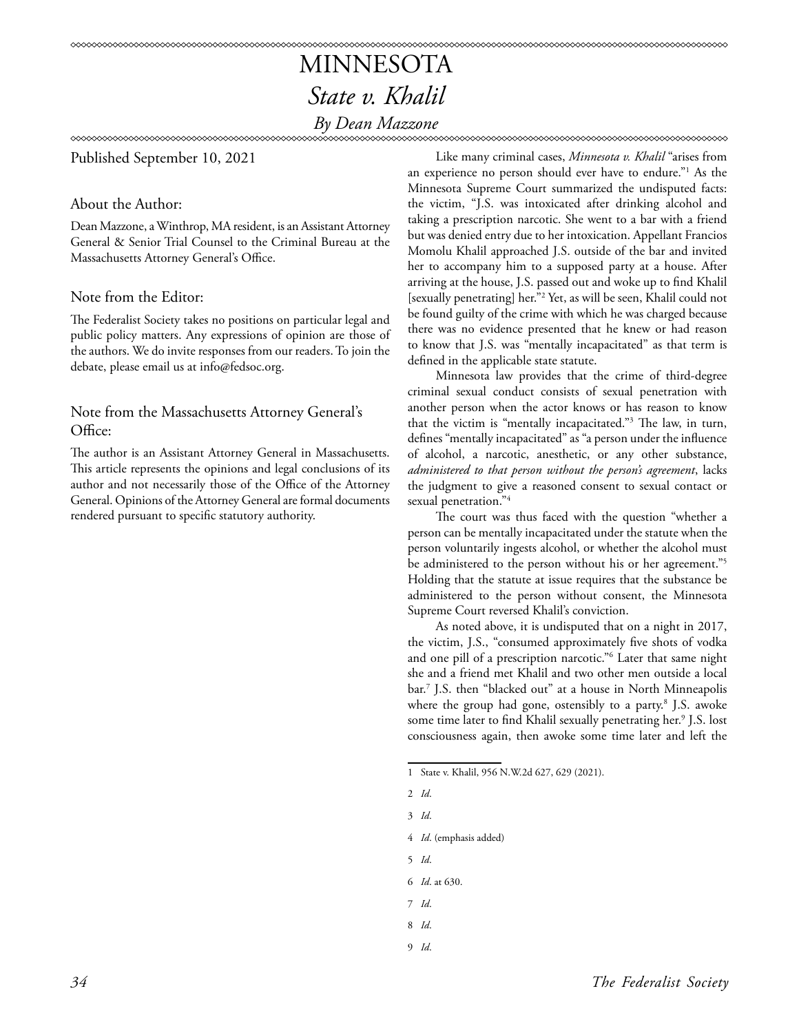# MINNESOTA

## *State v. Khalil*

### *By Dean Mazzone*

Published September 10, 2021

#### About the Author:

Dean Mazzone, a Winthrop, MA resident, is an Assistant Attorney General & Senior Trial Counsel to the Criminal Bureau at the Massachusetts Attorney General's Office.

#### Note from the Editor:

The Federalist Society takes no positions on particular legal and public policy matters. Any expressions of opinion are those of the authors. We do invite responses from our readers. To join the debate, please email us at info@fedsoc.org.

#### Note from the Massachusetts Attorney General's Office:

The author is an Assistant Attorney General in Massachusetts. This article represents the opinions and legal conclusions of its author and not necessarily those of the Office of the Attorney General. Opinions of the Attorney General are formal documents rendered pursuant to specific statutory authority.

Like many criminal cases, *Minnesota v. Khalil* "arises from an experience no person should ever have to endure."[1] As the Minnesota Supreme Court summarized the undisputed facts: the victim, "J.S. was intoxicated after drinking alcohol and taking a prescription narcotic. She went to a bar with a friend but was denied entry due to her intoxication. Appellant Francios Momolu Khalil approached J.S. outside of the bar and invited her to accompany him to a supposed party at a house. After arriving at the house, J.S. passed out and woke up to find Khalil [sexually penetrating] her."[2] Yet, as will be seen, Khalil could not be found guilty of the crime with which he was charged because there was no evidence presented that he knew or had reason to know that J.S. was "mentally incapacitated" as that term is defined in the applicable state statute.

Minnesota law provides that the crime of third-degree criminal sexual conduct consists of sexual penetration with another person when the actor knows or has reason to know that the victim is "mentally incapacitated."[3] The law, in turn, defines "mentally incapacitated" as "a person under the influence of alcohol, a narcotic, anesthetic, or any other substance, *administered to that person without the person's agreement*, lacks the judgment to give a reasoned consent to sexual contact or sexual penetration."[4]

The court was thus faced with the question "whether a person can be mentally incapacitated under the statute when the person voluntarily ingests alcohol, or whether the alcohol must be administered to the person without his or her agreement."[5] Holding that the statute at issue requires that the substance be administered to the person without consent, the Minnesota Supreme Court reversed Khalil's conviction.

As noted above, it is undisputed that on a night in 2017, the victim, J.S., "consumed approximately five shots of vodka and one pill of a prescription narcotic."[6] Later that same night she and a friend met Khalil and two other men outside a local bar.[7] J.S. then "blacked out" at a house in North Minneapolis where the group had gone, ostensibly to a party.[8] J.S. awoke some time later to find Khalil sexually penetrating her.[9] J.S. lost consciousness again, then awoke some time later and left the

1 State v. Khalil, 956 N.W.2d 627, 629 (2021).

2 *Id.*

3 *Id.*

4 *Id.* (emphasis added)

5 *Id.*

6 *Id.* at 630.

7 *Id.*

8 *Id.*

9 *Id.*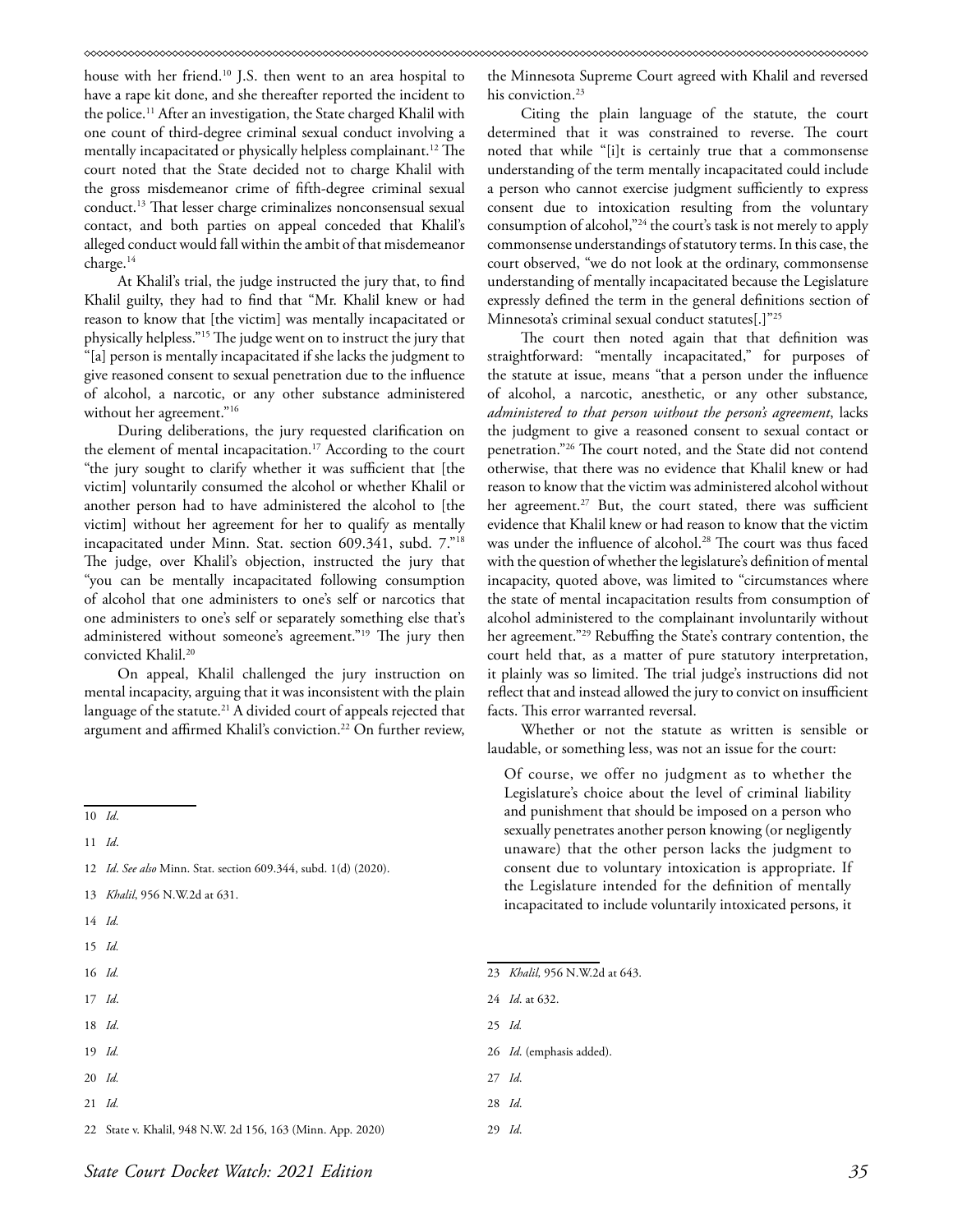house with her friend.[10] J.S. then went to an area hospital to have a rape kit done, and she thereafter reported the incident to the police.[11] After an investigation, the State charged Khalil with one count of third-degree criminal sexual conduct involving a mentally incapacitated or physically helpless complainant.[12] The court noted that the State decided not to charge Khalil with the gross misdemeanor crime of fifth-degree criminal sexual conduct.[13] That lesser charge criminalizes nonconsensual sexual contact, and both parties on appeal conceded that Khalil's alleged conduct would fall within the ambit of that misdemeanor charge.[14]

At Khalil's trial, the judge instructed the jury that, to find Khalil guilty, they had to find that "Mr. Khalil knew or had reason to know that [the victim] was mentally incapacitated or physically helpless."[15] The judge went on to instruct the jury that "[a] person is mentally incapacitated if she lacks the judgment to give reasoned consent to sexual penetration due to the influence of alcohol, a narcotic, or any other substance administered without her agreement."[16]

During deliberations, the jury requested clarification on the element of mental incapacitation.[17] According to the court "the jury sought to clarify whether it was sufficient that [the victim] voluntarily consumed the alcohol or whether Khalil or another person had to have administered the alcohol to [the victim] without her agreement for her to qualify as mentally incapacitated under Minn. Stat. section 609.341, subd. 7."[18] The judge, over Khalil's objection, instructed the jury that "you can be mentally incapacitated following consumption of alcohol that one administers to one's self or narcotics that one administers to one's self or separately something else that's administered without someone's agreement."[19] The jury then convicted Khalil.[20]

On appeal, Khalil challenged the jury instruction on mental incapacity, arguing that it was inconsistent with the plain language of the statute.[21] A divided court of appeals rejected that argument and affirmed Khalil's conviction.[22] On further review, the Minnesota Supreme Court agreed with Khalil and reversed his conviction.[23]

Citing the plain language of the statute, the court determined that it was constrained to reverse. The court noted that while "[i]t is certainly true that a commonsense understanding of the term mentally incapacitated could include a person who cannot exercise judgment sufficiently to express consent due to intoxication resulting from the voluntary consumption of alcohol,"[24] the court's task is not merely to apply commonsense understandings of statutory terms. In this case, the court observed, "we do not look at the ordinary, commonsense understanding of mentally incapacitated because the Legislature expressly defined the term in the general definitions section of Minnesota's criminal sexual conduct statutes[.]"[25]

The court then noted again that that definition was straightforward: "mentally incapacitated," for purposes of the statute at issue, means "that a person under the influence of alcohol, a narcotic, anesthetic, or any other substance, *administered to that person without the person's agreement*, lacks the judgment to give a reasoned consent to sexual contact or penetration."[26] The court noted, and the State did not contend otherwise, that there was no evidence that Khalil knew or had reason to know that the victim was administered alcohol without her agreement.[27] But, the court stated, there was sufficient evidence that Khalil knew or had reason to know that the victim was under the influence of alcohol.[28] The court was thus faced with the question of whether the legislature's definition of mental incapacity, quoted above, was limited to "circumstances where the state of mental incapacitation results from consumption of alcohol administered to the complainant involuntarily without her agreement."[29] Rebuffing the State's contrary contention, the court held that, as a matter of pure statutory interpretation, it plainly was so limited. The trial judge's instructions did not reflect that and instead allowed the jury to convict on insufficient facts. This error warranted reversal.

Whether or not the statute as written is sensible or laudable, or something less, was not an issue for the court:

> Of course, we offer no judgment as to whether the Legislature's choice about the level of criminal liability and punishment that should be imposed on a person who sexually penetrates another person knowing (or negligently unaware) that the other person lacks the judgment to consent due to voluntary intoxication is appropriate. If the Legislature intended for the definition of mentally incapacitated to include voluntarily intoxicated persons, it

---

10 *Id*.

11 *Id*.

12 *Id*. *See also* Minn. Stat. section 609.344, subd. 1(d) (2020).

13 *Khalil*, 956 N.W.2d at 631.

14 *Id.*

15 *Id.*

16 *Id.*

17 *Id*.

18 *Id*.

19 *Id.*

20 *Id.*

21 *Id.*

22 State v. Khalil, 948 N.W. 2d 156, 163 (Minn. App. 2020)

23 *Khalil,* 956 N.W.2d at 643.

24 *Id*. at 632.

25 *Id.*

26 *Id*. (emphasis added).

27 *Id.*

28 *Id*.

29 *Id*.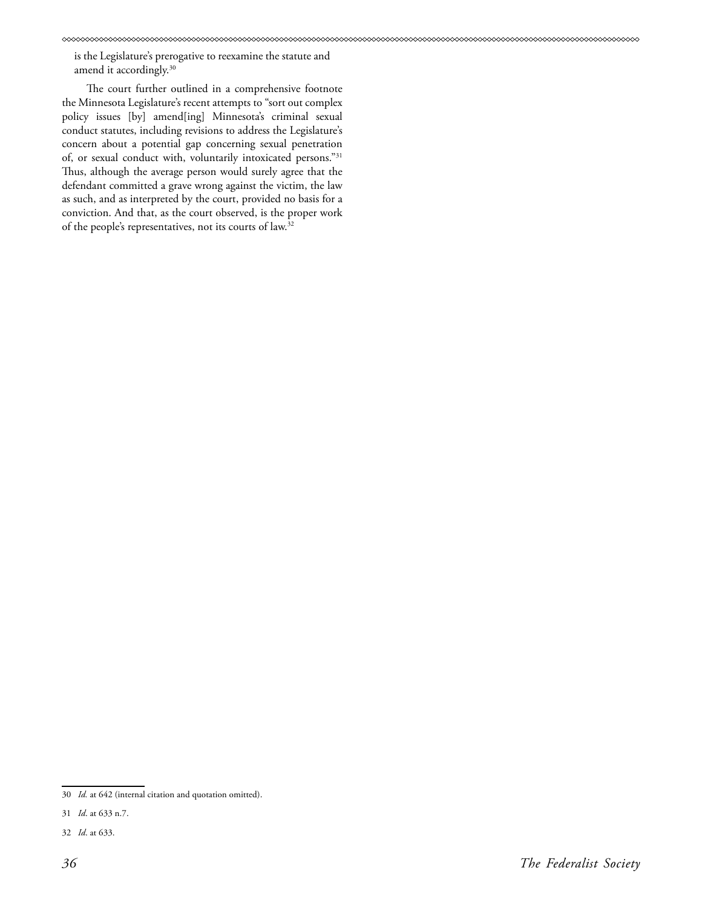is the Legislature's prerogative to reexamine the statute and amend it accordingly.[30]

The court further outlined in a comprehensive footnote the Minnesota Legislature's recent attempts to "sort out complex policy issues [by] amend[ing] Minnesota's criminal sexual conduct statutes, including revisions to address the Legislature's concern about a potential gap concerning sexual penetration of, or sexual conduct with, voluntarily intoxicated persons."[31] Thus, although the average person would surely agree that the defendant committed a grave wrong against the victim, the law as such, and as interpreted by the court, provided no basis for a conviction. And that, as the court observed, is the proper work of the people's representatives, not its courts of law.[32]

---

30 *Id.* at 642 (internal citation and quotation omitted).

31 *Id*. at 633 n.7.

32 *Id*. at 633.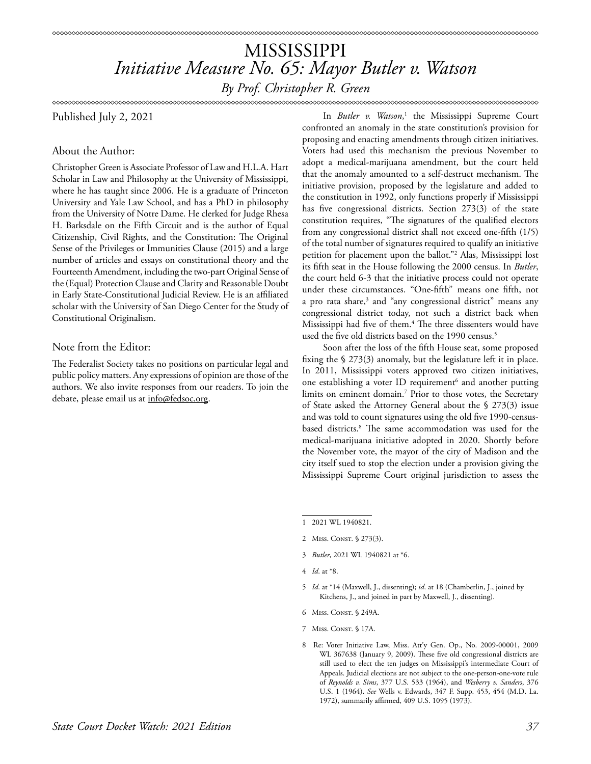# MISSISSIPPI

## *Initiative Measure No. 65: Mayor Butler v. Watson*

*By Prof. Christopher R. Green*

Published July 2, 2021

### About the Author:

Christopher Green is Associate Professor of Law and H.L.A. Hart Scholar in Law and Philosophy at the University of Mississippi, where he has taught since 2006. He is a graduate of Princeton University and Yale Law School, and has a PhD in philosophy from the University of Notre Dame. He clerked for Judge Rhesa H. Barksdale on the Fifth Circuit and is the author of Equal Citizenship, Civil Rights, and the Constitution: The Original Sense of the Privileges or Immunities Clause (2015) and a large number of articles and essays on constitutional theory and the Fourteenth Amendment, including the two-part Original Sense of the (Equal) Protection Clause and Clarity and Reasonable Doubt in Early State-Constitutional Judicial Review. He is an affiliated scholar with the University of San Diego Center for the Study of Constitutional Originalism.

### Note from the Editor:

The Federalist Society takes no positions on particular legal and public policy matters. Any expressions of opinion are those of the authors. We also invite responses from our readers. To join the debate, please email us at info@fedsoc.org.

In *Butler v. Watson*,[1] the Mississippi Supreme Court confronted an anomaly in the state constitution's provision for proposing and enacting amendments through citizen initiatives. Voters had used this mechanism the previous November to adopt a medical-marijuana amendment, but the court held that the anomaly amounted to a self-destruct mechanism. The initiative provision, proposed by the legislature and added to the constitution in 1992, only functions properly if Mississippi has five congressional districts. Section 273(3) of the state constitution requires, "The signatures of the qualified electors from any congressional district shall not exceed one-fifth (1/5) of the total number of signatures required to qualify an initiative petition for placement upon the ballot."[2] Alas, Mississippi lost its fifth seat in the House following the 2000 census. In *Butler*, the court held 6-3 that the initiative process could not operate under these circumstances. "One-fifth" means one fifth, not a pro rata share,[3] and "any congressional district" means any congressional district today, not such a district back when Mississippi had five of them.[4] The three dissenters would have used the five old districts based on the 1990 census.[5]

Soon after the loss of the fifth House seat, some proposed fixing the § 273(3) anomaly, but the legislature left it in place. In 2011, Mississippi voters approved two citizen initiatives, one establishing a voter ID requirement[6] and another putting limits on eminent domain.[7] Prior to those votes, the Secretary of State asked the Attorney General about the § 273(3) issue and was told to count signatures using the old five 1990-census-based districts.[8] The same accommodation was used for the medical-marijuana initiative adopted in 2020. Shortly before the November vote, the mayor of the city of Madison and the city itself sued to stop the election under a provision giving the Mississippi Supreme Court original jurisdiction to assess the

---

1 2021 WL 1940821.

2 Miss. Const. § 273(3).

3 *Butler*, 2021 WL 1940821 at *6.

4 *Id*. at *8.

5 *Id*. at *14 (Maxwell, J., dissenting); *id*. at 18 (Chamberlin, J., joined by Kitchens, J., and joined in part by Maxwell, J., dissenting).

6 Miss. Const. § 249A.

7 Miss. Const. § 17A.

8 Re: Voter Initiative Law, Miss. Att'y Gen. Op., No. 2009-00001, 2009 WL 367638 (January 9, 2009). These five old congressional districts are still used to elect the ten judges on Mississippi's intermediate Court of Appeals. Judicial elections are not subject to the one-person-one-vote rule of *Reynolds v. Sims*, 377 U.S. 533 (1964), and *Wesberry v. Sanders*, 376 U.S. 1 (1964). *See* Wells v. Edwards, 347 F. Supp. 453, 454 (M.D. La. 1972), summarily affirmed, 409 U.S. 1095 (1973).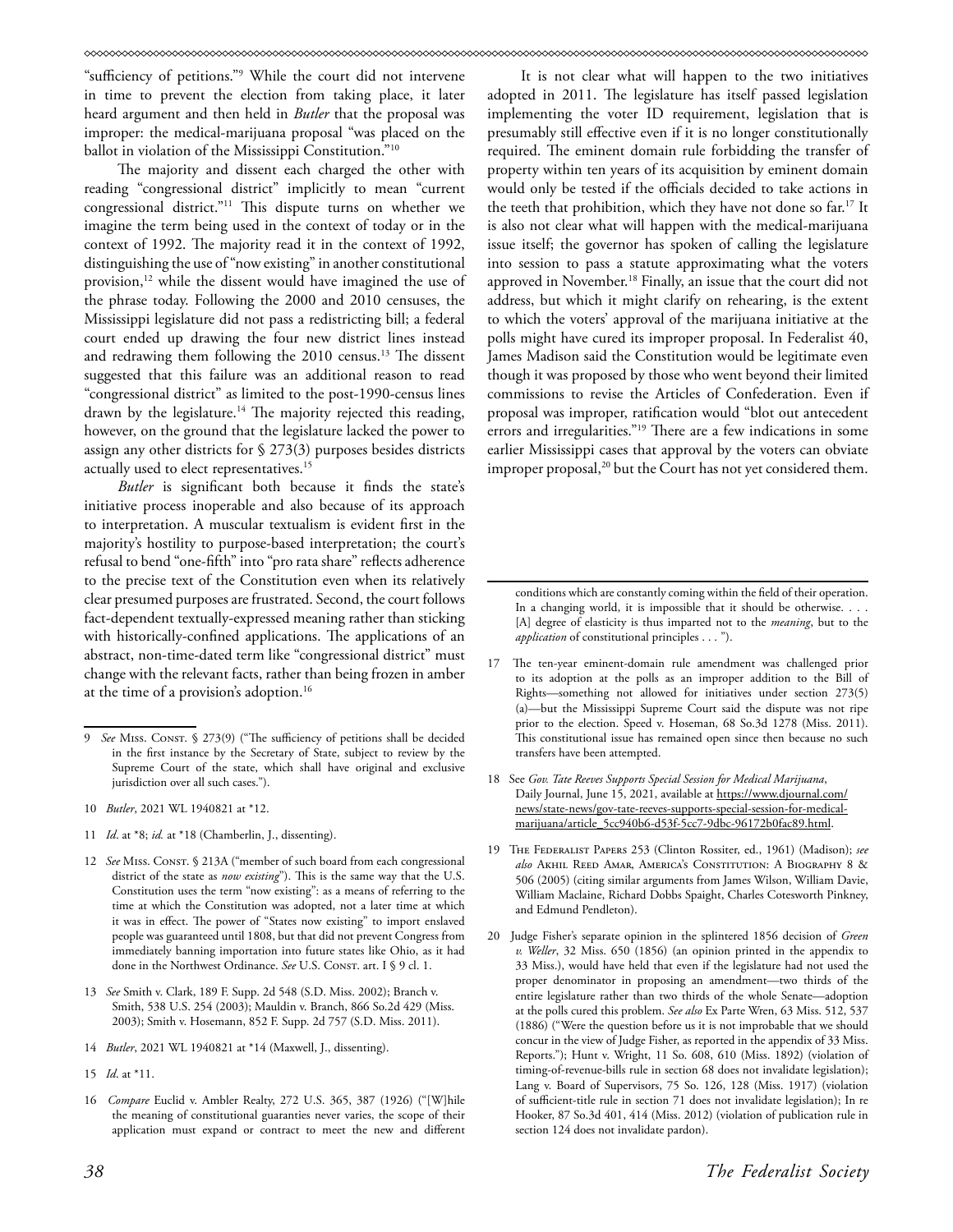"sufficiency of petitions."[9] While the court did not intervene in time to prevent the election from taking place, it later heard argument and then held in *Butler* that the proposal was improper: the medical-marijuana proposal "was placed on the ballot in violation of the Mississippi Constitution."[10]

The majority and dissent each charged the other with reading "congressional district" implicitly to mean "current congressional district."[11] This dispute turns on whether we imagine the term being used in the context of today or in the context of 1992. The majority read it in the context of 1992, distinguishing the use of "now existing" in another constitutional provision,[12] while the dissent would have imagined the use of the phrase today. Following the 2000 and 2010 censuses, the Mississippi legislature did not pass a redistricting bill; a federal court ended up drawing the four new district lines instead and redrawing them following the 2010 census.[13] The dissent suggested that this failure was an additional reason to read "congressional district" as limited to the post-1990-census lines drawn by the legislature.[14] The majority rejected this reading, however, on the ground that the legislature lacked the power to assign any other districts for § 273(3) purposes besides districts actually used to elect representatives.[15]

*Butler* is significant both because it finds the state's initiative process inoperable and also because of its approach to interpretation. A muscular textualism is evident first in the majority's hostility to purpose-based interpretation; the court's refusal to bend "one-fifth" into "pro rata share" reflects adherence to the precise text of the Constitution even when its relatively clear presumed purposes are frustrated. Second, the court follows fact-dependent textually-expressed meaning rather than sticking with historically-confined applications. The applications of an abstract, non-time-dated term like "congressional district" must change with the relevant facts, rather than being frozen in amber at the time of a provision's adoption.[16]

It is not clear what will happen to the two initiatives adopted in 2011. The legislature has itself passed legislation implementing the voter ID requirement, legislation that is presumably still effective even if it is no longer constitutionally required. The eminent domain rule forbidding the transfer of property within ten years of its acquisition by eminent domain would only be tested if the officials decided to take actions in the teeth that prohibition, which they have not done so far.[17] It is also not clear what will happen with the medical-marijuana issue itself; the governor has spoken of calling the legislature into session to pass a statute approximating what the voters approved in November.[18] Finally, an issue that the court did not address, but which it might clarify on rehearing, is the extent to which the voters' approval of the marijuana initiative at the polls might have cured its improper proposal. In Federalist 40, James Madison said the Constitution would be legitimate even though it was proposed by those who went beyond their limited commissions to revise the Articles of Confederation. Even if proposal was improper, ratification would "blot out antecedent errors and irregularities."[19] There are a few indications in some earlier Mississippi cases that approval by the voters can obviate improper proposal,[20] but the Court has not yet considered them.

---

9 *See* Miss. Const. § 273(9) ("The sufficiency of petitions shall be decided in the first instance by the Secretary of State, subject to review by the Supreme Court of the state, which shall have original and exclusive jurisdiction over all such cases.").

10 *Butler*, 2021 WL 1940821 at *12.

11 *Id*. at *8; *id.* at *18 (Chamberlin, J., dissenting).

12 *See* Miss. Const. § 213A ("member of such board from each congressional district of the state as *now existing*"). This is the same way that the U.S. Constitution uses the term "now existing": as a means of referring to the time at which the Constitution was adopted, not a later time at which it was in effect. The power of "States now existing" to import enslaved people was guaranteed until 1808, but that did not prevent Congress from immediately banning importation into future states like Ohio, as it had done in the Northwest Ordinance. *See* U.S. Const. art. I § 9 cl. 1.

13 *See* Smith v. Clark, 189 F. Supp. 2d 548 (S.D. Miss. 2002); Branch v. Smith, 538 U.S. 254 (2003); Mauldin v. Branch, 866 So.2d 429 (Miss. 2003); Smith v. Hosemann, 852 F. Supp. 2d 757 (S.D. Miss. 2011).

14 *Butler*, 2021 WL 1940821 at *14 (Maxwell, J., dissenting).

15 *Id*. at *11.

16 *Compare* Euclid v. Ambler Realty, 272 U.S. 365, 387 (1926) ("[W]hile the meaning of constitutional guaranties never varies, the scope of their application must expand or contract to meet the new and different conditions which are constantly coming within the field of their operation. In a changing world, it is impossible that it should be otherwise. . . . [A] degree of elasticity is thus imparted not to the *meaning*, but to the *application* of constitutional principles . . . ").

17 The ten-year eminent-domain rule amendment was challenged prior to its adoption at the polls as an improper addition to the Bill of Rights—something not allowed for initiatives under section 273(5)(a)—but the Mississippi Supreme Court said the dispute was not ripe prior to the election. Speed v. Hoseman, 68 So.3d 1278 (Miss. 2011). This constitutional issue has remained open since then because no such transfers have been attempted.

18 See *Gov. Tate Reeves Supports Special Session for Medical Marijuana*, Daily Journal, June 15, 2021, available at https://www.djournal.com/news/state-news/gov-tate-reeves-supports-special-session-for-medical-marijuana/article_5cc940b6-d53f-5cc7-9dbc-96172b0fac89.html.

19 The Federalist Papers 253 (Clinton Rossiter, ed., 1961) (Madison); *see also* Akhil Reed Amar, America's Constitution: A Biography 8 & 506 (2005) (citing similar arguments from James Wilson, William Davie, William Maclaine, Richard Dobbs Spaight, Charles Cotesworth Pinkney, and Edmund Pendleton).

20 Judge Fisher's separate opinion in the splintered 1856 decision of *Green v. Weller*, 32 Miss. 650 (1856) (an opinion printed in the appendix to 33 Miss.), would have held that even if the legislature had not used the proper denominator in proposing an amendment—two thirds of the entire legislature rather than two thirds of the whole Senate—adoption at the polls cured this problem. *See also* Ex Parte Wren, 63 Miss. 512, 537 (1886) ("Were the question before us it is not improbable that we should concur in the view of Judge Fisher, as reported in the appendix of 33 Miss. Reports."); Hunt v. Wright, 11 So. 608, 610 (Miss. 1892) (violation of timing-of-revenue-bills rule in section 68 does not invalidate legislation); Lang v. Board of Supervisors, 75 So. 126, 128 (Miss. 1917) (violation of sufficient-title rule in section 71 does not invalidate legislation); In re Hooker, 87 So.3d 401, 414 (Miss. 2012) (violation of publication rule in section 124 does not invalidate pardon).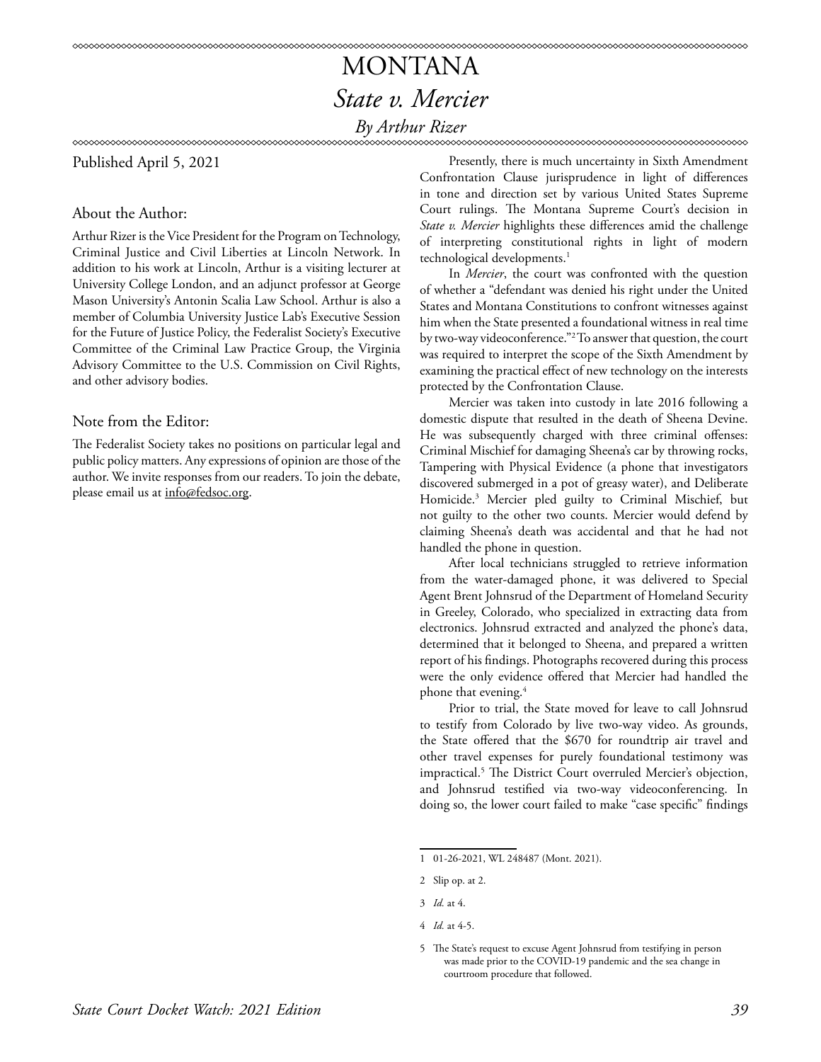# MONTANA

## *State v. Mercier*

### *By Arthur Rizer*

Published April 5, 2021

About the Author:

Arthur Rizer is the Vice President for the Program on Technology, Criminal Justice and Civil Liberties at Lincoln Network. In addition to his work at Lincoln, Arthur is a visiting lecturer at University College London, and an adjunct professor at George Mason University's Antonin Scalia Law School. Arthur is also a member of Columbia University Justice Lab's Executive Session for the Future of Justice Policy, the Federalist Society's Executive Committee of the Criminal Law Practice Group, the Virginia Advisory Committee to the U.S. Commission on Civil Rights, and other advisory bodies.

Note from the Editor:

The Federalist Society takes no positions on particular legal and public policy matters. Any expressions of opinion are those of the author. We invite responses from our readers. To join the debate, please email us at info@fedsoc.org.

Presently, there is much uncertainty in Sixth Amendment Confrontation Clause jurisprudence in light of differences in tone and direction set by various United States Supreme Court rulings. The Montana Supreme Court's decision in *State v. Mercier* highlights these differences amid the challenge of interpreting constitutional rights in light of modern technological developments.[1]

In *Mercier*, the court was confronted with the question of whether a "defendant was denied his right under the United States and Montana Constitutions to confront witnesses against him when the State presented a foundational witness in real time by two-way videoconference."[2] To answer that question, the court was required to interpret the scope of the Sixth Amendment by examining the practical effect of new technology on the interests protected by the Confrontation Clause.

Mercier was taken into custody in late 2016 following a domestic dispute that resulted in the death of Sheena Devine. He was subsequently charged with three criminal offenses: Criminal Mischief for damaging Sheena's car by throwing rocks, Tampering with Physical Evidence (a phone that investigators discovered submerged in a pot of greasy water), and Deliberate Homicide.[3] Mercier pled guilty to Criminal Mischief, but not guilty to the other two counts. Mercier would defend by claiming Sheena's death was accidental and that he had not handled the phone in question.

After local technicians struggled to retrieve information from the water-damaged phone, it was delivered to Special Agent Brent Johnsrud of the Department of Homeland Security in Greeley, Colorado, who specialized in extracting data from electronics. Johnsrud extracted and analyzed the phone's data, determined that it belonged to Sheena, and prepared a written report of his findings. Photographs recovered during this process were the only evidence offered that Mercier had handled the phone that evening.[4]

Prior to trial, the State moved for leave to call Johnsrud to testify from Colorado by live two-way video. As grounds, the State offered that the $670 for roundtrip air travel and other travel expenses for purely foundational testimony was impractical.[5] The District Court overruled Mercier's objection, and Johnsrud testified via two-way videoconferencing. In doing so, the lower court failed to make "case specific" findings

---

1 01-26-2021, WL 248487 (Mont. 2021).

2 Slip op. at 2.

3 *Id.* at 4.

4 *Id.* at 4-5.

5 The State's request to excuse Agent Johnsrud from testifying in person was made prior to the COVID-19 pandemic and the sea change in courtroom procedure that followed.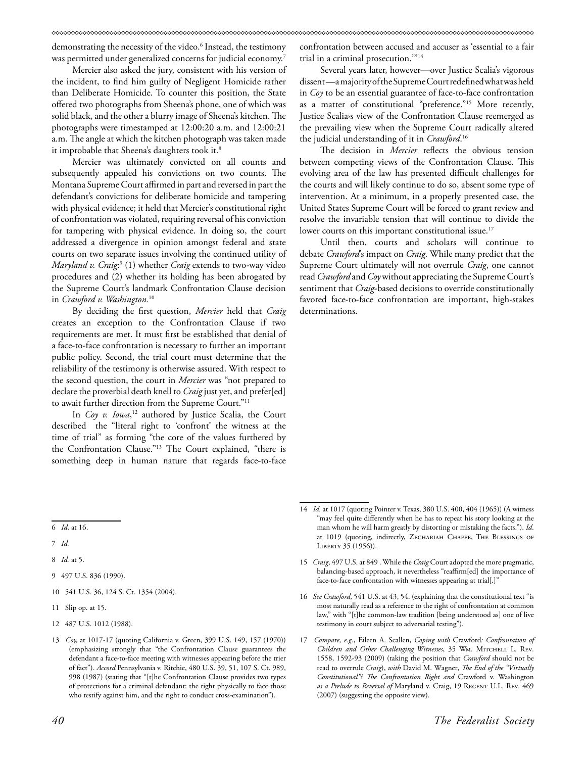demonstrating the necessity of the video.[6] Instead, the testimony was permitted under generalized concerns for judicial economy.[7]

Mercier also asked the jury, consistent with his version of the incident, to find him guilty of Negligent Homicide rather than Deliberate Homicide. To counter this position, the State offered two photographs from Sheena's phone, one of which was solid black, and the other a blurry image of Sheena's kitchen. The photographs were timestamped at 12:00:20 a.m. and 12:00:21 a.m. The angle at which the kitchen photograph was taken made it improbable that Sheena's daughters took it.[8]

Mercier was ultimately convicted on all counts and subsequently appealed his convictions on two counts. The Montana Supreme Court affirmed in part and reversed in part the defendant's convictions for deliberate homicide and tampering with physical evidence; it held that Mercier's constitutional right of confrontation was violated, requiring reversal of his conviction for tampering with physical evidence. In doing so, the court addressed a divergence in opinion amongst federal and state courts on two separate issues involving the continued utility of *Maryland v. Craig*:[9] (1) whether *Craig* extends to two-way video procedures and (2) whether its holding has been abrogated by the Supreme Court's landmark Confrontation Clause decision in *Crawford v. Washington.*[10]

By deciding the first question, *Mercier* held that *Craig* creates an exception to the Confrontation Clause if two requirements are met. It must first be established that denial of a face-to-face confrontation is necessary to further an important public policy. Second, the trial court must determine that the reliability of the testimony is otherwise assured. With respect to the second question, the court in *Mercier* was "not prepared to declare the proverbial death knell to *Craig* just yet, and prefer[ed] to await further direction from the Supreme Court."[11]

In *Coy v. Iowa*,[12] authored by Justice Scalia, the Court described the "literal right to 'confront' the witness at the time of trial" as forming "the core of the values furthered by the Confrontation Clause."[13] The Court explained, "there is something deep in human nature that regards face-to-face confrontation between accused and accuser as 'essential to a fair trial in a criminal prosecution.'"[14]

Several years later, however—over Justice Scalia's vigorous dissent—a majority of the Supreme Court redefined what was held in *Coy* to be an essential guarantee of face-to-face confrontation as a matter of constitutional "preference."[15] More recently, Justice Scalia›s view of the Confrontation Clause reemerged as the prevailing view when the Supreme Court radically altered the judicial understanding of it in *Crawford*.[16]

The decision in *Mercier* reflects the obvious tension between competing views of the Confrontation Clause. This evolving area of the law has presented difficult challenges for the courts and will likely continue to do so, absent some type of intervention. At a minimum, in a properly presented case, the United States Supreme Court will be forced to grant review and resolve the invariable tension that will continue to divide the lower courts on this important constitutional issue.[17]

Until then, courts and scholars will continue to debate *Crawford*'s impact on *Craig*. While many predict that the Supreme Court ultimately will not overrule *Craig*, one cannot read *Crawford* and *Coy* without appreciating the Supreme Court's sentiment that *Craig*-based decisions to override constitutionally favored face-to-face confrontation are important, high-stakes determinations.

---

6 *Id.* at 16.

7 *Id.*

8 *Id.* at 5.

9 497 U.S. 836 (1990).

10 541 U.S. 36, 124 S. Ct. 1354 (2004).

11 Slip op. at 15.

12 487 U.S. 1012 (1988).

13 *Coy,* at 1017-17 (quoting California v. Green, 399 U.S. 149, 157 (1970)) (emphasizing strongly that "the Confrontation Clause guarantees the defendant a face-to-face meeting with witnesses appearing before the trier of fact"). *Accord* Pennsylvania v. Ritchie, 480 U.S. 39, 51, 107 S. Ct. 989, 998 (1987) (stating that "[t]he Confrontation Clause provides two types of protections for a criminal defendant: the right physically to face those who testify against him, and the right to conduct cross-examination").

14 *Id.* at 1017 (quoting Pointer v. Texas, 380 U.S. 400, 404 (1965)) (A witness "may feel quite differently when he has to repeat his story looking at the man whom he will harm greatly by distorting or mistaking the facts."). *Id*. at 1019 (quoting, indirectly, Zechariah Chafee, The Blessings of Liberty 35 (1956)).

15 *Craig*, 497 U.S. at 849 . While the *Craig* Court adopted the more pragmatic, balancing-based approach, it nevertheless "reaffirm[ed] the importance of face-to-face confrontation with witnesses appearing at trial[.]"

16 *See Crawford*, 541 U.S. at 43, 54. (explaining that the constitutional text "is most naturally read as a reference to the right of confrontation at common law," with "[t]he common-law tradition [being understood as] one of live testimony in court subject to adversarial testing").

17 *Compare, e.g.*, Eileen A. Scallen, *Coping with* Crawford*: Confrontation of Children and Other Challenging Witnesses*, 35 Wm. Mitchell L. Rev. 1558, 1592-93 (2009) (taking the position that *Crawford* should not be read to overrule *Craig*), *with* David M. Wagner, *The End of the "Virtually Constitutional"? The Confrontation Right and* Crawford v. Washington *as a Prelude to Reversal of* Maryland v. Craig, 19 Regent U.L. Rev. 469 (2007) (suggesting the opposite view).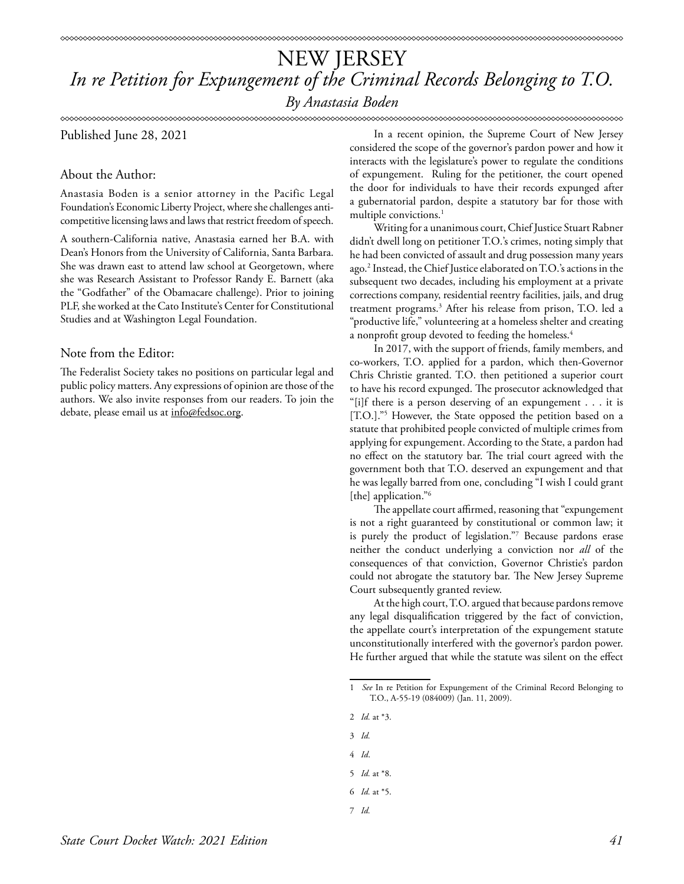# NEW JERSEY

## *In re Petition for Expungement of the Criminal Records Belonging to T.O.*

*By Anastasia Boden*

Published June 28, 2021

### About the Author:

Anastasia Boden is a senior attorney in the Pacific Legal Foundation's Economic Liberty Project, where she challenges anti-competitive licensing laws and laws that restrict freedom of speech.

A southern-California native, Anastasia earned her B.A. with Dean's Honors from the University of California, Santa Barbara. She was drawn east to attend law school at Georgetown, where she was Research Assistant to Professor Randy E. Barnett (aka the "Godfather" of the Obamacare challenge). Prior to joining PLF, she worked at the Cato Institute's Center for Constitutional Studies and at Washington Legal Foundation.

### Note from the Editor:

The Federalist Society takes no positions on particular legal and public policy matters. Any expressions of opinion are those of the authors. We also invite responses from our readers. To join the debate, please email us at info@fedsoc.org.

In a recent opinion, the Supreme Court of New Jersey considered the scope of the governor's pardon power and how it interacts with the legislature's power to regulate the conditions of expungement. Ruling for the petitioner, the court opened the door for individuals to have their records expunged after a gubernatorial pardon, despite a statutory bar for those with multiple convictions.[1]

Writing for a unanimous court, Chief Justice Stuart Rabner didn't dwell long on petitioner T.O.'s crimes, noting simply that he had been convicted of assault and drug possession many years ago.[2] Instead, the Chief Justice elaborated on T.O.'s actions in the subsequent two decades, including his employment at a private corrections company, residential reentry facilities, jails, and drug treatment programs.[3] After his release from prison, T.O. led a "productive life," volunteering at a homeless shelter and creating a nonprofit group devoted to feeding the homeless.[4]

In 2017, with the support of friends, family members, and co-workers, T.O. applied for a pardon, which then-Governor Chris Christie granted. T.O. then petitioned a superior court to have his record expunged. The prosecutor acknowledged that "[i]f there is a person deserving of an expungement . . . it is [T.O.]."[5] However, the State opposed the petition based on a statute that prohibited people convicted of multiple crimes from applying for expungement. According to the State, a pardon had no effect on the statutory bar. The trial court agreed with the government both that T.O. deserved an expungement and that he was legally barred from one, concluding "I wish I could grant [the] application."[6]

The appellate court affirmed, reasoning that "expungement is not a right guaranteed by constitutional or common law; it is purely the product of legislation."[7] Because pardons erase neither the conduct underlying a conviction nor *all* of the consequences of that conviction, Governor Christie's pardon could not abrogate the statutory bar. The New Jersey Supreme Court subsequently granted review.

At the high court, T.O. argued that because pardons remove any legal disqualification triggered by the fact of conviction, the appellate court's interpretation of the expungement statute unconstitutionally interfered with the governor's pardon power. He further argued that while the statute was silent on the effect

---

1 *See* In re Petition for Expungement of the Criminal Record Belonging to T.O., A-55-19 (084009) (Jan. 11, 2009).

2 *Id.* at *3.

3 *Id.*

4 *Id.*

5 *Id.* at *8.

6 *Id.* at *5.

7 *Id.*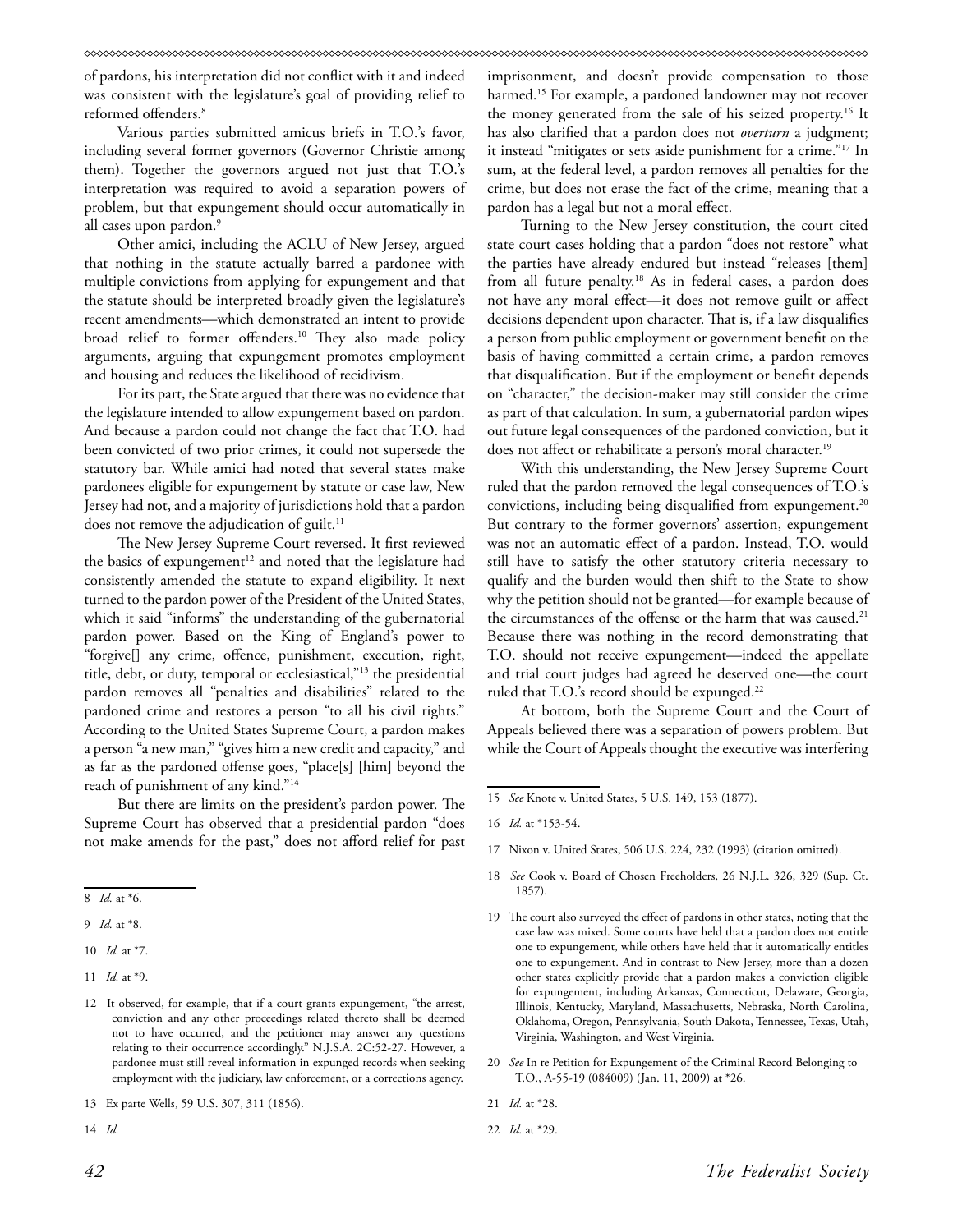of pardons, his interpretation did not conflict with it and indeed was consistent with the legislature's goal of providing relief to reformed offenders.[8]

Various parties submitted amicus briefs in T.O.'s favor, including several former governors (Governor Christie among them). Together the governors argued not just that T.O.'s interpretation was required to avoid a separation powers of problem, but that expungement should occur automatically in all cases upon pardon.[9]

Other amici, including the ACLU of New Jersey, argued that nothing in the statute actually barred a pardonee with multiple convictions from applying for expungement and that the statute should be interpreted broadly given the legislature's recent amendments—which demonstrated an intent to provide broad relief to former offenders.[10] They also made policy arguments, arguing that expungement promotes employment and housing and reduces the likelihood of recidivism.

For its part, the State argued that there was no evidence that the legislature intended to allow expungement based on pardon. And because a pardon could not change the fact that T.O. had been convicted of two prior crimes, it could not supersede the statutory bar. While amici had noted that several states make pardonees eligible for expungement by statute or case law, New Jersey had not, and a majority of jurisdictions hold that a pardon does not remove the adjudication of guilt.[11]

The New Jersey Supreme Court reversed. It first reviewed the basics of expungement[12] and noted that the legislature had consistently amended the statute to expand eligibility. It next turned to the pardon power of the President of the United States, which it said "informs" the understanding of the gubernatorial pardon power. Based on the King of England's power to "forgive[] any crime, offence, punishment, execution, right, title, debt, or duty, temporal or ecclesiastical,"[13] the presidential pardon removes all "penalties and disabilities" related to the pardoned crime and restores a person "to all his civil rights." According to the United States Supreme Court, a pardon makes a person "a new man," "gives him a new credit and capacity," and as far as the pardoned offense goes, "place[s] [him] beyond the reach of punishment of any kind."[14]

But there are limits on the president's pardon power. The Supreme Court has observed that a presidential pardon "does not make amends for the past," does not afford relief for past imprisonment, and doesn't provide compensation to those harmed.[15] For example, a pardoned landowner may not recover the money generated from the sale of his seized property.[16] It has also clarified that a pardon does not *overturn* a judgment; it instead "mitigates or sets aside punishment for a crime."[17] In sum, at the federal level, a pardon removes all penalties for the crime, but does not erase the fact of the crime, meaning that a pardon has a legal but not a moral effect.

Turning to the New Jersey constitution, the court cited state court cases holding that a pardon "does not restore" what the parties have already endured but instead "releases [them] from all future penalty.[18] As in federal cases, a pardon does not have any moral effect—it does not remove guilt or affect decisions dependent upon character. That is, if a law disqualifies a person from public employment or government benefit on the basis of having committed a certain crime, a pardon removes that disqualification. But if the employment or benefit depends on "character," the decision-maker may still consider the crime as part of that calculation. In sum, a gubernatorial pardon wipes out future legal consequences of the pardoned conviction, but it does not affect or rehabilitate a person's moral character.[19]

With this understanding, the New Jersey Supreme Court ruled that the pardon removed the legal consequences of T.O.'s convictions, including being disqualified from expungement.[20] But contrary to the former governors' assertion, expungement was not an automatic effect of a pardon. Instead, T.O. would still have to satisfy the other statutory criteria necessary to qualify and the burden would then shift to the State to show why the petition should not be granted—for example because of the circumstances of the offense or the harm that was caused.[21] Because there was nothing in the record demonstrating that T.O. should not receive expungement—indeed the appellate and trial court judges had agreed he deserved one—the court ruled that T.O.'s record should be expunged.[22]

At bottom, both the Supreme Court and the Court of Appeals believed there was a separation of powers problem. But while the Court of Appeals thought the executive was interfering

---

8 *Id.* at *6.

9 *Id.* at *8.

10 *Id.* at *7.

11 *Id.* at *9.

12 It observed, for example, that if a court grants expungement, "the arrest, conviction and any other proceedings related thereto shall be deemed not to have occurred, and the petitioner may answer any questions relating to their occurrence accordingly." N.J.S.A. 2C:52-27. However, a pardonee must still reveal information in expunged records when seeking employment with the judiciary, law enforcement, or a corrections agency.

13 Ex parte Wells, 59 U.S. 307, 311 (1856).

14 *Id.*

15 *See* Knote v. United States, 5 U.S. 149, 153 (1877).

16 *Id.* at *153-54.

17 Nixon v. United States, 506 U.S. 224, 232 (1993) (citation omitted).

18 *See* Cook v. Board of Chosen Freeholders, 26 N.J.L. 326, 329 (Sup. Ct. 1857).

19 The court also surveyed the effect of pardons in other states, noting that the case law was mixed. Some courts have held that a pardon does not entitle one to expungement, while others have held that it automatically entitles one to expungement. And in contrast to New Jersey, more than a dozen other states explicitly provide that a pardon makes a conviction eligible for expungement, including Arkansas, Connecticut, Delaware, Georgia, Illinois, Kentucky, Maryland, Massachusetts, Nebraska, North Carolina, Oklahoma, Oregon, Pennsylvania, South Dakota, Tennessee, Texas, Utah, Virginia, Washington, and West Virginia.

20 *See* In re Petition for Expungement of the Criminal Record Belonging to T.O., A-55-19 (084009) (Jan. 11, 2009) at *26.

21 *Id.* at *28.

22 *Id.* at *29.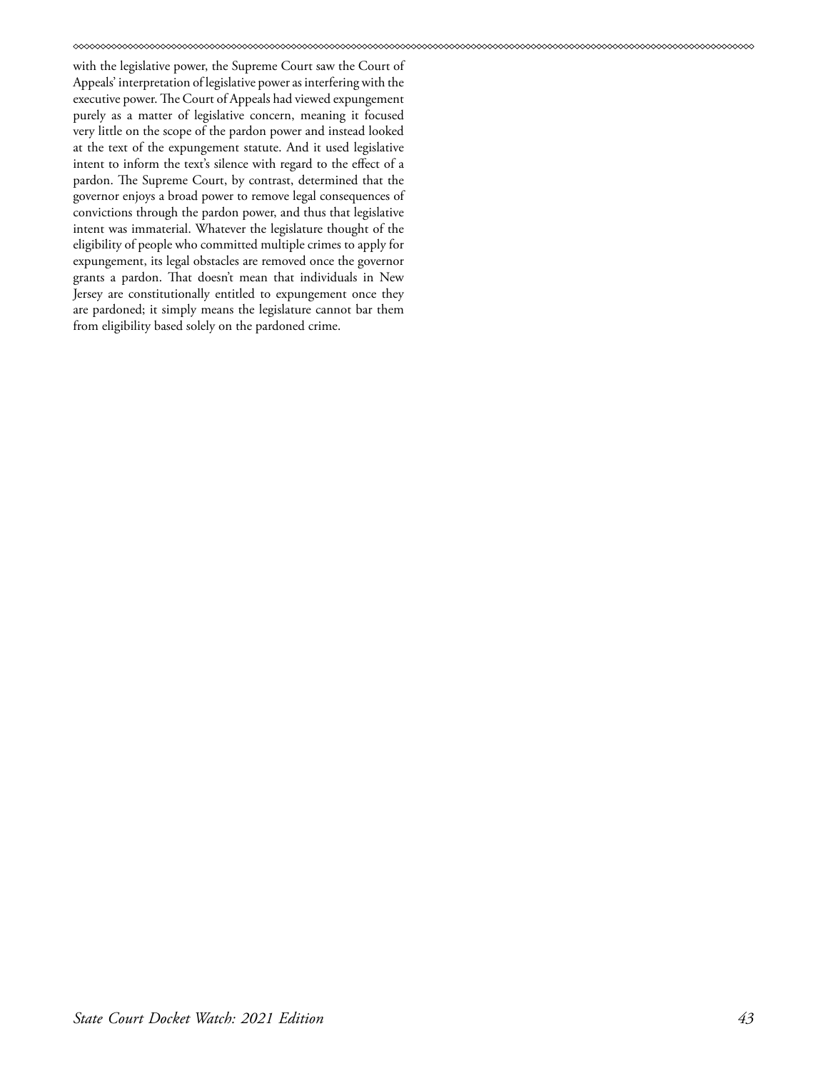with the legislative power, the Supreme Court saw the Court of Appeals' interpretation of legislative power as interfering with the executive power. The Court of Appeals had viewed expungement purely as a matter of legislative concern, meaning it focused very little on the scope of the pardon power and instead looked at the text of the expungement statute. And it used legislative intent to inform the text's silence with regard to the effect of a pardon. The Supreme Court, by contrast, determined that the governor enjoys a broad power to remove legal consequences of convictions through the pardon power, and thus that legislative intent was immaterial. Whatever the legislature thought of the eligibility of people who committed multiple crimes to apply for expungement, its legal obstacles are removed once the governor grants a pardon. That doesn't mean that individuals in New Jersey are constitutionally entitled to expungement once they are pardoned; it simply means the legislature cannot bar them from eligibility based solely on the pardoned crime.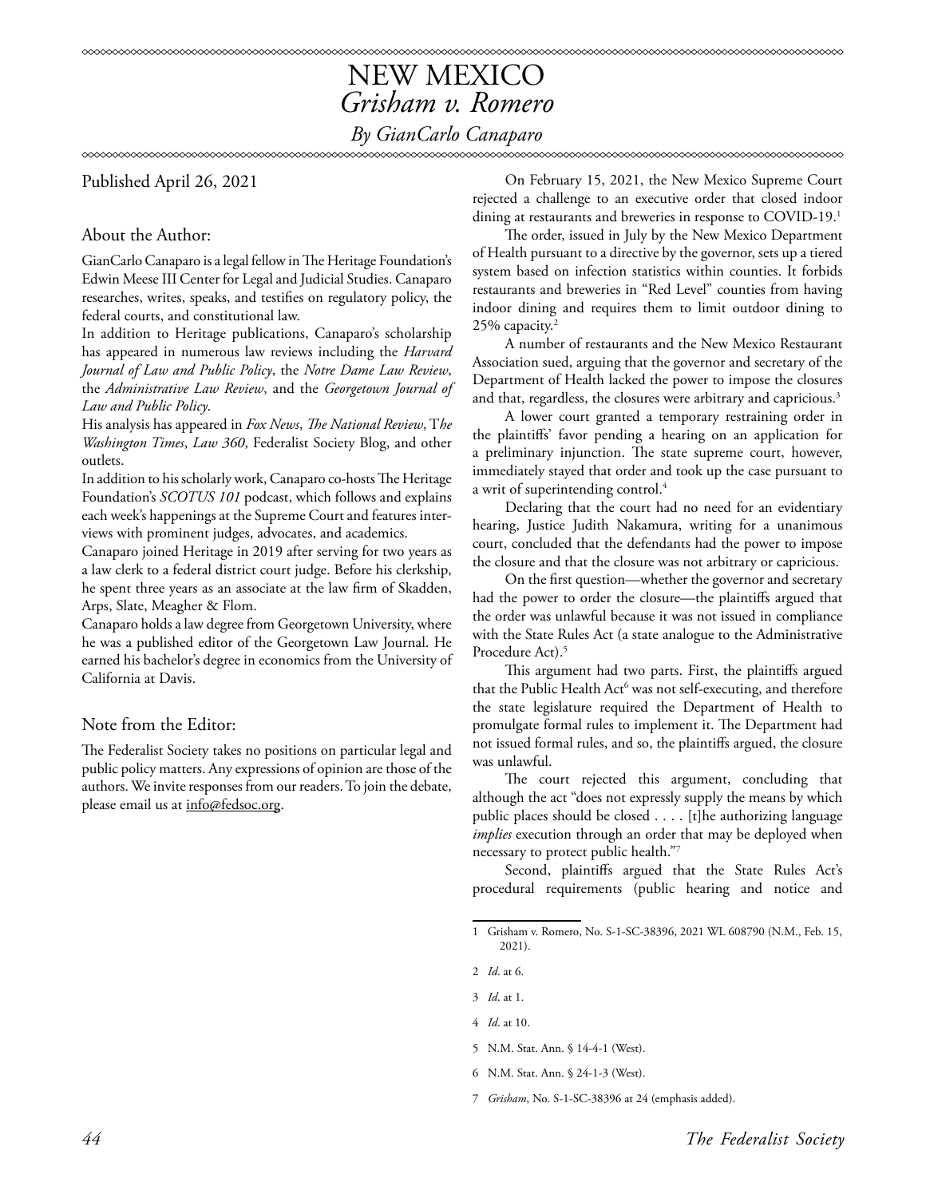# NEW MEXICO
## *Grisham v. Romero*

*By GianCarlo Canaparo*

Published April 26, 2021

### About the Author:

GianCarlo Canaparo is a legal fellow in The Heritage Foundation's Edwin Meese III Center for Legal and Judicial Studies. Canaparo researches, writes, speaks, and testifies on regulatory policy, the federal courts, and constitutional law.

In addition to Heritage publications, Canaparo's scholarship has appeared in numerous law reviews including the *Harvard Journal of Law and Public Policy*, the *Notre Dame Law Review*, the *Administrative Law Review*, and the *Georgetown Journal of Law and Public Policy*.

His analysis has appeared in *Fox News*, *The National Review*, T*he Washington Times*, *Law 360*, Federalist Society Blog, and other outlets.

In addition to his scholarly work, Canaparo co-hosts The Heritage Foundation's *SCOTUS 101* podcast, which follows and explains each week's happenings at the Supreme Court and features interviews with prominent judges, advocates, and academics.

Canaparo joined Heritage in 2019 after serving for two years as a law clerk to a federal district court judge. Before his clerkship, he spent three years as an associate at the law firm of Skadden, Arps, Slate, Meagher & Flom.

Canaparo holds a law degree from Georgetown University, where he was a published editor of the Georgetown Law Journal. He earned his bachelor's degree in economics from the University of California at Davis.

### Note from the Editor:

The Federalist Society takes no positions on particular legal and public policy matters. Any expressions of opinion are those of the authors. We invite responses from our readers. To join the debate, please email us at info@fedsoc.org.

On February 15, 2021, the New Mexico Supreme Court rejected a challenge to an executive order that closed indoor dining at restaurants and breweries in response to COVID-19.[1]

The order, issued in July by the New Mexico Department of Health pursuant to a directive by the governor, sets up a tiered system based on infection statistics within counties. It forbids restaurants and breweries in "Red Level" counties from having indoor dining and requires them to limit outdoor dining to 25% capacity.[2]

A number of restaurants and the New Mexico Restaurant Association sued, arguing that the governor and secretary of the Department of Health lacked the power to impose the closures and that, regardless, the closures were arbitrary and capricious.[3]

A lower court granted a temporary restraining order in the plaintiffs' favor pending a hearing on an application for a preliminary injunction. The state supreme court, however, immediately stayed that order and took up the case pursuant to a writ of superintending control.[4]

Declaring that the court had no need for an evidentiary hearing, Justice Judith Nakamura, writing for a unanimous court, concluded that the defendants had the power to impose the closure and that the closure was not arbitrary or capricious.

On the first question—whether the governor and secretary had the power to order the closure—the plaintiffs argued that the order was unlawful because it was not issued in compliance with the State Rules Act (a state analogue to the Administrative Procedure Act).[5]

This argument had two parts. First, the plaintiffs argued that the Public Health Act[6] was not self-executing, and therefore the state legislature required the Department of Health to promulgate formal rules to implement it. The Department had not issued formal rules, and so, the plaintiffs argued, the closure was unlawful.

The court rejected this argument, concluding that although the act "does not expressly supply the means by which public places should be closed . . . . [t]he authorizing language *implies* execution through an order that may be deployed when necessary to protect public health."[7]

Second, plaintiffs argued that the State Rules Act's procedural requirements (public hearing and notice and

---

1 Grisham v. Romero, No. S-1-SC-38396, 2021 WL 608790 (N.M., Feb. 15, 2021).

2 *Id.* at 6.

3 *Id.* at 1.

4 *Id.* at 10.

5 N.M. Stat. Ann. § 14-4-1 (West).

6 N.M. Stat. Ann. § 24-1-3 (West).

7 *Grisham*, No. S-1-SC-38396 at 24 (emphasis added).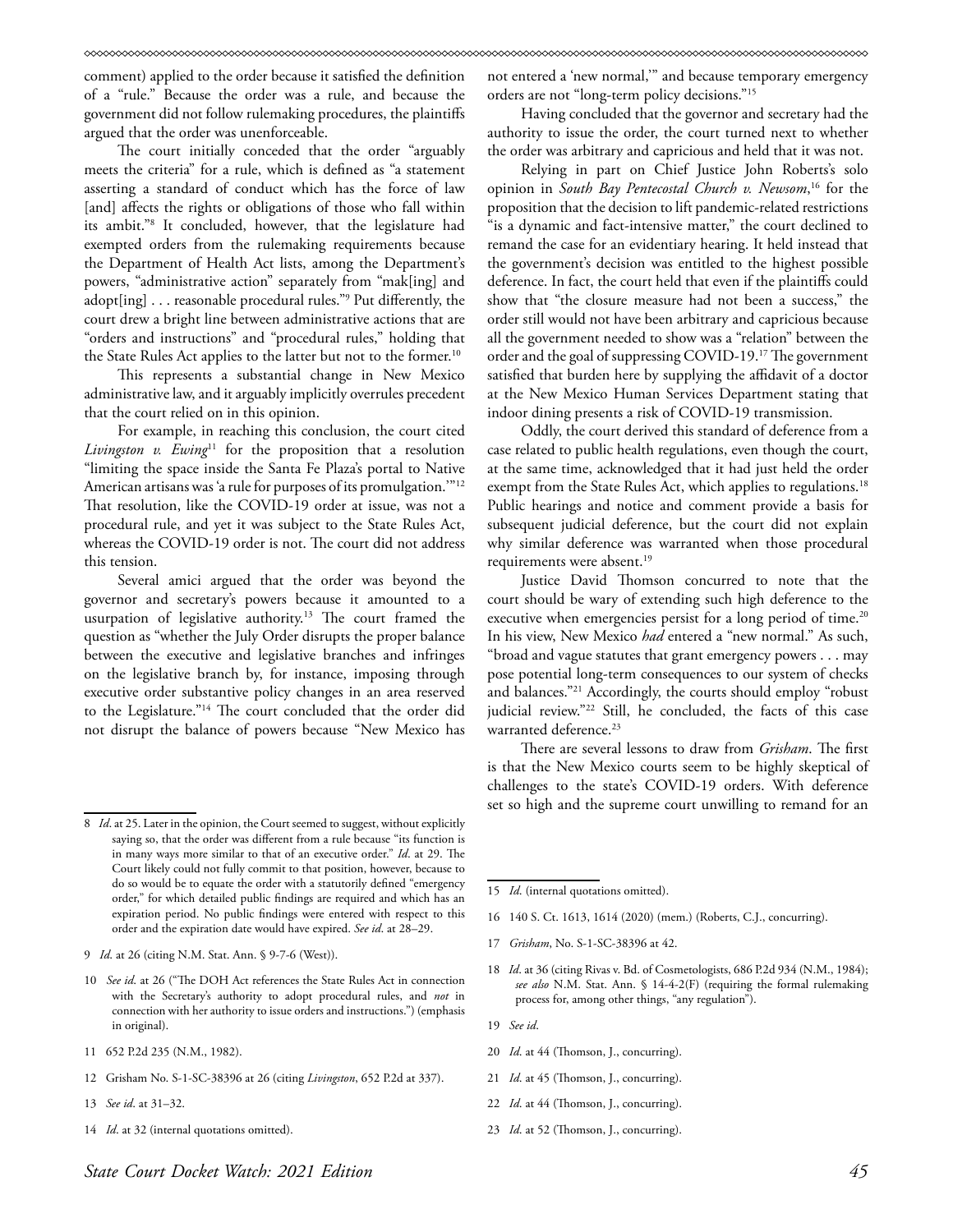comment) applied to the order because it satisfied the definition of a "rule." Because the order was a rule, and because the government did not follow rulemaking procedures, the plaintiffs argued that the order was unenforceable.

The court initially conceded that the order "arguably meets the criteria" for a rule, which is defined as "a statement asserting a standard of conduct which has the force of law [and] affects the rights or obligations of those who fall within its ambit."[8] It concluded, however, that the legislature had exempted orders from the rulemaking requirements because the Department of Health Act lists, among the Department's powers, "administrative action" separately from "mak[ing] and adopt[ing] . . . reasonable procedural rules."[9] Put differently, the court drew a bright line between administrative actions that are "orders and instructions" and "procedural rules," holding that the State Rules Act applies to the latter but not to the former.[10]

This represents a substantial change in New Mexico administrative law, and it arguably implicitly overrules precedent that the court relied on in this opinion.

For example, in reaching this conclusion, the court cited *Livingston v. Ewing*[11] for the proposition that a resolution "limiting the space inside the Santa Fe Plaza's portal to Native American artisans was 'a rule for purposes of its promulgation.'"[12] That resolution, like the COVID-19 order at issue, was not a procedural rule, and yet it was subject to the State Rules Act, whereas the COVID-19 order is not. The court did not address this tension.

Several amici argued that the order was beyond the governor and secretary's powers because it amounted to a usurpation of legislative authority.[13] The court framed the question as "whether the July Order disrupts the proper balance between the executive and legislative branches and infringes on the legislative branch by, for instance, imposing through executive order substantive policy changes in an area reserved to the Legislature."[14] The court concluded that the order did not disrupt the balance of powers because "New Mexico has not entered a 'new normal,'" and because temporary emergency orders are not "long-term policy decisions."[15]

Having concluded that the governor and secretary had the authority to issue the order, the court turned next to whether the order was arbitrary and capricious and held that it was not.

Relying in part on Chief Justice John Roberts's solo opinion in *South Bay Pentecostal Church v. Newsom*,[16] for the proposition that the decision to lift pandemic-related restrictions "is a dynamic and fact-intensive matter," the court declined to remand the case for an evidentiary hearing. It held instead that the government's decision was entitled to the highest possible deference. In fact, the court held that even if the plaintiffs could show that "the closure measure had not been a success," the order still would not have been arbitrary and capricious because all the government needed to show was a "relation" between the order and the goal of suppressing COVID-19.[17] The government satisfied that burden here by supplying the affidavit of a doctor at the New Mexico Human Services Department stating that indoor dining presents a risk of COVID-19 transmission.

Oddly, the court derived this standard of deference from a case related to public health regulations, even though the court, at the same time, acknowledged that it had just held the order exempt from the State Rules Act, which applies to regulations.[18] Public hearings and notice and comment provide a basis for subsequent judicial deference, but the court did not explain why similar deference was warranted when those procedural requirements were absent.[19]

Justice David Thomson concurred to note that the court should be wary of extending such high deference to the executive when emergencies persist for a long period of time.[20] In his view, New Mexico *had* entered a "new normal." As such, "broad and vague statutes that grant emergency powers . . . may pose potential long-term consequences to our system of checks and balances."[21] Accordingly, the courts should employ "robust judicial review."[22] Still, he concluded, the facts of this case warranted deference.[23]

There are several lessons to draw from *Grisham*. The first is that the New Mexico courts seem to be highly skeptical of challenges to the state's COVID-19 orders. With deference set so high and the supreme court unwilling to remand for an

---

8 *Id*. at 25. Later in the opinion, the Court seemed to suggest, without explicitly saying so, that the order was different from a rule because "its function is in many ways more similar to that of an executive order." *Id*. at 29. The Court likely could not fully commit to that position, however, because to do so would be to equate the order with a statutorily defined "emergency order," for which detailed public findings are required and which has an expiration period. No public findings were entered with respect to this order and the expiration date would have expired. *See id*. at 28–29.

9 *Id*. at 26 (citing N.M. Stat. Ann. § 9-7-6 (West)).

10 *See id*. at 26 ("The DOH Act references the State Rules Act in connection with the Secretary's authority to adopt procedural rules, and *not* in connection with her authority to issue orders and instructions.") (emphasis in original).

11 652 P.2d 235 (N.M., 1982).

12 Grisham No. S-1-SC-38396 at 26 (citing *Livingston*, 652 P.2d at 337).

13 *See id*. at 31–32.

14 *Id*. at 32 (internal quotations omitted).

15 *Id*. (internal quotations omitted).

16 140 S. Ct. 1613, 1614 (2020) (mem.) (Roberts, C.J., concurring).

17 *Grisham*, No. S-1-SC-38396 at 42.

18 *Id*. at 36 (citing Rivas v. Bd. of Cosmetologists, 686 P.2d 934 (N.M., 1984); *see also* N.M. Stat. Ann. § 14-4-2(F) (requiring the formal rulemaking process for, among other things, "any regulation").

19 *See id*.

20 *Id*. at 44 (Thomson, J., concurring).

21 *Id*. at 45 (Thomson, J., concurring).

22 *Id*. at 44 (Thomson, J., concurring).

23 *Id*. at 52 (Thomson, J., concurring).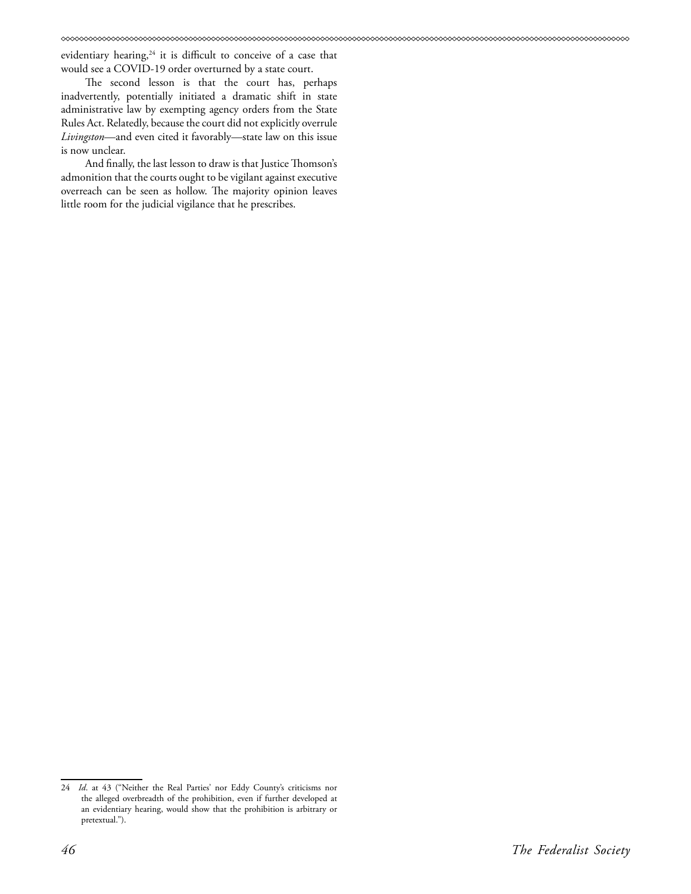evidentiary hearing,[24] it is difficult to conceive of a case that would see a COVID-19 order overturned by a state court.

The second lesson is that the court has, perhaps inadvertently, potentially initiated a dramatic shift in state administrative law by exempting agency orders from the State Rules Act. Relatedly, because the court did not explicitly overrule *Livingston*—and even cited it favorably—state law on this issue is now unclear.

And finally, the last lesson to draw is that Justice Thomson's admonition that the courts ought to be vigilant against executive overreach can be seen as hollow. The majority opinion leaves little room for the judicial vigilance that he prescribes.

---

24 *Id*. at 43 ("Neither the Real Parties' nor Eddy County's criticisms nor the alleged overbreadth of the prohibition, even if further developed at an evidentiary hearing, would show that the prohibition is arbitrary or pretextual.").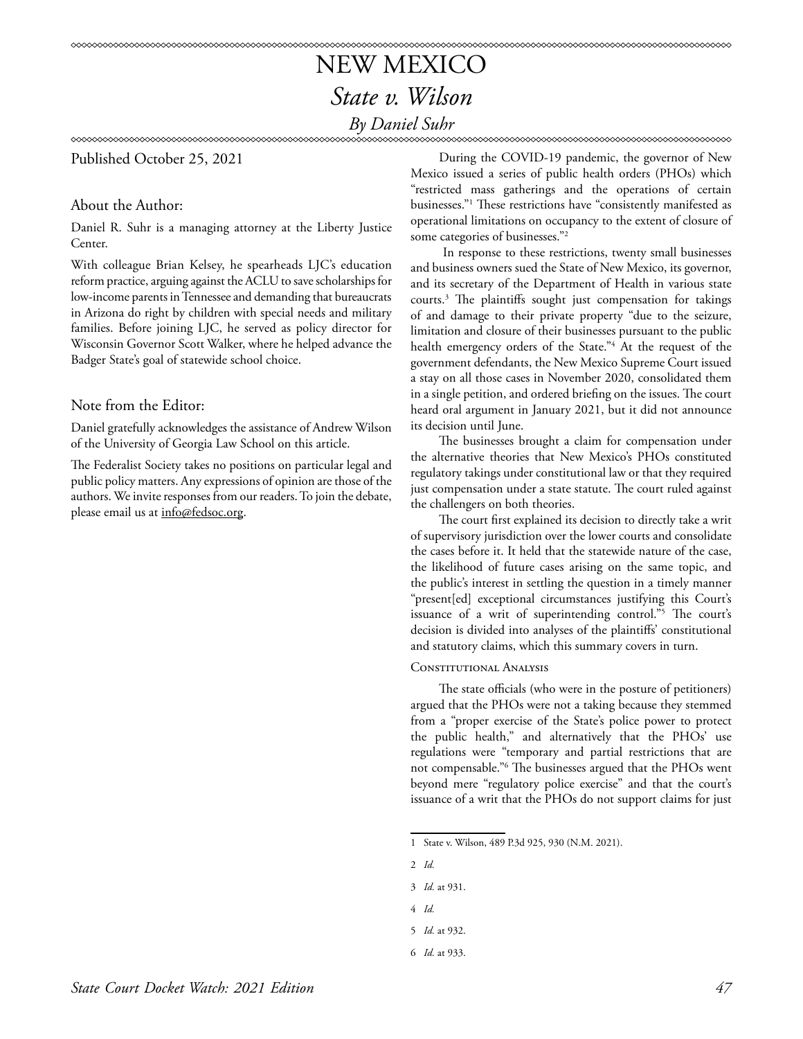# NEW MEXICO

## *State v. Wilson*

*By Daniel Suhr*

Published October 25, 2021

### About the Author:

Daniel R. Suhr is a managing attorney at the Liberty Justice Center.

With colleague Brian Kelsey, he spearheads LJC's education reform practice, arguing against the ACLU to save scholarships for low-income parents in Tennessee and demanding that bureaucrats in Arizona do right by children with special needs and military families. Before joining LJC, he served as policy director for Wisconsin Governor Scott Walker, where he helped advance the Badger State's goal of statewide school choice.

### Note from the Editor:

Daniel gratefully acknowledges the assistance of Andrew Wilson of the University of Georgia Law School on this article.

The Federalist Society takes no positions on particular legal and public policy matters. Any expressions of opinion are those of the authors. We invite responses from our readers. To join the debate, please email us at info@fedsoc.org.

During the COVID-19 pandemic, the governor of New Mexico issued a series of public health orders (PHOs) which "restricted mass gatherings and the operations of certain businesses."[1] These restrictions have "consistently manifested as operational limitations on occupancy to the extent of closure of some categories of businesses."[2]

In response to these restrictions, twenty small businesses and business owners sued the State of New Mexico, its governor, and its secretary of the Department of Health in various state courts.[3] The plaintiffs sought just compensation for takings of and damage to their private property "due to the seizure, limitation and closure of their businesses pursuant to the public health emergency orders of the State."[4] At the request of the government defendants, the New Mexico Supreme Court issued a stay on all those cases in November 2020, consolidated them in a single petition, and ordered briefing on the issues. The court heard oral argument in January 2021, but it did not announce its decision until June.

The businesses brought a claim for compensation under the alternative theories that New Mexico's PHOs constituted regulatory takings under constitutional law or that they required just compensation under a state statute. The court ruled against the challengers on both theories.

The court first explained its decision to directly take a writ of supervisory jurisdiction over the lower courts and consolidate the cases before it. It held that the statewide nature of the case, the likelihood of future cases arising on the same topic, and the public's interest in settling the question in a timely manner "present[ed] exceptional circumstances justifying this Court's issuance of a writ of superintending control."[5] The court's decision is divided into analyses of the plaintiffs' constitutional and statutory claims, which this summary covers in turn.

#### Constitutional Analysis

The state officials (who were in the posture of petitioners) argued that the PHOs were not a taking because they stemmed from a "proper exercise of the State's police power to protect the public health," and alternatively that the PHOs' use regulations were "temporary and partial restrictions that are not compensable."[6] The businesses argued that the PHOs went beyond mere "regulatory police exercise" and that the court's issuance of a writ that the PHOs do not support claims for just

---

1 State v. Wilson, 489 P.3d 925, 930 (N.M. 2021).

2 *Id.*

3 *Id.* at 931.

4 *Id.*

5 *Id.* at 932.

6 *Id.* at 933.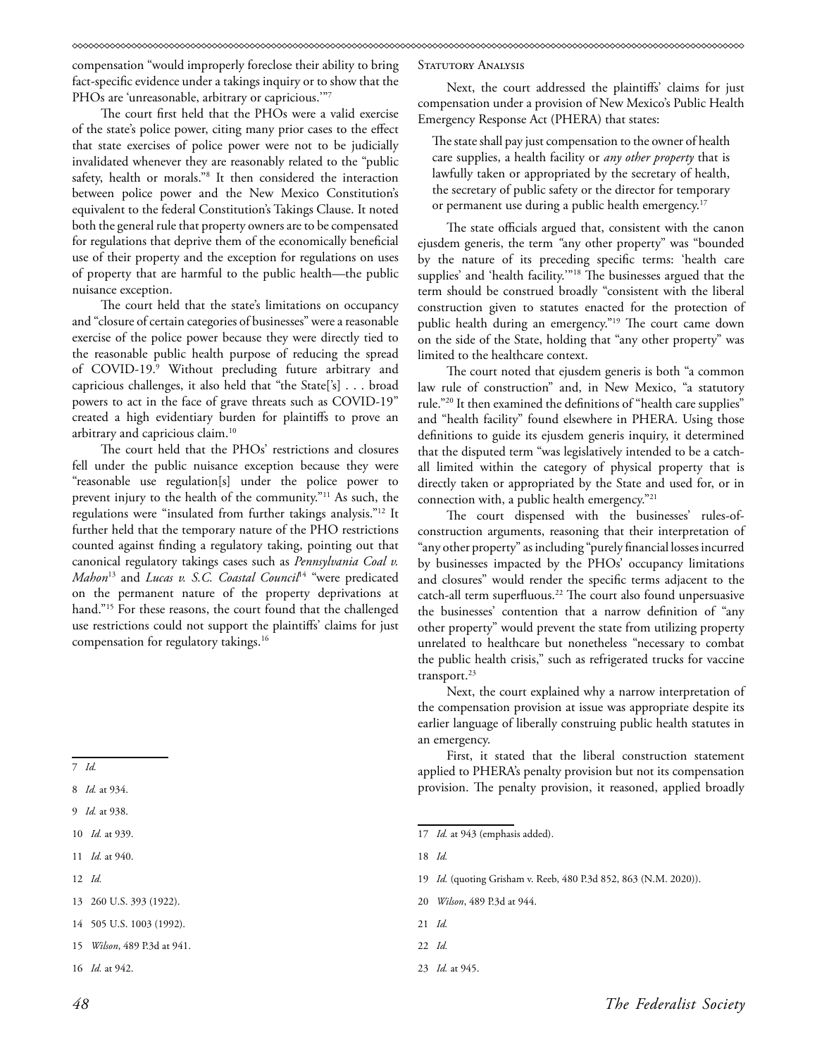compensation "would improperly foreclose their ability to bring fact-specific evidence under a takings inquiry or to show that the PHOs are 'unreasonable, arbitrary or capricious.'"[7]

The court first held that the PHOs were a valid exercise of the state's police power, citing many prior cases to the effect that state exercises of police power were not to be judicially invalidated whenever they are reasonably related to the "public safety, health or morals."[8] It then considered the interaction between police power and the New Mexico Constitution's equivalent to the federal Constitution's Takings Clause. It noted both the general rule that property owners are to be compensated for regulations that deprive them of the economically beneficial use of their property and the exception for regulations on uses of property that are harmful to the public health—the public nuisance exception.

The court held that the state's limitations on occupancy and "closure of certain categories of businesses" were a reasonable exercise of the police power because they were directly tied to the reasonable public health purpose of reducing the spread of COVID-19.[9] Without precluding future arbitrary and capricious challenges, it also held that "the State['s] . . . broad powers to act in the face of grave threats such as COVID-19" created a high evidentiary burden for plaintiffs to prove an arbitrary and capricious claim.[10]

The court held that the PHOs' restrictions and closures fell under the public nuisance exception because they were "reasonable use regulation[s] under the police power to prevent injury to the health of the community."[11] As such, the regulations were "insulated from further takings analysis."[12] It further held that the temporary nature of the PHO restrictions counted against finding a regulatory taking, pointing out that canonical regulatory takings cases such as *Pennsylvania Coal v. Mahon*[13] and *Lucas v. S.C. Coastal Council*[14] "were predicated on the permanent nature of the property deprivations at hand."[15] For these reasons, the court found that the challenged use restrictions could not support the plaintiffs' claims for just compensation for regulatory takings.[16]

### Statutory Analysis

Next, the court addressed the plaintiffs' claims for just compensation under a provision of New Mexico's Public Health Emergency Response Act (PHERA) that states:

> The state shall pay just compensation to the owner of health care supplies, a health facility or *any other property* that is lawfully taken or appropriated by the secretary of health, the secretary of public safety or the director for temporary or permanent use during a public health emergency.[17]

The state officials argued that, consistent with the canon ejusdem generis, the term "any other property" was "bounded by the nature of its preceding specific terms: 'health care supplies' and 'health facility.'"[18] The businesses argued that the term should be construed broadly "consistent with the liberal construction given to statutes enacted for the protection of public health during an emergency."[19] The court came down on the side of the State, holding that "any other property" was limited to the healthcare context.

The court noted that ejusdem generis is both "a common law rule of construction" and, in New Mexico, "a statutory rule."[20] It then examined the definitions of "health care supplies" and "health facility" found elsewhere in PHERA. Using those definitions to guide its ejusdem generis inquiry, it determined that the disputed term "was legislatively intended to be a catch-all limited within the category of physical property that is directly taken or appropriated by the State and used for, or in connection with, a public health emergency."[21]

The court dispensed with the businesses' rules-of-construction arguments, reasoning that their interpretation of "any other property" as including "purely financial losses incurred by businesses impacted by the PHOs' occupancy limitations and closures" would render the specific terms adjacent to the catch-all term superfluous.[22] The court also found unpersuasive the businesses' contention that a narrow definition of "any other property" would prevent the state from utilizing property unrelated to healthcare but nonetheless "necessary to combat the public health crisis," such as refrigerated trucks for vaccine transport.[23]

Next, the court explained why a narrow interpretation of the compensation provision at issue was appropriate despite its earlier language of liberally construing public health statutes in an emergency.

First, it stated that the liberal construction statement applied to PHERA's penalty provision but not its compensation provision. The penalty provision, it reasoned, applied broadly

---

7 *Id.*

8 *Id.* at 934.

9 *Id.* at 938.

10 *Id.* at 939.

11 *Id.* at 940.

12 *Id.*

13 260 U.S. 393 (1922).

14 505 U.S. 1003 (1992).

15 *Wilson*, 489 P.3d at 941.

16 *Id.* at 942.

17 *Id.* at 943 (emphasis added).

18 *Id.*

19 *Id.* (quoting Grisham v. Reeb, 480 P.3d 852, 863 (N.M. 2020)).

20 *Wilson*, 489 P.3d at 944.

21 *Id.*

22 *Id.*

23 *Id.* at 945.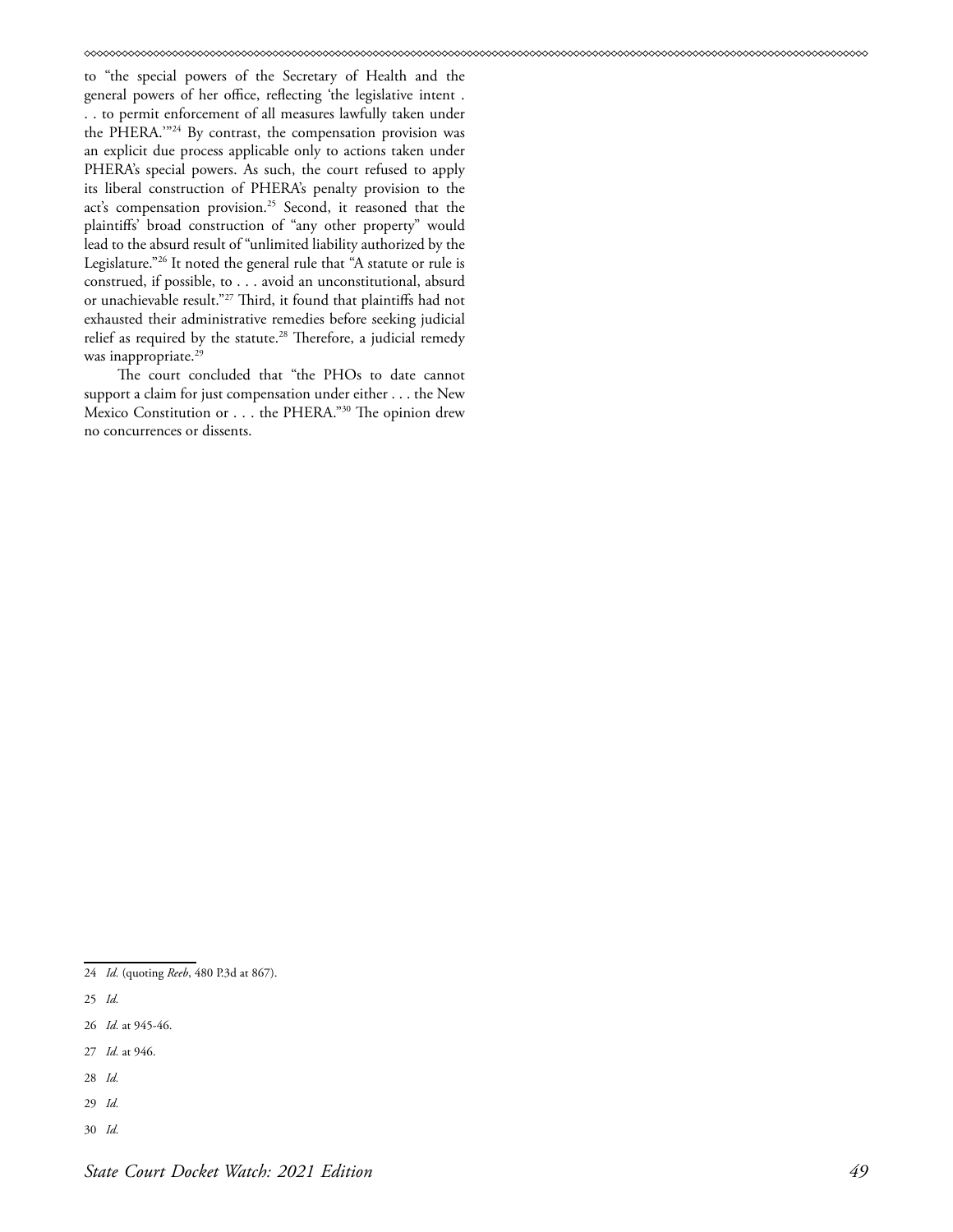to "the special powers of the Secretary of Health and the general powers of her office, reflecting 'the legislative intent . . . to permit enforcement of all measures lawfully taken under the PHERA.'"[24] By contrast, the compensation provision was an explicit due process applicable only to actions taken under PHERA's special powers. As such, the court refused to apply its liberal construction of PHERA's penalty provision to the act's compensation provision.[25] Second, it reasoned that the plaintiffs' broad construction of "any other property" would lead to the absurd result of "unlimited liability authorized by the Legislature."[26] It noted the general rule that "A statute or rule is construed, if possible, to . . . avoid an unconstitutional, absurd or unachievable result."[27] Third, it found that plaintiffs had not exhausted their administrative remedies before seeking judicial relief as required by the statute.[28] Therefore, a judicial remedy was inappropriate.[29]

The court concluded that "the PHOs to date cannot support a claim for just compensation under either . . . the New Mexico Constitution or . . . the PHERA."[30] The opinion drew no concurrences or dissents.

---

24 *Id.* (quoting *Reeb*, 480 P.3d at 867).

25 *Id.*

26 *Id.* at 945-46.

27 *Id.* at 946.

28 *Id.*

29 *Id.*

30 *Id.*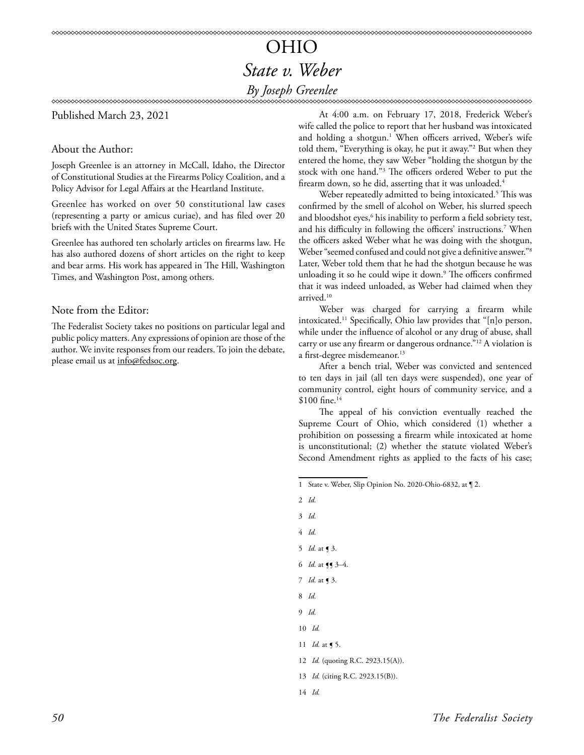# OHIO

## *State v. Weber*

### *By Joseph Greenlee*

Published March 23, 2021

### About the Author:

Joseph Greenlee is an attorney in McCall, Idaho, the Director of Constitutional Studies at the Firearms Policy Coalition, and a Policy Advisor for Legal Affairs at the Heartland Institute.

Greenlee has worked on over 50 constitutional law cases (representing a party or amicus curiae), and has filed over 20 briefs with the United States Supreme Court.

Greenlee has authored ten scholarly articles on firearms law. He has also authored dozens of short articles on the right to keep and bear arms. His work has appeared in The Hill, Washington Times, and Washington Post, among others.

### Note from the Editor:

The Federalist Society takes no positions on particular legal and public policy matters. Any expressions of opinion are those of the author. We invite responses from our readers. To join the debate, please email us at info@fedsoc.org.

At 4:00 a.m. on February 17, 2018, Frederick Weber's wife called the police to report that her husband was intoxicated and holding a shotgun.[1] When officers arrived, Weber's wife told them, "Everything is okay, he put it away."[2] But when they entered the home, they saw Weber "holding the shotgun by the stock with one hand."[3] The officers ordered Weber to put the firearm down, so he did, asserting that it was unloaded.[4]

Weber repeatedly admitted to being intoxicated.[5] This was confirmed by the smell of alcohol on Weber, his slurred speech and bloodshot eyes,[6] his inability to perform a field sobriety test, and his difficulty in following the officers' instructions.[7] When the officers asked Weber what he was doing with the shotgun, Weber "seemed confused and could not give a definitive answer."[8] Later, Weber told them that he had the shotgun because he was unloading it so he could wipe it down.[9] The officers confirmed that it was indeed unloaded, as Weber had claimed when they arrived.[10]

Weber was charged for carrying a firearm while intoxicated.[11] Specifically, Ohio law provides that "[n]o person, while under the influence of alcohol or any drug of abuse, shall carry or use any firearm or dangerous ordnance."[12] A violation is a first-degree misdemeanor.[13]

After a bench trial, Weber was convicted and sentenced to ten days in jail (all ten days were suspended), one year of community control, eight hours of community service, and a $100 fine.[14]

The appeal of his conviction eventually reached the Supreme Court of Ohio, which considered (1) whether a prohibition on possessing a firearm while intoxicated at home is unconstitutional; (2) whether the statute violated Weber's Second Amendment rights as applied to the facts of his case;

---

1 State v. Weber, Slip Opinion No. 2020-Ohio-6832, at ¶ 2.

2 *Id.*

3 *Id.*

4 *Id.*

5 *Id.* at ¶ 3.

6 *Id.* at ¶¶ 3–4.

7 *Id.* at ¶ 3.

8 *Id.*

9 *Id.*

10 *Id.*

11 *Id.* at ¶ 5.

12 *Id.* (quoting R.C. 2923.15(A)).

13 *Id.* (citing R.C. 2923.15(B)).

14 *Id.*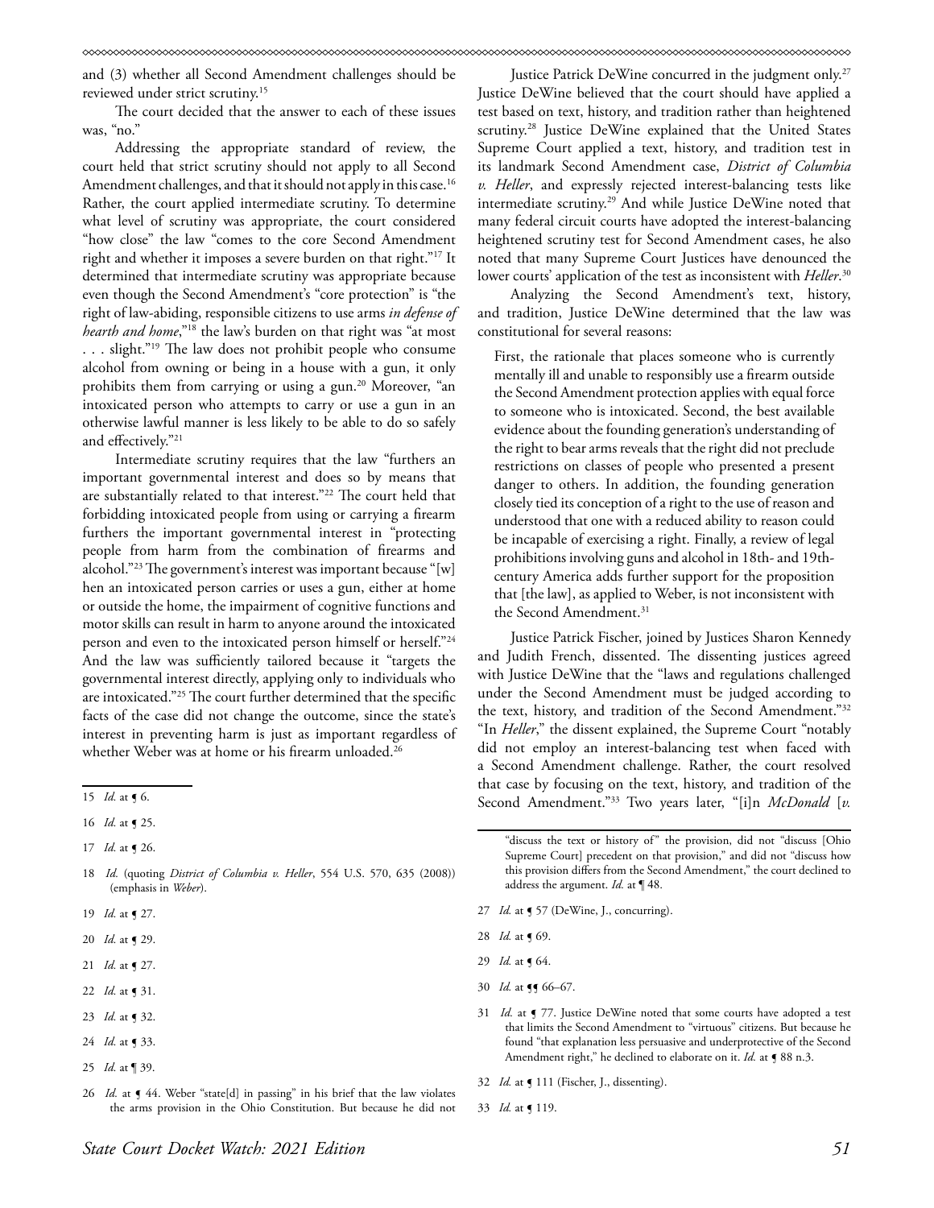and (3) whether all Second Amendment challenges should be reviewed under strict scrutiny.[15]

The court decided that the answer to each of these issues was, "no."

Addressing the appropriate standard of review, the court held that strict scrutiny should not apply to all Second Amendment challenges, and that it should not apply in this case.[16] Rather, the court applied intermediate scrutiny. To determine what level of scrutiny was appropriate, the court considered "how close" the law "comes to the core Second Amendment right and whether it imposes a severe burden on that right."[17] It determined that intermediate scrutiny was appropriate because even though the Second Amendment's "core protection" is "the right of law-abiding, responsible citizens to use arms *in defense of hearth and home*,"[18] the law's burden on that right was "at most . . . slight."[19] The law does not prohibit people who consume alcohol from owning or being in a house with a gun, it only prohibits them from carrying or using a gun.[20] Moreover, "an intoxicated person who attempts to carry or use a gun in an otherwise lawful manner is less likely to be able to do so safely and effectively."[21]

Intermediate scrutiny requires that the law "furthers an important governmental interest and does so by means that are substantially related to that interest."[22] The court held that forbidding intoxicated people from using or carrying a firearm furthers the important governmental interest in "protecting people from harm from the combination of firearms and alcohol."[23] The government's interest was important because "[w]hen an intoxicated person carries or uses a gun, either at home or outside the home, the impairment of cognitive functions and motor skills can result in harm to anyone around the intoxicated person and even to the intoxicated person himself or herself."[24] And the law was sufficiently tailored because it "targets the governmental interest directly, applying only to individuals who are intoxicated."[25] The court further determined that the specific facts of the case did not change the outcome, since the state's interest in preventing harm is just as important regardless of whether Weber was at home or his firearm unloaded.[26]

Justice Patrick DeWine concurred in the judgment only.[27] Justice DeWine believed that the court should have applied a test based on text, history, and tradition rather than heightened scrutiny.[28] Justice DeWine explained that the United States Supreme Court applied a text, history, and tradition test in its landmark Second Amendment case, *District of Columbia v. Heller*, and expressly rejected interest-balancing tests like intermediate scrutiny.[29] And while Justice DeWine noted that many federal circuit courts have adopted the interest-balancing heightened scrutiny test for Second Amendment cases, he also noted that many Supreme Court Justices have denounced the lower courts' application of the test as inconsistent with *Heller*.[30]

Analyzing the Second Amendment's text, history, and tradition, Justice DeWine determined that the law was constitutional for several reasons:

> First, the rationale that places someone who is currently mentally ill and unable to responsibly use a firearm outside the Second Amendment protection applies with equal force to someone who is intoxicated. Second, the best available evidence about the founding generation's understanding of the right to bear arms reveals that the right did not preclude restrictions on classes of people who presented a present danger to others. In addition, the founding generation closely tied its conception of a right to the use of reason and understood that one with a reduced ability to reason could be incapable of exercising a right. Finally, a review of legal prohibitions involving guns and alcohol in 18th- and 19th-century America adds further support for the proposition that [the law], as applied to Weber, is not inconsistent with the Second Amendment.[31]

Justice Patrick Fischer, joined by Justices Sharon Kennedy and Judith French, dissented. The dissenting justices agreed with Justice DeWine that the "laws and regulations challenged under the Second Amendment must be judged according to the text, history, and tradition of the Second Amendment."[32] "In *Heller*," the dissent explained, the Supreme Court "notably did not employ an interest-balancing test when faced with a Second Amendment challenge. Rather, the court resolved that case by focusing on the text, history, and tradition of the Second Amendment."[33] Two years later, "[i]n *McDonald* [*v.*

---

15 *Id.* at ¶ 6.

16 *Id.* at ¶ 25.

17 *Id.* at ¶ 26.

18 *Id.* (quoting *District of Columbia v. Heller*, 554 U.S. 570, 635 (2008)) (emphasis in *Weber*).

19 *Id.* at ¶ 27.

20 *Id.* at ¶ 29.

21 *Id.* at ¶ 27.

22 *Id.* at ¶ 31.

23 *Id.* at ¶ 32.

24 *Id.* at ¶ 33.

25 *Id.* at ¶ 39.

26 *Id.* at ¶ 44. Weber "state[d] in passing" in his brief that the law violates the arms provision in the Ohio Constitution. But because he did not "discuss the text or history of" the provision, did not "discuss [Ohio Supreme Court] precedent on that provision," and did not "discuss how this provision differs from the Second Amendment," the court declined to address the argument. *Id.* at ¶ 48.

27 *Id.* at ¶ 57 (DeWine, J., concurring).

28 *Id.* at ¶ 69.

29 *Id.* at ¶ 64.

30 *Id.* at ¶¶ 66–67.

31 *Id.* at ¶ 77. Justice DeWine noted that some courts have adopted a test that limits the Second Amendment to "virtuous" citizens. But because he found "that explanation less persuasive and underprotective of the Second Amendment right," he declined to elaborate on it. *Id.* at ¶ 88 n.3.

32 *Id.* at ¶ 111 (Fischer, J., dissenting).

33 *Id.* at ¶ 119.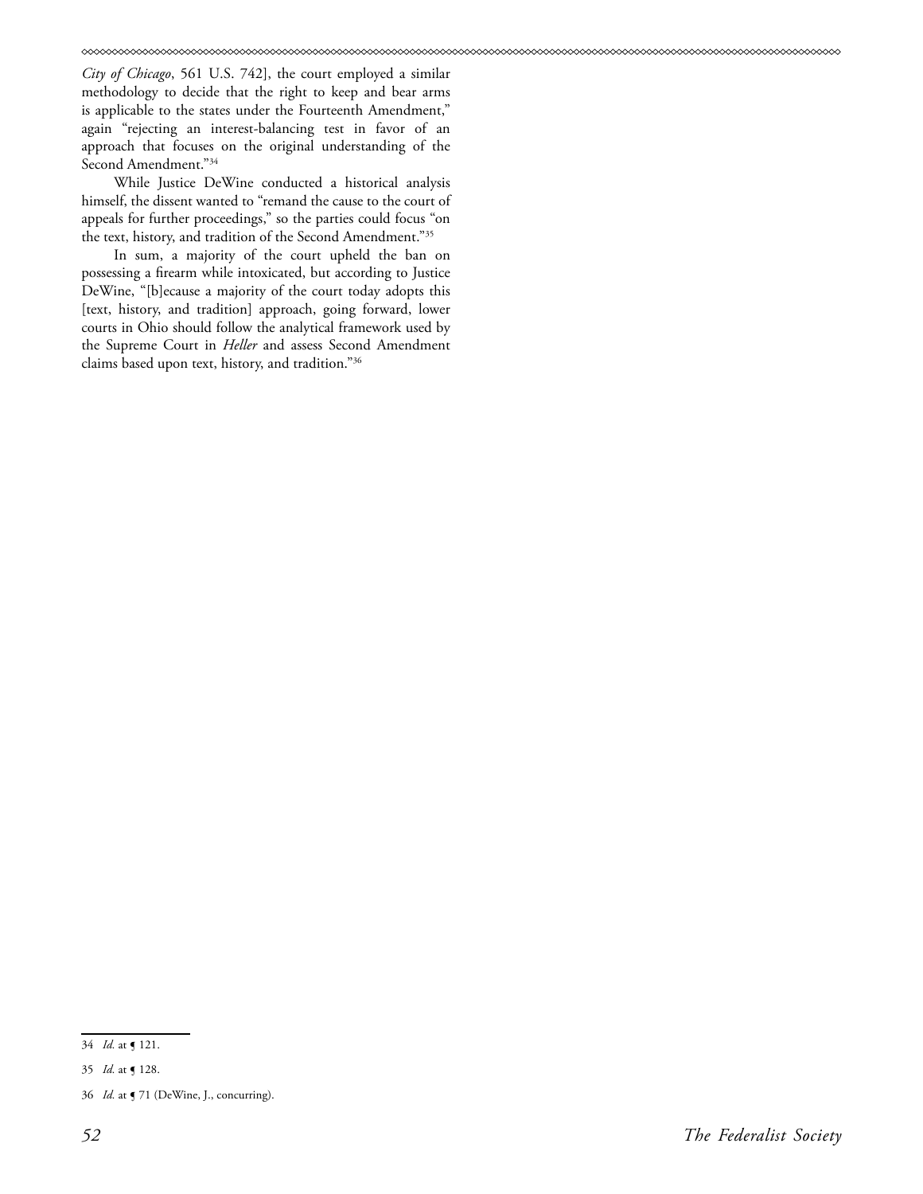*City of Chicago*, 561 U.S. 742], the court employed a similar methodology to decide that the right to keep and bear arms is applicable to the states under the Fourteenth Amendment," again "rejecting an interest-balancing test in favor of an approach that focuses on the original understanding of the Second Amendment."[34]

While Justice DeWine conducted a historical analysis himself, the dissent wanted to "remand the cause to the court of appeals for further proceedings," so the parties could focus "on the text, history, and tradition of the Second Amendment."[35]

In sum, a majority of the court upheld the ban on possessing a firearm while intoxicated, but according to Justice DeWine, "[b]ecause a majority of the court today adopts this [text, history, and tradition] approach, going forward, lower courts in Ohio should follow the analytical framework used by the Supreme Court in *Heller* and assess Second Amendment claims based upon text, history, and tradition."[36]

---

34 *Id.* at ¶ 121.

35 *Id.* at ¶ 128.

36 *Id.* at ¶ 71 (DeWine, J., concurring).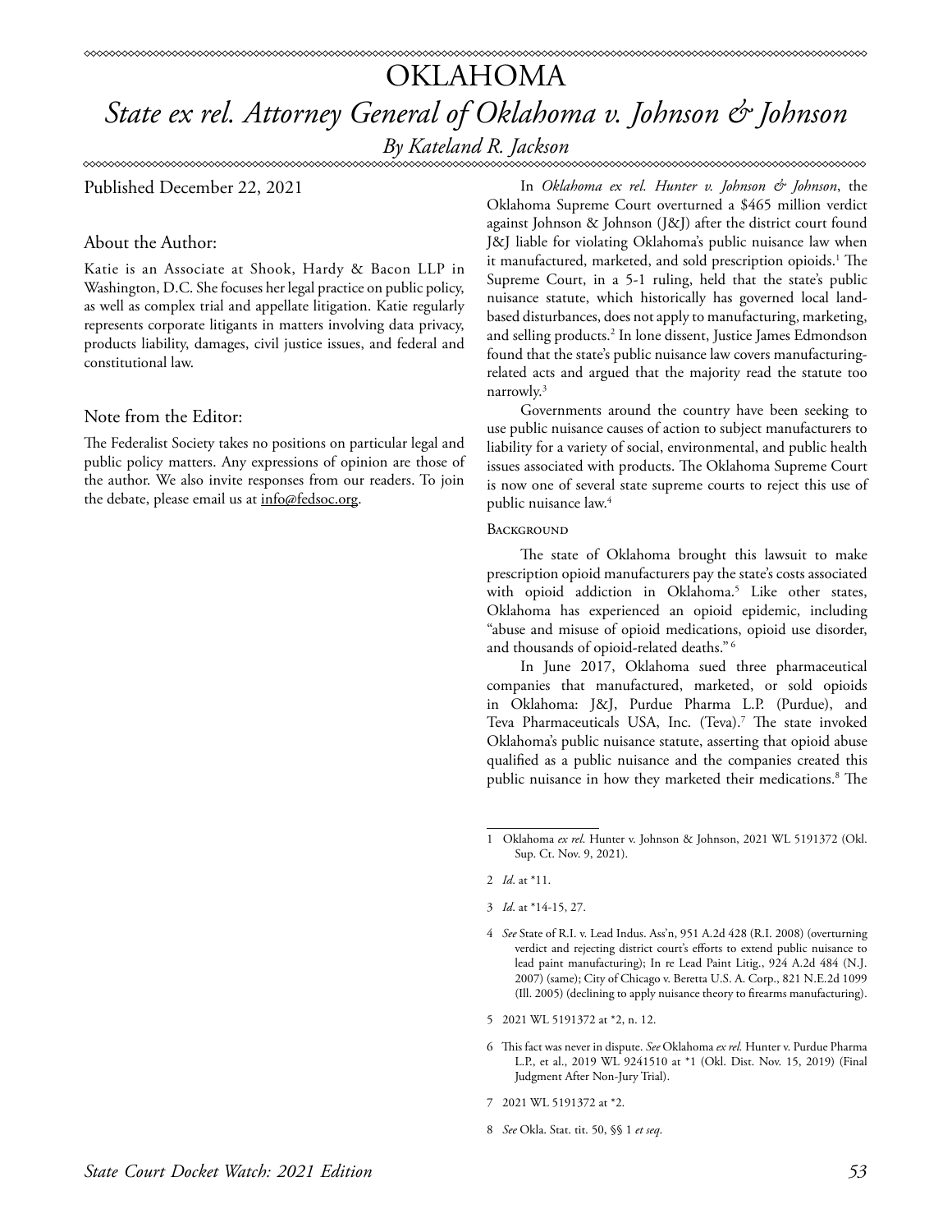# OKLAHOMA

## *State ex rel. Attorney General of Oklahoma v. Johnson & Johnson*

*By Kateland R. Jackson*

Published December 22, 2021

### About the Author:

Katie is an Associate at Shook, Hardy & Bacon LLP in Washington, D.C. She focuses her legal practice on public policy, as well as complex trial and appellate litigation. Katie regularly represents corporate litigants in matters involving data privacy, products liability, damages, civil justice issues, and federal and constitutional law.

### Note from the Editor:

The Federalist Society takes no positions on particular legal and public policy matters. Any expressions of opinion are those of the author. We also invite responses from our readers. To join the debate, please email us at info@fedsoc.org.

In *Oklahoma ex rel. Hunter v. Johnson & Johnson*, the Oklahoma Supreme Court overturned a $465 million verdict against Johnson & Johnson (J&J) after the district court found J&J liable for violating Oklahoma's public nuisance law when it manufactured, marketed, and sold prescription opioids.[1] The Supreme Court, in a 5-1 ruling, held that the state's public nuisance statute, which historically has governed local land-based disturbances, does not apply to manufacturing, marketing, and selling products.[2] In lone dissent, Justice James Edmondson found that the state's public nuisance law covers manufacturing-related acts and argued that the majority read the statute too narrowly.[3]

Governments around the country have been seeking to use public nuisance causes of action to subject manufacturers to liability for a variety of social, environmental, and public health issues associated with products. The Oklahoma Supreme Court is now one of several state supreme courts to reject this use of public nuisance law.[4]

#### Background

The state of Oklahoma brought this lawsuit to make prescription opioid manufacturers pay the state's costs associated with opioid addiction in Oklahoma.[5] Like other states, Oklahoma has experienced an opioid epidemic, including "abuse and misuse of opioid medications, opioid use disorder, and thousands of opioid-related deaths."[6]

In June 2017, Oklahoma sued three pharmaceutical companies that manufactured, marketed, or sold opioids in Oklahoma: J&J, Purdue Pharma L.P. (Purdue), and Teva Pharmaceuticals USA, Inc. (Teva).[7] The state invoked Oklahoma's public nuisance statute, asserting that opioid abuse qualified as a public nuisance and the companies created this public nuisance in how they marketed their medications.[8] The

---

1 Oklahoma *ex rel.* Hunter v. Johnson & Johnson, 2021 WL 5191372 (Okl. Sup. Ct. Nov. 9, 2021).

2 *Id*. at *11.

3 *Id*. at *14-15, 27.

4 *See* State of R.I. v. Lead Indus. Ass'n, 951 A.2d 428 (R.I. 2008) (overturning verdict and rejecting district court's efforts to extend public nuisance to lead paint manufacturing); In re Lead Paint Litig., 924 A.2d 484 (N.J. 2007) (same); City of Chicago v. Beretta U.S. A. Corp., 821 N.E.2d 1099 (Ill. 2005) (declining to apply nuisance theory to firearms manufacturing).

5 2021 WL 5191372 at *2, n. 12.

6 This fact was never in dispute. *See* Oklahoma *ex rel.* Hunter v. Purdue Pharma L.P., et al., 2019 WL 9241510 at *1 (Okl. Dist. Nov. 15, 2019) (Final Judgment After Non-Jury Trial).

7 2021 WL 5191372 at *2.

8 *See* Okla. Stat. tit. 50, §§ 1 *et seq*.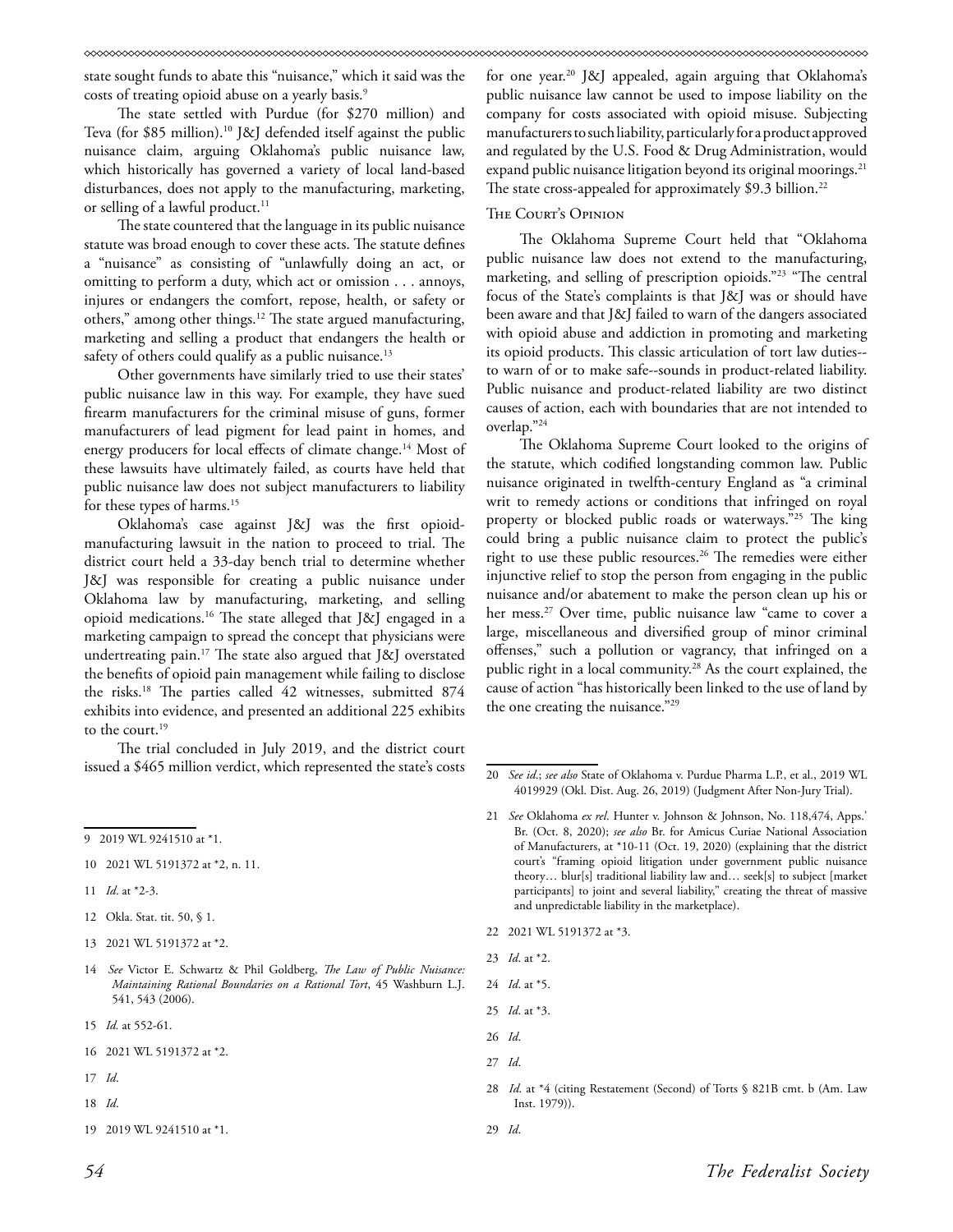state sought funds to abate this "nuisance," which it said was the costs of treating opioid abuse on a yearly basis.[9]

The state settled with Purdue (for $270 million) and Teva (for $85 million).[10] J&J defended itself against the public nuisance claim, arguing Oklahoma's public nuisance law, which historically has governed a variety of local land-based disturbances, does not apply to the manufacturing, marketing, or selling of a lawful product.[11]

The state countered that the language in its public nuisance statute was broad enough to cover these acts. The statute defines a "nuisance" as consisting of "unlawfully doing an act, or omitting to perform a duty, which act or omission . . . annoys, injures or endangers the comfort, repose, health, or safety or others," among other things.[12] The state argued manufacturing, marketing and selling a product that endangers the health or safety of others could qualify as a public nuisance.[13]

Other governments have similarly tried to use their states' public nuisance law in this way. For example, they have sued firearm manufacturers for the criminal misuse of guns, former manufacturers of lead pigment for lead paint in homes, and energy producers for local effects of climate change.[14] Most of these lawsuits have ultimately failed, as courts have held that public nuisance law does not subject manufacturers to liability for these types of harms.[15]

Oklahoma's case against J&J was the first opioid-manufacturing lawsuit in the nation to proceed to trial. The district court held a 33-day bench trial to determine whether J&J was responsible for creating a public nuisance under Oklahoma law by manufacturing, marketing, and selling opioid medications.[16] The state alleged that J&J engaged in a marketing campaign to spread the concept that physicians were undertreating pain.[17] The state also argued that J&J overstated the benefits of opioid pain management while failing to disclose the risks.[18] The parties called 42 witnesses, submitted 874 exhibits into evidence, and presented an additional 225 exhibits to the court.[19]

The trial concluded in July 2019, and the district court issued a $465 million verdict, which represented the state's costs for one year.[20] J&J appealed, again arguing that Oklahoma's public nuisance law cannot be used to impose liability on the company for costs associated with opioid misuse. Subjecting manufacturers to such liability, particularly for a product approved and regulated by the U.S. Food & Drug Administration, would expand public nuisance litigation beyond its original moorings.[21] The state cross-appealed for approximately $9.3 billion.[22]

## The Court's Opinion

The Oklahoma Supreme Court held that "Oklahoma public nuisance law does not extend to the manufacturing, marketing, and selling of prescription opioids."[23] "The central focus of the State's complaints is that J&J was or should have been aware and that J&J failed to warn of the dangers associated with opioid abuse and addiction in promoting and marketing its opioid products. This classic articulation of tort law duties--to warn of or to make safe--sounds in product-related liability. Public nuisance and product-related liability are two distinct causes of action, each with boundaries that are not intended to overlap."[24]

The Oklahoma Supreme Court looked to the origins of the statute, which codified longstanding common law. Public nuisance originated in twelfth-century England as "a criminal writ to remedy actions or conditions that infringed on royal property or blocked public roads or waterways."[25] The king could bring a public nuisance claim to protect the public's right to use these public resources.[26] The remedies were either injunctive relief to stop the person from engaging in the public nuisance and/or abatement to make the person clean up his or her mess.[27] Over time, public nuisance law "came to cover a large, miscellaneous and diversified group of minor criminal offenses," such a pollution or vagrancy, that infringed on a public right in a local community.[28] As the court explained, the cause of action "has historically been linked to the use of land by the one creating the nuisance."[29]

---

9 2019 WL 9241510 at *1.

10 2021 WL 5191372 at *2, n. 11.

11 *Id*. at *2-3.

12 Okla. Stat. tit. 50, § 1.

13 2021 WL 5191372 at *2.

14 *See* Victor E. Schwartz & Phil Goldberg, *The Law of Public Nuisance: Maintaining Rational Boundaries on a Rational Tort*, 45 Washburn L.J. 541, 543 (2006).

15 *Id.* at 552-61.

16 2021 WL 5191372 at *2.

17 *Id*.

18 *Id*.

19 2019 WL 9241510 at *1.

20 *See id.*; *see also* State of Oklahoma v. Purdue Pharma L.P., et al., 2019 WL 4019929 (Okl. Dist. Aug. 26, 2019) (Judgment After Non-Jury Trial).

21 *See* Oklahoma *ex rel*. Hunter v. Johnson & Johnson, No. 118,474, Apps.' Br. (Oct. 8, 2020); *see also* Br. for Amicus Curiae National Association of Manufacturers, at *10-11 (Oct. 19, 2020) (explaining that the district court's "framing opioid litigation under government public nuisance theory… blur[s] traditional liability law and… seek[s] to subject [market participants] to joint and several liability," creating the threat of massive and unpredictable liability in the marketplace).

22 2021 WL 5191372 at *3.

23 *Id*. at *2.

24 *Id*. at *5.

25 *Id*. at *3.

26 *Id*.

27 *Id*.

28 *Id*. at *4 (citing Restatement (Second) of Torts § 821B cmt. b (Am. Law Inst. 1979)).

29 *Id*.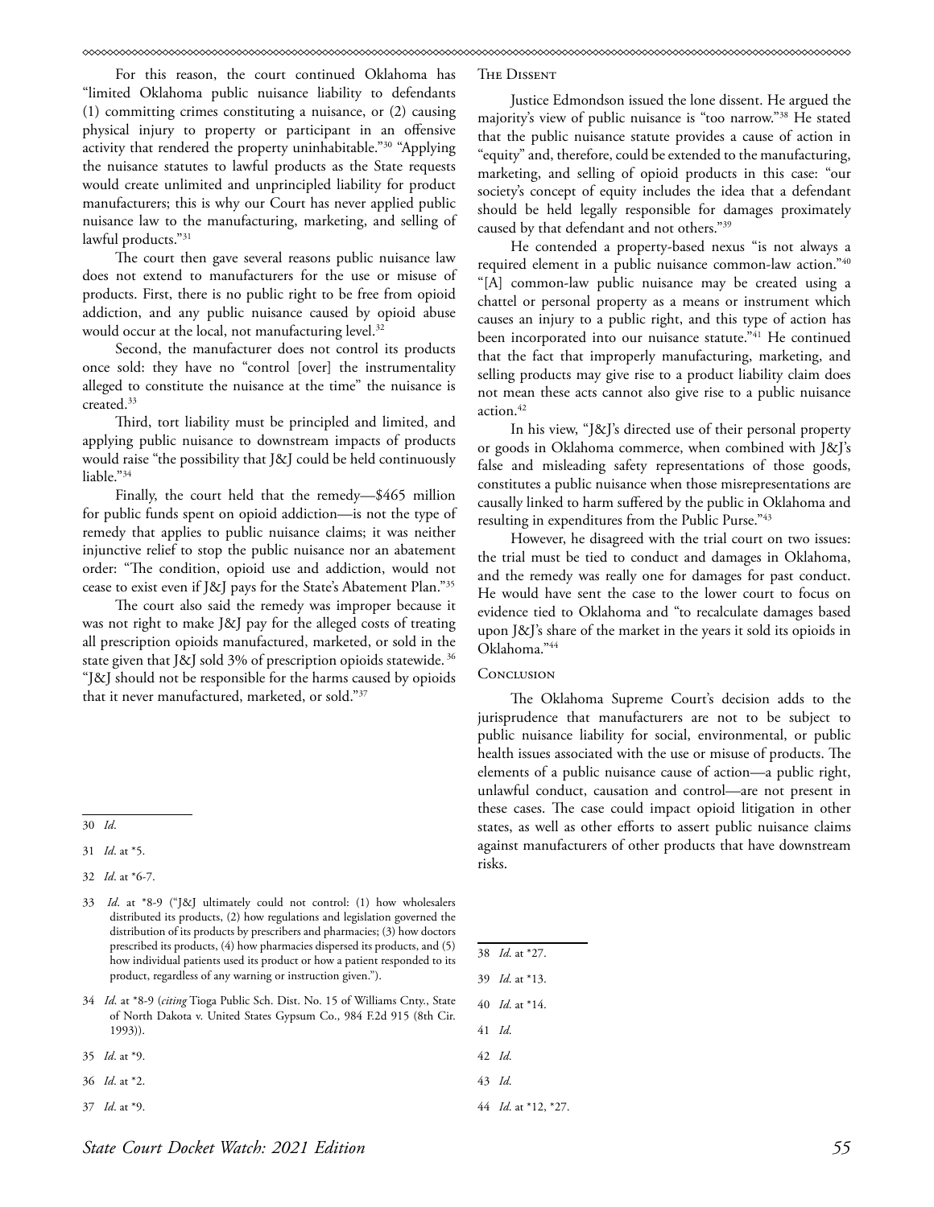For this reason, the court continued Oklahoma has "limited Oklahoma public nuisance liability to defendants (1) committing crimes constituting a nuisance, or (2) causing physical injury to property or participant in an offensive activity that rendered the property uninhabitable."[30] "Applying the nuisance statutes to lawful products as the State requests would create unlimited and unprincipled liability for product manufacturers; this is why our Court has never applied public nuisance law to the manufacturing, marketing, and selling of lawful products."[31]

The court then gave several reasons public nuisance law does not extend to manufacturers for the use or misuse of products. First, there is no public right to be free from opioid addiction, and any public nuisance caused by opioid abuse would occur at the local, not manufacturing level.[32]

Second, the manufacturer does not control its products once sold: they have no "control [over] the instrumentality alleged to constitute the nuisance at the time" the nuisance is created.[33]

Third, tort liability must be principled and limited, and applying public nuisance to downstream impacts of products would raise "the possibility that J&J could be held continuously liable."[34]

Finally, the court held that the remedy—$465 million for public funds spent on opioid addiction—is not the type of remedy that applies to public nuisance claims; it was neither injunctive relief to stop the public nuisance nor an abatement order: "The condition, opioid use and addiction, would not cease to exist even if J&J pays for the State's Abatement Plan."[35]

The court also said the remedy was improper because it was not right to make J&J pay for the alleged costs of treating all prescription opioids manufactured, marketed, or sold in the state given that J&J sold 3% of prescription opioids statewide.[36] "J&J should not be responsible for the harms caused by opioids that it never manufactured, marketed, or sold."[37]

### The Dissent

Justice Edmondson issued the lone dissent. He argued the majority's view of public nuisance is "too narrow."[38] He stated that the public nuisance statute provides a cause of action in "equity" and, therefore, could be extended to the manufacturing, marketing, and selling of opioid products in this case: "our society's concept of equity includes the idea that a defendant should be held legally responsible for damages proximately caused by that defendant and not others."[39]

He contended a property-based nexus "is not always a required element in a public nuisance common-law action."[40] "[A] common-law public nuisance may be created using a chattel or personal property as a means or instrument which causes an injury to a public right, and this type of action has been incorporated into our nuisance statute."[41] He continued that the fact that improperly manufacturing, marketing, and selling products may give rise to a product liability claim does not mean these acts cannot also give rise to a public nuisance action.[42]

In his view, "J&J's directed use of their personal property or goods in Oklahoma commerce, when combined with J&J's false and misleading safety representations of those goods, constitutes a public nuisance when those misrepresentations are causally linked to harm suffered by the public in Oklahoma and resulting in expenditures from the Public Purse."[43]

However, he disagreed with the trial court on two issues: the trial must be tied to conduct and damages in Oklahoma, and the remedy was really one for damages for past conduct. He would have sent the case to the lower court to focus on evidence tied to Oklahoma and "to recalculate damages based upon J&J's share of the market in the years it sold its opioids in Oklahoma."[44]

### Conclusion

The Oklahoma Supreme Court's decision adds to the jurisprudence that manufacturers are not to be subject to public nuisance liability for social, environmental, or public health issues associated with the use or misuse of products. The elements of a public nuisance cause of action—a public right, unlawful conduct, causation and control—are not present in these cases. The case could impact opioid litigation in other states, as well as other efforts to assert public nuisance claims against manufacturers of other products that have downstream risks.

---

30 *Id*.

31 *Id*. at *5.

32 *Id*. at *6-7.

33 *Id*. at *8-9 ("J&J ultimately could not control: (1) how wholesalers distributed its products, (2) how regulations and legislation governed the distribution of its products by prescribers and pharmacies; (3) how doctors prescribed its products, (4) how pharmacies dispersed its products, and (5) how individual patients used its product or how a patient responded to its product, regardless of any warning or instruction given.").

34 *Id*. at *8-9 (*citing* Tioga Public Sch. Dist. No. 15 of Williams Cnty., State of North Dakota v. United States Gypsum Co., 984 F.2d 915 (8th Cir. 1993)).

35 *Id*. at *9.

36 *Id*. at *2.

37 *Id*. at *9.

38 *Id*. at *27.

39 *Id*. at *13.

40 *Id*. at *14.

41 *Id*.

42 *Id*.

43 *Id*.

44 *Id*. at *12, *27.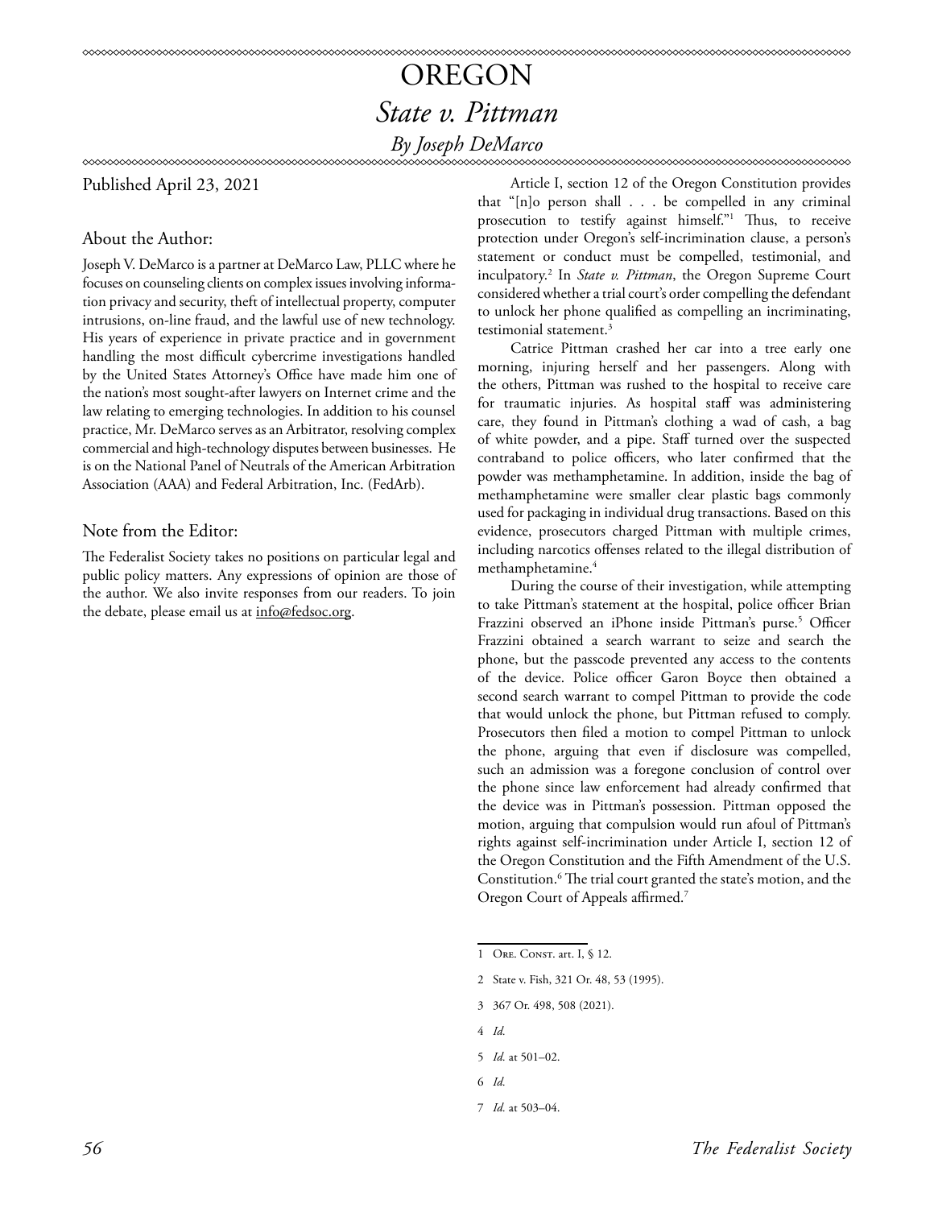# OREGON

## *State v. Pittman*

### *By Joseph DeMarco*

Published April 23, 2021

### About the Author:

Joseph V. DeMarco is a partner at DeMarco Law, PLLC where he focuses on counseling clients on complex issues involving information privacy and security, theft of intellectual property, computer intrusions, on-line fraud, and the lawful use of new technology. His years of experience in private practice and in government handling the most difficult cybercrime investigations handled by the United States Attorney's Office have made him one of the nation's most sought-after lawyers on Internet crime and the law relating to emerging technologies. In addition to his counsel practice, Mr. DeMarco serves as an Arbitrator, resolving complex commercial and high-technology disputes between businesses. He is on the National Panel of Neutrals of the American Arbitration Association (AAA) and Federal Arbitration, Inc. (FedArb).

### Note from the Editor:

The Federalist Society takes no positions on particular legal and public policy matters. Any expressions of opinion are those of the author. We also invite responses from our readers. To join the debate, please email us at info@fedsoc.org.

Article I, section 12 of the Oregon Constitution provides that "[n]o person shall . . . be compelled in any criminal prosecution to testify against himself."[1] Thus, to receive protection under Oregon's self-incrimination clause, a person's statement or conduct must be compelled, testimonial, and inculpatory.[2] In *State v. Pittman*, the Oregon Supreme Court considered whether a trial court's order compelling the defendant to unlock her phone qualified as compelling an incriminating, testimonial statement.[3]

Catrice Pittman crashed her car into a tree early one morning, injuring herself and her passengers. Along with the others, Pittman was rushed to the hospital to receive care for traumatic injuries. As hospital staff was administering care, they found in Pittman's clothing a wad of cash, a bag of white powder, and a pipe. Staff turned over the suspected contraband to police officers, who later confirmed that the powder was methamphetamine. In addition, inside the bag of methamphetamine were smaller clear plastic bags commonly used for packaging in individual drug transactions. Based on this evidence, prosecutors charged Pittman with multiple crimes, including narcotics offenses related to the illegal distribution of methamphetamine.[4]

During the course of their investigation, while attempting to take Pittman's statement at the hospital, police officer Brian Frazzini observed an iPhone inside Pittman's purse.[5] Officer Frazzini obtained a search warrant to seize and search the phone, but the passcode prevented any access to the contents of the device. Police officer Garon Boyce then obtained a second search warrant to compel Pittman to provide the code that would unlock the phone, but Pittman refused to comply. Prosecutors then filed a motion to compel Pittman to unlock the phone, arguing that even if disclosure was compelled, such an admission was a foregone conclusion of control over the phone since law enforcement had already confirmed that the device was in Pittman's possession. Pittman opposed the motion, arguing that compulsion would run afoul of Pittman's rights against self-incrimination under Article I, section 12 of the Oregon Constitution and the Fifth Amendment of the U.S. Constitution.[6] The trial court granted the state's motion, and the Oregon Court of Appeals affirmed.[7]

---

1 Ore. Const. art. I, § 12.

2 State v. Fish, 321 Or. 48, 53 (1995).

3 367 Or. 498, 508 (2021).

4 *Id.*

5 *Id.* at 501–02.

6 *Id.*

7 *Id.* at 503–04.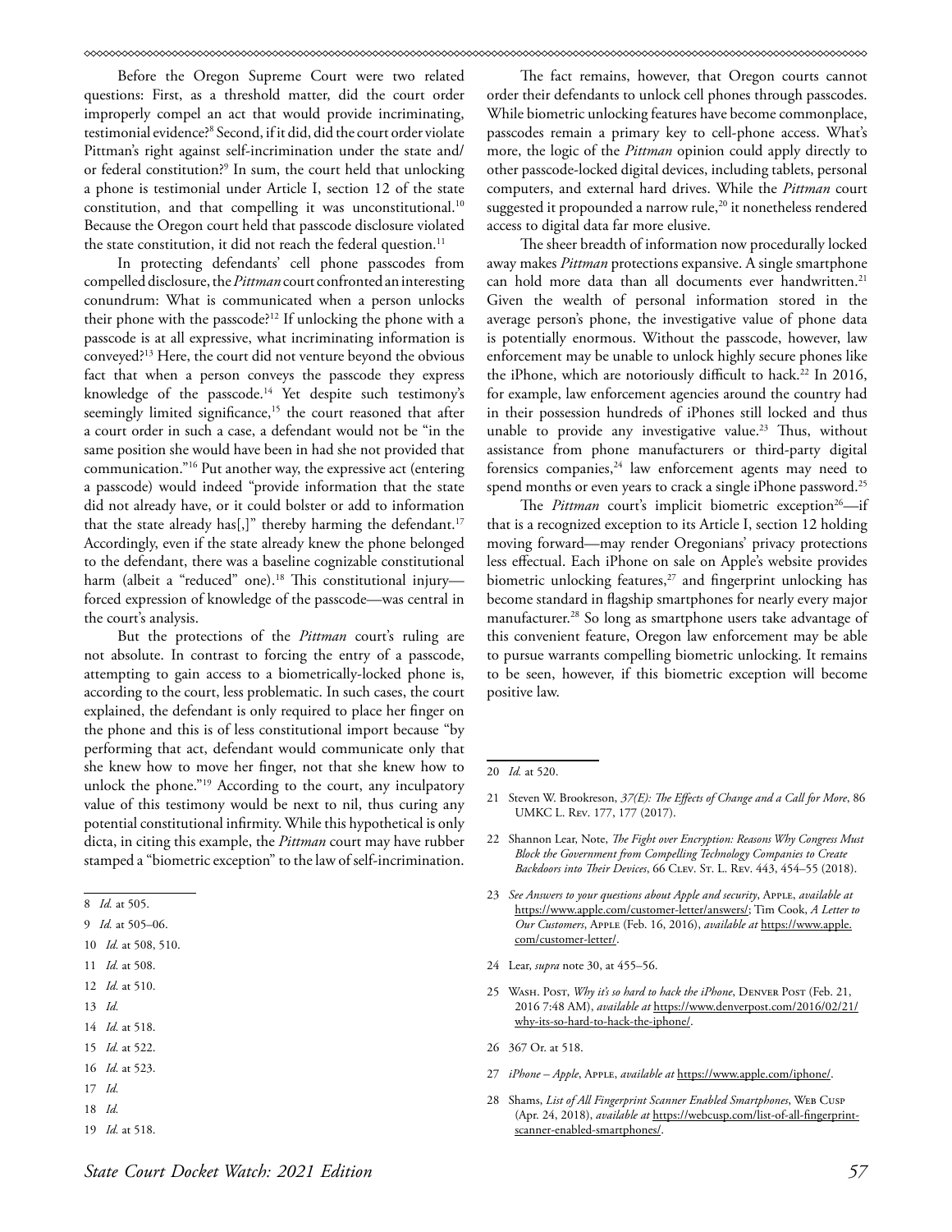Before the Oregon Supreme Court were two related questions: First, as a threshold matter, did the court order improperly compel an act that would provide incriminating, testimonial evidence?[8] Second, if it did, did the court order violate Pittman's right against self-incrimination under the state and/or federal constitution?[9] In sum, the court held that unlocking a phone is testimonial under Article I, section 12 of the state constitution, and that compelling it was unconstitutional.[10] Because the Oregon court held that passcode disclosure violated the state constitution, it did not reach the federal question.[11]

In protecting defendants' cell phone passcodes from compelled disclosure, the *Pittman* court confronted an interesting conundrum: What is communicated when a person unlocks their phone with the passcode?[12] If unlocking the phone with a passcode is at all expressive, what incriminating information is conveyed?[13] Here, the court did not venture beyond the obvious fact that when a person conveys the passcode they express knowledge of the passcode.[14] Yet despite such testimony's seemingly limited significance,[15] the court reasoned that after a court order in such a case, a defendant would not be "in the same position she would have been in had she not provided that communication."[16] Put another way, the expressive act (entering a passcode) would indeed "provide information that the state did not already have, or it could bolster or add to information that the state already has[,]" thereby harming the defendant.[17] Accordingly, even if the state already knew the phone belonged to the defendant, there was a baseline cognizable constitutional harm (albeit a "reduced" one).[18] This constitutional injury—forced expression of knowledge of the passcode—was central in the court's analysis.

But the protections of the *Pittman* court's ruling are not absolute. In contrast to forcing the entry of a passcode, attempting to gain access to a biometrically-locked phone is, according to the court, less problematic. In such cases, the court explained, the defendant is only required to place her finger on the phone and this is of less constitutional import because "by performing that act, defendant would communicate only that she knew how to move her finger, not that she knew how to unlock the phone."[19] According to the court, any inculpatory value of this testimony would be next to nil, thus curing any potential constitutional infirmity. While this hypothetical is only dicta, in citing this example, the *Pittman* court may have rubber stamped a "biometric exception" to the law of self-incrimination.

The fact remains, however, that Oregon courts cannot order their defendants to unlock cell phones through passcodes. While biometric unlocking features have become commonplace, passcodes remain a primary key to cell-phone access. What's more, the logic of the *Pittman* opinion could apply directly to other passcode-locked digital devices, including tablets, personal computers, and external hard drives. While the *Pittman* court suggested it propounded a narrow rule,[20] it nonetheless rendered access to digital data far more elusive.

The sheer breadth of information now procedurally locked away makes *Pittman* protections expansive. A single smartphone can hold more data than all documents ever handwritten.[21] Given the wealth of personal information stored in the average person's phone, the investigative value of phone data is potentially enormous. Without the passcode, however, law enforcement may be unable to unlock highly secure phones like the iPhone, which are notoriously difficult to hack.[22] In 2016, for example, law enforcement agencies around the country had in their possession hundreds of iPhones still locked and thus unable to provide any investigative value.[23] Thus, without assistance from phone manufacturers or third-party digital forensics companies,[24] law enforcement agents may need to spend months or even years to crack a single iPhone password.[25]

The *Pittman* court's implicit biometric exception[26]—if that is a recognized exception to its Article I, section 12 holding moving forward—may render Oregonians' privacy protections less effectual. Each iPhone on sale on Apple's website provides biometric unlocking features,[27] and fingerprint unlocking has become standard in flagship smartphones for nearly every major manufacturer.[28] So long as smartphone users take advantage of this convenient feature, Oregon law enforcement may be able to pursue warrants compelling biometric unlocking. It remains to be seen, however, if this biometric exception will become positive law.

---

8 *Id.* at 505.

9 *Id.* at 505–06.

10 *Id.* at 508, 510.

11 *Id.* at 508.

12 *Id.* at 510.

13 *Id.*

14 *Id.* at 518.

15 *Id.* at 522.

16 *Id.* at 523.

17 *Id.*

18 *Id.*

19 *Id.* at 518.

20 *Id.* at 520.

21 Steven W. Brookreson, *37(E): The Effects of Change and a Call for More*, 86 UMKC L. Rev. 177, 177 (2017).

22 Shannon Lear, Note, *The Fight over Encryption: Reasons Why Congress Must Block the Government from Compelling Technology Companies to Create Backdoors into Their Devices*, 66 Clev. St. L. Rev. 443, 454–55 (2018).

23 *See Answers to your questions about Apple and security*, Apple, *available at* https://www.apple.com/customer-letter/answers/; Tim Cook, *A Letter to Our Customers*, Apple (Feb. 16, 2016), *available at* https://www.apple.com/customer-letter/.

24 Lear, *supra* note 30, at 455–56.

25 Wash. Post, *Why it's so hard to hack the iPhone*, Denver Post (Feb. 21, 2016 7:48 AM), *available at* https://www.denverpost.com/2016/02/21/why-its-so-hard-to-hack-the-iphone/.

26 367 Or. at 518.

27 *iPhone – Apple*, Apple, *available at* https://www.apple.com/iphone/.

28 Shams, *List of All Fingerprint Scanner Enabled Smartphones*, Web Cusp (Apr. 24, 2018), *available at* https://webcusp.com/list-of-all-fingerprint-scanner-enabled-smartphones/.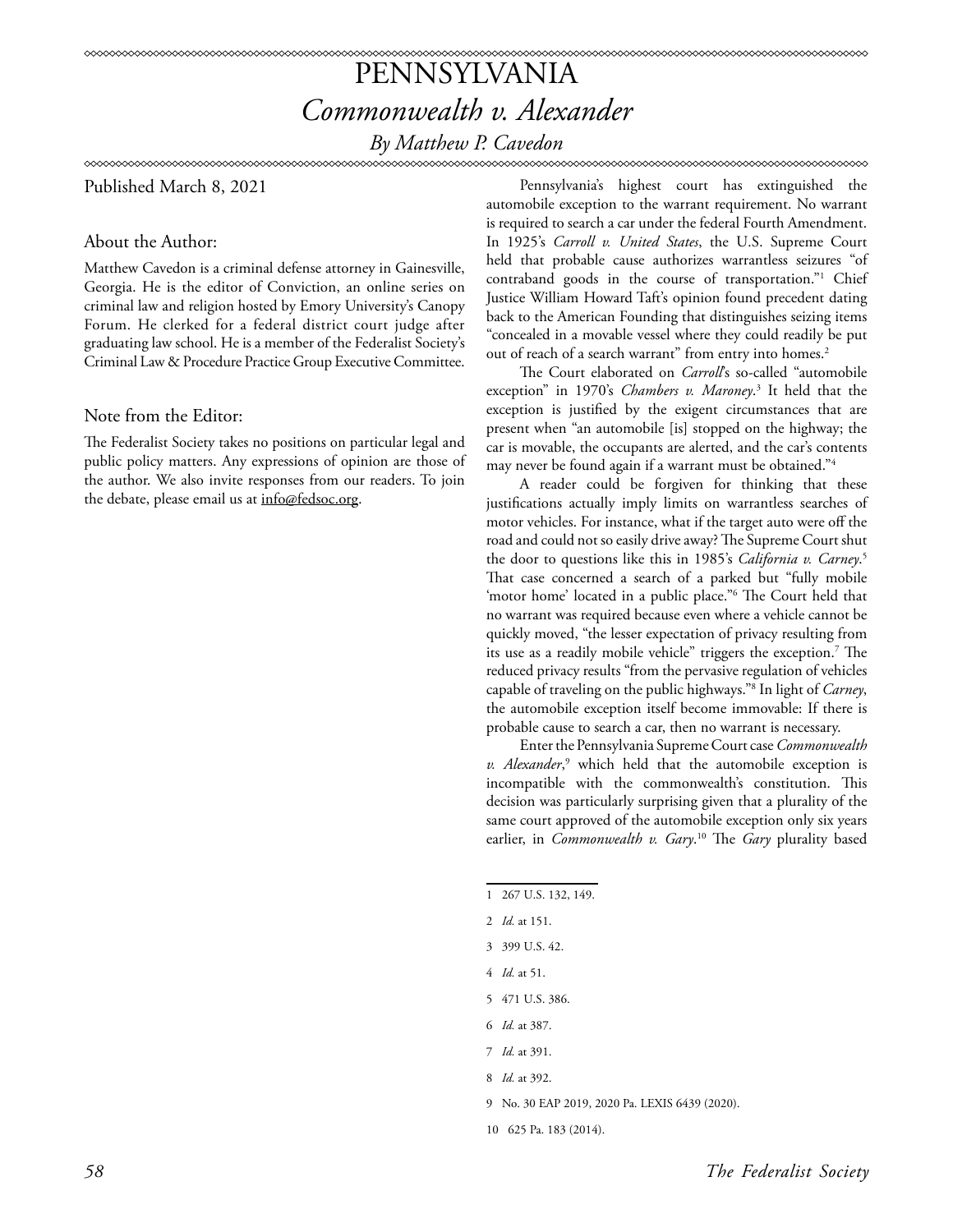# PENNSYLVANIA

## *Commonwealth v. Alexander*

### *By Matthew P. Cavedon*

Published March 8, 2021

### About the Author:

Matthew Cavedon is a criminal defense attorney in Gainesville, Georgia. He is the editor of Conviction, an online series on criminal law and religion hosted by Emory University's Canopy Forum. He clerked for a federal district court judge after graduating law school. He is a member of the Federalist Society's Criminal Law & Procedure Practice Group Executive Committee.

### Note from the Editor:

The Federalist Society takes no positions on particular legal and public policy matters. Any expressions of opinion are those of the author. We also invite responses from our readers. To join the debate, please email us at info@fedsoc.org.

Pennsylvania's highest court has extinguished the automobile exception to the warrant requirement. No warrant is required to search a car under the federal Fourth Amendment. In 1925's *Carroll v. United States*, the U.S. Supreme Court held that probable cause authorizes warrantless seizures "of contraband goods in the course of transportation."[1] Chief Justice William Howard Taft's opinion found precedent dating back to the American Founding that distinguishes seizing items "concealed in a movable vessel where they could readily be put out of reach of a search warrant" from entry into homes.[2]

The Court elaborated on *Carroll*'s so-called "automobile exception" in 1970's *Chambers v. Maroney*.[3] It held that the exception is justified by the exigent circumstances that are present when "an automobile [is] stopped on the highway; the car is movable, the occupants are alerted, and the car's contents may never be found again if a warrant must be obtained."[4]

A reader could be forgiven for thinking that these justifications actually imply limits on warrantless searches of motor vehicles. For instance, what if the target auto were off the road and could not so easily drive away? The Supreme Court shut the door to questions like this in 1985's *California v. Carney*.[5] That case concerned a search of a parked but "fully mobile 'motor home' located in a public place."[6] The Court held that no warrant was required because even where a vehicle cannot be quickly moved, "the lesser expectation of privacy resulting from its use as a readily mobile vehicle" triggers the exception.[7] The reduced privacy results "from the pervasive regulation of vehicles capable of traveling on the public highways."[8] In light of *Carney*, the automobile exception itself become immovable: If there is probable cause to search a car, then no warrant is necessary.

Enter the Pennsylvania Supreme Court case *Commonwealth v. Alexander*,[9] which held that the automobile exception is incompatible with the commonwealth's constitution. This decision was particularly surprising given that a plurality of the same court approved of the automobile exception only six years earlier, in *Commonwealth v. Gary*.[10] The *Gary* plurality based

---

1 267 U.S. 132, 149.

2 *Id.* at 151.

3 399 U.S. 42.

4 *Id.* at 51.

5 471 U.S. 386.

6 *Id.* at 387.

7 *Id.* at 391.

8 *Id.* at 392.

9 No. 30 EAP 2019, 2020 Pa. LEXIS 6439 (2020).

10 625 Pa. 183 (2014).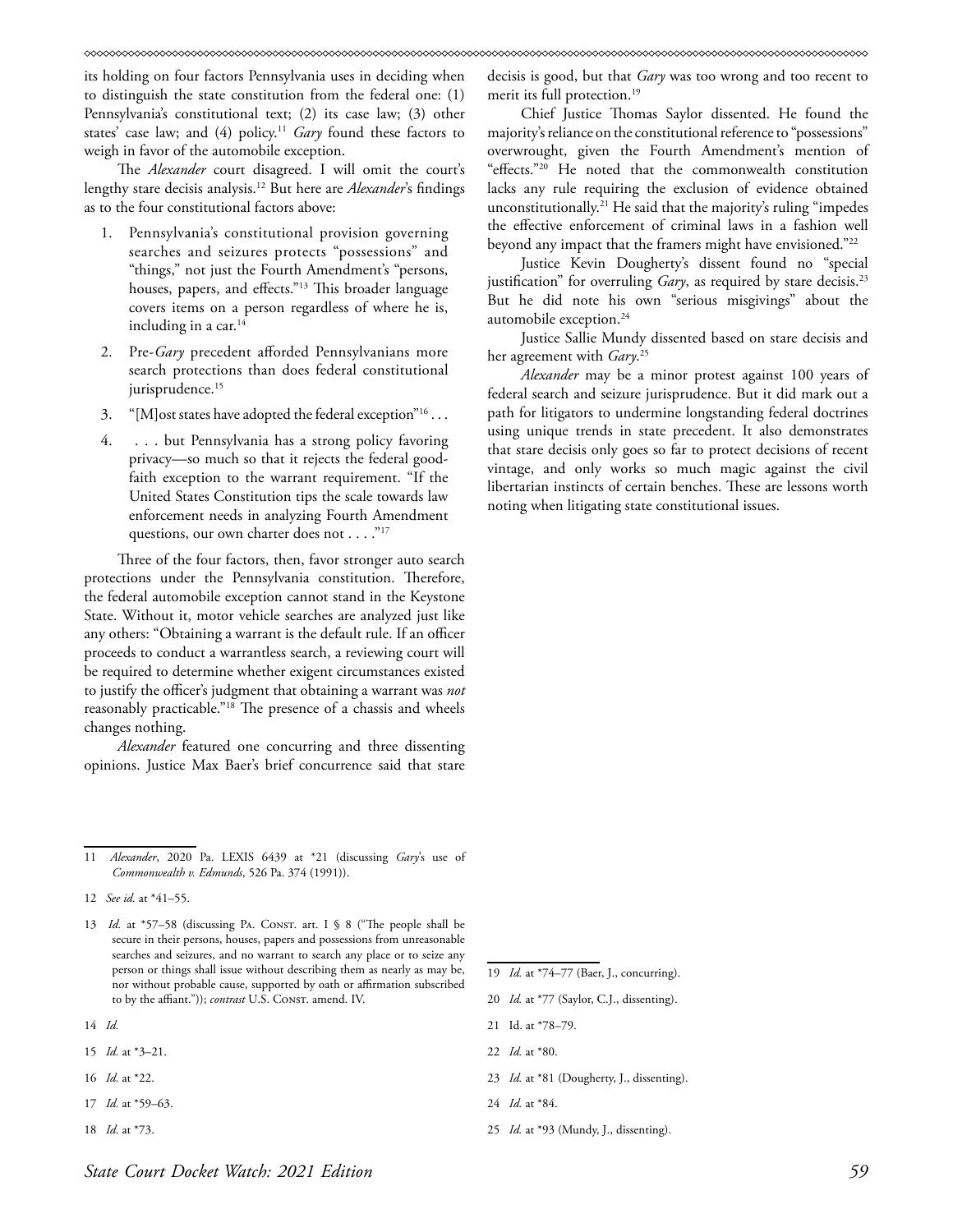its holding on four factors Pennsylvania uses in deciding when to distinguish the state constitution from the federal one: (1) Pennsylvania's constitutional text; (2) its case law; (3) other states' case law; and (4) policy.[11] *Gary* found these factors to weigh in favor of the automobile exception.

The *Alexander* court disagreed. I will omit the court's lengthy stare decisis analysis.[12] But here are *Alexander*'s findings as to the four constitutional factors above:

1. Pennsylvania's constitutional provision governing searches and seizures protects "possessions" and "things," not just the Fourth Amendment's "persons, houses, papers, and effects."[13] This broader language covers items on a person regardless of where he is, including in a car.[14]
2. Pre-*Gary* precedent afforded Pennsylvanians more search protections than does federal constitutional jurisprudence.[15]
3. "[M]ost states have adopted the federal exception"[16] . . .
4. . . . but Pennsylvania has a strong policy favoring privacy—so much so that it rejects the federal good-faith exception to the warrant requirement. "If the United States Constitution tips the scale towards law enforcement needs in analyzing Fourth Amendment questions, our own charter does not . . . ."[17]

Three of the four factors, then, favor stronger auto search protections under the Pennsylvania constitution. Therefore, the federal automobile exception cannot stand in the Keystone State. Without it, motor vehicle searches are analyzed just like any others: "Obtaining a warrant is the default rule. If an officer proceeds to conduct a warrantless search, a reviewing court will be required to determine whether exigent circumstances existed to justify the officer's judgment that obtaining a warrant was *not* reasonably practicable."[18] The presence of a chassis and wheels changes nothing.

*Alexander* featured one concurring and three dissenting opinions. Justice Max Baer's brief concurrence said that stare decisis is good, but that *Gary* was too wrong and too recent to merit its full protection.[19]

Chief Justice Thomas Saylor dissented. He found the majority's reliance on the constitutional reference to "possessions" overwrought, given the Fourth Amendment's mention of "effects."[20] He noted that the commonwealth constitution lacks any rule requiring the exclusion of evidence obtained unconstitutionally.[21] He said that the majority's ruling "impedes the effective enforcement of criminal laws in a fashion well beyond any impact that the framers might have envisioned."[22]

Justice Kevin Dougherty's dissent found no "special justification" for overruling *Gary*, as required by stare decisis.[23] But he did note his own "serious misgivings" about the automobile exception.[24]

Justice Sallie Mundy dissented based on stare decisis and her agreement with *Gary*.[25]

*Alexander* may be a minor protest against 100 years of federal search and seizure jurisprudence. But it did mark out a path for litigators to undermine longstanding federal doctrines using unique trends in state precedent. It also demonstrates that stare decisis only goes so far to protect decisions of recent vintage, and only works so much magic against the civil libertarian instincts of certain benches. These are lessons worth noting when litigating state constitutional issues.

---

11 *Alexander*, 2020 Pa. LEXIS 6439 at *21 (discussing *Gary*'s use of *Commonwealth v. Edmunds*, 526 Pa. 374 (1991)).

12 *See id.* at *41–55.

13 *Id.* at *57–58 (discussing Pa. Const. art. I § 8 ("The people shall be secure in their persons, houses, papers and possessions from unreasonable searches and seizures, and no warrant to search any place or to seize any person or things shall issue without describing them as nearly as may be, nor without probable cause, supported by oath or affirmation subscribed to by the affiant.")); *contrast* U.S. Const. amend. IV.

14 *Id.*

15 *Id.* at *3–21.

16 *Id.* at *22.

17 *Id.* at *59–63.

18 *Id.* at *73.

19 *Id.* at *74–77 (Baer, J., concurring).

20 *Id.* at *77 (Saylor, C.J., dissenting).

21 Id. at *78–79.

22 *Id.* at *80.

23 *Id.* at *81 (Dougherty, J., dissenting).

24 *Id.* at *84.

25 *Id.* at *93 (Mundy, J., dissenting).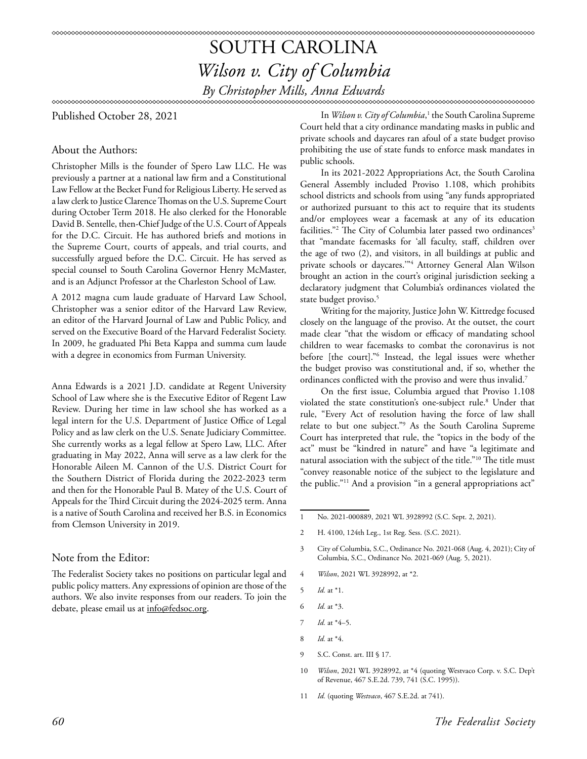# SOUTH CAROLINA

## *Wilson v. City of Columbia*

### *By Christopher Mills, Anna Edwards*

Published October 28, 2021

### About the Authors:

Christopher Mills is the founder of Spero Law LLC. He was previously a partner at a national law firm and a Constitutional Law Fellow at the Becket Fund for Religious Liberty. He served as a law clerk to Justice Clarence Thomas on the U.S. Supreme Court during October Term 2018. He also clerked for the Honorable David B. Sentelle, then-Chief Judge of the U.S. Court of Appeals for the D.C. Circuit. He has authored briefs and motions in the Supreme Court, courts of appeals, and trial courts, and successfully argued before the D.C. Circuit. He has served as special counsel to South Carolina Governor Henry McMaster, and is an Adjunct Professor at the Charleston School of Law.

A 2012 magna cum laude graduate of Harvard Law School, Christopher was a senior editor of the Harvard Law Review, an editor of the Harvard Journal of Law and Public Policy, and served on the Executive Board of the Harvard Federalist Society. In 2009, he graduated Phi Beta Kappa and summa cum laude with a degree in economics from Furman University.

Anna Edwards is a 2021 J.D. candidate at Regent University School of Law where she is the Executive Editor of Regent Law Review. During her time in law school she has worked as a legal intern for the U.S. Department of Justice Office of Legal Policy and as law clerk on the U.S. Senate Judiciary Committee. She currently works as a legal fellow at Spero Law, LLC. After graduating in May 2022, Anna will serve as a law clerk for the Honorable Aileen M. Cannon of the U.S. District Court for the Southern District of Florida during the 2022-2023 term and then for the Honorable Paul B. Matey of the U.S. Court of Appeals for the Third Circuit during the 2024-2025 term. Anna is a native of South Carolina and received her B.S. in Economics from Clemson University in 2019.

### Note from the Editor:

The Federalist Society takes no positions on particular legal and public policy matters. Any expressions of opinion are those of the authors. We also invite responses from our readers. To join the debate, please email us at info@fedsoc.org.

In *Wilson v. City of Columbia*,[1] the South Carolina Supreme Court held that a city ordinance mandating masks in public and private schools and daycares ran afoul of a state budget proviso prohibiting the use of state funds to enforce mask mandates in public schools.

In its 2021-2022 Appropriations Act, the South Carolina General Assembly included Proviso 1.108, which prohibits school districts and schools from using "any funds appropriated or authorized pursuant to this act to require that its students and/or employees wear a facemask at any of its education facilities."[2] The City of Columbia later passed two ordinances[3] that "mandate facemasks for 'all faculty, staff, children over the age of two (2), and visitors, in all buildings at public and private schools or daycares.'"[4] Attorney General Alan Wilson brought an action in the court's original jurisdiction seeking a declaratory judgment that Columbia's ordinances violated the state budget proviso.[5]

Writing for the majority, Justice John W. Kittredge focused closely on the language of the proviso. At the outset, the court made clear "that the wisdom or efficacy of mandating school children to wear facemasks to combat the coronavirus is not before [the court]."[6] Instead, the legal issues were whether the budget proviso was constitutional and, if so, whether the ordinances conflicted with the proviso and were thus invalid.[7]

On the first issue, Columbia argued that Proviso 1.108 violated the state constitution's one-subject rule.[8] Under that rule, "Every Act of resolution having the force of law shall relate to but one subject."[9] As the South Carolina Supreme Court has interpreted that rule, the "topics in the body of the act" must be "kindred in nature" and have "a legitimate and natural association with the subject of the title."[10] The title must "convey reasonable notice of the subject to the legislature and the public."[11] And a provision "in a general appropriations act"

---

1 No. 2021-000889, 2021 WL 3928992 (S.C. Sept. 2, 2021).

2 H. 4100, 124th Leg., 1st Reg. Sess. (S.C. 2021).

3 City of Columbia, S.C., Ordinance No. 2021-068 (Aug. 4, 2021); City of Columbia, S.C., Ordinance No. 2021-069 (Aug. 5, 2021).

4 *Wilson*, 2021 WL 3928992, at *2.

5 *Id.* at *1.

6 *Id.* at *3.

7 *Id.* at *4–5.

8 *Id.* at *4.

9 S.C. Const. art. III § 17.

10 *Wilson*, 2021 WL 3928992, at *4 (quoting Westvaco Corp. v. S.C. Dep't of Revenue, 467 S.E.2d. 739, 741 (S.C. 1995)).

11 *Id.* (quoting *Westvaco*, 467 S.E.2d. at 741).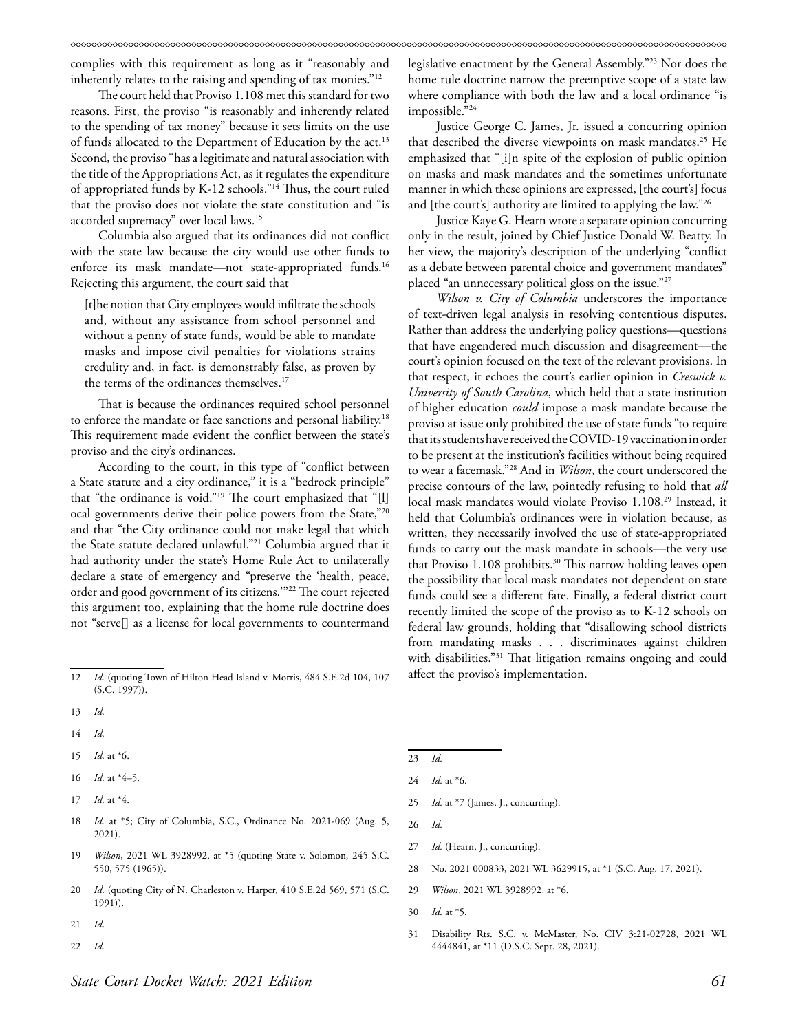complies with this requirement as long as it "reasonably and inherently relates to the raising and spending of tax monies."[12]

The court held that Proviso 1.108 met this standard for two reasons. First, the proviso "is reasonably and inherently related to the spending of tax money" because it sets limits on the use of funds allocated to the Department of Education by the act.[13] Second, the proviso "has a legitimate and natural association with the title of the Appropriations Act, as it regulates the expenditure of appropriated funds by K-12 schools."[14] Thus, the court ruled that the proviso does not violate the state constitution and "is accorded supremacy" over local laws.[15]

Columbia also argued that its ordinances did not conflict with the state law because the city would use other funds to enforce its mask mandate—not state-appropriated funds.[16] Rejecting this argument, the court said that

> [t]he notion that City employees would infiltrate the schools and, without any assistance from school personnel and without a penny of state funds, would be able to mandate masks and impose civil penalties for violations strains credulity and, in fact, is demonstrably false, as proven by the terms of the ordinances themselves.[17]

That is because the ordinances required school personnel to enforce the mandate or face sanctions and personal liability.[18] This requirement made evident the conflict between the state's proviso and the city's ordinances.

According to the court, in this type of "conflict between a State statute and a city ordinance," it is a "bedrock principle" that "the ordinance is void."[19] The court emphasized that "[l]ocal governments derive their police powers from the State,"[20] and that "the City ordinance could not make legal that which the State statute declared unlawful."[21] Columbia argued that it had authority under the state's Home Rule Act to unilaterally declare a state of emergency and "preserve the 'health, peace, order and good government of its citizens.'"[22] The court rejected this argument too, explaining that the home rule doctrine does not "serve[] as a license for local governments to countermand legislative enactment by the General Assembly."[23] Nor does the home rule doctrine narrow the preemptive scope of a state law where compliance with both the law and a local ordinance "is impossible."[24]

Justice George C. James, Jr. issued a concurring opinion that described the diverse viewpoints on mask mandates.[25] He emphasized that "[i]n spite of the explosion of public opinion on masks and mask mandates and the sometimes unfortunate manner in which these opinions are expressed, [the court's] focus and [the court's] authority are limited to applying the law."[26]

Justice Kaye G. Hearn wrote a separate opinion concurring only in the result, joined by Chief Justice Donald W. Beatty. In her view, the majority's description of the underlying "conflict as a debate between parental choice and government mandates" placed "an unnecessary political gloss on the issue."[27]

*Wilson v. City of Columbia* underscores the importance of text-driven legal analysis in resolving contentious disputes. Rather than address the underlying policy questions—questions that have engendered much discussion and disagreement—the court's opinion focused on the text of the relevant provisions. In that respect, it echoes the court's earlier opinion in *Creswick v. University of South Carolina*, which held that a state institution of higher education *could* impose a mask mandate because the proviso at issue only prohibited the use of state funds "to require that its students have received the COVID-19 vaccination in order to be present at the institution's facilities without being required to wear a facemask."[28] And in *Wilson*, the court underscored the precise contours of the law, pointedly refusing to hold that *all* local mask mandates would violate Proviso 1.108.[29] Instead, it held that Columbia's ordinances were in violation because, as written, they necessarily involved the use of state-appropriated funds to carry out the mask mandate in schools—the very use that Proviso 1.108 prohibits.[30] This narrow holding leaves open the possibility that local mask mandates not dependent on state funds could see a different fate. Finally, a federal district court recently limited the scope of the proviso as to K-12 schools on federal law grounds, holding that "disallowing school districts from mandating masks . . . discriminates against children with disabilities."[31] That litigation remains ongoing and could affect the proviso's implementation.

---

12 *Id.* (quoting Town of Hilton Head Island v. Morris, 484 S.E.2d 104, 107 (S.C. 1997)).

13 *Id.*

14 *Id.*

15 *Id.* at *6.

16 *Id.* at *4–5.

17 *Id.* at *4.

18 *Id.* at *5; City of Columbia, S.C., Ordinance No. 2021-069 (Aug. 5, 2021).

19 *Wilson*, 2021 WL 3928992, at *5 (quoting State v. Solomon, 245 S.C. 550, 575 (1965)).

20 *Id.* (quoting City of N. Charleston v. Harper, 410 S.E.2d 569, 571 (S.C. 1991)).

21 *Id.*

22 *Id.*

23 *Id.*

24 *Id.* at *6.

25 *Id.* at *7 (James, J., concurring).

26 *Id.*

27 *Id.* (Hearn, J., concurring).

28 No. 2021 000833, 2021 WL 3629915, at *1 (S.C. Aug. 17, 2021).

29 *Wilson*, 2021 WL 3928992, at *6.

30 *Id.* at *5.

31 Disability Rts. S.C. v. McMaster, No. CIV 3:21-02728, 2021 WL 4444841, at *11 (D.S.C. Sept. 28, 2021).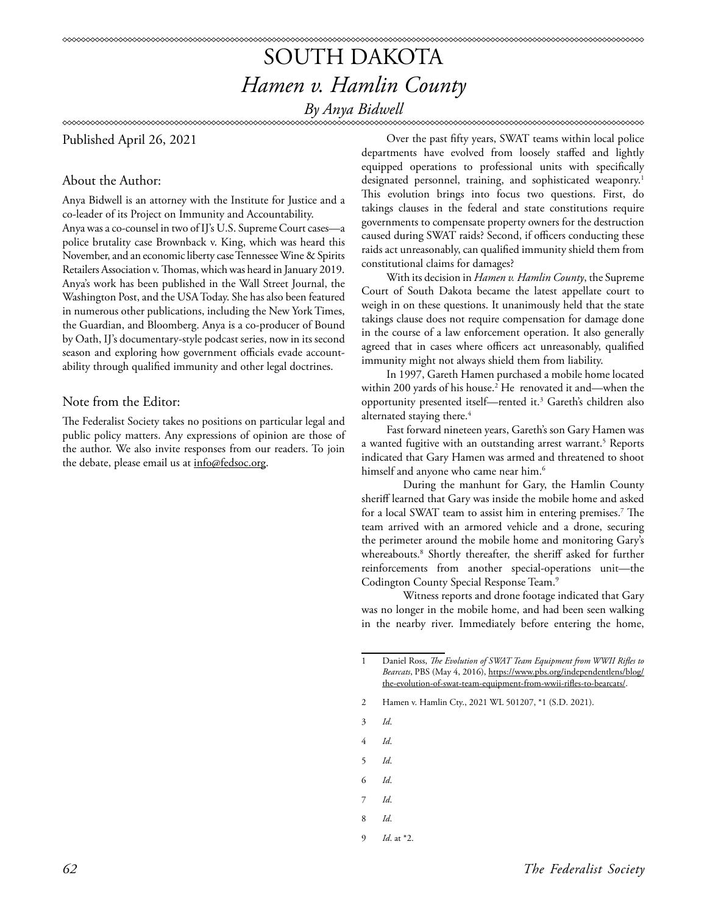# SOUTH DAKOTA

## *Hamen v. Hamlin County*

*By Anya Bidwell*

Published April 26, 2021

### About the Author:

Anya Bidwell is an attorney with the Institute for Justice and a co-leader of its Project on Immunity and Accountability.

Anya was a co-counsel in two of IJ's U.S. Supreme Court cases—a police brutality case Brownback v. King, which was heard this November, and an economic liberty case Tennessee Wine & Spirits Retailers Association v. Thomas, which was heard in January 2019. Anya's work has been published in the Wall Street Journal, the Washington Post, and the USA Today. She has also been featured in numerous other publications, including the New York Times, the Guardian, and Bloomberg. Anya is a co-producer of Bound by Oath, IJ's documentary-style podcast series, now in its second season and exploring how government officials evade accountability through qualified immunity and other legal doctrines.

### Note from the Editor:

The Federalist Society takes no positions on particular legal and public policy matters. Any expressions of opinion are those of the author. We also invite responses from our readers. To join the debate, please email us at info@fedsoc.org.

Over the past fifty years, SWAT teams within local police departments have evolved from loosely staffed and lightly equipped operations to professional units with specifically designated personnel, training, and sophisticated weaponry.[1] This evolution brings into focus two questions. First, do takings clauses in the federal and state constitutions require governments to compensate property owners for the destruction caused during SWAT raids? Second, if officers conducting these raids act unreasonably, can qualified immunity shield them from constitutional claims for damages?

With its decision in *Hamen v. Hamlin County*, the Supreme Court of South Dakota became the latest appellate court to weigh in on these questions. It unanimously held that the state takings clause does not require compensation for damage done in the course of a law enforcement operation. It also generally agreed that in cases where officers act unreasonably, qualified immunity might not always shield them from liability.

In 1997, Gareth Hamen purchased a mobile home located within 200 yards of his house.[2] He renovated it and—when the opportunity presented itself—rented it.[3] Gareth's children also alternated staying there.[4]

Fast forward nineteen years, Gareth's son Gary Hamen was a wanted fugitive with an outstanding arrest warrant.[5] Reports indicated that Gary Hamen was armed and threatened to shoot himself and anyone who came near him.[6]

During the manhunt for Gary, the Hamlin County sheriff learned that Gary was inside the mobile home and asked for a local SWAT team to assist him in entering premises.[7] The team arrived with an armored vehicle and a drone, securing the perimeter around the mobile home and monitoring Gary's whereabouts.[8] Shortly thereafter, the sheriff asked for further reinforcements from another special-operations unit—the Codington County Special Response Team.[9]

Witness reports and drone footage indicated that Gary was no longer in the mobile home, and had been seen walking in the nearby river. Immediately before entering the home,

---

1 Daniel Ross, *The Evolution of SWAT Team Equipment from WWII Rifles to Bearcats*, PBS (May 4, 2016), https://www.pbs.org/independentlens/blog/the-evolution-of-swat-team-equipment-from-wwii-rifles-to-bearcats/.

2 Hamen v. Hamlin Cty., 2021 WL 501207, *1 (S.D. 2021).

3 *Id*.

4 *Id*.

5 *Id*.

6 *Id*.

7 *Id*.

8 *Id*.

9 *Id*. at *2.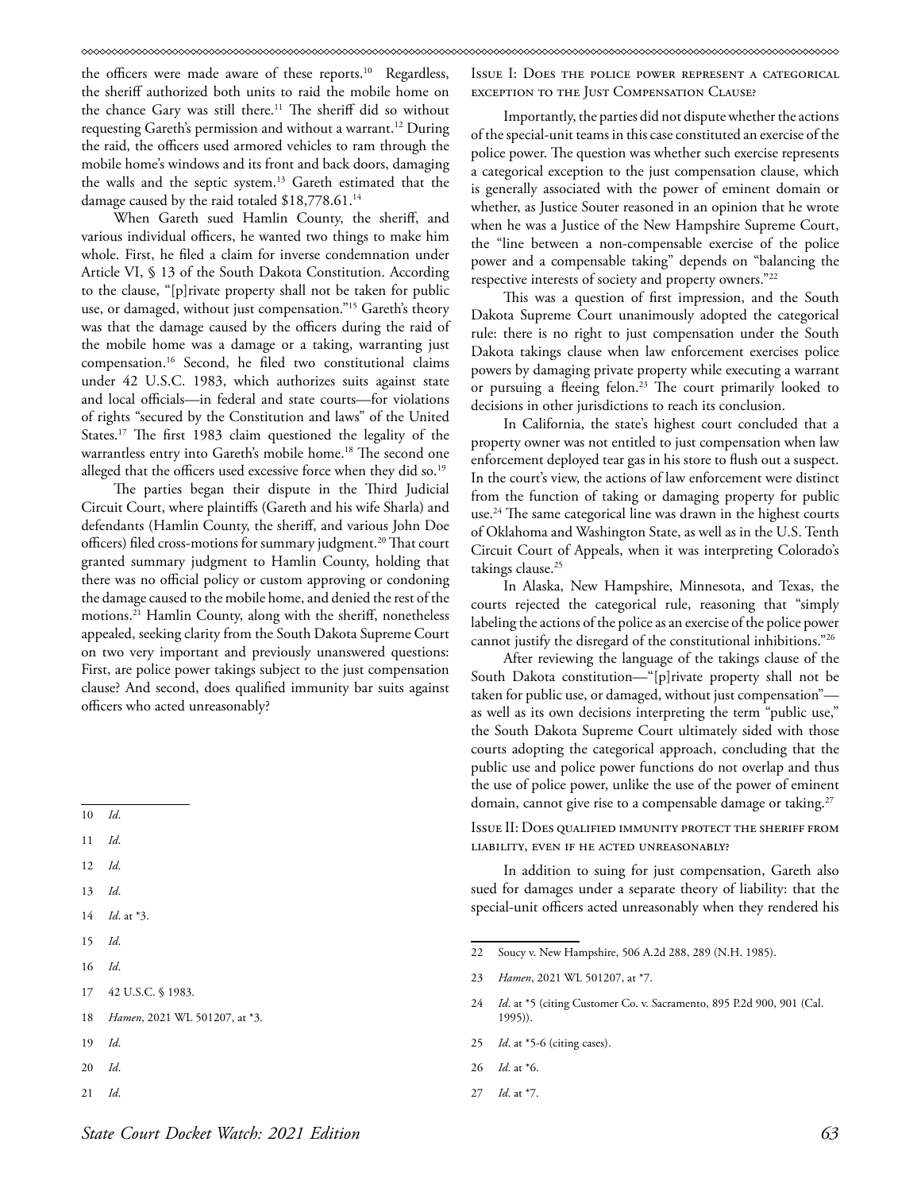the officers were made aware of these reports.[10] Regardless, the sheriff authorized both units to raid the mobile home on the chance Gary was still there.[11] The sheriff did so without requesting Gareth's permission and without a warrant.[12] During the raid, the officers used armored vehicles to ram through the mobile home's windows and its front and back doors, damaging the walls and the septic system.[13] Gareth estimated that the damage caused by the raid totaled $18,778.61.[14]

When Gareth sued Hamlin County, the sheriff, and various individual officers, he wanted two things to make him whole. First, he filed a claim for inverse condemnation under Article VI, § 13 of the South Dakota Constitution. According to the clause, "[p]rivate property shall not be taken for public use, or damaged, without just compensation."[15] Gareth's theory was that the damage caused by the officers during the raid of the mobile home was a damage or a taking, warranting just compensation.[16] Second, he filed two constitutional claims under 42 U.S.C. 1983, which authorizes suits against state and local officials—in federal and state courts—for violations of rights "secured by the Constitution and laws" of the United States.[17] The first 1983 claim questioned the legality of the warrantless entry into Gareth's mobile home.[18] The second one alleged that the officers used excessive force when they did so.[19]

The parties began their dispute in the Third Judicial Circuit Court, where plaintiffs (Gareth and his wife Sharla) and defendants (Hamlin County, the sheriff, and various John Doe officers) filed cross-motions for summary judgment.[20] That court granted summary judgment to Hamlin County, holding that there was no official policy or custom approving or condoning the damage caused to the mobile home, and denied the rest of the motions.[21] Hamlin County, along with the sheriff, nonetheless appealed, seeking clarity from the South Dakota Supreme Court on two very important and previously unanswered questions: First, are police power takings subject to the just compensation clause? And second, does qualified immunity bar suits against officers who acted unreasonably?

### Issue I: Does the police power represent a categorical exception to the Just Compensation Clause?

Importantly, the parties did not dispute whether the actions of the special-unit teams in this case constituted an exercise of the police power. The question was whether such exercise represents a categorical exception to the just compensation clause, which is generally associated with the power of eminent domain or whether, as Justice Souter reasoned in an opinion that he wrote when he was a Justice of the New Hampshire Supreme Court, the "line between a non-compensable exercise of the police power and a compensable taking" depends on "balancing the respective interests of society and property owners."[22]

This was a question of first impression, and the South Dakota Supreme Court unanimously adopted the categorical rule: there is no right to just compensation under the South Dakota takings clause when law enforcement exercises police powers by damaging private property while executing a warrant or pursuing a fleeing felon.[23] The court primarily looked to decisions in other jurisdictions to reach its conclusion.

In California, the state's highest court concluded that a property owner was not entitled to just compensation when law enforcement deployed tear gas in his store to flush out a suspect. In the court's view, the actions of law enforcement were distinct from the function of taking or damaging property for public use.[24] The same categorical line was drawn in the highest courts of Oklahoma and Washington State, as well as in the U.S. Tenth Circuit Court of Appeals, when it was interpreting Colorado's takings clause.[25]

In Alaska, New Hampshire, Minnesota, and Texas, the courts rejected the categorical rule, reasoning that "simply labeling the actions of the police as an exercise of the police power cannot justify the disregard of the constitutional inhibitions."[26]

After reviewing the language of the takings clause of the South Dakota constitution—"[p]rivate property shall not be taken for public use, or damaged, without just compensation"—as well as its own decisions interpreting the term "public use," the South Dakota Supreme Court ultimately sided with those courts adopting the categorical approach, concluding that the public use and police power functions do not overlap and thus the use of police power, unlike the use of the power of eminent domain, cannot give rise to a compensable damage or taking.[27]

### Issue II: Does qualified immunity protect the sheriff from liability, even if he acted unreasonably?

In addition to suing for just compensation, Gareth also sued for damages under a separate theory of liability: that the special-unit officers acted unreasonably when they rendered his

---

10 *Id.*

11 *Id.*

12 *Id.*

13 *Id.*

14 *Id.* at *3.

15 *Id.*

16 *Id.*

17 42 U.S.C. § 1983.

18 *Hamen*, 2021 WL 501207, at *3.

19 *Id.*

20 *Id.*

21 *Id.*

22 Soucy v. New Hampshire, 506 A.2d 288, 289 (N.H. 1985).

23 *Hamen*, 2021 WL 501207, at *7.

24 *Id.* at *5 (citing Customer Co. v. Sacramento, 895 P.2d 900, 901 (Cal. 1995)).

25 *Id.* at *5-6 (citing cases).

26 *Id.* at *6.

27 *Id.* at *7.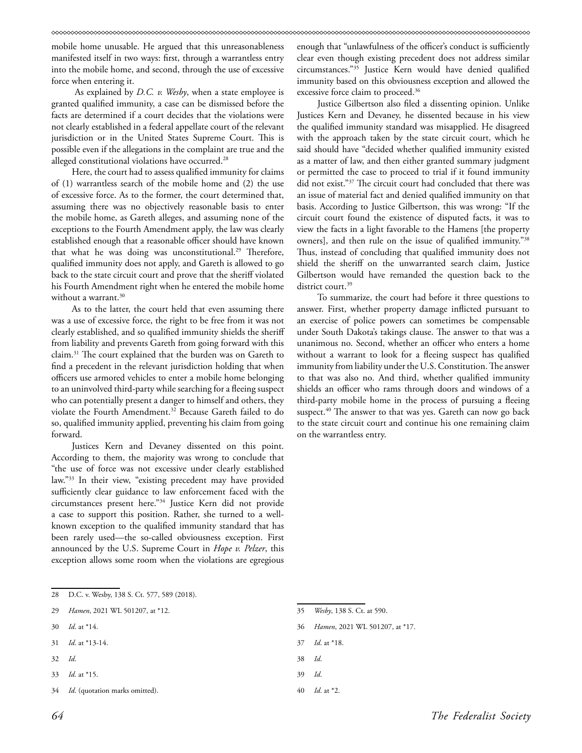mobile home unusable. He argued that this unreasonableness manifested itself in two ways: first, through a warrantless entry into the mobile home, and second, through the use of excessive force when entering it.

As explained by *D.C. v. Wesby*, when a state employee is granted qualified immunity, a case can be dismissed before the facts are determined if a court decides that the violations were not clearly established in a federal appellate court of the relevant jurisdiction or in the United States Supreme Court. This is possible even if the allegations in the complaint are true and the alleged constitutional violations have occurred.[28]

Here, the court had to assess qualified immunity for claims of (1) warrantless search of the mobile home and (2) the use of excessive force. As to the former, the court determined that, assuming there was no objectively reasonable basis to enter the mobile home, as Gareth alleges, and assuming none of the exceptions to the Fourth Amendment apply, the law was clearly established enough that a reasonable officer should have known that what he was doing was unconstitutional.[29] Therefore, qualified immunity does not apply, and Gareth is allowed to go back to the state circuit court and prove that the sheriff violated his Fourth Amendment right when he entered the mobile home without a warrant.[30]

As to the latter, the court held that even assuming there was a use of excessive force, the right to be free from it was not clearly established, and so qualified immunity shields the sheriff from liability and prevents Gareth from going forward with this claim.[31] The court explained that the burden was on Gareth to find a precedent in the relevant jurisdiction holding that when officers use armored vehicles to enter a mobile home belonging to an uninvolved third-party while searching for a fleeing suspect who can potentially present a danger to himself and others, they violate the Fourth Amendment.[32] Because Gareth failed to do so, qualified immunity applied, preventing his claim from going forward.

Justices Kern and Devaney dissented on this point. According to them, the majority was wrong to conclude that "the use of force was not excessive under clearly established law."[33] In their view, "existing precedent may have provided sufficiently clear guidance to law enforcement faced with the circumstances present here."[34] Justice Kern did not provide a case to support this position. Rather, she turned to a well-known exception to the qualified immunity standard that has been rarely used—the so-called obviousness exception. First announced by the U.S. Supreme Court in *Hope v. Pelzer*, this exception allows some room when the violations are egregious enough that "unlawfulness of the officer's conduct is sufficiently clear even though existing precedent does not address similar circumstances."[35] Justice Kern would have denied qualified immunity based on this obviousness exception and allowed the excessive force claim to proceed.[36]

Justice Gilbertson also filed a dissenting opinion. Unlike Justices Kern and Devaney, he dissented because in his view the qualified immunity standard was misapplied. He disagreed with the approach taken by the state circuit court, which he said should have "decided whether qualified immunity existed as a matter of law, and then either granted summary judgment or permitted the case to proceed to trial if it found immunity did not exist."[37] The circuit court had concluded that there was an issue of material fact and denied qualified immunity on that basis. According to Justice Gilbertson, this was wrong: "If the circuit court found the existence of disputed facts, it was to view the facts in a light favorable to the Hamens [the property owners], and then rule on the issue of qualified immunity."[38] Thus, instead of concluding that qualified immunity does not shield the sheriff on the unwarranted search claim, Justice Gilbertson would have remanded the question back to the district court.[39]

To summarize, the court had before it three questions to answer. First, whether property damage inflicted pursuant to an exercise of police powers can sometimes be compensable under South Dakota's takings clause. The answer to that was a unanimous no. Second, whether an officer who enters a home without a warrant to look for a fleeing suspect has qualified immunity from liability under the U.S. Constitution. The answer to that was also no. And third, whether qualified immunity shields an officer who rams through doors and windows of a third-party mobile home in the process of pursuing a fleeing suspect.[40] The answer to that was yes. Gareth can now go back to the state circuit court and continue his one remaining claim on the warrantless entry.

---

28 D.C. v. Wesby, 138 S. Ct. 577, 589 (2018).

29 *Hamen*, 2021 WL 501207, at *12.

30 *Id.* at *14.

31 *Id.* at *13-14.

32 *Id.*

33 *Id.* at *15.

34 *Id.* (quotation marks omitted).

35 *Wesby*, 138 S. Ct. at 590.

36 *Hamen*, 2021 WL 501207, at *17.

37 *Id.* at *18.

38 *Id.*

39 *Id.*

40 *Id.* at *2.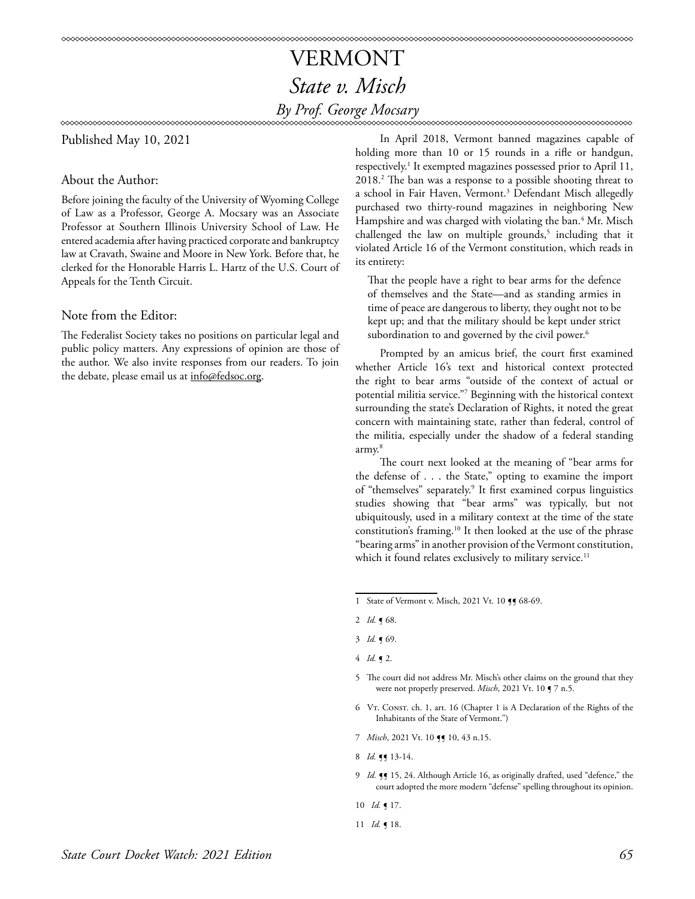# VERMONT

## *State v. Misch*

### *By Prof. George Mocsary*

Published May 10, 2021

#### About the Author:

Before joining the faculty of the University of Wyoming College of Law as a Professor, George A. Mocsary was an Associate Professor at Southern Illinois University School of Law. He entered academia after having practiced corporate and bankruptcy law at Cravath, Swaine and Moore in New York. Before that, he clerked for the Honorable Harris L. Hartz of the U.S. Court of Appeals for the Tenth Circuit.

#### Note from the Editor:

The Federalist Society takes no positions on particular legal and public policy matters. Any expressions of opinion are those of the author. We also invite responses from our readers. To join the debate, please email us at info@fedsoc.org.

In April 2018, Vermont banned magazines capable of holding more than 10 or 15 rounds in a rifle or handgun, respectively.[1] It exempted magazines possessed prior to April 11, 2018.[2] The ban was a response to a possible shooting threat to a school in Fair Haven, Vermont.[3] Defendant Misch allegedly purchased two thirty-round magazines in neighboring New Hampshire and was charged with violating the ban.[4] Mr. Misch challenged the law on multiple grounds,[5] including that it violated Article 16 of the Vermont constitution, which reads in its entirety:

> That the people have a right to bear arms for the defence of themselves and the State—and as standing armies in time of peace are dangerous to liberty, they ought not to be kept up; and that the military should be kept under strict subordination to and governed by the civil power.[6]

Prompted by an amicus brief, the court first examined whether Article 16's text and historical context protected the right to bear arms "outside of the context of actual or potential militia service."[7] Beginning with the historical context surrounding the state's Declaration of Rights, it noted the great concern with maintaining state, rather than federal, control of the militia, especially under the shadow of a federal standing army.[8]

The court next looked at the meaning of "bear arms for the defense of . . . the State," opting to examine the import of "themselves" separately.[9] It first examined corpus linguistics studies showing that "bear arms" was typically, but not ubiquitously, used in a military context at the time of the state constitution's framing.[10] It then looked at the use of the phrase "bearing arms" in another provision of the Vermont constitution, which it found relates exclusively to military service.[11]

---

1 State of Vermont v. Misch, 2021 Vt. 10 ¶¶ 68-69.

2 *Id.* ¶ 68.

3 *Id.* ¶ 69.

4 *Id.* ¶ 2.

5 The court did not address Mr. Misch's other claims on the ground that they were not properly preserved. *Misch*, 2021 Vt. 10 ¶ 7 n.5.

6 Vt. Const. ch. 1, art. 16 (Chapter 1 is A Declaration of the Rights of the Inhabitants of the State of Vermont.")

7 *Misch*, 2021 Vt. 10 ¶¶ 10, 43 n.15.

8 *Id.* ¶¶ 13-14.

9 *Id.* ¶¶ 15, 24. Although Article 16, as originally drafted, used "defence," the court adopted the more modern "defense" spelling throughout its opinion.

10 *Id.* ¶ 17.

11 *Id.* ¶ 18.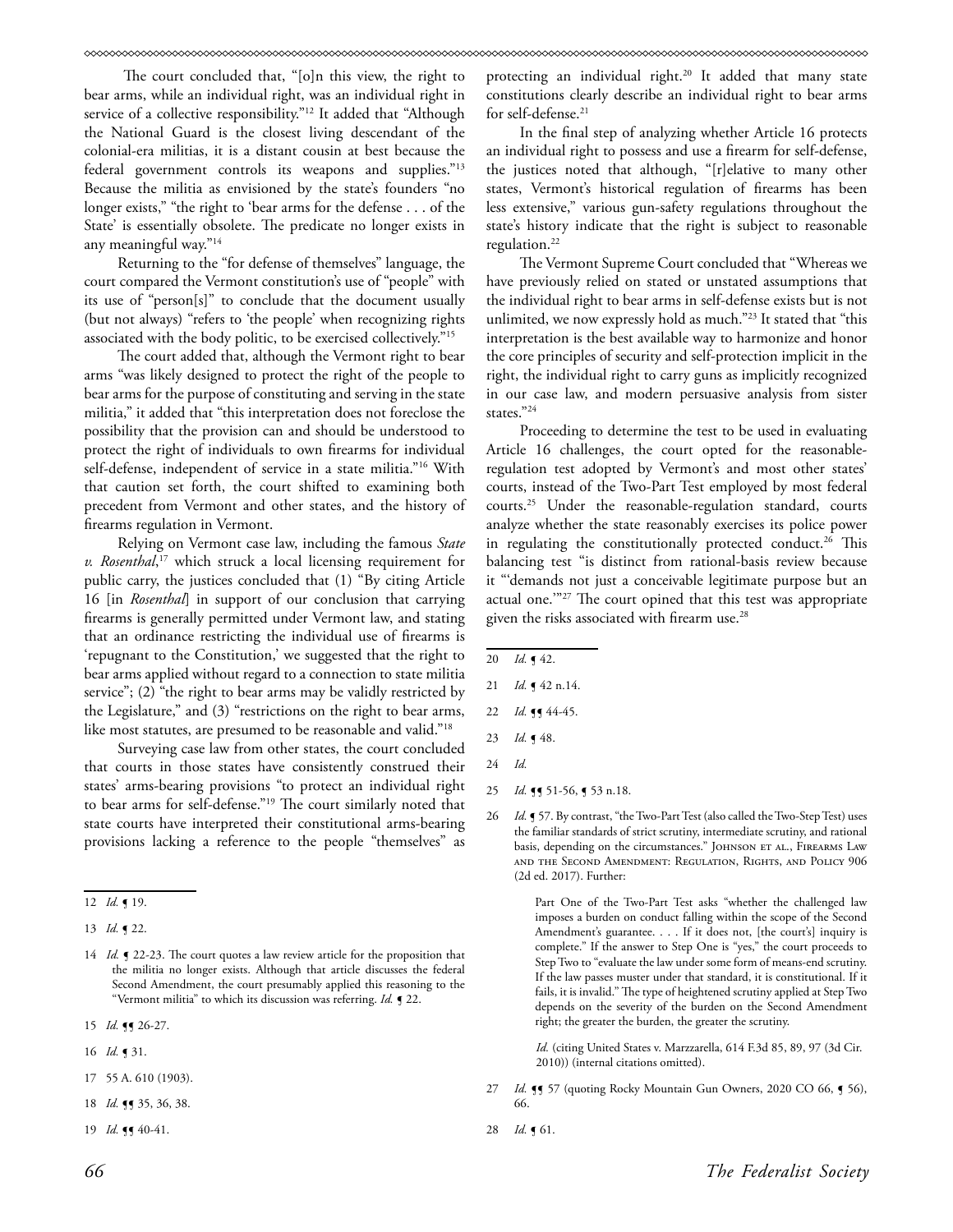The court concluded that, "[o]n this view, the right to bear arms, while an individual right, was an individual right in service of a collective responsibility."[12] It added that "Although the National Guard is the closest living descendant of the colonial-era militias, it is a distant cousin at best because the federal government controls its weapons and supplies."[13] Because the militia as envisioned by the state's founders "no longer exists," "the right to 'bear arms for the defense . . . of the State' is essentially obsolete. The predicate no longer exists in any meaningful way."[14]

Returning to the "for defense of themselves" language, the court compared the Vermont constitution's use of "people" with its use of "person[s]" to conclude that the document usually (but not always) "refers to 'the people' when recognizing rights associated with the body politic, to be exercised collectively."[15]

The court added that, although the Vermont right to bear arms "was likely designed to protect the right of the people to bear arms for the purpose of constituting and serving in the state militia," it added that "this interpretation does not foreclose the possibility that the provision can and should be understood to protect the right of individuals to own firearms for individual self-defense, independent of service in a state militia."[16] With that caution set forth, the court shifted to examining both precedent from Vermont and other states, and the history of firearms regulation in Vermont.

Relying on Vermont case law, including the famous *State v. Rosenthal*,[17] which struck a local licensing requirement for public carry, the justices concluded that (1) "By citing Article 16 [in *Rosenthal*] in support of our conclusion that carrying firearms is generally permitted under Vermont law, and stating that an ordinance restricting the individual use of firearms is 'repugnant to the Constitution,' we suggested that the right to bear arms applied without regard to a connection to state militia service"; (2) "the right to bear arms may be validly restricted by the Legislature," and (3) "restrictions on the right to bear arms, like most statutes, are presumed to be reasonable and valid."[18]

Surveying case law from other states, the court concluded that courts in those states have consistently construed their states' arms-bearing provisions "to protect an individual right to bear arms for self-defense."[19] The court similarly noted that state courts have interpreted their constitutional arms-bearing provisions lacking a reference to the people "themselves" as protecting an individual right.[20] It added that many state constitutions clearly describe an individual right to bear arms for self-defense.[21]

In the final step of analyzing whether Article 16 protects an individual right to possess and use a firearm for self-defense, the justices noted that although, "[r]elative to many other states, Vermont's historical regulation of firearms has been less extensive," various gun-safety regulations throughout the state's history indicate that the right is subject to reasonable regulation.[22]

The Vermont Supreme Court concluded that "Whereas we have previously relied on stated or unstated assumptions that the individual right to bear arms in self-defense exists but is not unlimited, we now expressly hold as much."[23] It stated that "this interpretation is the best available way to harmonize and honor the core principles of security and self-protection implicit in the right, the individual right to carry guns as implicitly recognized in our case law, and modern persuasive analysis from sister states."[24]

Proceeding to determine the test to be used in evaluating Article 16 challenges, the court opted for the reasonable-regulation test adopted by Vermont's and most other states' courts, instead of the Two-Part Test employed by most federal courts.[25] Under the reasonable-regulation standard, courts analyze whether the state reasonably exercises its police power in regulating the constitutionally protected conduct.[26] This balancing test "is distinct from rational-basis review because it "'demands not just a conceivable legitimate purpose but an actual one.'"[27] The court opined that this test was appropriate given the risks associated with firearm use.[28]

---

12 *Id.* ¶ 19.

13 *Id.* ¶ 22.

14 *Id.* ¶ 22-23. The court quotes a law review article for the proposition that the militia no longer exists. Although that article discusses the federal Second Amendment, the court presumably applied this reasoning to the "Vermont militia" to which its discussion was referring. *Id.* ¶ 22.

15 *Id.* ¶¶ 26-27.

16 *Id.* ¶ 31.

17 55 A. 610 (1903).

18 *Id.* ¶¶ 35, 36, 38.

19 *Id.* ¶¶ 40-41.

20 *Id.* ¶ 42.

21 *Id.* ¶ 42 n.14.

22 *Id.* ¶¶ 44-45.

23 *Id.* ¶ 48.

24 *Id.*

25 *Id.* ¶¶ 51-56, ¶ 53 n.18.

26 *Id.* ¶ 57. By contrast, "the Two-Part Test (also called the Two-Step Test) uses the familiar standards of strict scrutiny, intermediate scrutiny, and rational basis, depending on the circumstances." Johnson et al., Firearms Law and the Second Amendment: Regulation, Rights, and Policy 906 (2d ed. 2017). Further:

> Part One of the Two-Part Test asks "whether the challenged law imposes a burden on conduct falling within the scope of the Second Amendment's guarantee. . . . If it does not, [the court's] inquiry is complete." If the answer to Step One is "yes," the court proceeds to Step Two to "evaluate the law under some form of means-end scrutiny. If the law passes muster under that standard, it is constitutional. If it fails, it is invalid." The type of heightened scrutiny applied at Step Two depends on the severity of the burden on the Second Amendment right; the greater the burden, the greater the scrutiny.
>
> *Id.* (citing United States v. Marzzarella, 614 F.3d 85, 89, 97 (3d Cir. 2010)) (internal citations omitted).

27 *Id.* ¶¶ 57 (quoting Rocky Mountain Gun Owners, 2020 CO 66, ¶ 56), 66.

28 *Id.* ¶ 61.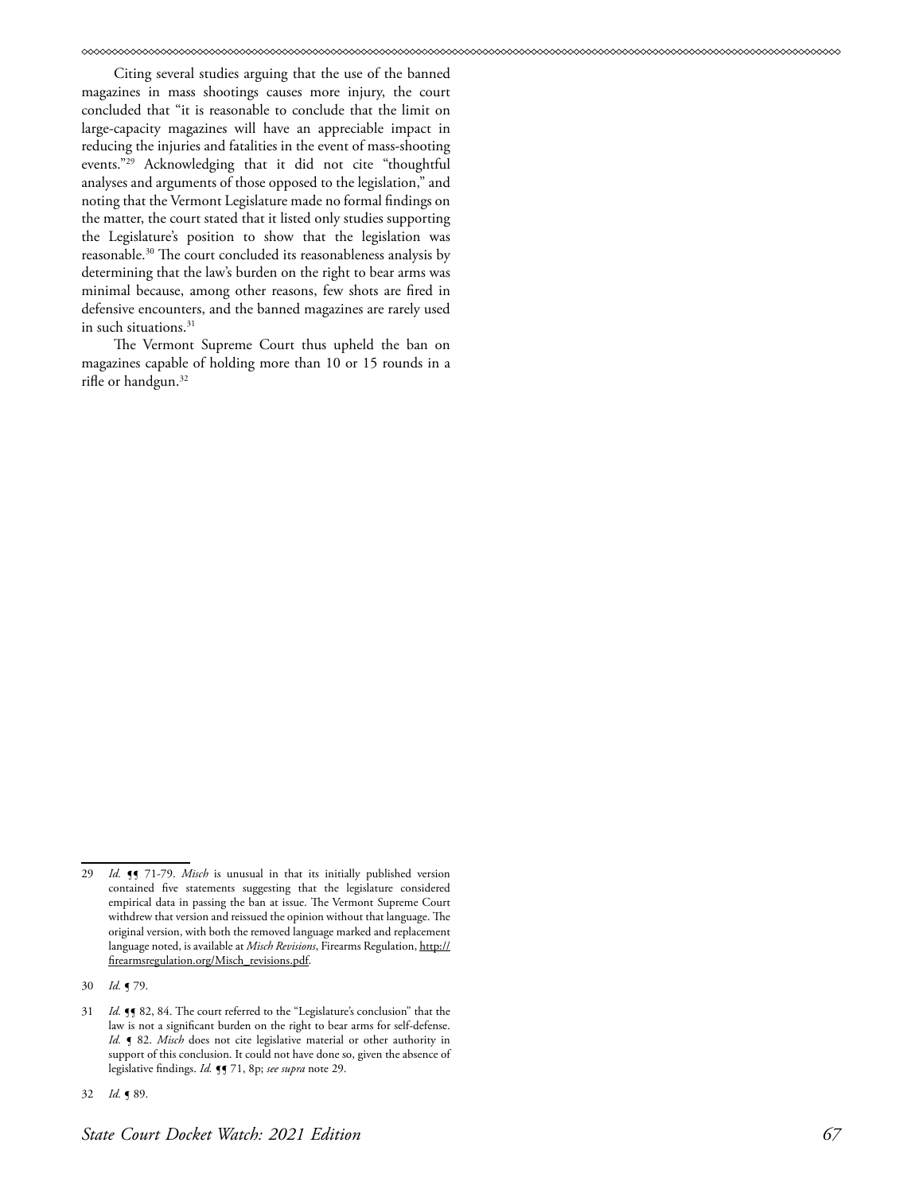Citing several studies arguing that the use of the banned magazines in mass shootings causes more injury, the court concluded that "it is reasonable to conclude that the limit on large-capacity magazines will have an appreciable impact in reducing the injuries and fatalities in the event of mass-shooting events."[29] Acknowledging that it did not cite "thoughtful analyses and arguments of those opposed to the legislation," and noting that the Vermont Legislature made no formal findings on the matter, the court stated that it listed only studies supporting the Legislature's position to show that the legislation was reasonable.[30] The court concluded its reasonableness analysis by determining that the law's burden on the right to bear arms was minimal because, among other reasons, few shots are fired in defensive encounters, and the banned magazines are rarely used in such situations.[31]

The Vermont Supreme Court thus upheld the ban on magazines capable of holding more than 10 or 15 rounds in a rifle or handgun.[32]

---

29 *Id.* ¶¶ 71-79. *Misch* is unusual in that its initially published version contained five statements suggesting that the legislature considered empirical data in passing the ban at issue. The Vermont Supreme Court withdrew that version and reissued the opinion without that language. The original version, with both the removed language marked and replacement language noted, is available at *Misch Revisions*, Firearms Regulation, http://firearmsregulation.org/Misch_revisions.pdf.

30 *Id.* ¶ 79.

31 *Id.* ¶¶ 82, 84. The court referred to the "Legislature's conclusion" that the law is not a significant burden on the right to bear arms for self-defense. *Id.* ¶ 82. *Misch* does not cite legislative material or other authority in support of this conclusion. It could not have done so, given the absence of legislative findings. *Id.* ¶¶ 71, 8p; *see supra* note 29.

32 *Id.* ¶ 89.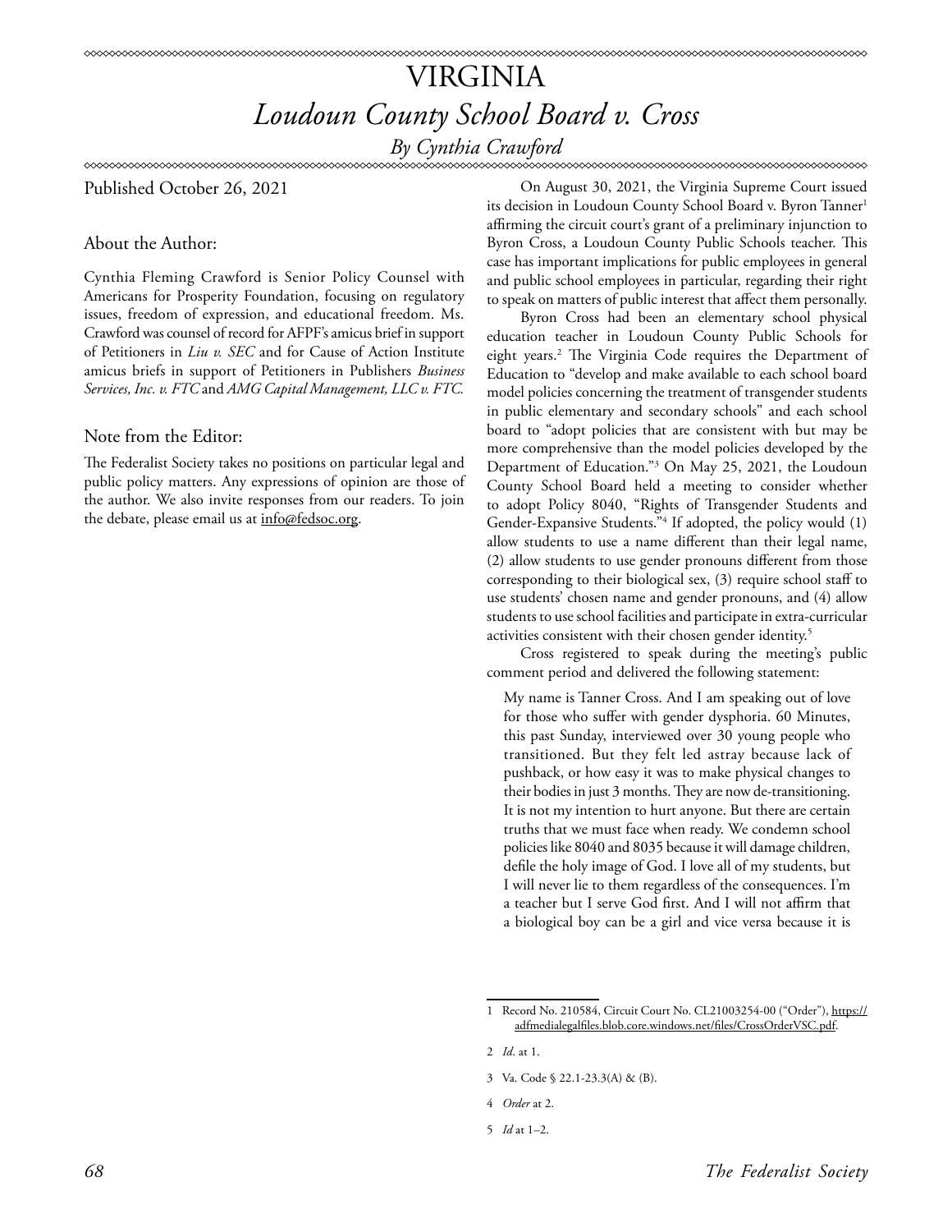# VIRGINIA

## *Loudoun County School Board v. Cross*

*By Cynthia Crawford*

Published October 26, 2021

### About the Author:

Cynthia Fleming Crawford is Senior Policy Counsel with Americans for Prosperity Foundation, focusing on regulatory issues, freedom of expression, and educational freedom. Ms. Crawford was counsel of record for AFPF's amicus brief in support of Petitioners in *Liu v. SEC* and for Cause of Action Institute amicus briefs in support of Petitioners in Publishers *Business Services, Inc. v. FTC* and *AMG Capital Management, LLC v. FTC.*

### Note from the Editor:

The Federalist Society takes no positions on particular legal and public policy matters. Any expressions of opinion are those of the author. We also invite responses from our readers. To join the debate, please email us at info@fedsoc.org.

On August 30, 2021, the Virginia Supreme Court issued its decision in Loudoun County School Board v. Byron Tanner[1] affirming the circuit court's grant of a preliminary injunction to Byron Cross, a Loudoun County Public Schools teacher. This case has important implications for public employees in general and public school employees in particular, regarding their right to speak on matters of public interest that affect them personally.

Byron Cross had been an elementary school physical education teacher in Loudoun County Public Schools for eight years.[2] The Virginia Code requires the Department of Education to "develop and make available to each school board model policies concerning the treatment of transgender students in public elementary and secondary schools" and each school board to "adopt policies that are consistent with but may be more comprehensive than the model policies developed by the Department of Education."[3] On May 25, 2021, the Loudoun County School Board held a meeting to consider whether to adopt Policy 8040, "Rights of Transgender Students and Gender-Expansive Students."[4] If adopted, the policy would (1) allow students to use a name different than their legal name, (2) allow students to use gender pronouns different from those corresponding to their biological sex, (3) require school staff to use students' chosen name and gender pronouns, and (4) allow students to use school facilities and participate in extra-curricular activities consistent with their chosen gender identity.[5]

Cross registered to speak during the meeting's public comment period and delivered the following statement:

> My name is Tanner Cross. And I am speaking out of love for those who suffer with gender dysphoria. 60 Minutes, this past Sunday, interviewed over 30 young people who transitioned. But they felt led astray because lack of pushback, or how easy it was to make physical changes to their bodies in just 3 months. They are now de-transitioning. It is not my intention to hurt anyone. But there are certain truths that we must face when ready. We condemn school policies like 8040 and 8035 because it will damage children, defile the holy image of God. I love all of my students, but I will never lie to them regardless of the consequences. I'm a teacher but I serve God first. And I will not affirm that a biological boy can be a girl and vice versa because it is

---

1 Record No. 210584, Circuit Court No. CL21003254-00 ("Order"), https://adfmedialegalfiles.blob.core.windows.net/files/CrossOrderVSC.pdf.

2 *Id*. at 1.

3 Va. Code § 22.1-23.3(A) & (B).

4 *Order* at 2.

5 *Id* at 1–2.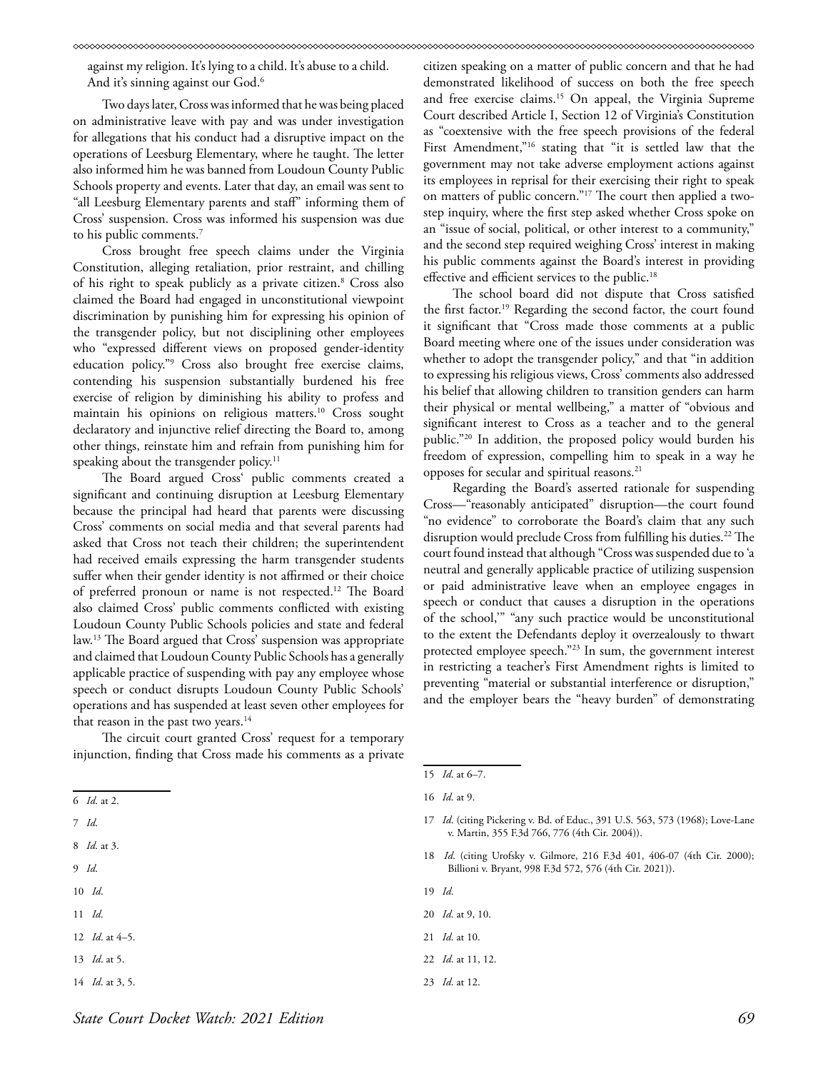against my religion. It's lying to a child. It's abuse to a child. And it's sinning against our God.[6]

Two days later, Cross was informed that he was being placed on administrative leave with pay and was under investigation for allegations that his conduct had a disruptive impact on the operations of Leesburg Elementary, where he taught. The letter also informed him he was banned from Loudoun County Public Schools property and events. Later that day, an email was sent to "all Leesburg Elementary parents and staff" informing them of Cross' suspension. Cross was informed his suspension was due to his public comments.[7]

Cross brought free speech claims under the Virginia Constitution, alleging retaliation, prior restraint, and chilling of his right to speak publicly as a private citizen.[8] Cross also claimed the Board had engaged in unconstitutional viewpoint discrimination by punishing him for expressing his opinion of the transgender policy, but not disciplining other employees who "expressed different views on proposed gender-identity education policy."[9] Cross also brought free exercise claims, contending his suspension substantially burdened his free exercise of religion by diminishing his ability to profess and maintain his opinions on religious matters.[10] Cross sought declaratory and injunctive relief directing the Board to, among other things, reinstate him and refrain from punishing him for speaking about the transgender policy.[11]

The Board argued Cross' public comments created a significant and continuing disruption at Leesburg Elementary because the principal had heard that parents were discussing Cross' comments on social media and that several parents had asked that Cross not teach their children; the superintendent had received emails expressing the harm transgender students suffer when their gender identity is not affirmed or their choice of preferred pronoun or name is not respected.[12] The Board also claimed Cross' public comments conflicted with existing Loudoun County Public Schools policies and state and federal law.[13] The Board argued that Cross' suspension was appropriate and claimed that Loudoun County Public Schools has a generally applicable practice of suspending with pay any employee whose speech or conduct disrupts Loudoun County Public Schools' operations and has suspended at least seven other employees for that reason in the past two years.[14]

The circuit court granted Cross' request for a temporary injunction, finding that Cross made his comments as a private citizen speaking on a matter of public concern and that he had demonstrated likelihood of success on both the free speech and free exercise claims.[15] On appeal, the Virginia Supreme Court described Article I, Section 12 of Virginia's Constitution as "coextensive with the free speech provisions of the federal First Amendment,"[16] stating that "it is settled law that the government may not take adverse employment actions against its employees in reprisal for their exercising their right to speak on matters of public concern."[17] The court then applied a two-step inquiry, where the first step asked whether Cross spoke on an "issue of social, political, or other interest to a community," and the second step required weighing Cross' interest in making his public comments against the Board's interest in providing effective and efficient services to the public.[18]

The school board did not dispute that Cross satisfied the first factor.[19] Regarding the second factor, the court found it significant that "Cross made those comments at a public Board meeting where one of the issues under consideration was whether to adopt the transgender policy," and that "in addition to expressing his religious views, Cross' comments also addressed his belief that allowing children to transition genders can harm their physical or mental wellbeing," a matter of "obvious and significant interest to Cross as a teacher and to the general public."[20] In addition, the proposed policy would burden his freedom of expression, compelling him to speak in a way he opposes for secular and spiritual reasons.[21]

Regarding the Board's asserted rationale for suspending Cross—"reasonably anticipated" disruption—the court found "no evidence" to corroborate the Board's claim that any such disruption would preclude Cross from fulfilling his duties.[22] The court found instead that although "Cross was suspended due to 'a neutral and generally applicable practice of utilizing suspension or paid administrative leave when an employee engages in speech or conduct that causes a disruption in the operations of the school,'" "any such practice would be unconstitutional to the extent the Defendants deploy it overzealously to thwart protected employee speech."[23] In sum, the government interest in restricting a teacher's First Amendment rights is limited to preventing "material or substantial interference or disruption," and the employer bears the "heavy burden" of demonstrating

---

6 *Id*. at 2.

7 *Id*.

8 *Id*. at 3.

9 *Id*.

10 *Id*.

11 *Id*.

12 *Id*. at 4–5.

13 *Id*. at 5.

14 *Id*. at 3, 5.

15 *Id*. at 6–7.

16 *Id*. at 9.

17 *Id*. (citing Pickering v. Bd. of Educ., 391 U.S. 563, 573 (1968); Love-Lane v. Martin, 355 F.3d 766, 776 (4th Cir. 2004)).

18 *Id*. (citing Urofsky v. Gilmore, 216 F.3d 401, 406-07 (4th Cir. 2000); Billioni v. Bryant, 998 F.3d 572, 576 (4th Cir. 2021)).

19 *Id*.

20 *Id*. at 9, 10.

21 *Id*. at 10.

22 *Id*. at 11, 12.

23 *Id*. at 12.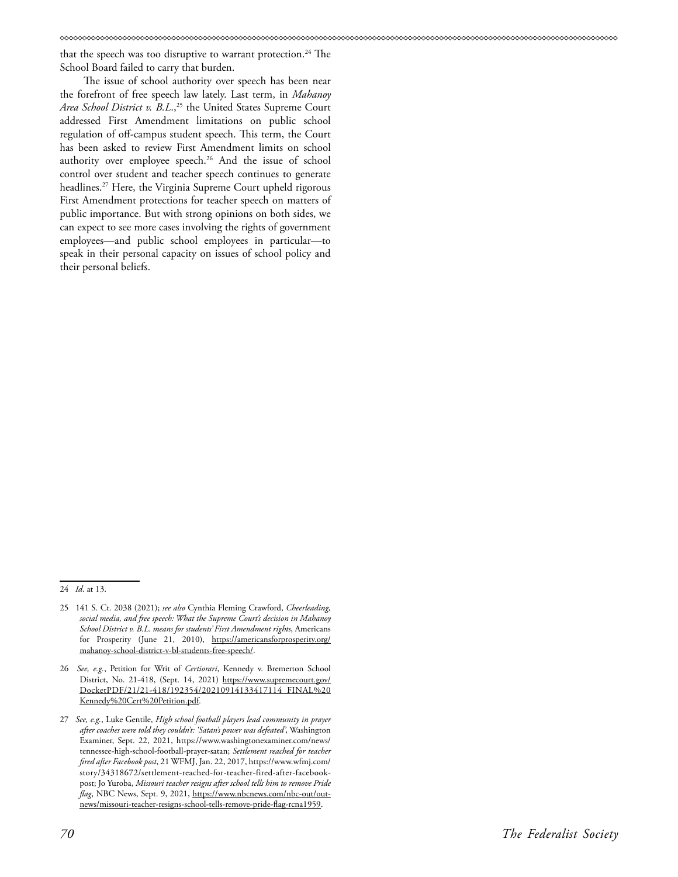that the speech was too disruptive to warrant protection.[24] The School Board failed to carry that burden.

The issue of school authority over speech has been near the forefront of free speech law lately. Last term, in *Mahanoy Area School District v. B.L.*,[25] the United States Supreme Court addressed First Amendment limitations on public school regulation of off-campus student speech. This term, the Court has been asked to review First Amendment limits on school authority over employee speech.[26] And the issue of school control over student and teacher speech continues to generate headlines.[27] Here, the Virginia Supreme Court upheld rigorous First Amendment protections for teacher speech on matters of public importance. But with strong opinions on both sides, we can expect to see more cases involving the rights of government employees—and public school employees in particular—to speak in their personal capacity on issues of school policy and their personal beliefs.

---

24 *Id*. at 13.

25 141 S. Ct. 2038 (2021); *see also* Cynthia Fleming Crawford, *Cheerleading, social media, and free speech: What the Supreme Court's decision in Mahanoy School District v. B.L. means for students' First Amendment rights*, Americans for Prosperity (June 21, 2010), https://americansforprosperity.org/mahanoy-school-district-v-bl-students-free-speech/.

26 *See, e.g.*, Petition for Writ of *Certiorari*, Kennedy v. Bremerton School District, No. 21-418, (Sept. 14, 2021) https://www.supremecourt.gov/DocketPDF/21/21-418/192354/20210914133417114_FINAL%20Kennedy%20Cert%20Petition.pdf.

27 *See, e.g.*, Luke Gentile, *High school football players lead community in prayer after coaches were told they couldn't: 'Satan's power was defeated'*, Washington Examiner, Sept. 22, 2021, https://www.washingtonexaminer.com/news/tennessee-high-school-football-prayer-satan; *Settlement reached for teacher fired after Facebook post*, 21 WFMJ, Jan. 22, 2017, https://www.wfmj.com/story/34318672/settlement-reached-for-teacher-fired-after-facebook-post; Jo Yuroba, *Missouri teacher resigns after school tells him to remove Pride flag*, NBC News, Sept. 9, 2021, https://www.nbcnews.com/nbc-out/out-news/missouri-teacher-resigns-school-tells-remove-pride-flag-rcna1959.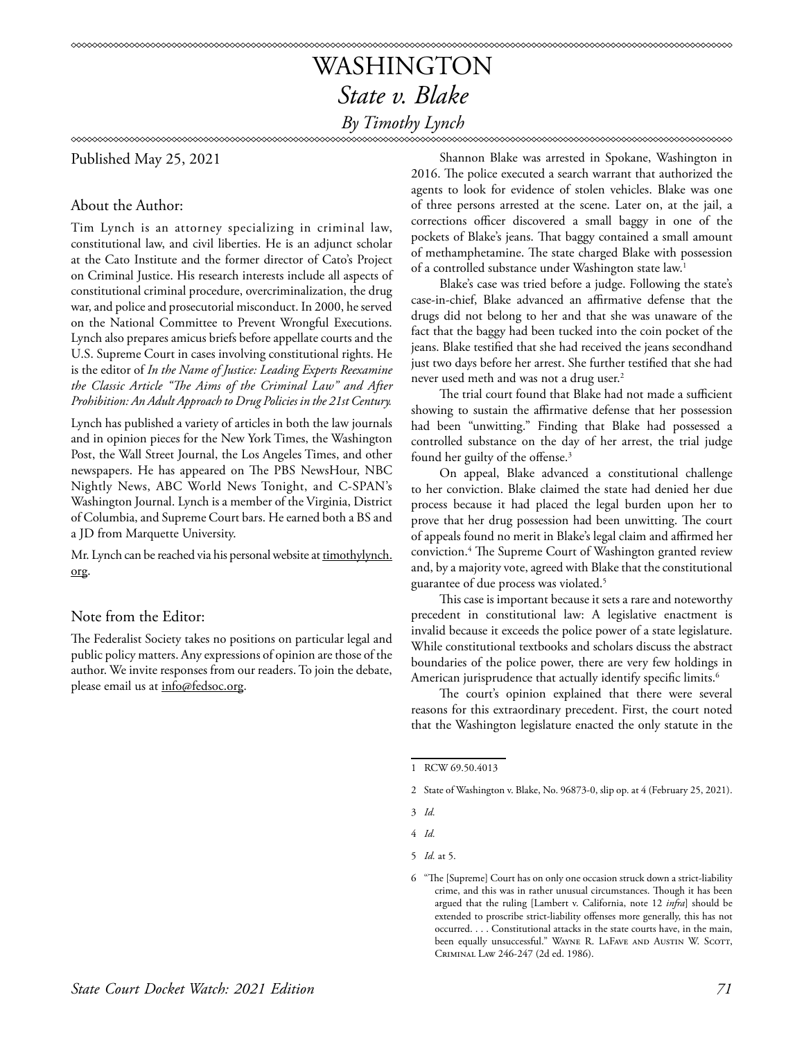# WASHINGTON

## *State v. Blake*

*By Timothy Lynch*

Published May 25, 2021

### About the Author:

Tim Lynch is an attorney specializing in criminal law, constitutional law, and civil liberties. He is an adjunct scholar at the Cato Institute and the former director of Cato's Project on Criminal Justice. His research interests include all aspects of constitutional criminal procedure, overcriminalization, the drug war, and police and prosecutorial misconduct. In 2000, he served on the National Committee to Prevent Wrongful Executions. Lynch also prepares amicus briefs before appellate courts and the U.S. Supreme Court in cases involving constitutional rights. He is the editor of *In the Name of Justice: Leading Experts Reexamine the Classic Article "The Aims of the Criminal Law" and After Prohibition: An Adult Approach to Drug Policies in the 21st Century.*

Lynch has published a variety of articles in both the law journals and in opinion pieces for the New York Times, the Washington Post, the Wall Street Journal, the Los Angeles Times, and other newspapers. He has appeared on The PBS NewsHour, NBC Nightly News, ABC World News Tonight, and C-SPAN's Washington Journal. Lynch is a member of the Virginia, District of Columbia, and Supreme Court bars. He earned both a BS and a JD from Marquette University.

Mr. Lynch can be reached via his personal website at timothylynch.org.

### Note from the Editor:

The Federalist Society takes no positions on particular legal and public policy matters. Any expressions of opinion are those of the author. We invite responses from our readers. To join the debate, please email us at info@fedsoc.org.

Shannon Blake was arrested in Spokane, Washington in 2016. The police executed a search warrant that authorized the agents to look for evidence of stolen vehicles. Blake was one of three persons arrested at the scene. Later on, at the jail, a corrections officer discovered a small baggy in one of the pockets of Blake's jeans. That baggy contained a small amount of methamphetamine. The state charged Blake with possession of a controlled substance under Washington state law.[1]

Blake's case was tried before a judge. Following the state's case-in-chief, Blake advanced an affirmative defense that the drugs did not belong to her and that she was unaware of the fact that the baggy had been tucked into the coin pocket of the jeans. Blake testified that she had received the jeans secondhand just two days before her arrest. She further testified that she had never used meth and was not a drug user.[2]

The trial court found that Blake had not made a sufficient showing to sustain the affirmative defense that her possession had been "unwitting." Finding that Blake had possessed a controlled substance on the day of her arrest, the trial judge found her guilty of the offense.[3]

On appeal, Blake advanced a constitutional challenge to her conviction. Blake claimed the state had denied her due process because it had placed the legal burden upon her to prove that her drug possession had been unwitting. The court of appeals found no merit in Blake's legal claim and affirmed her conviction.[4] The Supreme Court of Washington granted review and, by a majority vote, agreed with Blake that the constitutional guarantee of due process was violated.[5]

This case is important because it sets a rare and noteworthy precedent in constitutional law: A legislative enactment is invalid because it exceeds the police power of a state legislature. While constitutional textbooks and scholars discuss the abstract boundaries of the police power, there are very few holdings in American jurisprudence that actually identify specific limits.[6]

The court's opinion explained that there were several reasons for this extraordinary precedent. First, the court noted that the Washington legislature enacted the only statute in the

---

1 RCW 69.50.4013

2 State of Washington v. Blake, No. 96873-0, slip op. at 4 (February 25, 2021).

3 *Id.*

4 *Id.*

5 *Id.* at 5.

6 "The [Supreme] Court has on only one occasion struck down a strict-liability crime, and this was in rather unusual circumstances. Though it has been argued that the ruling [Lambert v. California, note 12 *infra*] should be extended to proscribe strict-liability offenses more generally, this has not occurred. . . . Constitutional attacks in the state courts have, in the main, been equally unsuccessful." Wayne R. LaFave and Austin W. Scott, Criminal Law 246-247 (2d ed. 1986).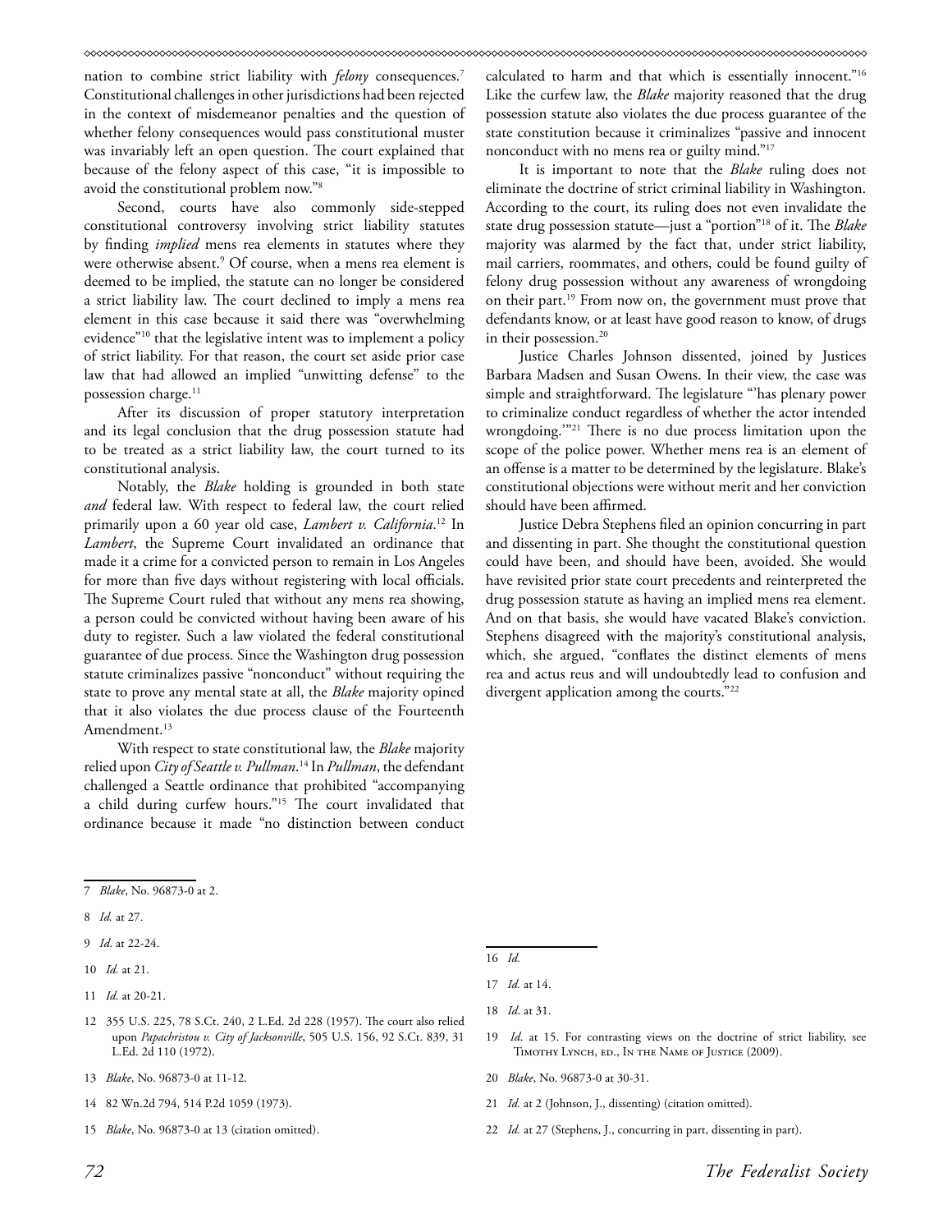nation to combine strict liability with *felony* consequences.[7] Constitutional challenges in other jurisdictions had been rejected in the context of misdemeanor penalties and the question of whether felony consequences would pass constitutional muster was invariably left an open question. The court explained that because of the felony aspect of this case, "it is impossible to avoid the constitutional problem now."[8]

Second, courts have also commonly side-stepped constitutional controversy involving strict liability statutes by finding *implied* mens rea elements in statutes where they were otherwise absent.[9] Of course, when a mens rea element is deemed to be implied, the statute can no longer be considered a strict liability law. The court declined to imply a mens rea element in this case because it said there was "overwhelming evidence"[10] that the legislative intent was to implement a policy of strict liability. For that reason, the court set aside prior case law that had allowed an implied "unwitting defense" to the possession charge.[11]

After its discussion of proper statutory interpretation and its legal conclusion that the drug possession statute had to be treated as a strict liability law, the court turned to its constitutional analysis.

Notably, the *Blake* holding is grounded in both state *and* federal law. With respect to federal law, the court relied primarily upon a 60 year old case, *Lambert v. California*.[12] In *Lambert*, the Supreme Court invalidated an ordinance that made it a crime for a convicted person to remain in Los Angeles for more than five days without registering with local officials. The Supreme Court ruled that without any mens rea showing, a person could be convicted without having been aware of his duty to register. Such a law violated the federal constitutional guarantee of due process. Since the Washington drug possession statute criminalizes passive "nonconduct" without requiring the state to prove any mental state at all, the *Blake* majority opined that it also violates the due process clause of the Fourteenth Amendment.[13]

With respect to state constitutional law, the *Blake* majority relied upon *City of Seattle v. Pullman*.[14] In *Pullman*, the defendant challenged a Seattle ordinance that prohibited "accompanying a child during curfew hours."[15] The court invalidated that ordinance because it made "no distinction between conduct calculated to harm and that which is essentially innocent."[16] Like the curfew law, the *Blake* majority reasoned that the drug possession statute also violates the due process guarantee of the state constitution because it criminalizes "passive and innocent nonconduct with no mens rea or guilty mind."[17]

It is important to note that the *Blake* ruling does not eliminate the doctrine of strict criminal liability in Washington. According to the court, its ruling does not even invalidate the state drug possession statute—just a "portion"[18] of it. The *Blake* majority was alarmed by the fact that, under strict liability, mail carriers, roommates, and others, could be found guilty of felony drug possession without any awareness of wrongdoing on their part.[19] From now on, the government must prove that defendants know, or at least have good reason to know, of drugs in their possession.[20]

Justice Charles Johnson dissented, joined by Justices Barbara Madsen and Susan Owens. In their view, the case was simple and straightforward. The legislature "'has plenary power to criminalize conduct regardless of whether the actor intended wrongdoing.'"[21] There is no due process limitation upon the scope of the police power. Whether mens rea is an element of an offense is a matter to be determined by the legislature. Blake's constitutional objections were without merit and her conviction should have been affirmed.

Justice Debra Stephens filed an opinion concurring in part and dissenting in part. She thought the constitutional question could have been, and should have been, avoided. She would have revisited prior state court precedents and reinterpreted the drug possession statute as having an implied mens rea element. And on that basis, she would have vacated Blake's conviction. Stephens disagreed with the majority's constitutional analysis, which, she argued, "conflates the distinct elements of mens rea and actus reus and will undoubtedly lead to confusion and divergent application among the courts."[22]

---

7 *Blake*, No. 96873-0 at 2.

8 *Id.* at 27.

9 *Id*. at 22-24.

10 *Id.* at 21.

11 *Id.* at 20-21.

12 355 U.S. 225, 78 S.Ct. 240, 2 L.Ed. 2d 228 (1957). The court also relied upon *Papachristou v. City of Jacksonville*, 505 U.S. 156, 92 S.Ct. 839, 31 L.Ed. 2d 110 (1972).

13 *Blake*, No. 96873-0 at 11-12.

14 82 Wn.2d 794, 514 P.2d 1059 (1973).

15 *Blake*, No. 96873-0 at 13 (citation omitted).

16 *Id.*

17 *Id.* at 14.

18 *Id*. at 31.

19 *Id*. at 15. For contrasting views on the doctrine of strict liability, see Timothy Lynch, ed., In the Name of Justice (2009).

20 *Blake*, No. 96873-0 at 30-31.

21 *Id.* at 2 (Johnson, J., dissenting) (citation omitted).

22 *Id.* at 27 (Stephens, J., concurring in part, dissenting in part).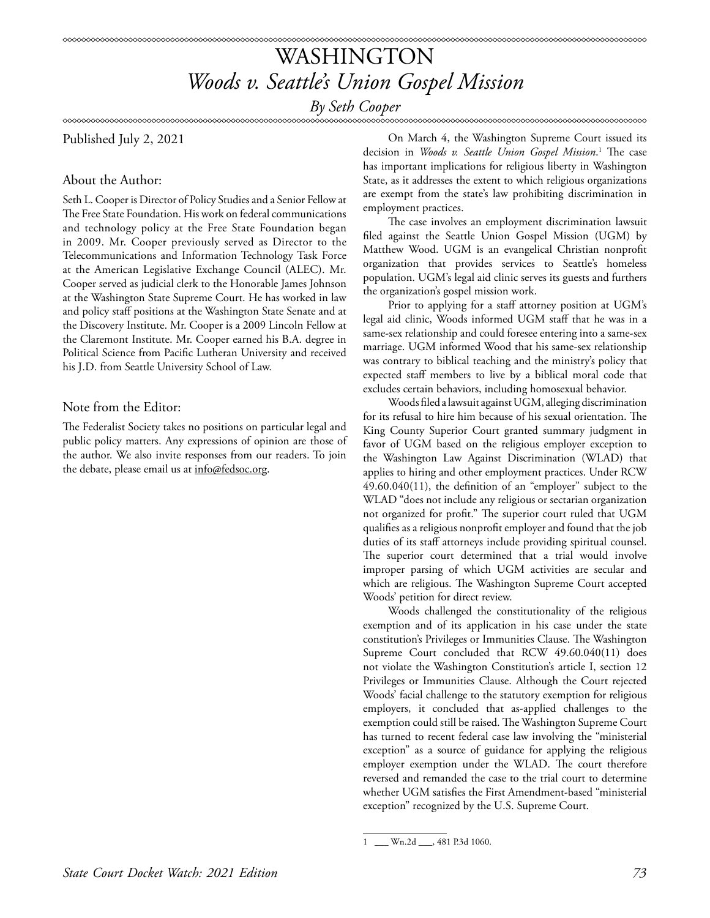# WASHINGTON

## *Woods v. Seattle's Union Gospel Mission*

*By Seth Cooper*

Published July 2, 2021

### About the Author:

Seth L. Cooper is Director of Policy Studies and a Senior Fellow at The Free State Foundation. His work on federal communications and technology policy at the Free State Foundation began in 2009. Mr. Cooper previously served as Director to the Telecommunications and Information Technology Task Force at the American Legislative Exchange Council (ALEC). Mr. Cooper served as judicial clerk to the Honorable James Johnson at the Washington State Supreme Court. He has worked in law and policy staff positions at the Washington State Senate and at the Discovery Institute. Mr. Cooper is a 2009 Lincoln Fellow at the Claremont Institute. Mr. Cooper earned his B.A. degree in Political Science from Pacific Lutheran University and received his J.D. from Seattle University School of Law.

### Note from the Editor:

The Federalist Society takes no positions on particular legal and public policy matters. Any expressions of opinion are those of the author. We also invite responses from our readers. To join the debate, please email us at info@fedsoc.org.

On March 4, the Washington Supreme Court issued its decision in *Woods v. Seattle Union Gospel Mission*.[1] The case has important implications for religious liberty in Washington State, as it addresses the extent to which religious organizations are exempt from the state's law prohibiting discrimination in employment practices.

The case involves an employment discrimination lawsuit filed against the Seattle Union Gospel Mission (UGM) by Matthew Wood. UGM is an evangelical Christian nonprofit organization that provides services to Seattle's homeless population. UGM's legal aid clinic serves its guests and furthers the organization's gospel mission work.

Prior to applying for a staff attorney position at UGM's legal aid clinic, Woods informed UGM staff that he was in a same-sex relationship and could foresee entering into a same-sex marriage. UGM informed Wood that his same-sex relationship was contrary to biblical teaching and the ministry's policy that expected staff members to live by a biblical moral code that excludes certain behaviors, including homosexual behavior.

Woods filed a lawsuit against UGM, alleging discrimination for its refusal to hire him because of his sexual orientation. The King County Superior Court granted summary judgment in favor of UGM based on the religious employer exception to the Washington Law Against Discrimination (WLAD) that applies to hiring and other employment practices. Under RCW 49.60.040(11), the definition of an "employer" subject to the WLAD "does not include any religious or sectarian organization not organized for profit." The superior court ruled that UGM qualifies as a religious nonprofit employer and found that the job duties of its staff attorneys include providing spiritual counsel. The superior court determined that a trial would involve improper parsing of which UGM activities are secular and which are religious. The Washington Supreme Court accepted Woods' petition for direct review.

Woods challenged the constitutionality of the religious exemption and of its application in his case under the state constitution's Privileges or Immunities Clause. The Washington Supreme Court concluded that RCW 49.60.040(11) does not violate the Washington Constitution's article I, section 12 Privileges or Immunities Clause. Although the Court rejected Woods' facial challenge to the statutory exemption for religious employers, it concluded that as-applied challenges to the exemption could still be raised. The Washington Supreme Court has turned to recent federal case law involving the "ministerial exception" as a source of guidance for applying the religious employer exemption under the WLAD. The court therefore reversed and remanded the case to the trial court to determine whether UGM satisfies the First Amendment-based "ministerial exception" recognized by the U.S. Supreme Court.

---

1 ___ Wn.2d ___, 481 P.3d 1060.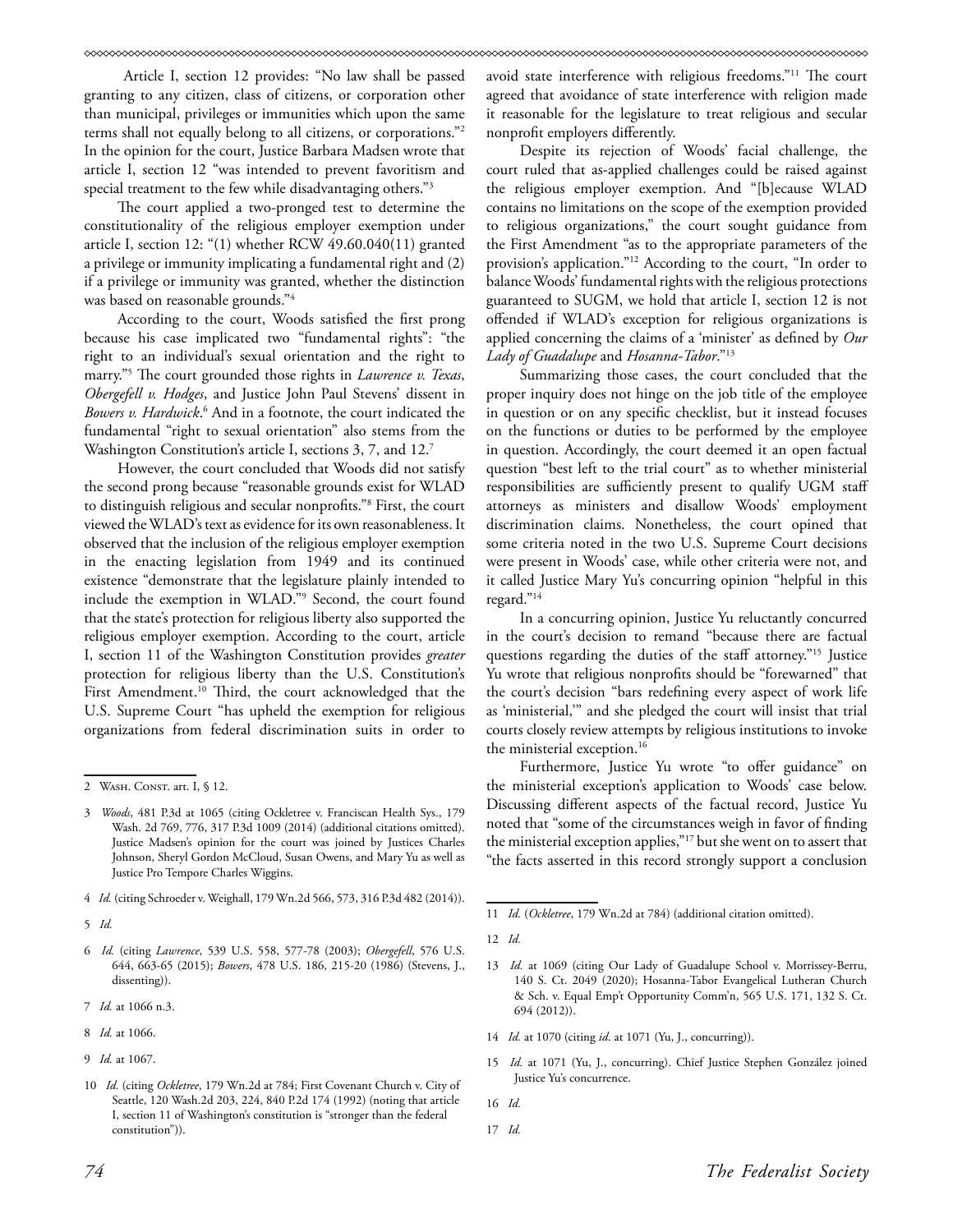Article I, section 12 provides: "No law shall be passed granting to any citizen, class of citizens, or corporation other than municipal, privileges or immunities which upon the same terms shall not equally belong to all citizens, or corporations."[2] In the opinion for the court, Justice Barbara Madsen wrote that article I, section 12 "was intended to prevent favoritism and special treatment to the few while disadvantaging others."[3]

The court applied a two-pronged test to determine the constitutionality of the religious employer exemption under article I, section 12: "(1) whether RCW 49.60.040(11) granted a privilege or immunity implicating a fundamental right and (2) if a privilege or immunity was granted, whether the distinction was based on reasonable grounds."[4]

According to the court, Woods satisfied the first prong because his case implicated two "fundamental rights": "the right to an individual's sexual orientation and the right to marry."[5] The court grounded those rights in *Lawrence v. Texas*, *Obergefell v. Hodges*, and Justice John Paul Stevens' dissent in *Bowers v. Hardwick*.[6] And in a footnote, the court indicated the fundamental "right to sexual orientation" also stems from the Washington Constitution's article I, sections 3, 7, and 12.[7]

However, the court concluded that Woods did not satisfy the second prong because "reasonable grounds exist for WLAD to distinguish religious and secular nonprofits."[8] First, the court viewed the WLAD's text as evidence for its own reasonableness. It observed that the inclusion of the religious employer exemption in the enacting legislation from 1949 and its continued existence "demonstrate that the legislature plainly intended to include the exemption in WLAD."[9] Second, the court found that the state's protection for religious liberty also supported the religious employer exemption. According to the court, article I, section 11 of the Washington Constitution provides *greater* protection for religious liberty than the U.S. Constitution's First Amendment.[10] Third, the court acknowledged that the U.S. Supreme Court "has upheld the exemption for religious organizations from federal discrimination suits in order to avoid state interference with religious freedoms."[11] The court agreed that avoidance of state interference with religion made it reasonable for the legislature to treat religious and secular nonprofit employers differently.

Despite its rejection of Woods' facial challenge, the court ruled that as-applied challenges could be raised against the religious employer exemption. And "[b]ecause WLAD contains no limitations on the scope of the exemption provided to religious organizations," the court sought guidance from the First Amendment "as to the appropriate parameters of the provision's application."[12] According to the court, "In order to balance Woods' fundamental rights with the religious protections guaranteed to SUGM, we hold that article I, section 12 is not offended if WLAD's exception for religious organizations is applied concerning the claims of a 'minister' as defined by *Our Lady of Guadalupe* and *Hosanna-Tabor*."[13]

Summarizing those cases, the court concluded that the proper inquiry does not hinge on the job title of the employee in question or on any specific checklist, but it instead focuses on the functions or duties to be performed by the employee in question. Accordingly, the court deemed it an open factual question "best left to the trial court" as to whether ministerial responsibilities are sufficiently present to qualify UGM staff attorneys as ministers and disallow Woods' employment discrimination claims. Nonetheless, the court opined that some criteria noted in the two U.S. Supreme Court decisions were present in Woods' case, while other criteria were not, and it called Justice Mary Yu's concurring opinion "helpful in this regard."[14]

In a concurring opinion, Justice Yu reluctantly concurred in the court's decision to remand "because there are factual questions regarding the duties of the staff attorney."[15] Justice Yu wrote that religious nonprofits should be "forewarned" that the court's decision "bars redefining every aspect of work life as 'ministerial,'" and she pledged the court will insist that trial courts closely review attempts by religious institutions to invoke the ministerial exception.[16]

Furthermore, Justice Yu wrote "to offer guidance" on the ministerial exception's application to Woods' case below. Discussing different aspects of the factual record, Justice Yu noted that "some of the circumstances weigh in favor of finding the ministerial exception applies,"[17] but she went on to assert that "the facts asserted in this record strongly support a conclusion

---

2 Wash. Const. art. I, § 12.

3 *Woods*, 481 P.3d at 1065 (citing Ockletree v. Franciscan Health Sys., 179 Wash. 2d 769, 776, 317 P.3d 1009 (2014) (additional citations omitted). Justice Madsen's opinion for the court was joined by Justices Charles Johnson, Sheryl Gordon McCloud, Susan Owens, and Mary Yu as well as Justice Pro Tempore Charles Wiggins.

4 *Id.* (citing Schroeder v. Weighall, 179 Wn.2d 566, 573, 316 P.3d 482 (2014)).

5 *Id.*

6 *Id.* (citing *Lawrence*, 539 U.S. 558, 577-78 (2003); *Obergefell*, 576 U.S. 644, 663-65 (2015); *Bowers*, 478 U.S. 186, 215-20 (1986) (Stevens, J., dissenting)).

7 *Id.* at 1066 n.3.

8 *Id.* at 1066.

9 *Id.* at 1067.

10 *Id.* (citing *Ockletree*, 179 Wn.2d at 784; First Covenant Church v. City of Seattle, 120 Wash.2d 203, 224, 840 P.2d 174 (1992) (noting that article I, section 11 of Washington's constitution is "stronger than the federal constitution")).

11 *Id.* (*Ockletree*, 179 Wn.2d at 784) (additional citation omitted).

12 *Id.*

13 *Id.* at 1069 (citing Our Lady of Guadalupe School v. Morrissey-Berru, 140 S. Ct. 2049 (2020); Hosanna-Tabor Evangelical Lutheran Church & Sch. v. Equal Emp't Opportunity Comm'n, 565 U.S. 171, 132 S. Ct. 694 (2012)).

14 *Id.* at 1070 (citing *id*. at 1071 (Yu, J., concurring)).

15 *Id.* at 1071 (Yu, J., concurring). Chief Justice Stephen González joined Justice Yu's concurrence.

16 *Id.*

17 *Id.*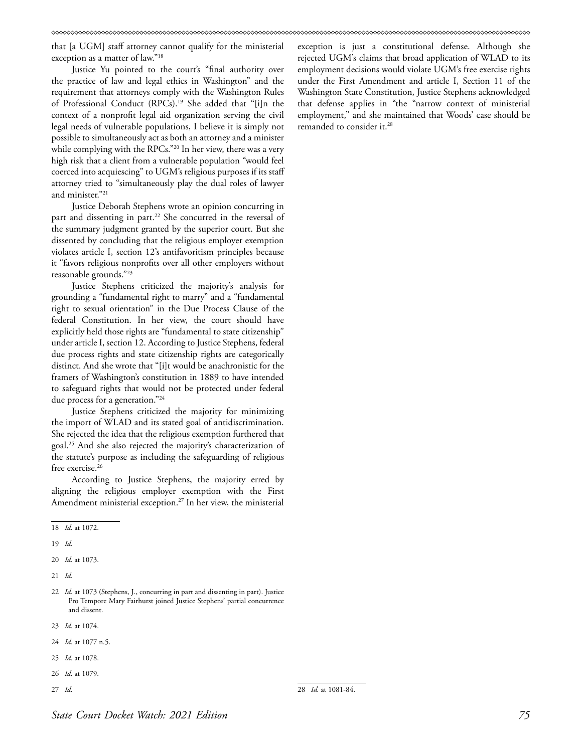that [a UGM] staff attorney cannot qualify for the ministerial exception as a matter of law."[18]

Justice Yu pointed to the court's "final authority over the practice of law and legal ethics in Washington" and the requirement that attorneys comply with the Washington Rules of Professional Conduct (RPCs).[19] She added that "[i]n the context of a nonprofit legal aid organization serving the civil legal needs of vulnerable populations, I believe it is simply not possible to simultaneously act as both an attorney and a minister while complying with the RPCs."[20] In her view, there was a very high risk that a client from a vulnerable population "would feel coerced into acquiescing" to UGM's religious purposes if its staff attorney tried to "simultaneously play the dual roles of lawyer and minister."[21]

Justice Deborah Stephens wrote an opinion concurring in part and dissenting in part.[22] She concurred in the reversal of the summary judgment granted by the superior court. But she dissented by concluding that the religious employer exemption violates article I, section 12's antifavoritism principles because it "favors religious nonprofits over all other employers without reasonable grounds."[23]

Justice Stephens criticized the majority's analysis for grounding a "fundamental right to marry" and a "fundamental right to sexual orientation" in the Due Process Clause of the federal Constitution. In her view, the court should have explicitly held those rights are "fundamental to state citizenship" under article I, section 12. According to Justice Stephens, federal due process rights and state citizenship rights are categorically distinct. And she wrote that "[i]t would be anachronistic for the framers of Washington's constitution in 1889 to have intended to safeguard rights that would not be protected under federal due process for a generation."[24]

Justice Stephens criticized the majority for minimizing the import of WLAD and its stated goal of antidiscrimination. She rejected the idea that the religious exemption furthered that goal.[25] And she also rejected the majority's characterization of the statute's purpose as including the safeguarding of religious free exercise.[26]

According to Justice Stephens, the majority erred by aligning the religious employer exemption with the First Amendment ministerial exception.[27] In her view, the ministerial exception is just a constitutional defense. Although she rejected UGM's claims that broad application of WLAD to its employment decisions would violate UGM's free exercise rights under the First Amendment and article I, Section 11 of the Washington State Constitution, Justice Stephens acknowledged that defense applies in "the "narrow context of ministerial employment," and she maintained that Woods' case should be remanded to consider it.[28]

---

18 *Id.* at 1072.

19 *Id.*

20 *Id.* at 1073.

21 *Id.*

22 *Id.* at 1073 (Stephens, J., concurring in part and dissenting in part). Justice Pro Tempore Mary Fairhurst joined Justice Stephens' partial concurrence and dissent.

23 *Id.* at 1074.

24 *Id.* at 1077 n.5.

25 *Id.* at 1078.

26 *Id.* at 1079.

27 *Id.*

28 *Id.* at 1081-84.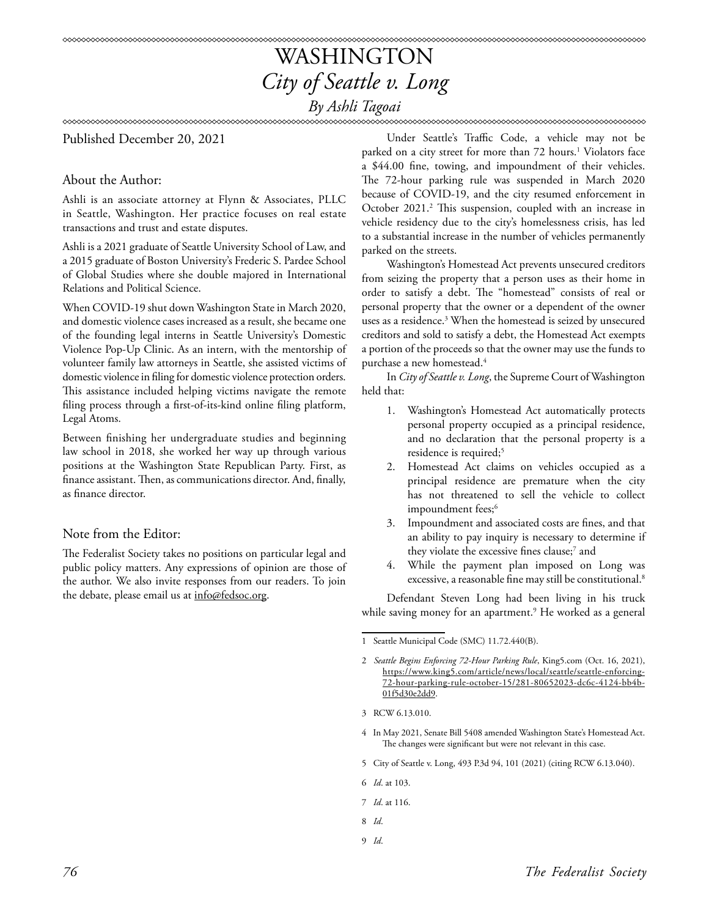# WASHINGTON

## *City of Seattle v. Long*

*By Ashli Tagoai*

Published December 20, 2021

### About the Author:

Ashli is an associate attorney at Flynn & Associates, PLLC in Seattle, Washington. Her practice focuses on real estate transactions and trust and estate disputes.

Ashli is a 2021 graduate of Seattle University School of Law, and a 2015 graduate of Boston University's Frederic S. Pardee School of Global Studies where she double majored in International Relations and Political Science.

When COVID-19 shut down Washington State in March 2020, and domestic violence cases increased as a result, she became one of the founding legal interns in Seattle University's Domestic Violence Pop-Up Clinic. As an intern, with the mentorship of volunteer family law attorneys in Seattle, she assisted victims of domestic violence in filing for domestic violence protection orders. This assistance included helping victims navigate the remote filing process through a first-of-its-kind online filing platform, Legal Atoms.

Between finishing her undergraduate studies and beginning law school in 2018, she worked her way up through various positions at the Washington State Republican Party. First, as finance assistant. Then, as communications director. And, finally, as finance director.

### Note from the Editor:

The Federalist Society takes no positions on particular legal and public policy matters. Any expressions of opinion are those of the author. We also invite responses from our readers. To join the debate, please email us at info@fedsoc.org.

Under Seattle's Traffic Code, a vehicle may not be parked on a city street for more than 72 hours.[1] Violators face a $44.00 fine, towing, and impoundment of their vehicles. The 72-hour parking rule was suspended in March 2020 because of COVID-19, and the city resumed enforcement in October 2021.[2] This suspension, coupled with an increase in vehicle residency due to the city's homelessness crisis, has led to a substantial increase in the number of vehicles permanently parked on the streets.

Washington's Homestead Act prevents unsecured creditors from seizing the property that a person uses as their home in order to satisfy a debt. The "homestead" consists of real or personal property that the owner or a dependent of the owner uses as a residence.[3] When the homestead is seized by unsecured creditors and sold to satisfy a debt, the Homestead Act exempts a portion of the proceeds so that the owner may use the funds to purchase a new homestead.[4]

In *City of Seattle v. Long*, the Supreme Court of Washington held that:

1. Washington's Homestead Act automatically protects personal property occupied as a principal residence, and no declaration that the personal property is a residence is required;[5]
2. Homestead Act claims on vehicles occupied as a principal residence are premature when the city has not threatened to sell the vehicle to collect impoundment fees;[6]
3. Impoundment and associated costs are fines, and that an ability to pay inquiry is necessary to determine if they violate the excessive fines clause;[7] and
4. While the payment plan imposed on Long was excessive, a reasonable fine may still be constitutional.[8]

Defendant Steven Long had been living in his truck while saving money for an apartment.[9] He worked as a general

---

1 Seattle Municipal Code (SMC) 11.72.440(B).

2 *Seattle Begins Enforcing 72-Hour Parking Rule*, King5.com (Oct. 16, 2021), https://www.king5.com/article/news/local/seattle/seattle-enforcing-72-hour-parking-rule-october-15/281-80652023-dc6c-4124-bb4b-01f5d30e2dd9.

3 RCW 6.13.010.

4 In May 2021, Senate Bill 5408 amended Washington State's Homestead Act. The changes were significant but were not relevant in this case.

5 City of Seattle v. Long, 493 P.3d 94, 101 (2021) (citing RCW 6.13.040).

6 *Id.* at 103.

7 *Id.* at 116.

8 *Id.*

9 *Id.*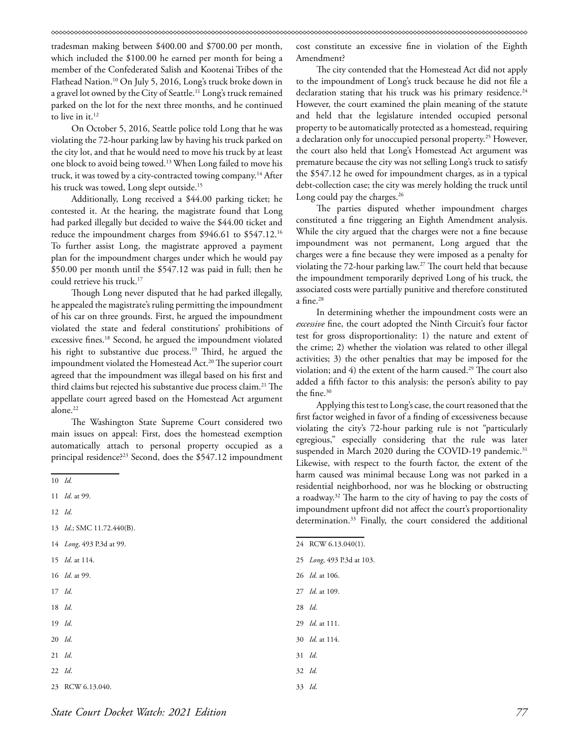tradesman making between $400.00 and $700.00 per month, which included the $100.00 he earned per month for being a member of the Confederated Salish and Kootenai Tribes of the Flathead Nation.[10] On July 5, 2016, Long's truck broke down in a gravel lot owned by the City of Seattle.[11] Long's truck remained parked on the lot for the next three months, and he continued to live in it.[12]

On October 5, 2016, Seattle police told Long that he was violating the 72-hour parking law by having his truck parked on the city lot, and that he would need to move his truck by at least one block to avoid being towed.[13] When Long failed to move his truck, it was towed by a city-contracted towing company.[14] After his truck was towed, Long slept outside.[15]

Additionally, Long received a $44.00 parking ticket; he contested it. At the hearing, the magistrate found that Long had parked illegally but decided to waive the $44.00 ticket and reduce the impoundment charges from $946.61 to $547.12.[16] To further assist Long, the magistrate approved a payment plan for the impoundment charges under which he would pay $50.00 per month until the $547.12 was paid in full; then he could retrieve his truck.[17]

Though Long never disputed that he had parked illegally, he appealed the magistrate's ruling permitting the impoundment of his car on three grounds. First, he argued the impoundment violated the state and federal constitutions' prohibitions of excessive fines.[18] Second, he argued the impoundment violated his right to substantive due process.[19] Third, he argued the impoundment violated the Homestead Act.[20] The superior court agreed that the impoundment was illegal based on his first and third claims but rejected his substantive due process claim.[21] The appellate court agreed based on the Homestead Act argument alone.[22]

The Washington State Supreme Court considered two main issues on appeal: First, does the homestead exemption automatically attach to personal property occupied as a principal residence?[23] Second, does the $547.12 impoundment cost constitute an excessive fine in violation of the Eighth Amendment?

The city contended that the Homestead Act did not apply to the impoundment of Long's truck because he did not file a declaration stating that his truck was his primary residence.[24] However, the court examined the plain meaning of the statute and held that the legislature intended occupied personal property to be automatically protected as a homestead, requiring a declaration only for unoccupied personal property.[25] However, the court also held that Long's Homestead Act argument was premature because the city was not selling Long's truck to satisfy the $547.12 he owed for impoundment charges, as in a typical debt-collection case; the city was merely holding the truck until Long could pay the charges.[26]

The parties disputed whether impoundment charges constituted a fine triggering an Eighth Amendment analysis. While the city argued that the charges were not a fine because impoundment was not permanent, Long argued that the charges were a fine because they were imposed as a penalty for violating the 72-hour parking law.[27] The court held that because the impoundment temporarily deprived Long of his truck, the associated costs were partially punitive and therefore constituted a fine.[28]

In determining whether the impoundment costs were an *excessive* fine, the court adopted the Ninth Circuit's four factor test for gross disproportionality: 1) the nature and extent of the crime; 2) whether the violation was related to other illegal activities; 3) the other penalties that may be imposed for the violation; and 4) the extent of the harm caused.[29] The court also added a fifth factor to this analysis: the person's ability to pay the fine.[30]

Applying this test to Long's case, the court reasoned that the first factor weighed in favor of a finding of excessiveness because violating the city's 72-hour parking rule is not "particularly egregious," especially considering that the rule was later suspended in March 2020 during the COVID-19 pandemic.[31] Likewise, with respect to the fourth factor, the extent of the harm caused was minimal because Long was not parked in a residential neighborhood, nor was he blocking or obstructing a roadway.[32] The harm to the city of having to pay the costs of impoundment upfront did not affect the court's proportionality determination.[33] Finally, the court considered the additional

---

10 *Id.*

11 *Id*. at 99.

12 *Id*.

13 *Id*.; SMC 11.72.440(B).

14 *Long*, 493 P.3d at 99.

15 *Id*. at 114.

16 *Id*. at 99.

17 *Id*.

18 *Id*.

19 *Id*.

20 *Id*.

21 *Id*.

22 *Id*.

23 RCW 6.13.040.

24 RCW 6.13.040(1).

25 *Long*, 493 P.3d at 103.

26 *Id.* at 106.

27 *Id*. at 109.

28 *Id*.

29 *Id*. at 111.

30 *Id*. at 114.

31 *Id*.

32 *Id.*

33 *Id*.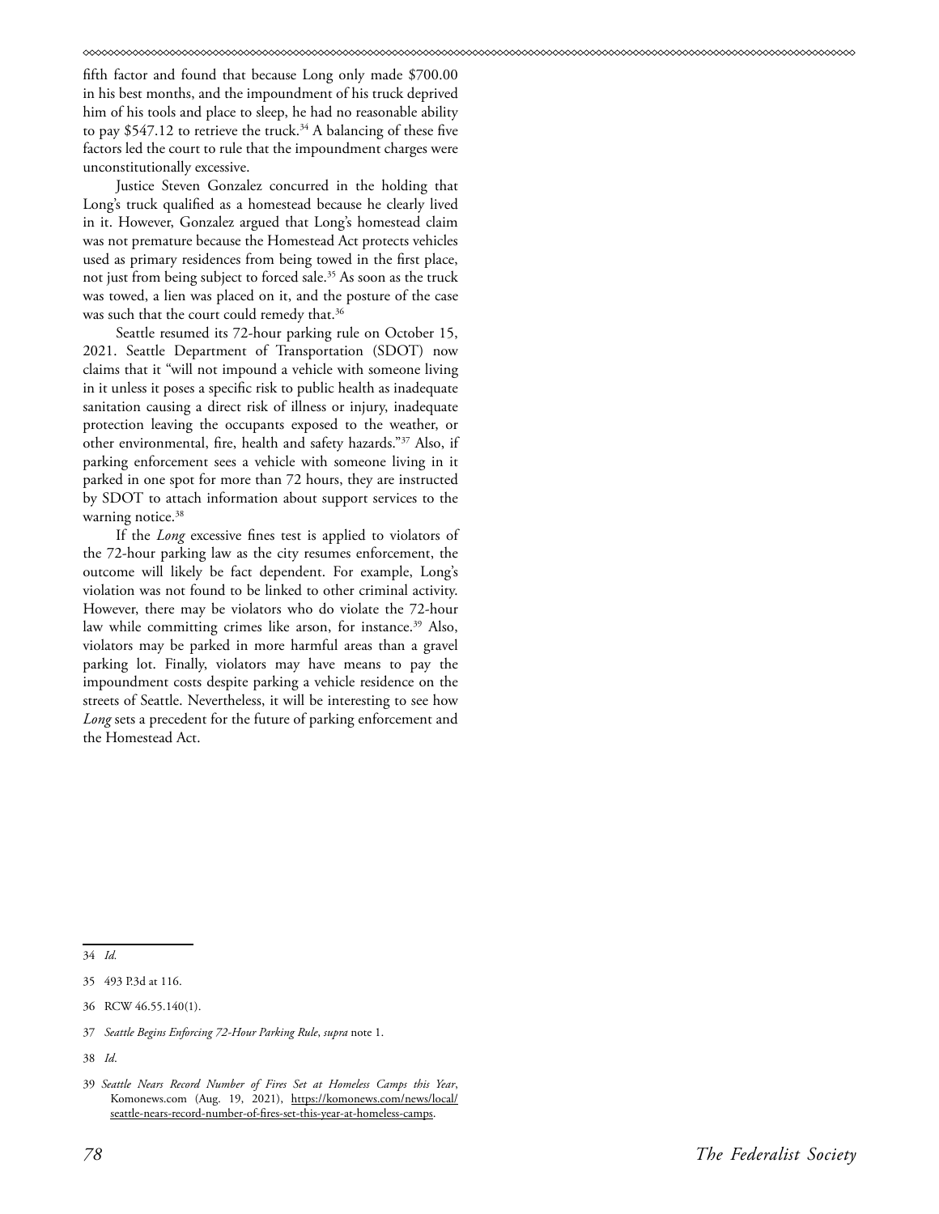fifth factor and found that because Long only made $700.00 in his best months, and the impoundment of his truck deprived him of his tools and place to sleep, he had no reasonable ability to pay $547.12 to retrieve the truck.[34] A balancing of these five factors led the court to rule that the impoundment charges were unconstitutionally excessive.

Justice Steven Gonzalez concurred in the holding that Long's truck qualified as a homestead because he clearly lived in it. However, Gonzalez argued that Long's homestead claim was not premature because the Homestead Act protects vehicles used as primary residences from being towed in the first place, not just from being subject to forced sale.[35] As soon as the truck was towed, a lien was placed on it, and the posture of the case was such that the court could remedy that.[36]

Seattle resumed its 72-hour parking rule on October 15, 2021. Seattle Department of Transportation (SDOT) now claims that it "will not impound a vehicle with someone living in it unless it poses a specific risk to public health as inadequate sanitation causing a direct risk of illness or injury, inadequate protection leaving the occupants exposed to the weather, or other environmental, fire, health and safety hazards."[37] Also, if parking enforcement sees a vehicle with someone living in it parked in one spot for more than 72 hours, they are instructed by SDOT to attach information about support services to the warning notice.[38]

If the *Long* excessive fines test is applied to violators of the 72-hour parking law as the city resumes enforcement, the outcome will likely be fact dependent. For example, Long's violation was not found to be linked to other criminal activity. However, there may be violators who do violate the 72-hour law while committing crimes like arson, for instance.[39] Also, violators may be parked in more harmful areas than a gravel parking lot. Finally, violators may have means to pay the impoundment costs despite parking a vehicle residence on the streets of Seattle. Nevertheless, it will be interesting to see how *Long* sets a precedent for the future of parking enforcement and the Homestead Act.

---

34 *Id.*

35 493 P.3d at 116.

36 RCW 46.55.140(1).

37 *Seattle Begins Enforcing 72-Hour Parking Rule*, *supra* note 1.

38 *Id*.

39 *Seattle Nears Record Number of Fires Set at Homeless Camps this Year*, Komonews.com (Aug. 19, 2021), https://komonews.com/news/local/seattle-nears-record-number-of-fires-set-this-year-at-homeless-camps.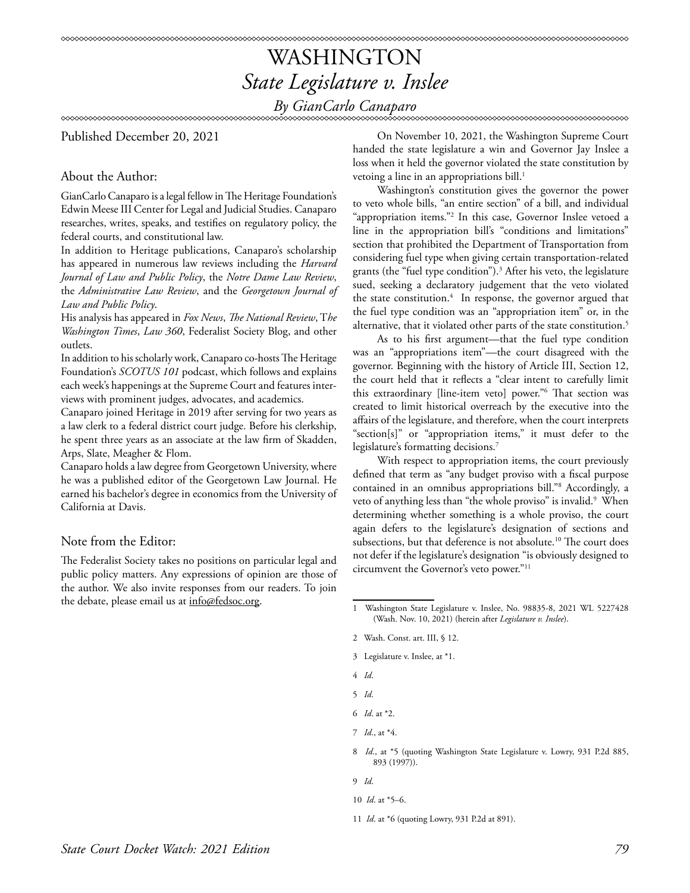# WASHINGTON

## *State Legislature v. Inslee*

### *By GianCarlo Canaparo*

Published December 20, 2021

### About the Author:

GianCarlo Canaparo is a legal fellow in The Heritage Foundation's Edwin Meese III Center for Legal and Judicial Studies. Canaparo researches, writes, speaks, and testifies on regulatory policy, the federal courts, and constitutional law.

In addition to Heritage publications, Canaparo's scholarship has appeared in numerous law reviews including the *Harvard Journal of Law and Public Policy*, the *Notre Dame Law Review*, the *Administrative Law Review*, and the *Georgetown Journal of Law and Public Policy*.

His analysis has appeared in *Fox News*, *The National Review*, T*he Washington Times*, *Law 360*, Federalist Society Blog, and other outlets.

In addition to his scholarly work, Canaparo co-hosts The Heritage Foundation's *SCOTUS 101* podcast, which follows and explains each week's happenings at the Supreme Court and features interviews with prominent judges, advocates, and academics.

Canaparo joined Heritage in 2019 after serving for two years as a law clerk to a federal district court judge. Before his clerkship, he spent three years as an associate at the law firm of Skadden, Arps, Slate, Meagher & Flom.

Canaparo holds a law degree from Georgetown University, where he was a published editor of the Georgetown Law Journal. He earned his bachelor's degree in economics from the University of California at Davis.

### Note from the Editor:

The Federalist Society takes no positions on particular legal and public policy matters. Any expressions of opinion are those of the author. We also invite responses from our readers. To join the debate, please email us at info@fedsoc.org.

On November 10, 2021, the Washington Supreme Court handed the state legislature a win and Governor Jay Inslee a loss when it held the governor violated the state constitution by vetoing a line in an appropriations bill.[1]

Washington's constitution gives the governor the power to veto whole bills, "an entire section" of a bill, and individual "appropriation items."[2] In this case, Governor Inslee vetoed a line in the appropriation bill's "conditions and limitations" section that prohibited the Department of Transportation from considering fuel type when giving certain transportation-related grants (the "fuel type condition").[3] After his veto, the legislature sued, seeking a declaratory judgement that the veto violated the state constitution.[4] In response, the governor argued that the fuel type condition was an "appropriation item" or, in the alternative, that it violated other parts of the state constitution.[5]

As to his first argument—that the fuel type condition was an "appropriations item"—the court disagreed with the governor. Beginning with the history of Article III, Section 12, the court held that it reflects a "clear intent to carefully limit this extraordinary [line-item veto] power."[6] That section was created to limit historical overreach by the executive into the affairs of the legislature, and therefore, when the court interprets "section[s]" or "appropriation items," it must defer to the legislature's formatting decisions.[7]

With respect to appropriation items, the court previously defined that term as "any budget proviso with a fiscal purpose contained in an omnibus appropriations bill."[8] Accordingly, a veto of anything less than "the whole proviso" is invalid.[9] When determining whether something is a whole proviso, the court again defers to the legislature's designation of sections and subsections, but that deference is not absolute.[10] The court does not defer if the legislature's designation "is obviously designed to circumvent the Governor's veto power."[11]

---

1 Washington State Legislature v. Inslee, No. 98835-8, 2021 WL 5227428 (Wash. Nov. 10, 2021) (herein after *Legislature v. Inslee*).

2 Wash. Const. art. III, § 12.

3 Legislature v. Inslee, at *1.

4 *Id*.

5 *Id*.

6 *Id*. at *2.

7 *Id*., at *4.

8 *Id*., at *5 (quoting Washington State Legislature v. Lowry, 931 P.2d 885, 893 (1997)).

9 *Id*.

10 *Id*. at *5–6.

11 *Id*. at *6 (quoting Lowry, 931 P.2d at 891).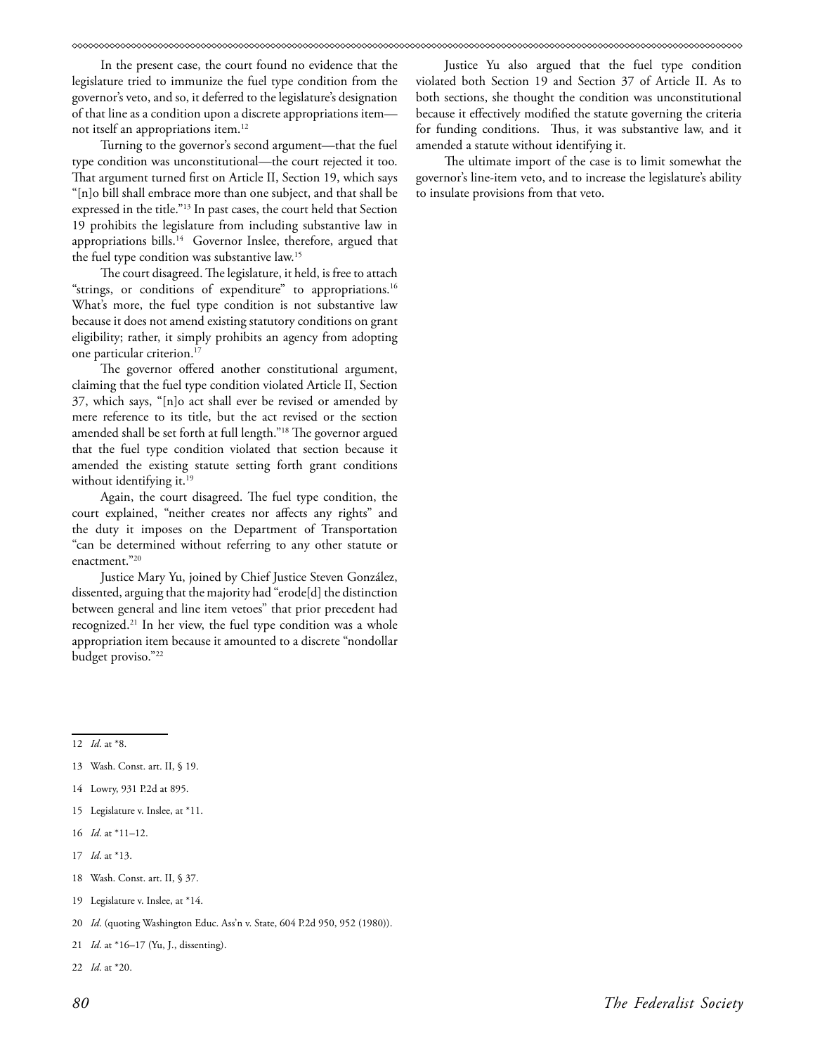In the present case, the court found no evidence that the legislature tried to immunize the fuel type condition from the governor's veto, and so, it deferred to the legislature's designation of that line as a condition upon a discrete appropriations item—not itself an appropriations item.[12]

Turning to the governor's second argument—that the fuel type condition was unconstitutional—the court rejected it too. That argument turned first on Article II, Section 19, which says "[n]o bill shall embrace more than one subject, and that shall be expressed in the title."[13] In past cases, the court held that Section 19 prohibits the legislature from including substantive law in appropriations bills.[14] Governor Inslee, therefore, argued that the fuel type condition was substantive law.[15]

The court disagreed. The legislature, it held, is free to attach "strings, or conditions of expenditure" to appropriations.[16] What's more, the fuel type condition is not substantive law because it does not amend existing statutory conditions on grant eligibility; rather, it simply prohibits an agency from adopting one particular criterion.[17]

The governor offered another constitutional argument, claiming that the fuel type condition violated Article II, Section 37, which says, "[n]o act shall ever be revised or amended by mere reference to its title, but the act revised or the section amended shall be set forth at full length."[18] The governor argued that the fuel type condition violated that section because it amended the existing statute setting forth grant conditions without identifying it.[19]

Again, the court disagreed. The fuel type condition, the court explained, "neither creates nor affects any rights" and the duty it imposes on the Department of Transportation "can be determined without referring to any other statute or enactment."[20]

Justice Mary Yu, joined by Chief Justice Steven González, dissented, arguing that the majority had "erode[d] the distinction between general and line item vetoes" that prior precedent had recognized.[21] In her view, the fuel type condition was a whole appropriation item because it amounted to a discrete "nondollar budget proviso."[22]

Justice Yu also argued that the fuel type condition violated both Section 19 and Section 37 of Article II. As to both sections, she thought the condition was unconstitutional because it effectively modified the statute governing the criteria for funding conditions. Thus, it was substantive law, and it amended a statute without identifying it.

The ultimate import of the case is to limit somewhat the governor's line-item veto, and to increase the legislature's ability to insulate provisions from that veto.

---

12 *Id*. at *8.

13 Wash. Const. art. II, § 19.

14 Lowry, 931 P.2d at 895.

15 Legislature v. Inslee, at *11.

16 *Id*. at *11–12.

17 *Id*. at *13.

18 Wash. Const. art. II, § 37.

19 Legislature v. Inslee, at *14.

20 *Id*. (quoting Washington Educ. Ass'n v. State, 604 P.2d 950, 952 (1980)).

21 *Id*. at *16–17 (Yu, J., dissenting).

22 *Id*. at *20.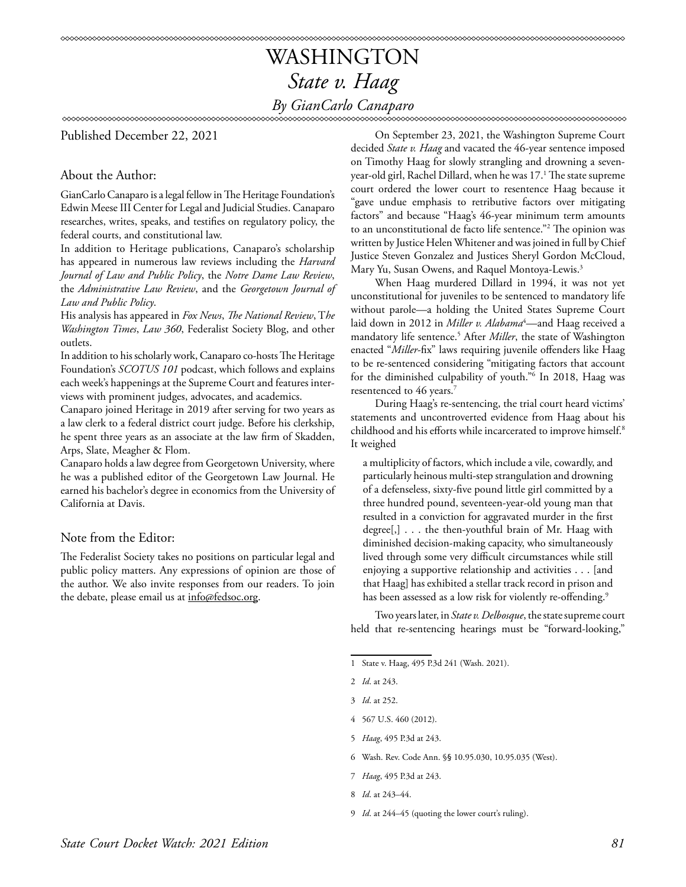# WASHINGTON

## *State v. Haag*

### *By GianCarlo Canaparo*

Published December 22, 2021

### About the Author:

GianCarlo Canaparo is a legal fellow in The Heritage Foundation's Edwin Meese III Center for Legal and Judicial Studies. Canaparo researches, writes, speaks, and testifies on regulatory policy, the federal courts, and constitutional law.

In addition to Heritage publications, Canaparo's scholarship has appeared in numerous law reviews including the *Harvard Journal of Law and Public Policy*, the *Notre Dame Law Review*, the *Administrative Law Review*, and the *Georgetown Journal of Law and Public Policy*.

His analysis has appeared in *Fox News*, *The National Review*, *The Washington Times*, *Law 360*, Federalist Society Blog, and other outlets.

In addition to his scholarly work, Canaparo co-hosts The Heritage Foundation's *SCOTUS 101* podcast, which follows and explains each week's happenings at the Supreme Court and features interviews with prominent judges, advocates, and academics.

Canaparo joined Heritage in 2019 after serving for two years as a law clerk to a federal district court judge. Before his clerkship, he spent three years as an associate at the law firm of Skadden, Arps, Slate, Meagher & Flom.

Canaparo holds a law degree from Georgetown University, where he was a published editor of the Georgetown Law Journal. He earned his bachelor's degree in economics from the University of California at Davis.

### Note from the Editor:

The Federalist Society takes no positions on particular legal and public policy matters. Any expressions of opinion are those of the author. We also invite responses from our readers. To join the debate, please email us at info@fedsoc.org.

On September 23, 2021, the Washington Supreme Court decided *State v. Haag* and vacated the 46-year sentence imposed on Timothy Haag for slowly strangling and drowning a seven-year-old girl, Rachel Dillard, when he was 17.[1] The state supreme court ordered the lower court to resentence Haag because it "gave undue emphasis to retributive factors over mitigating factors" and because "Haag's 46-year minimum term amounts to an unconstitutional de facto life sentence."[2] The opinion was written by Justice Helen Whitener and was joined in full by Chief Justice Steven Gonzalez and Justices Sheryl Gordon McCloud, Mary Yu, Susan Owens, and Raquel Montoya-Lewis.[3]

When Haag murdered Dillard in 1994, it was not yet unconstitutional for juveniles to be sentenced to mandatory life without parole—a holding the United States Supreme Court laid down in 2012 in *Miller v. Alabama*[4]—and Haag received a mandatory life sentence.[5] After *Miller*, the state of Washington enacted "*Miller*-fix" laws requiring juvenile offenders like Haag to be re-sentenced considering "mitigating factors that account for the diminished culpability of youth."[6] In 2018, Haag was resentenced to 46 years.[7]

During Haag's re-sentencing, the trial court heard victims' statements and uncontroverted evidence from Haag about his childhood and his efforts while incarcerated to improve himself.[8] It weighed

> a multiplicity of factors, which include a vile, cowardly, and particularly heinous multi-step strangulation and drowning of a defenseless, sixty-five pound little girl committed by a three hundred pound, seventeen-year-old young man that resulted in a conviction for aggravated murder in the first degree[,] . . . the then-youthful brain of Mr. Haag with diminished decision-making capacity, who simultaneously lived through some very difficult circumstances while still enjoying a supportive relationship and activities . . . [and that Haag] has exhibited a stellar track record in prison and has been assessed as a low risk for violently re-offending.[9]

Two years later, in *State v. Delbosque*, the state supreme court held that re-sentencing hearings must be "forward-looking,"

---

1 State v. Haag, 495 P.3d 241 (Wash. 2021).

2 *Id*. at 243.

3 *Id*. at 252.

4 567 U.S. 460 (2012).

5 *Haag*, 495 P.3d at 243.

6 Wash. Rev. Code Ann. §§ 10.95.030, 10.95.035 (West).

7 *Haag*, 495 P.3d at 243.

8 *Id*. at 243–44.

9 *Id*. at 244–45 (quoting the lower court's ruling).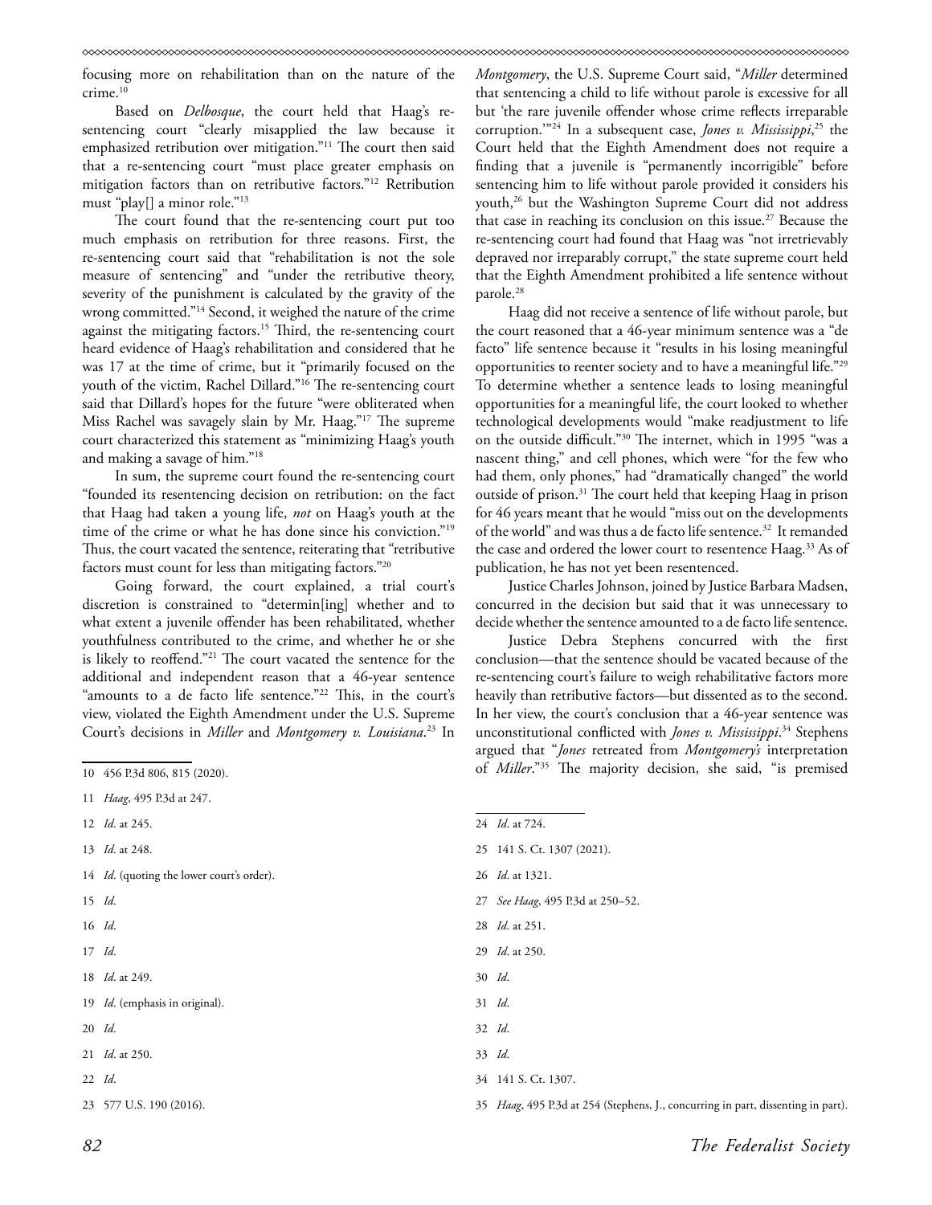focusing more on rehabilitation than on the nature of the crime.[10]

Based on *Delbosque*, the court held that Haag's re-sentencing court "clearly misapplied the law because it emphasized retribution over mitigation."[11] The court then said that a re-sentencing court "must place greater emphasis on mitigation factors than on retributive factors."[12] Retribution must "play[] a minor role."[13]

The court found that the re-sentencing court put too much emphasis on retribution for three reasons. First, the re-sentencing court said that "rehabilitation is not the sole measure of sentencing" and "under the retributive theory, severity of the punishment is calculated by the gravity of the wrong committed."[14] Second, it weighed the nature of the crime against the mitigating factors.[15] Third, the re-sentencing court heard evidence of Haag's rehabilitation and considered that he was 17 at the time of crime, but it "primarily focused on the youth of the victim, Rachel Dillard."[16] The re-sentencing court said that Dillard's hopes for the future "were obliterated when Miss Rachel was savagely slain by Mr. Haag."[17] The supreme court characterized this statement as "minimizing Haag's youth and making a savage of him."[18]

In sum, the supreme court found the re-sentencing court "founded its resentencing decision on retribution: on the fact that Haag had taken a young life, *not* on Haag's youth at the time of the crime or what he has done since his conviction."[19] Thus, the court vacated the sentence, reiterating that "retributive factors must count for less than mitigating factors."[20]

Going forward, the court explained, a trial court's discretion is constrained to "determin[ing] whether and to what extent a juvenile offender has been rehabilitated, whether youthfulness contributed to the crime, and whether he or she is likely to reoffend."[21] The court vacated the sentence for the additional and independent reason that a 46-year sentence "amounts to a de facto life sentence."[22] This, in the court's view, violated the Eighth Amendment under the U.S. Supreme Court's decisions in *Miller* and *Montgomery v. Louisiana*.[23] In *Montgomery*, the U.S. Supreme Court said, "*Miller* determined that sentencing a child to life without parole is excessive for all but 'the rare juvenile offender whose crime reflects irreparable corruption.'"[24] In a subsequent case, *Jones v. Mississippi*,[25] the Court held that the Eighth Amendment does not require a finding that a juvenile is "permanently incorrigible" before sentencing him to life without parole provided it considers his youth,[26] but the Washington Supreme Court did not address that case in reaching its conclusion on this issue.[27] Because the re-sentencing court had found that Haag was "not irretrievably depraved nor irreparably corrupt," the state supreme court held that the Eighth Amendment prohibited a life sentence without parole.[28]

Haag did not receive a sentence of life without parole, but the court reasoned that a 46-year minimum sentence was a "de facto" life sentence because it "results in his losing meaningful opportunities to reenter society and to have a meaningful life."[29] To determine whether a sentence leads to losing meaningful opportunities for a meaningful life, the court looked to whether technological developments would "make readjustment to life on the outside difficult."[30] The internet, which in 1995 "was a nascent thing," and cell phones, which were "for the few who had them, only phones," had "dramatically changed" the world outside of prison.[31] The court held that keeping Haag in prison for 46 years meant that he would "miss out on the developments of the world" and was thus a de facto life sentence.[32] It remanded the case and ordered the lower court to resentence Haag.[33] As of publication, he has not yet been resentenced.

Justice Charles Johnson, joined by Justice Barbara Madsen, concurred in the decision but said that it was unnecessary to decide whether the sentence amounted to a de facto life sentence.

Justice Debra Stephens concurred with the first conclusion—that the sentence should be vacated because of the re-sentencing court's failure to weigh rehabilitative factors more heavily than retributive factors—but dissented as to the second. In her view, the court's conclusion that a 46-year sentence was unconstitutional conflicted with *Jones v. Mississippi*.[34] Stephens argued that "*Jones* retreated from *Montgomery's* interpretation of *Miller*."[35] The majority decision, she said, "is premised

---

10 456 P.3d 806, 815 (2020).

11 *Haag*, 495 P.3d at 247.

12 *Id*. at 245.

13 *Id*. at 248.

14 *Id*. (quoting the lower court's order).

15 *Id*.

16 *Id*.

17 *Id*.

18 *Id*. at 249.

19 *Id*. (emphasis in original).

20 *Id*.

21 *Id*. at 250.

22 *Id*.

23 577 U.S. 190 (2016).

24 *Id*. at 724.

25 141 S. Ct. 1307 (2021).

26 *Id*. at 1321.

27 *See Haag*, 495 P.3d at 250–52.

28 *Id*. at 251.

29 *Id*. at 250.

30 *Id*.

31 *Id*.

32 *Id*.

33 *Id*.

34 141 S. Ct. 1307.

35 *Haag*, 495 P.3d at 254 (Stephens, J., concurring in part, dissenting in part).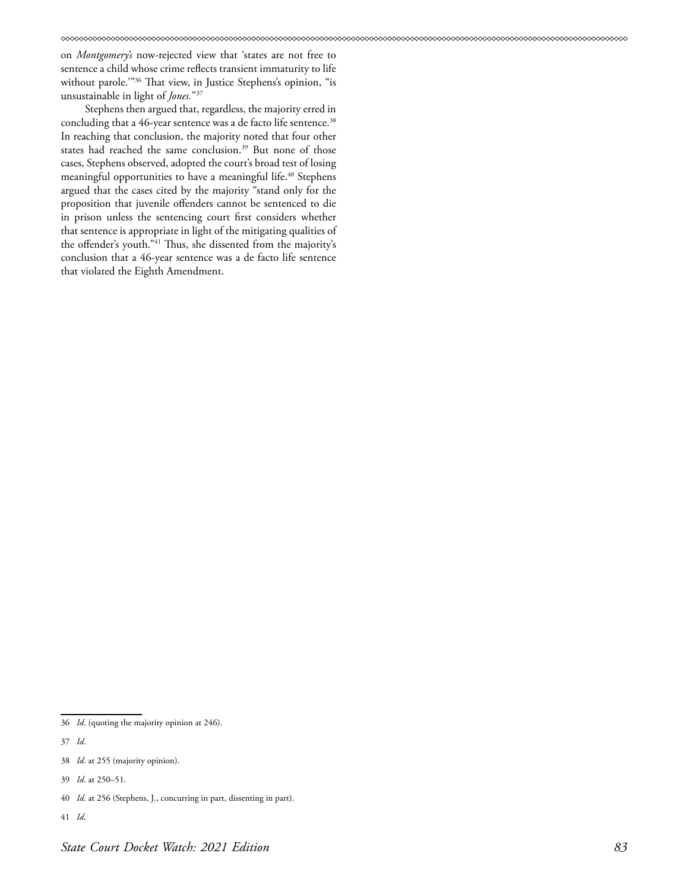on *Montgomery's* now-rejected view that 'states are not free to sentence a child whose crime reflects transient immaturity to life without parole.'"[36] That view, in Justice Stephens's opinion, "is unsustainable in light of *Jones.*"[37]

Stephens then argued that, regardless, the majority erred in concluding that a 46-year sentence was a de facto life sentence.[38] In reaching that conclusion, the majority noted that four other states had reached the same conclusion.[39] But none of those cases, Stephens observed, adopted the court's broad test of losing meaningful opportunities to have a meaningful life.[40] Stephens argued that the cases cited by the majority "stand only for the proposition that juvenile offenders cannot be sentenced to die in prison unless the sentencing court first considers whether that sentence is appropriate in light of the mitigating qualities of the offender's youth."[41] Thus, she dissented from the majority's conclusion that a 46-year sentence was a de facto life sentence that violated the Eighth Amendment.

---

36 *Id*. (quoting the majority opinion at 246).

37 *Id*.

38 *Id*. at 255 (majority opinion).

39 *Id*. at 250–51.

40 *Id*. at 256 (Stephens, J., concurring in part, dissenting in part).

41 *Id*.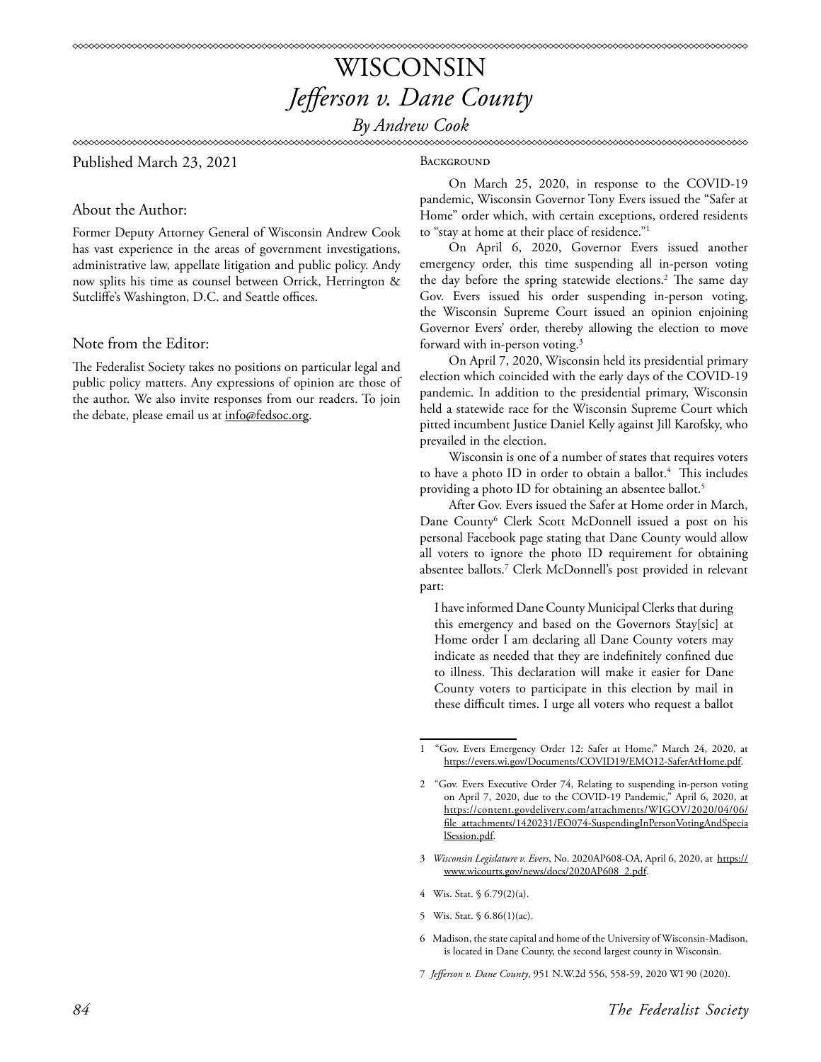# WISCONSIN

## *Jefferson v. Dane County*

*By Andrew Cook*

Published March 23, 2021

### About the Author:

Former Deputy Attorney General of Wisconsin Andrew Cook has vast experience in the areas of government investigations, administrative law, appellate litigation and public policy. Andy now splits his time as counsel between Orrick, Herrington & Sutcliffe's Washington, D.C. and Seattle offices.

### Note from the Editor:

The Federalist Society takes no positions on particular legal and public policy matters. Any expressions of opinion are those of the author. We also invite responses from our readers. To join the debate, please email us at info@fedsoc.org.

### Background

On March 25, 2020, in response to the COVID-19 pandemic, Wisconsin Governor Tony Evers issued the "Safer at Home" order which, with certain exceptions, ordered residents to "stay at home at their place of residence."[1]

On April 6, 2020, Governor Evers issued another emergency order, this time suspending all in-person voting the day before the spring statewide elections.[2] The same day Gov. Evers issued his order suspending in-person voting, the Wisconsin Supreme Court issued an opinion enjoining Governor Evers' order, thereby allowing the election to move forward with in-person voting.[3]

On April 7, 2020, Wisconsin held its presidential primary election which coincided with the early days of the COVID-19 pandemic. In addition to the presidential primary, Wisconsin held a statewide race for the Wisconsin Supreme Court which pitted incumbent Justice Daniel Kelly against Jill Karofsky, who prevailed in the election.

Wisconsin is one of a number of states that requires voters to have a photo ID in order to obtain a ballot.[4] This includes providing a photo ID for obtaining an absentee ballot.[5]

After Gov. Evers issued the Safer at Home order in March, Dane County[6] Clerk Scott McDonnell issued a post on his personal Facebook page stating that Dane County would allow all voters to ignore the photo ID requirement for obtaining absentee ballots.[7] Clerk McDonnell's post provided in relevant part:

> I have informed Dane County Municipal Clerks that during this emergency and based on the Governors Stay[sic] at Home order I am declaring all Dane County voters may indicate as needed that they are indefinitely confined due to illness. This declaration will make it easier for Dane County voters to participate in this election by mail in these difficult times. I urge all voters who request a ballot

---

1 "Gov. Evers Emergency Order 12: Safer at Home," March 24, 2020, at https://evers.wi.gov/Documents/COVID19/EMO12-SaferAtHome.pdf.

2 "Gov. Evers Executive Order 74, Relating to suspending in-person voting on April 7, 2020, due to the COVID-19 Pandemic," April 6, 2020, at https://content.govdelivery.com/attachments/WIGOV/2020/04/06/file_attachments/1420231/EO074-SuspendingInPersonVotingAndSpecialSession.pdf.

3 *Wisconsin Legislature v. Evers*, No. 2020AP608-OA, April 6, 2020, at https://www.wicourts.gov/news/docs/2020AP608_2.pdf.

4 Wis. Stat. § 6.79(2)(a).

5 Wis. Stat. § 6.86(1)(ac).

6 Madison, the state capital and home of the University of Wisconsin-Madison, is located in Dane County, the second largest county in Wisconsin.

7 *Jefferson v. Dane County*, 951 N.W.2d 556, 558-59, 2020 WI 90 (2020).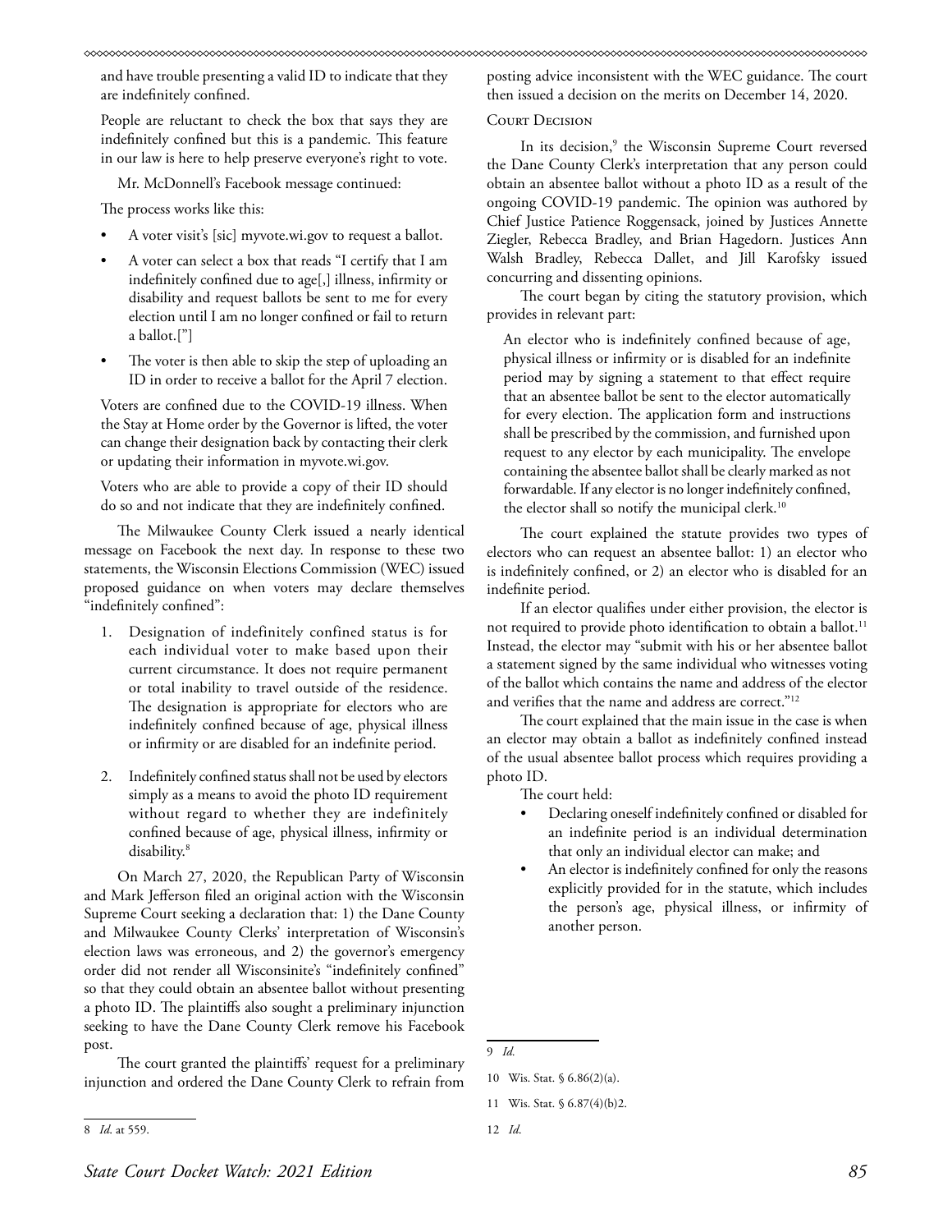and have trouble presenting a valid ID to indicate that they are indefinitely confined.

> People are reluctant to check the box that says they are indefinitely confined but this is a pandemic. This feature in our law is here to help preserve everyone's right to vote.

Mr. McDonnell's Facebook message continued:

> The process works like this:
>
> - A voter visit's [sic] myvote.wi.gov to request a ballot.
> - A voter can select a box that reads "I certify that I am indefinitely confined due to age[,] illness, infirmity or disability and request ballots be sent to me for every election until I am no longer confined or fail to return a ballot.["]
> - The voter is then able to skip the step of uploading an ID in order to receive a ballot for the April 7 election.
>
> Voters are confined due to the COVID-19 illness. When the Stay at Home order by the Governor is lifted, the voter can change their designation back by contacting their clerk or updating their information in myvote.wi.gov.
>
> Voters who are able to provide a copy of their ID should do so and not indicate that they are indefinitely confined.

The Milwaukee County Clerk issued a nearly identical message on Facebook the next day. In response to these two statements, the Wisconsin Elections Commission (WEC) issued proposed guidance on when voters may declare themselves "indefinitely confined":

> 1. Designation of indefinitely confined status is for each individual voter to make based upon their current circumstance. It does not require permanent or total inability to travel outside of the residence. The designation is appropriate for electors who are indefinitely confined because of age, physical illness or infirmity or are disabled for an indefinite period.
> 2. Indefinitely confined status shall not be used by electors simply as a means to avoid the photo ID requirement without regard to whether they are indefinitely confined because of age, physical illness, infirmity or disability.[8]

On March 27, 2020, the Republican Party of Wisconsin and Mark Jefferson filed an original action with the Wisconsin Supreme Court seeking a declaration that: 1) the Dane County and Milwaukee County Clerks' interpretation of Wisconsin's election laws was erroneous, and 2) the governor's emergency order did not render all Wisconsinite's "indefinitely confined" so that they could obtain an absentee ballot without presenting a photo ID. The plaintiffs also sought a preliminary injunction seeking to have the Dane County Clerk remove his Facebook post.

The court granted the plaintiffs' request for a preliminary injunction and ordered the Dane County Clerk to refrain from posting advice inconsistent with the WEC guidance. The court then issued a decision on the merits on December 14, 2020.

### Court Decision

In its decision,[9] the Wisconsin Supreme Court reversed the Dane County Clerk's interpretation that any person could obtain an absentee ballot without a photo ID as a result of the ongoing COVID-19 pandemic. The opinion was authored by Chief Justice Patience Roggensack, joined by Justices Annette Ziegler, Rebecca Bradley, and Brian Hagedorn. Justices Ann Walsh Bradley, Rebecca Dallet, and Jill Karofsky issued concurring and dissenting opinions.

The court began by citing the statutory provision, which provides in relevant part:

> An elector who is indefinitely confined because of age, physical illness or infirmity or is disabled for an indefinite period may by signing a statement to that effect require that an absentee ballot be sent to the elector automatically for every election. The application form and instructions shall be prescribed by the commission, and furnished upon request to any elector by each municipality. The envelope containing the absentee ballot shall be clearly marked as not forwardable. If any elector is no longer indefinitely confined, the elector shall so notify the municipal clerk.[10]

The court explained the statute provides two types of electors who can request an absentee ballot: 1) an elector who is indefinitely confined, or 2) an elector who is disabled for an indefinite period.

If an elector qualifies under either provision, the elector is not required to provide photo identification to obtain a ballot.[11] Instead, the elector may "submit with his or her absentee ballot a statement signed by the same individual who witnesses voting of the ballot which contains the name and address of the elector and verifies that the name and address are correct."[12]

The court explained that the main issue in the case is when an elector may obtain a ballot as indefinitely confined instead of the usual absentee ballot process which requires providing a photo ID.

The court held:

- Declaring oneself indefinitely confined or disabled for an indefinite period is an individual determination that only an individual elector can make; and
- An elector is indefinitely confined for only the reasons explicitly provided for in the statute, which includes the person's age, physical illness, or infirmity of another person.

---

8 *Id.* at 559.

9 *Id.*

10 Wis. Stat. § 6.86(2)(a).

11 Wis. Stat. § 6.87(4)(b)2.

12 *Id.*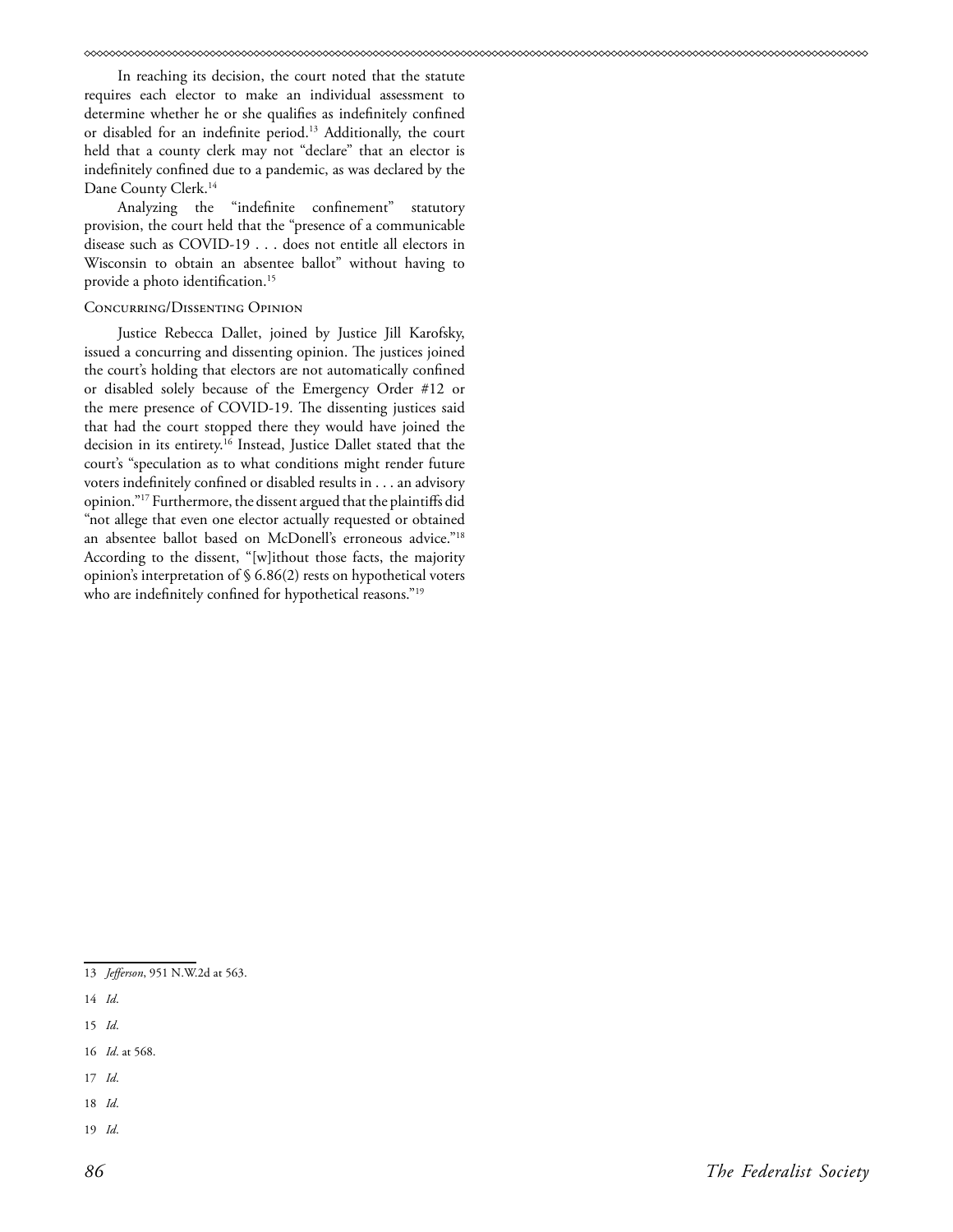In reaching its decision, the court noted that the statute requires each elector to make an individual assessment to determine whether he or she qualifies as indefinitely confined or disabled for an indefinite period.[13] Additionally, the court held that a county clerk may not "declare" that an elector is indefinitely confined due to a pandemic, as was declared by the Dane County Clerk.[14]

Analyzing the "indefinite confinement" statutory provision, the court held that the "presence of a communicable disease such as COVID-19 . . . does not entitle all electors in Wisconsin to obtain an absentee ballot" without having to provide a photo identification.[15]

### Concurring/Dissenting Opinion

Justice Rebecca Dallet, joined by Justice Jill Karofsky, issued a concurring and dissenting opinion. The justices joined the court's holding that electors are not automatically confined or disabled solely because of the Emergency Order #12 or the mere presence of COVID-19. The dissenting justices said that had the court stopped there they would have joined the decision in its entirety.[16] Instead, Justice Dallet stated that the court's "speculation as to what conditions might render future voters indefinitely confined or disabled results in . . . an advisory opinion."[17] Furthermore, the dissent argued that the plaintiffs did "not allege that even one elector actually requested or obtained an absentee ballot based on McDonell's erroneous advice."[18] According to the dissent, "[w]ithout those facts, the majority opinion's interpretation of § 6.86(2) rests on hypothetical voters who are indefinitely confined for hypothetical reasons."[19]

---

13 *Jefferson*, 951 N.W.2d at 563.

14 *Id*.

15 *Id*.

16 *Id*. at 568.

17 *Id*.

18 *Id*.

19 *Id*.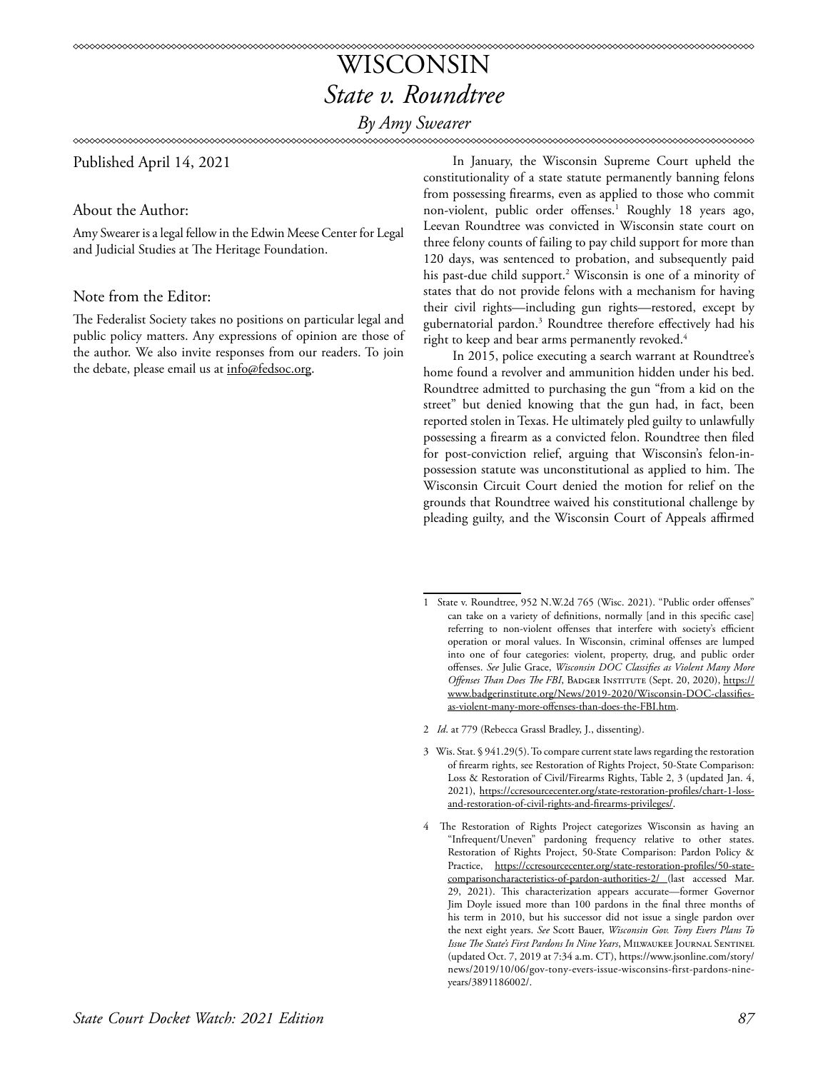# WISCONSIN

## *State v. Roundtree*

*By Amy Swearer*

Published April 14, 2021

### About the Author:

Amy Swearer is a legal fellow in the Edwin Meese Center for Legal and Judicial Studies at The Heritage Foundation.

### Note from the Editor:

The Federalist Society takes no positions on particular legal and public policy matters. Any expressions of opinion are those of the author. We also invite responses from our readers. To join the debate, please email us at info@fedsoc.org.

In January, the Wisconsin Supreme Court upheld the constitutionality of a state statute permanently banning felons from possessing firearms, even as applied to those who commit non-violent, public order offenses.[1] Roughly 18 years ago, Leevan Roundtree was convicted in Wisconsin state court on three felony counts of failing to pay child support for more than 120 days, was sentenced to probation, and subsequently paid his past-due child support.[2] Wisconsin is one of a minority of states that do not provide felons with a mechanism for having their civil rights—including gun rights—restored, except by gubernatorial pardon.[3] Roundtree therefore effectively had his right to keep and bear arms permanently revoked.[4]

In 2015, police executing a search warrant at Roundtree's home found a revolver and ammunition hidden under his bed. Roundtree admitted to purchasing the gun "from a kid on the street" but denied knowing that the gun had, in fact, been reported stolen in Texas. He ultimately pled guilty to unlawfully possessing a firearm as a convicted felon. Roundtree then filed for post-conviction relief, arguing that Wisconsin's felon-in-possession statute was unconstitutional as applied to him. The Wisconsin Circuit Court denied the motion for relief on the grounds that Roundtree waived his constitutional challenge by pleading guilty, and the Wisconsin Court of Appeals affirmed

---

1 State v. Roundtree, 952 N.W.2d 765 (Wisc. 2021). "Public order offenses" can take on a variety of definitions, normally [and in this specific case] referring to non-violent offenses that interfere with society's efficient operation or moral values. In Wisconsin, criminal offenses are lumped into one of four categories: violent, property, drug, and public order offenses. *See* Julie Grace, *Wisconsin DOC Classifies as Violent Many More Offenses Than Does The FBI*, Badger Institute (Sept. 20, 2020), https://www.badgerinstitute.org/News/2019-2020/Wisconsin-DOC-classifies-as-violent-many-more-offenses-than-does-the-FBI.htm.

2 *Id.* at 779 (Rebecca Grassl Bradley, J., dissenting).

3 Wis. Stat. § 941.29(5). To compare current state laws regarding the restoration of firearm rights, see Restoration of Rights Project, 50-State Comparison: Loss & Restoration of Civil/Firearms Rights, Table 2, 3 (updated Jan. 4, 2021), https://ccresourcecenter.org/state-restoration-profiles/chart-1-loss-and-restoration-of-civil-rights-and-firearms-privileges/.

4 The Restoration of Rights Project categorizes Wisconsin as having an "Infrequent/Uneven" pardoning frequency relative to other states. Restoration of Rights Project, 50-State Comparison: Pardon Policy & Practice, https://ccresourcecenter.org/state-restoration-profiles/50-state-comparisoncharacteristics-of-pardon-authorities-2/ (last accessed Mar. 29, 2021). This characterization appears accurate—former Governor Jim Doyle issued more than 100 pardons in the final three months of his term in 2010, but his successor did not issue a single pardon over the next eight years. *See* Scott Bauer, *Wisconsin Gov. Tony Evers Plans To Issue The State's First Pardons In Nine Years*, Milwaukee Journal Sentinel (updated Oct. 7, 2019 at 7:34 a.m. CT), https://www.jsonline.com/story/news/2019/10/06/gov-tony-evers-issue-wisconsins-first-pardons-nine-years/3891186002/.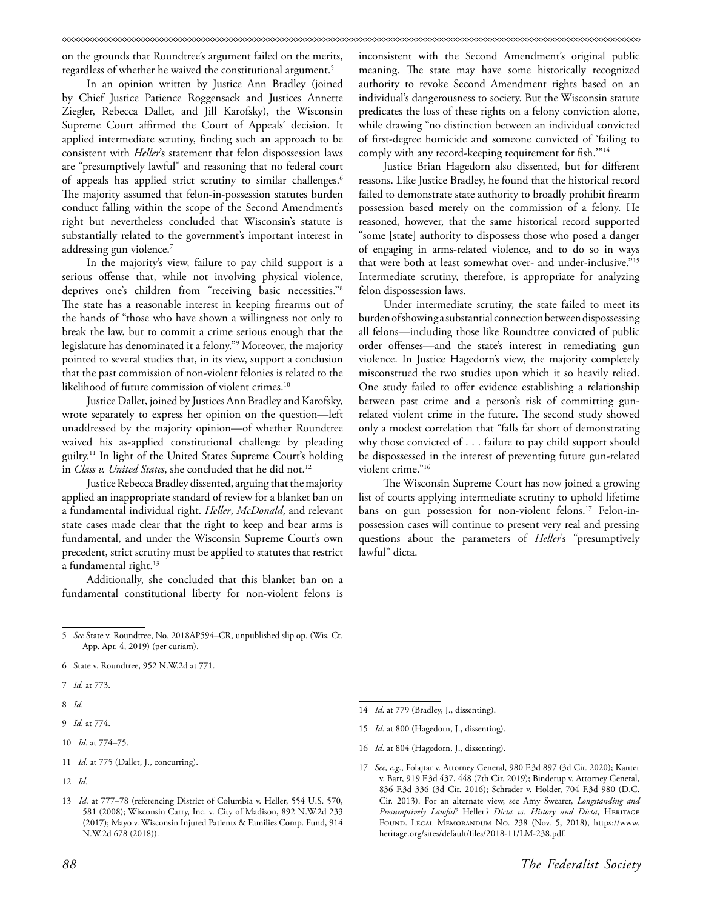on the grounds that Roundtree's argument failed on the merits, regardless of whether he waived the constitutional argument.[5]

In an opinion written by Justice Ann Bradley (joined by Chief Justice Patience Roggensack and Justices Annette Ziegler, Rebecca Dallet, and Jill Karofsky), the Wisconsin Supreme Court affirmed the Court of Appeals' decision. It applied intermediate scrutiny, finding such an approach to be consistent with *Heller*'s statement that felon dispossession laws are "presumptively lawful" and reasoning that no federal court of appeals has applied strict scrutiny to similar challenges.[6] The majority assumed that felon-in-possession statutes burden conduct falling within the scope of the Second Amendment's right but nevertheless concluded that Wisconsin's statute is substantially related to the government's important interest in addressing gun violence.[7]

In the majority's view, failure to pay child support is a serious offense that, while not involving physical violence, deprives one's children from "receiving basic necessities."[8] The state has a reasonable interest in keeping firearms out of the hands of "those who have shown a willingness not only to break the law, but to commit a crime serious enough that the legislature has denominated it a felony."[9] Moreover, the majority pointed to several studies that, in its view, support a conclusion that the past commission of non-violent felonies is related to the likelihood of future commission of violent crimes.[10]

Justice Dallet, joined by Justices Ann Bradley and Karofsky, wrote separately to express her opinion on the question—left unaddressed by the majority opinion—of whether Roundtree waived his as-applied constitutional challenge by pleading guilty.[11] In light of the United States Supreme Court's holding in *Class v. United States*, she concluded that he did not.[12]

Justice Rebecca Bradley dissented, arguing that the majority applied an inappropriate standard of review for a blanket ban on a fundamental individual right. *Heller*, *McDonald*, and relevant state cases made clear that the right to keep and bear arms is fundamental, and under the Wisconsin Supreme Court's own precedent, strict scrutiny must be applied to statutes that restrict a fundamental right.[13]

Additionally, she concluded that this blanket ban on a fundamental constitutional liberty for non-violent felons is inconsistent with the Second Amendment's original public meaning. The state may have some historically recognized authority to revoke Second Amendment rights based on an individual's dangerousness to society. But the Wisconsin statute predicates the loss of these rights on a felony conviction alone, while drawing "no distinction between an individual convicted of first-degree homicide and someone convicted of 'failing to comply with any record-keeping requirement for fish.'"[14]

Justice Brian Hagedorn also dissented, but for different reasons. Like Justice Bradley, he found that the historical record failed to demonstrate state authority to broadly prohibit firearm possession based merely on the commission of a felony. He reasoned, however, that the same historical record supported "some [state] authority to dispossess those who posed a danger of engaging in arms-related violence, and to do so in ways that were both at least somewhat over- and under-inclusive."[15] Intermediate scrutiny, therefore, is appropriate for analyzing felon dispossession laws.

Under intermediate scrutiny, the state failed to meet its burden of showing a substantial connection between dispossessing all felons—including those like Roundtree convicted of public order offenses—and the state's interest in remediating gun violence. In Justice Hagedorn's view, the majority completely misconstrued the two studies upon which it so heavily relied. One study failed to offer evidence establishing a relationship between past crime and a person's risk of committing gun-related violent crime in the future. The second study showed only a modest correlation that "falls far short of demonstrating why those convicted of . . . failure to pay child support should be dispossessed in the interest of preventing future gun-related violent crime."[16]

The Wisconsin Supreme Court has now joined a growing list of courts applying intermediate scrutiny to uphold lifetime bans on gun possession for non-violent felons.[17] Felon-in-possession cases will continue to present very real and pressing questions about the parameters of *Heller*'s "presumptively lawful" dicta.

---

5 *See* State v. Roundtree, No. 2018AP594–CR, unpublished slip op. (Wis. Ct. App. Apr. 4, 2019) (per curiam).

6 State v. Roundtree, 952 N.W.2d at 771.

7 *Id.* at 773.

8 *Id.*

9 *Id.* at 774.

10 *Id.* at 774–75.

11 *Id.* at 775 (Dallet, J., concurring).

12 *Id.*

13 *Id.* at 777–78 (referencing District of Columbia v. Heller, 554 U.S. 570, 581 (2008); Wisconsin Carry, Inc. v. City of Madison, 892 N.W.2d 233 (2017); Mayo v. Wisconsin Injured Patients & Families Comp. Fund, 914 N.W.2d 678 (2018)).

14 *Id.* at 779 (Bradley, J., dissenting).

15 *Id.* at 800 (Hagedorn, J., dissenting).

16 *Id.* at 804 (Hagedorn, J., dissenting).

17 *See, e.g.*, Folajtar v. Attorney General, 980 F.3d 897 (3d Cir. 2020); Kanter v. Barr, 919 F.3d 437, 448 (7th Cir. 2019); Binderup v. Attorney General, 836 F.3d 336 (3d Cir. 2016); Schrader v. Holder, 704 F.3d 980 (D.C. Cir. 2013). For an alternate view, see Amy Swearer, *Longstanding and Presumptively Lawful?* Heller*'s Dicta vs. History and Dicta*, Heritage Found. Legal Memorandum No. 238 (Nov. 5, 2018), https://www.heritage.org/sites/default/files/2018-11/LM-238.pdf.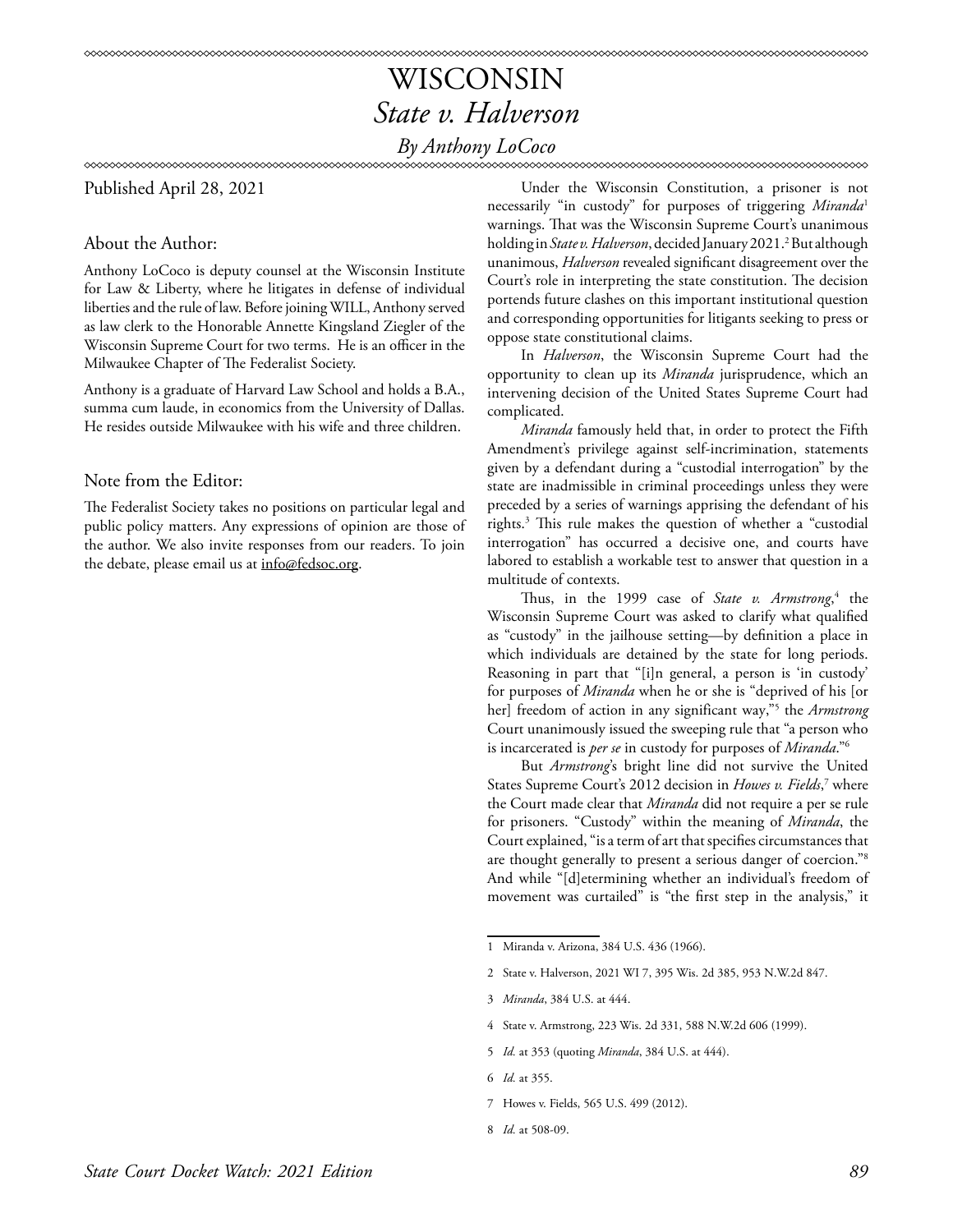# WISCONSIN

## *State v. Halverson*

### *By Anthony LoCoco*

Published April 28, 2021

#### About the Author:

Anthony LoCoco is deputy counsel at the Wisconsin Institute for Law & Liberty, where he litigates in defense of individual liberties and the rule of law. Before joining WILL, Anthony served as law clerk to the Honorable Annette Kingsland Ziegler of the Wisconsin Supreme Court for two terms. He is an officer in the Milwaukee Chapter of The Federalist Society.

Anthony is a graduate of Harvard Law School and holds a B.A., summa cum laude, in economics from the University of Dallas. He resides outside Milwaukee with his wife and three children.

#### Note from the Editor:

The Federalist Society takes no positions on particular legal and public policy matters. Any expressions of opinion are those of the author. We also invite responses from our readers. To join the debate, please email us at info@fedsoc.org.

Under the Wisconsin Constitution, a prisoner is not necessarily "in custody" for purposes of triggering *Miranda*[1] warnings. That was the Wisconsin Supreme Court's unanimous holding in *State v. Halverson*, decided January 2021.[2] But although unanimous, *Halverson* revealed significant disagreement over the Court's role in interpreting the state constitution. The decision portends future clashes on this important institutional question and corresponding opportunities for litigants seeking to press or oppose state constitutional claims.

In *Halverson*, the Wisconsin Supreme Court had the opportunity to clean up its *Miranda* jurisprudence, which an intervening decision of the United States Supreme Court had complicated.

*Miranda* famously held that, in order to protect the Fifth Amendment's privilege against self-incrimination, statements given by a defendant during a "custodial interrogation" by the state are inadmissible in criminal proceedings unless they were preceded by a series of warnings apprising the defendant of his rights.[3] This rule makes the question of whether a "custodial interrogation" has occurred a decisive one, and courts have labored to establish a workable test to answer that question in a multitude of contexts.

Thus, in the 1999 case of *State v. Armstrong*,[4] the Wisconsin Supreme Court was asked to clarify what qualified as "custody" in the jailhouse setting—by definition a place in which individuals are detained by the state for long periods. Reasoning in part that "[i]n general, a person is 'in custody' for purposes of *Miranda* when he or she is "deprived of his [or her] freedom of action in any significant way,"[5] the *Armstrong* Court unanimously issued the sweeping rule that "a person who is incarcerated is *per se* in custody for purposes of *Miranda*."[6]

But *Armstrong*'s bright line did not survive the United States Supreme Court's 2012 decision in *Howes v. Fields*,[7] where the Court made clear that *Miranda* did not require a per se rule for prisoners. "Custody" within the meaning of *Miranda*, the Court explained, "is a term of art that specifies circumstances that are thought generally to present a serious danger of coercion."[8] And while "[d]etermining whether an individual's freedom of movement was curtailed" is "the first step in the analysis," it

---

1 Miranda v. Arizona, 384 U.S. 436 (1966).

2 State v. Halverson, 2021 WI 7, 395 Wis. 2d 385, 953 N.W.2d 847.

3 *Miranda*, 384 U.S. at 444.

4 State v. Armstrong, 223 Wis. 2d 331, 588 N.W.2d 606 (1999).

5 *Id.* at 353 (quoting *Miranda*, 384 U.S. at 444).

6 *Id.* at 355.

7 Howes v. Fields, 565 U.S. 499 (2012).

8 *Id.* at 508-09.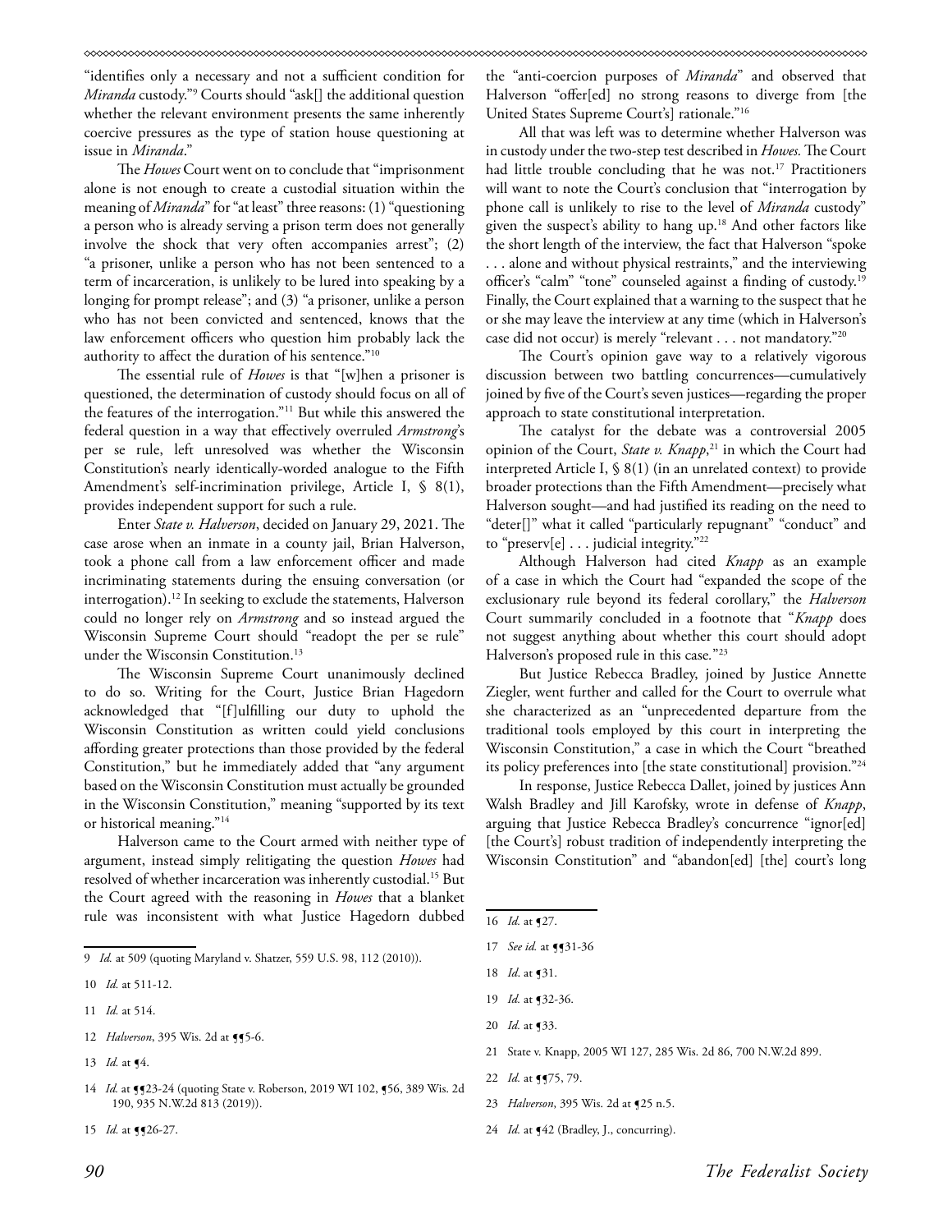"identifies only a necessary and not a sufficient condition for *Miranda* custody."[9] Courts should "ask[] the additional question whether the relevant environment presents the same inherently coercive pressures as the type of station house questioning at issue in *Miranda*."

The *Howes* Court went on to conclude that "imprisonment alone is not enough to create a custodial situation within the meaning of *Miranda*" for "at least" three reasons: (1) "questioning a person who is already serving a prison term does not generally involve the shock that very often accompanies arrest"; (2) "a prisoner, unlike a person who has not been sentenced to a term of incarceration, is unlikely to be lured into speaking by a longing for prompt release"; and (3) "a prisoner, unlike a person who has not been convicted and sentenced, knows that the law enforcement officers who question him probably lack the authority to affect the duration of his sentence."[10]

The essential rule of *Howes* is that "[w]hen a prisoner is questioned, the determination of custody should focus on all of the features of the interrogation."[11] But while this answered the federal question in a way that effectively overruled *Armstrong*'s per se rule, left unresolved was whether the Wisconsin Constitution's nearly identically-worded analogue to the Fifth Amendment's self-incrimination privilege, Article I, § 8(1), provides independent support for such a rule.

Enter *State v. Halverson*, decided on January 29, 2021. The case arose when an inmate in a county jail, Brian Halverson, took a phone call from a law enforcement officer and made incriminating statements during the ensuing conversation (or interrogation).[12] In seeking to exclude the statements, Halverson could no longer rely on *Armstrong* and so instead argued the Wisconsin Supreme Court should "readopt the per se rule" under the Wisconsin Constitution.[13]

The Wisconsin Supreme Court unanimously declined to do so. Writing for the Court, Justice Brian Hagedorn acknowledged that "[f]ulfilling our duty to uphold the Wisconsin Constitution as written could yield conclusions affording greater protections than those provided by the federal Constitution," but he immediately added that "any argument based on the Wisconsin Constitution must actually be grounded in the Wisconsin Constitution," meaning "supported by its text or historical meaning."[14]

Halverson came to the Court armed with neither type of argument, instead simply relitigating the question *Howes* had resolved of whether incarceration was inherently custodial.[15] But the Court agreed with the reasoning in *Howes* that a blanket rule was inconsistent with what Justice Hagedorn dubbed the "anti-coercion purposes of *Miranda*" and observed that Halverson "offer[ed] no strong reasons to diverge from [the United States Supreme Court's] rationale."[16]

All that was left was to determine whether Halverson was in custody under the two-step test described in *Howes*. The Court had little trouble concluding that he was not.[17] Practitioners will want to note the Court's conclusion that "interrogation by phone call is unlikely to rise to the level of *Miranda* custody" given the suspect's ability to hang up.[18] And other factors like the short length of the interview, the fact that Halverson "spoke . . . alone and without physical restraints," and the interviewing officer's "calm" "tone" counseled against a finding of custody.[19] Finally, the Court explained that a warning to the suspect that he or she may leave the interview at any time (which in Halverson's case did not occur) is merely "relevant . . . not mandatory."[20]

The Court's opinion gave way to a relatively vigorous discussion between two battling concurrences—cumulatively joined by five of the Court's seven justices—regarding the proper approach to state constitutional interpretation.

The catalyst for the debate was a controversial 2005 opinion of the Court, *State v. Knapp*,[21] in which the Court had interpreted Article I, § 8(1) (in an unrelated context) to provide broader protections than the Fifth Amendment—precisely what Halverson sought—and had justified its reading on the need to "deter[]" what it called "particularly repugnant" "conduct" and to "preserv[e] . . . judicial integrity."[22]

Although Halverson had cited *Knapp* as an example of a case in which the Court had "expanded the scope of the exclusionary rule beyond its federal corollary," the *Halverson* Court summarily concluded in a footnote that "*Knapp* does not suggest anything about whether this court should adopt Halverson's proposed rule in this case."[23]

But Justice Rebecca Bradley, joined by Justice Annette Ziegler, went further and called for the Court to overrule what she characterized as an "unprecedented departure from the traditional tools employed by this court in interpreting the Wisconsin Constitution," a case in which the Court "breathed its policy preferences into [the state constitutional] provision."[24]

In response, Justice Rebecca Dallet, joined by justices Ann Walsh Bradley and Jill Karofsky, wrote in defense of *Knapp*, arguing that Justice Rebecca Bradley's concurrence "ignor[ed] [the Court's] robust tradition of independently interpreting the Wisconsin Constitution" and "abandon[ed] [the] court's long

---

9 *Id.* at 509 (quoting Maryland v. Shatzer, 559 U.S. 98, 112 (2010)).

10 *Id.* at 511-12.

11 *Id.* at 514.

12 *Halverson*, 395 Wis. 2d at ¶¶5-6.

13 *Id.* at ¶4.

14 *Id.* at ¶¶23-24 (quoting State v. Roberson, 2019 WI 102, ¶56, 389 Wis. 2d 190, 935 N.W.2d 813 (2019)).

15 *Id.* at ¶¶26-27.

16 *Id.* at ¶27.

17 *See id.* at ¶¶31-36

18 *Id.* at ¶31.

19 *Id.* at ¶32-36.

20 *Id.* at ¶33.

21 State v. Knapp, 2005 WI 127, 285 Wis. 2d 86, 700 N.W.2d 899.

22 *Id.* at ¶¶75, 79.

23 *Halverson*, 395 Wis. 2d at ¶25 n.5.

24 *Id.* at ¶42 (Bradley, J., concurring).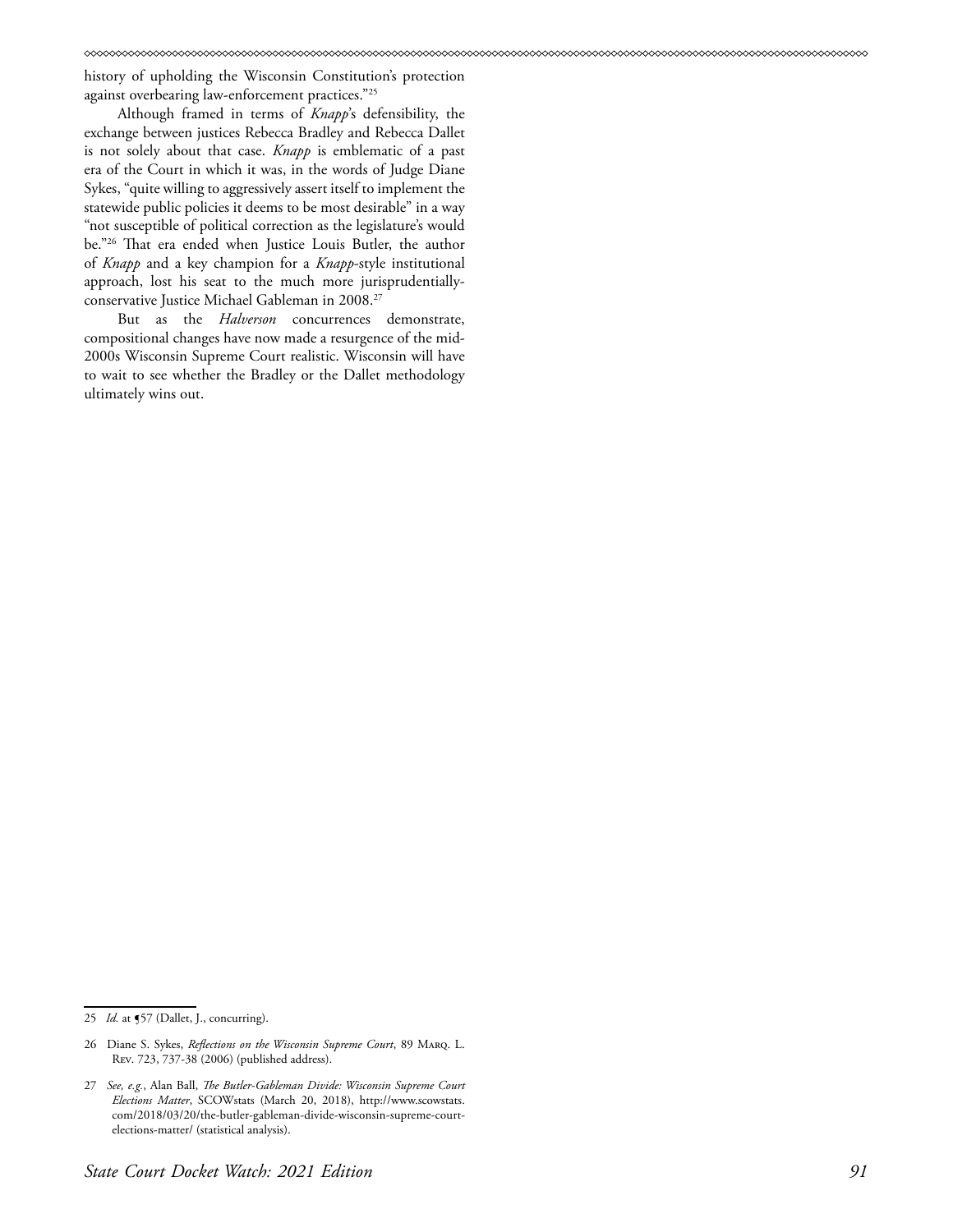history of upholding the Wisconsin Constitution's protection against overbearing law-enforcement practices."[25]

Although framed in terms of *Knapp*'s defensibility, the exchange between justices Rebecca Bradley and Rebecca Dallet is not solely about that case. *Knapp* is emblematic of a past era of the Court in which it was, in the words of Judge Diane Sykes, "quite willing to aggressively assert itself to implement the statewide public policies it deems to be most desirable" in a way "not susceptible of political correction as the legislature's would be."[26] That era ended when Justice Louis Butler, the author of *Knapp* and a key champion for a *Knapp*-style institutional approach, lost his seat to the much more jurisprudentially-conservative Justice Michael Gableman in 2008.[27]

But as the *Halverson* concurrences demonstrate, compositional changes have now made a resurgence of the mid-2000s Wisconsin Supreme Court realistic. Wisconsin will have to wait to see whether the Bradley or the Dallet methodology ultimately wins out.

---

25 *Id.* at ¶57 (Dallet, J., concurring).

26 Diane S. Sykes, *Reflections on the Wisconsin Supreme Court*, 89 Marq. L. Rev. 723, 737-38 (2006) (published address).

27 *See, e.g.*, Alan Ball, *The Butler-Gableman Divide: Wisconsin Supreme Court Elections Matter*, SCOWstats (March 20, 2018), http://www.scowstats.com/2018/03/20/the-butler-gableman-divide-wisconsin-supreme-court-elections-matter/ (statistical analysis).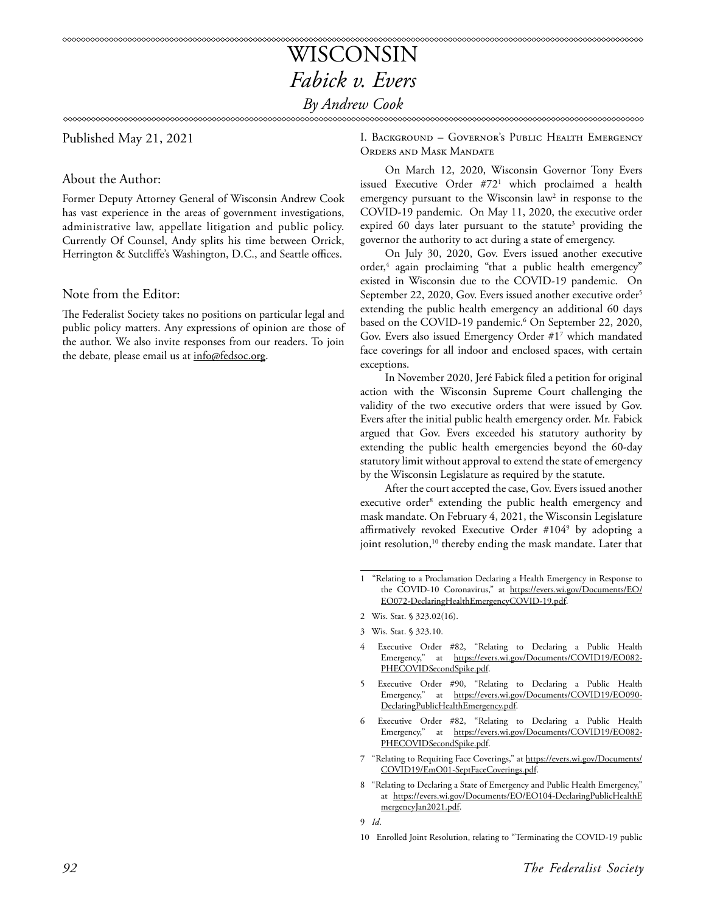# WISCONSIN

## *Fabick v. Evers*

*By Andrew Cook*

Published May 21, 2021

### About the Author:

Former Deputy Attorney General of Wisconsin Andrew Cook has vast experience in the areas of government investigations, administrative law, appellate litigation and public policy. Currently Of Counsel, Andy splits his time between Orrick, Herrington & Sutcliffe's Washington, D.C., and Seattle offices.

### Note from the Editor:

The Federalist Society takes no positions on particular legal and public policy matters. Any expressions of opinion are those of the author. We also invite responses from our readers. To join the debate, please email us at info@fedsoc.org.

### I. Background – Governor's Public Health Emergency Orders and Mask Mandate

On March 12, 2020, Wisconsin Governor Tony Evers issued Executive Order #72[1] which proclaimed a health emergency pursuant to the Wisconsin law[2] in response to the COVID-19 pandemic. On May 11, 2020, the executive order expired 60 days later pursuant to the statute[3] providing the governor the authority to act during a state of emergency.

On July 30, 2020, Gov. Evers issued another executive order,[4] again proclaiming "that a public health emergency" existed in Wisconsin due to the COVID-19 pandemic. On September 22, 2020, Gov. Evers issued another executive order[5] extending the public health emergency an additional 60 days based on the COVID-19 pandemic.[6] On September 22, 2020, Gov. Evers also issued Emergency Order #1[7] which mandated face coverings for all indoor and enclosed spaces, with certain exceptions.

In November 2020, Jeré Fabick filed a petition for original action with the Wisconsin Supreme Court challenging the validity of the two executive orders that were issued by Gov. Evers after the initial public health emergency order. Mr. Fabick argued that Gov. Evers exceeded his statutory authority by extending the public health emergencies beyond the 60-day statutory limit without approval to extend the state of emergency by the Wisconsin Legislature as required by the statute.

After the court accepted the case, Gov. Evers issued another executive order[8] extending the public health emergency and mask mandate. On February 4, 2021, the Wisconsin Legislature affirmatively revoked Executive Order #104[9] by adopting a joint resolution,[10] thereby ending the mask mandate. Later that

---

1 "Relating to a Proclamation Declaring a Health Emergency in Response to the COVID-10 Coronavirus," at https://evers.wi.gov/Documents/EO/EO072-DeclaringHealthEmergencyCOVID-19.pdf.

2 Wis. Stat. § 323.02(16).

3 Wis. Stat. § 323.10.

4 Executive Order #82, "Relating to Declaring a Public Health Emergency," at https://evers.wi.gov/Documents/COVID19/EO082-PHECOVIDSecondSpike.pdf.

5 Executive Order #90, "Relating to Declaring a Public Health Emergency," at https://evers.wi.gov/Documents/COVID19/EO090-DeclaringPublicHealthEmergency.pdf.

6 Executive Order #82, "Relating to Declaring a Public Health Emergency," at https://evers.wi.gov/Documents/COVID19/EO082-PHECOVIDSecondSpike.pdf.

7 "Relating to Requiring Face Coverings," at https://evers.wi.gov/Documents/COVID19/EmO01-SeptFaceCoverings.pdf.

8 "Relating to Declaring a State of Emergency and Public Health Emergency," at https://evers.wi.gov/Documents/EO/EO104-DeclaringPublicHealthEmergencyJan2021.pdf.

9 *Id.*

10 Enrolled Joint Resolution, relating to "Terminating the COVID-19 public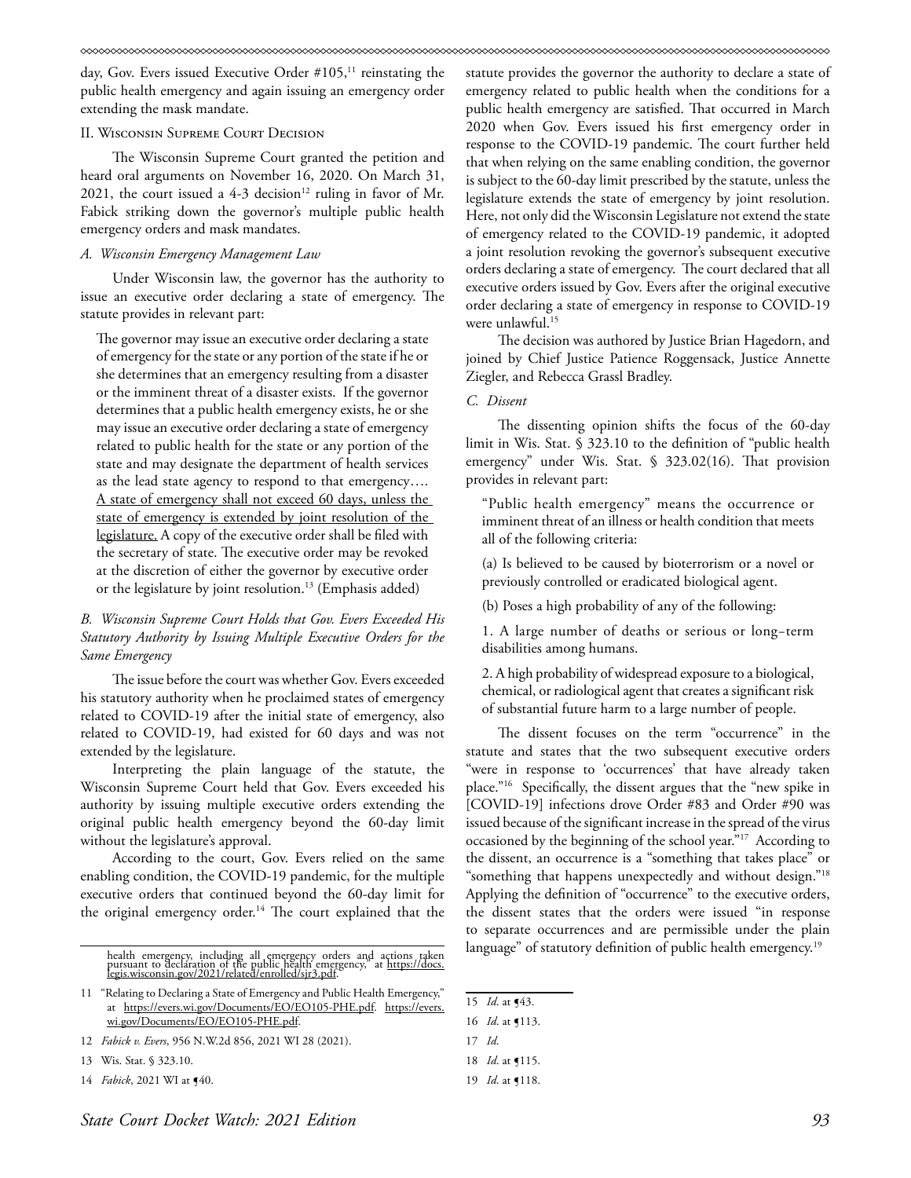day, Gov. Evers issued Executive Order #105,[11] reinstating the public health emergency and again issuing an emergency order extending the mask mandate.

## II. Wisconsin Supreme Court Decision

The Wisconsin Supreme Court granted the petition and heard oral arguments on November 16, 2020. On March 31, 2021, the court issued a 4-3 decision[12] ruling in favor of Mr. Fabick striking down the governor's multiple public health emergency orders and mask mandates.

### *A. Wisconsin Emergency Management Law*

Under Wisconsin law, the governor has the authority to issue an executive order declaring a state of emergency. The statute provides in relevant part:

> The governor may issue an executive order declaring a state of emergency for the state or any portion of the state if he or she determines that an emergency resulting from a disaster or the imminent threat of a disaster exists. If the governor determines that a public health emergency exists, he or she may issue an executive order declaring a state of emergency related to public health for the state or any portion of the state and may designate the department of health services as the lead state agency to respond to that emergency…. <u>A state of emergency shall not exceed 60 days, unless the state of emergency is extended by joint resolution of the legislature.</u> A copy of the executive order shall be filed with the secretary of state. The executive order may be revoked at the discretion of either the governor by executive order or the legislature by joint resolution.[13] (Emphasis added)

### *B. Wisconsin Supreme Court Holds that Gov. Evers Exceeded His Statutory Authority by Issuing Multiple Executive Orders for the Same Emergency*

The issue before the court was whether Gov. Evers exceeded his statutory authority when he proclaimed states of emergency related to COVID-19 after the initial state of emergency, also related to COVID-19, had existed for 60 days and was not extended by the legislature.

Interpreting the plain language of the statute, the Wisconsin Supreme Court held that Gov. Evers exceeded his authority by issuing multiple executive orders extending the original public health emergency beyond the 60-day limit without the legislature's approval.

According to the court, Gov. Evers relied on the same enabling condition, the COVID-19 pandemic, for the multiple executive orders that continued beyond the 60-day limit for the original emergency order.[14] The court explained that the statute provides the governor the authority to declare a state of emergency related to public health when the conditions for a public health emergency are satisfied. That occurred in March 2020 when Gov. Evers issued his first emergency order in response to the COVID-19 pandemic. The court further held that when relying on the same enabling condition, the governor is subject to the 60-day limit prescribed by the statute, unless the legislature extends the state of emergency by joint resolution. Here, not only did the Wisconsin Legislature not extend the state of emergency related to the COVID-19 pandemic, it adopted a joint resolution revoking the governor's subsequent executive orders declaring a state of emergency. The court declared that all executive orders issued by Gov. Evers after the original executive order declaring a state of emergency in response to COVID-19 were unlawful.[15]

The decision was authored by Justice Brian Hagedorn, and joined by Chief Justice Patience Roggensack, Justice Annette Ziegler, and Rebecca Grassl Bradley.

### *C. Dissent*

The dissenting opinion shifts the focus of the 60-day limit in Wis. Stat. § 323.10 to the definition of "public health emergency" under Wis. Stat. § 323.02(16). That provision provides in relevant part:

> "Public health emergency" means the occurrence or imminent threat of an illness or health condition that meets all of the following criteria:
>
> (a) Is believed to be caused by bioterrorism or a novel or previously controlled or eradicated biological agent.
>
> (b) Poses a high probability of any of the following:
>
> 1. A large number of deaths or serious or long-term disabilities among humans.
>
> 2. A high probability of widespread exposure to a biological, chemical, or radiological agent that creates a significant risk of substantial future harm to a large number of people.

The dissent focuses on the term "occurrence" in the statute and states that the two subsequent executive orders "were in response to 'occurrences' that have already taken place."[16] Specifically, the dissent argues that the "new spike in [COVID-19] infections drove Order #83 and Order #90 was issued because of the significant increase in the spread of the virus occasioned by the beginning of the school year."[17] According to the dissent, an occurrence is a "something that takes place" or "something that happens unexpectedly and without design."[18] Applying the definition of "occurrence" to the executive orders, the dissent states that the orders were issued "in response to separate occurrences and are permissible under the plain language" of statutory definition of public health emergency.[19]

---

health emergency, including all emergency orders and actions taken pursuant to declaration of the public health emergency," at https://docs.legis.wisconsin.gov/2021/related/enrolled/sjr3.pdf.

11 "Relating to Declaring a State of Emergency and Public Health Emergency," at https://evers.wi.gov/Documents/EO/EO105-PHE.pdf. https://evers.wi.gov/Documents/EO/EO105-PHE.pdf.

12 *Fabick v. Evers*, 956 N.W.2d 856, 2021 WI 28 (2021).

13 Wis. Stat. § 323.10.

14 *Fabick*, 2021 WI at ¶40.

15 *Id*. at ¶43.

16 *Id*. at ¶113.

17 *Id*.

18 *Id*. at ¶115.

19 *Id*. at ¶118.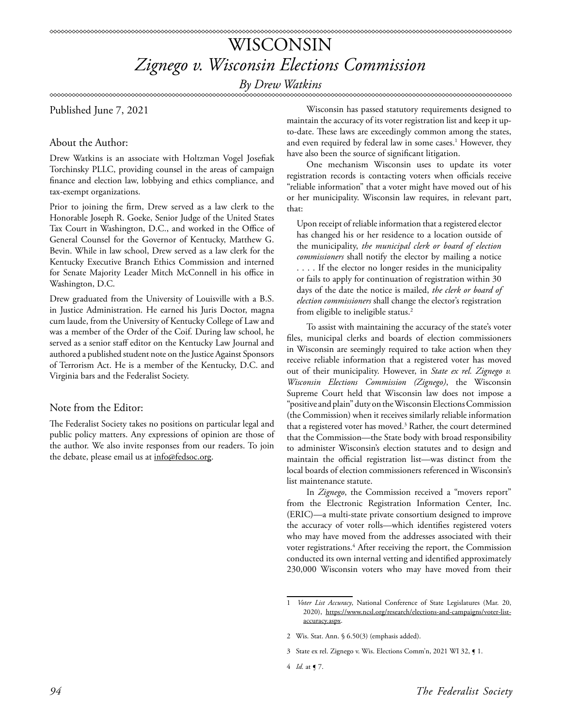# WISCONSIN

## *Zignego v. Wisconsin Elections Commission*

*By Drew Watkins*

Published June 7, 2021

### About the Author:

Drew Watkins is an associate with Holtzman Vogel Josefiak Torchinsky PLLC, providing counsel in the areas of campaign finance and election law, lobbying and ethics compliance, and tax-exempt organizations.

Prior to joining the firm, Drew served as a law clerk to the Honorable Joseph R. Goeke, Senior Judge of the United States Tax Court in Washington, D.C., and worked in the Office of General Counsel for the Governor of Kentucky, Matthew G. Bevin. While in law school, Drew served as a law clerk for the Kentucky Executive Branch Ethics Commission and interned for Senate Majority Leader Mitch McConnell in his office in Washington, D.C.

Drew graduated from the University of Louisville with a B.S. in Justice Administration. He earned his Juris Doctor, magna cum laude, from the University of Kentucky College of Law and was a member of the Order of the Coif. During law school, he served as a senior staff editor on the Kentucky Law Journal and authored a published student note on the Justice Against Sponsors of Terrorism Act. He is a member of the Kentucky, D.C. and Virginia bars and the Federalist Society.

### Note from the Editor:

The Federalist Society takes no positions on particular legal and public policy matters. Any expressions of opinion are those of the author. We also invite responses from our readers. To join the debate, please email us at info@fedsoc.org.

Wisconsin has passed statutory requirements designed to maintain the accuracy of its voter registration list and keep it up-to-date. These laws are exceedingly common among the states, and even required by federal law in some cases.[1] However, they have also been the source of significant litigation.

One mechanism Wisconsin uses to update its voter registration records is contacting voters when officials receive "reliable information" that a voter might have moved out of his or her municipality. Wisconsin law requires, in relevant part, that:

> Upon receipt of reliable information that a registered elector has changed his or her residence to a location outside of the municipality, *the municipal clerk or board of election commissioners* shall notify the elector by mailing a notice . . . . If the elector no longer resides in the municipality or fails to apply for continuation of registration within 30 days of the date the notice is mailed, *the clerk or board of election commissioners* shall change the elector's registration from eligible to ineligible status.[2]

To assist with maintaining the accuracy of the state's voter files, municipal clerks and boards of election commissioners in Wisconsin are seemingly required to take action when they receive reliable information that a registered voter has moved out of their municipality. However, in *State ex rel. Zignego v. Wisconsin Elections Commission (Zignego)*, the Wisconsin Supreme Court held that Wisconsin law does not impose a "positive and plain" duty on the Wisconsin Elections Commission (the Commission) when it receives similarly reliable information that a registered voter has moved.[3] Rather, the court determined that the Commission—the State body with broad responsibility to administer Wisconsin's election statutes and to design and maintain the official registration list—was distinct from the local boards of election commissioners referenced in Wisconsin's list maintenance statute.

In *Zignego*, the Commission received a "movers report" from the Electronic Registration Information Center, Inc. (ERIC)—a multi-state private consortium designed to improve the accuracy of voter rolls—which identifies registered voters who may have moved from the addresses associated with their voter registrations.[4] After receiving the report, the Commission conducted its own internal vetting and identified approximately 230,000 Wisconsin voters who may have moved from their

---

1 *Voter List Accuracy*, National Conference of State Legislatures (Mar. 20, 2020), https://www.ncsl.org/research/elections-and-campaigns/voter-list-accuracy.aspx.

2 Wis. Stat. Ann. § 6.50(3) (emphasis added).

3 State ex rel. Zignego v. Wis. Elections Comm'n, 2021 WI 32, ¶ 1.

4 *Id.* at ¶ 7.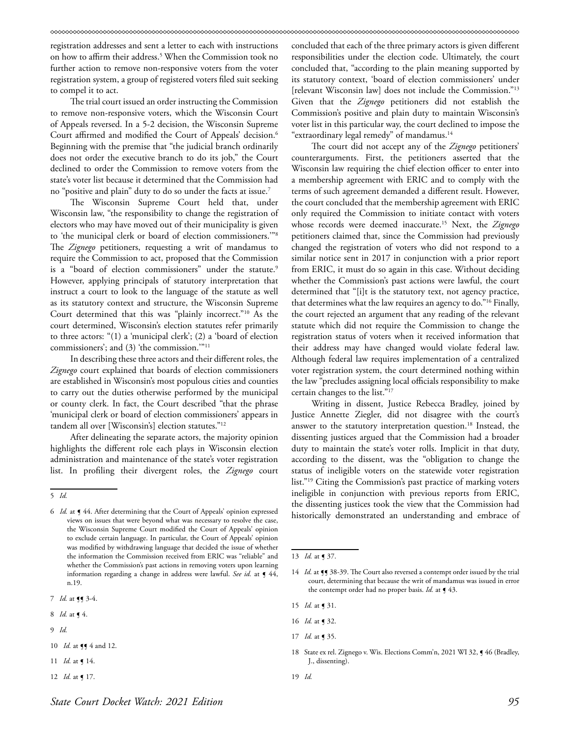registration addresses and sent a letter to each with instructions on how to affirm their address.[5] When the Commission took no further action to remove non-responsive voters from the voter registration system, a group of registered voters filed suit seeking to compel it to act.

The trial court issued an order instructing the Commission to remove non-responsive voters, which the Wisconsin Court of Appeals reversed. In a 5-2 decision, the Wisconsin Supreme Court affirmed and modified the Court of Appeals' decision.[6] Beginning with the premise that "the judicial branch ordinarily does not order the executive branch to do its job," the Court declined to order the Commission to remove voters from the state's voter list because it determined that the Commission had no "positive and plain" duty to do so under the facts at issue.[7]

The Wisconsin Supreme Court held that, under Wisconsin law, "the responsibility to change the registration of electors who may have moved out of their municipality is given to 'the municipal clerk or board of election commissioners.'"[8] The *Zignego* petitioners, requesting a writ of mandamus to require the Commission to act, proposed that the Commission is a "board of election commissioners" under the statute.[9] However, applying principals of statutory interpretation that instruct a court to look to the language of the statute as well as its statutory context and structure, the Wisconsin Supreme Court determined that this was "plainly incorrect."[10] As the court determined, Wisconsin's election statutes refer primarily to three actors: "(1) a 'municipal clerk'; (2) a 'board of election commissioners'; and (3) 'the commission.'"[11]

In describing these three actors and their different roles, the *Zignego* court explained that boards of election commissioners are established in Wisconsin's most populous cities and counties to carry out the duties otherwise performed by the municipal or county clerk. In fact, the Court described "that the phrase 'municipal clerk or board of election commissioners' appears in tandem all over [Wisconsin's] election statutes."[12]

After delineating the separate actors, the majority opinion highlights the different role each plays in Wisconsin election administration and maintenance of the state's voter registration list. In profiling their divergent roles, the *Zignego* court concluded that each of the three primary actors is given different responsibilities under the election code. Ultimately, the court concluded that, "according to the plain meaning supported by its statutory context, 'board of election commissioners' under [relevant Wisconsin law] does not include the Commission."[13] Given that the *Zignego* petitioners did not establish the Commission's positive and plain duty to maintain Wisconsin's voter list in this particular way, the court declined to impose the "extraordinary legal remedy" of mandamus.[14]

The court did not accept any of the *Zignego* petitioners' counterarguments. First, the petitioners asserted that the Wisconsin law requiring the chief election officer to enter into a membership agreement with ERIC and to comply with the terms of such agreement demanded a different result. However, the court concluded that the membership agreement with ERIC only required the Commission to initiate contact with voters whose records were deemed inaccurate.[15] Next, the *Zignego* petitioners claimed that, since the Commission had previously changed the registration of voters who did not respond to a similar notice sent in 2017 in conjunction with a prior report from ERIC, it must do so again in this case. Without deciding whether the Commission's past actions were lawful, the court determined that "[i]t is the statutory text, not agency practice, that determines what the law requires an agency to do."[16] Finally, the court rejected an argument that any reading of the relevant statute which did not require the Commission to change the registration status of voters when it received information that their address may have changed would violate federal law. Although federal law requires implementation of a centralized voter registration system, the court determined nothing within the law "precludes assigning local officials responsibility to make certain changes to the list."[17]

Writing in dissent, Justice Rebecca Bradley, joined by Justice Annette Ziegler, did not disagree with the court's answer to the statutory interpretation question.[18] Instead, the dissenting justices argued that the Commission had a broader duty to maintain the state's voter rolls. Implicit in that duty, according to the dissent, was the "obligation to change the status of ineligible voters on the statewide voter registration list."[19] Citing the Commission's past practice of marking voters ineligible in conjunction with previous reports from ERIC, the dissenting justices took the view that the Commission had historically demonstrated an understanding and embrace of

---

5 *Id.*

6 *Id.* at ¶ 44. After determining that the Court of Appeals' opinion expressed views on issues that were beyond what was necessary to resolve the case, the Wisconsin Supreme Court modified the Court of Appeals' opinion to exclude certain language. In particular, the Court of Appeals' opinion was modified by withdrawing language that decided the issue of whether the information the Commission received from ERIC was "reliable" and whether the Commission's past actions in removing voters upon learning information regarding a change in address were lawful. *See id.* at ¶ 44, n.19.

7 *Id.* at ¶¶ 3-4.

8 *Id.* at ¶ 4.

9 *Id.*

10 *Id.* at ¶¶ 4 and 12.

11 *Id.* at ¶ 14.

12 *Id.* at ¶ 17.

13 *Id.* at ¶ 37.

14 *Id.* at ¶¶ 38-39. The Court also reversed a contempt order issued by the trial court, determining that because the writ of mandamus was issued in error the contempt order had no proper basis. *Id.* at ¶ 43.

15 *Id.* at ¶ 31.

16 *Id.* at ¶ 32.

17 *Id.* at ¶ 35.

18 State ex rel. Zignego v. Wis. Elections Comm'n, 2021 WI 32, ¶ 46 (Bradley, J., dissenting).

19 *Id.*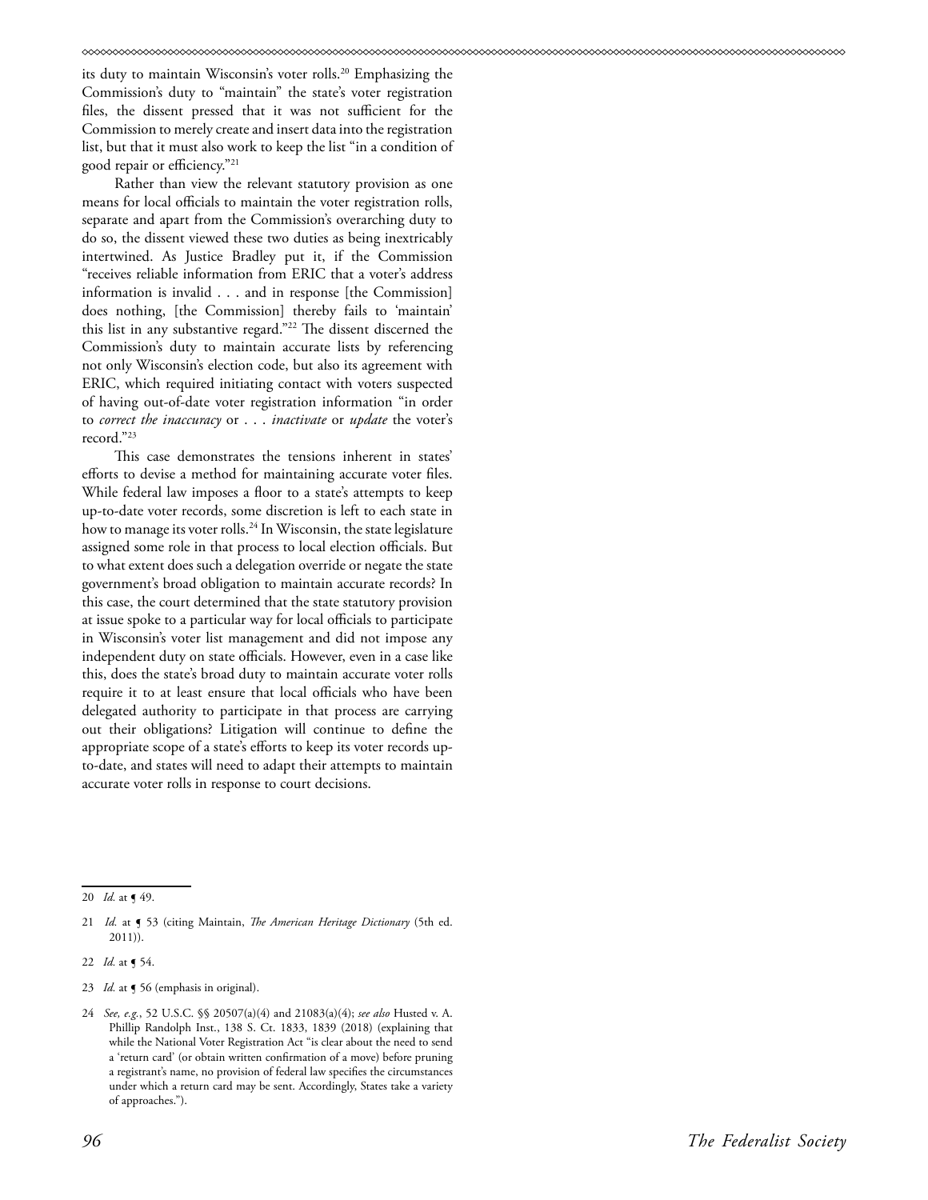its duty to maintain Wisconsin's voter rolls.[20] Emphasizing the Commission's duty to "maintain" the state's voter registration files, the dissent pressed that it was not sufficient for the Commission to merely create and insert data into the registration list, but that it must also work to keep the list "in a condition of good repair or efficiency."[21]

Rather than view the relevant statutory provision as one means for local officials to maintain the voter registration rolls, separate and apart from the Commission's overarching duty to do so, the dissent viewed these two duties as being inextricably intertwined. As Justice Bradley put it, if the Commission "receives reliable information from ERIC that a voter's address information is invalid . . . and in response [the Commission] does nothing, [the Commission] thereby fails to 'maintain' this list in any substantive regard."[22] The dissent discerned the Commission's duty to maintain accurate lists by referencing not only Wisconsin's election code, but also its agreement with ERIC, which required initiating contact with voters suspected of having out-of-date voter registration information "in order to *correct the inaccuracy* or . . . *inactivate* or *update* the voter's record."[23]

This case demonstrates the tensions inherent in states' efforts to devise a method for maintaining accurate voter files. While federal law imposes a floor to a state's attempts to keep up-to-date voter records, some discretion is left to each state in how to manage its voter rolls.[24] In Wisconsin, the state legislature assigned some role in that process to local election officials. But to what extent does such a delegation override or negate the state government's broad obligation to maintain accurate records? In this case, the court determined that the state statutory provision at issue spoke to a particular way for local officials to participate in Wisconsin's voter list management and did not impose any independent duty on state officials. However, even in a case like this, does the state's broad duty to maintain accurate voter rolls require it to at least ensure that local officials who have been delegated authority to participate in that process are carrying out their obligations? Litigation will continue to define the appropriate scope of a state's efforts to keep its voter records up-to-date, and states will need to adapt their attempts to maintain accurate voter rolls in response to court decisions.

---

20 *Id.* at ¶ 49.

21 *Id.* at ¶ 53 (citing Maintain, *The American Heritage Dictionary* (5th ed. 2011)).

22 *Id.* at ¶ 54.

23 *Id.* at ¶ 56 (emphasis in original).

24 *See, e.g.*, 52 U.S.C. §§ 20507(a)(4) and 21083(a)(4); *see also* Husted v. A. Phillip Randolph Inst., 138 S. Ct. 1833, 1839 (2018) (explaining that while the National Voter Registration Act "is clear about the need to send a 'return card' (or obtain written confirmation of a move) before pruning a registrant's name, no provision of federal law specifies the circumstances under which a return card may be sent. Accordingly, States take a variety of approaches.").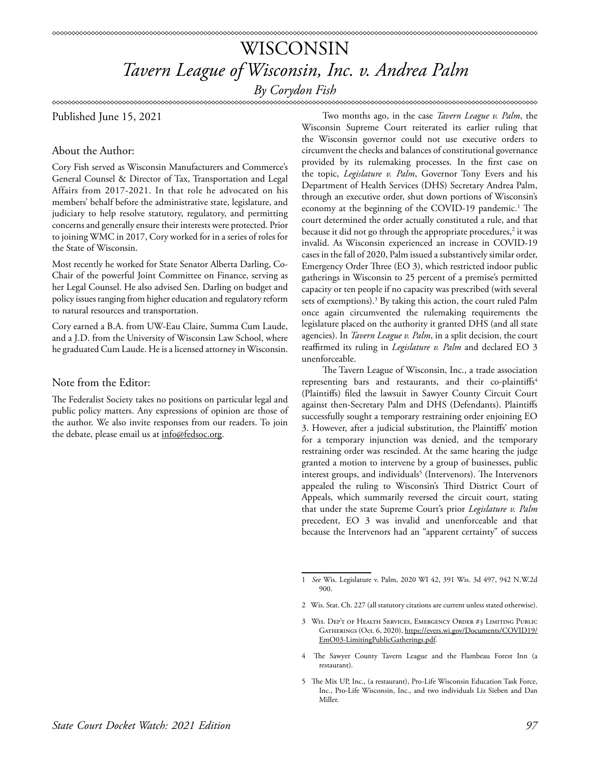# WISCONSIN

## *Tavern League of Wisconsin, Inc. v. Andrea Palm*

*By Corydon Fish*

Published June 15, 2021

### About the Author:

Cory Fish served as Wisconsin Manufacturers and Commerce's General Counsel & Director of Tax, Transportation and Legal Affairs from 2017-2021. In that role he advocated on his members' behalf before the administrative state, legislature, and judiciary to help resolve statutory, regulatory, and permitting concerns and generally ensure their interests were protected. Prior to joining WMC in 2017, Cory worked for in a series of roles for the State of Wisconsin.

Most recently he worked for State Senator Alberta Darling, Co-Chair of the powerful Joint Committee on Finance, serving as her Legal Counsel. He also advised Sen. Darling on budget and policy issues ranging from higher education and regulatory reform to natural resources and transportation.

Cory earned a B.A. from UW-Eau Claire, Summa Cum Laude, and a J.D. from the University of Wisconsin Law School, where he graduated Cum Laude. He is a licensed attorney in Wisconsin.

### Note from the Editor:

The Federalist Society takes no positions on particular legal and public policy matters. Any expressions of opinion are those of the author. We also invite responses from our readers. To join the debate, please email us at info@fedsoc.org.

Two months ago, in the case *Tavern League v. Palm*, the Wisconsin Supreme Court reiterated its earlier ruling that the Wisconsin governor could not use executive orders to circumvent the checks and balances of constitutional governance provided by its rulemaking processes. In the first case on the topic, *Legislature v. Palm*, Governor Tony Evers and his Department of Health Services (DHS) Secretary Andrea Palm, through an executive order, shut down portions of Wisconsin's economy at the beginning of the COVID-19 pandemic.[1] The court determined the order actually constituted a rule, and that because it did not go through the appropriate procedures,[2] it was invalid. As Wisconsin experienced an increase in COVID-19 cases in the fall of 2020, Palm issued a substantively similar order, Emergency Order Three (EO 3), which restricted indoor public gatherings in Wisconsin to 25 percent of a premise's permitted capacity or ten people if no capacity was prescribed (with several sets of exemptions).[3] By taking this action, the court ruled Palm once again circumvented the rulemaking requirements the legislature placed on the authority it granted DHS (and all state agencies). In *Tavern League v. Palm*, in a split decision, the court reaffirmed its ruling in *Legislature v. Palm* and declared EO 3 unenforceable.

The Tavern League of Wisconsin, Inc., a trade association representing bars and restaurants, and their co-plaintiffs[4] (Plaintiffs) filed the lawsuit in Sawyer County Circuit Court against then-Secretary Palm and DHS (Defendants). Plaintiffs successfully sought a temporary restraining order enjoining EO 3. However, after a judicial substitution, the Plaintiffs' motion for a temporary injunction was denied, and the temporary restraining order was rescinded. At the same hearing the judge granted a motion to intervene by a group of businesses, public interest groups, and individuals[5] (Intervenors). The Intervenors appealed the ruling to Wisconsin's Third District Court of Appeals, which summarily reversed the circuit court, stating that under the state Supreme Court's prior *Legislature v. Palm* precedent, EO 3 was invalid and unenforceable and that because the Intervenors had an "apparent certainty" of success

---

1 *See* Wis. Legislature v. Palm, 2020 WI 42, 391 Wis. 3d 497, 942 N.W.2d 900.

2 Wis. Stat. Ch. 227 (all statutory citations are current unless stated otherwise).

3 Wis. Dep't of Health Services, Emergency Order #3 Limiting Public Gatherings (Oct. 6, 2020), https://evers.wi.gov/Documents/COVID19/EmO03-LimitingPublicGatherings.pdf.

4 The Sawyer County Tavern League and the Flambeau Forest Inn (a restaurant).

5 The Mix UP, Inc., (a restaurant), Pro-Life Wisconsin Education Task Force, Inc., Pro-Life Wisconsin, Inc., and two individuals Liz Sieben and Dan Miller.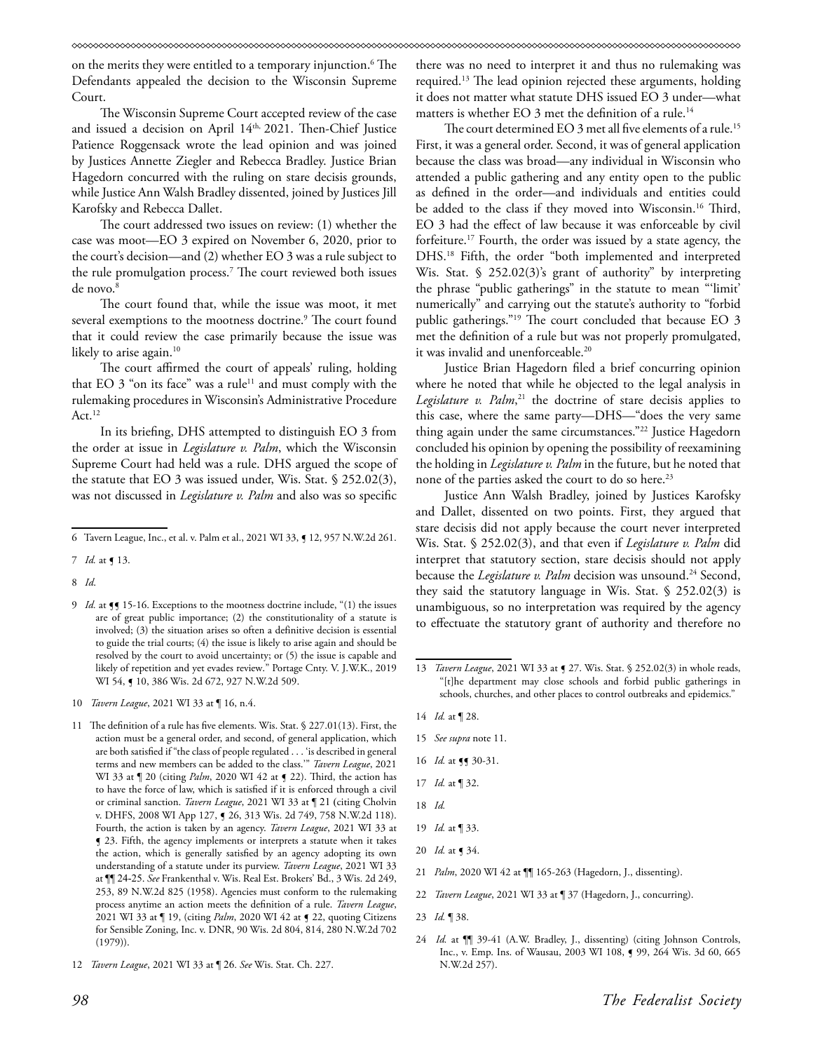on the merits they were entitled to a temporary injunction.[6] The Defendants appealed the decision to the Wisconsin Supreme Court.

The Wisconsin Supreme Court accepted review of the case and issued a decision on April 14th, 2021. Then-Chief Justice Patience Roggensack wrote the lead opinion and was joined by Justices Annette Ziegler and Rebecca Bradley. Justice Brian Hagedorn concurred with the ruling on stare decisis grounds, while Justice Ann Walsh Bradley dissented, joined by Justices Jill Karofsky and Rebecca Dallet.

The court addressed two issues on review: (1) whether the case was moot—EO 3 expired on November 6, 2020, prior to the court's decision—and (2) whether EO 3 was a rule subject to the rule promulgation process.[7] The court reviewed both issues de novo.[8]

The court found that, while the issue was moot, it met several exemptions to the mootness doctrine.[9] The court found that it could review the case primarily because the issue was likely to arise again.[10]

The court affirmed the court of appeals' ruling, holding that EO 3 "on its face" was a rule[11] and must comply with the rulemaking procedures in Wisconsin's Administrative Procedure Act.[12]

In its briefing, DHS attempted to distinguish EO 3 from the order at issue in *Legislature v. Palm*, which the Wisconsin Supreme Court had held was a rule. DHS argued the scope of the statute that EO 3 was issued under, Wis. Stat. § 252.02(3), was not discussed in *Legislature v. Palm* and also was so specific there was no need to interpret it and thus no rulemaking was required.[13] The lead opinion rejected these arguments, holding it does not matter what statute DHS issued EO 3 under—what matters is whether EO 3 met the definition of a rule.[14]

The court determined EO 3 met all five elements of a rule.[15] First, it was a general order. Second, it was of general application because the class was broad—any individual in Wisconsin who attended a public gathering and any entity open to the public as defined in the order—and individuals and entities could be added to the class if they moved into Wisconsin.[16] Third, EO 3 had the effect of law because it was enforceable by civil forfeiture.[17] Fourth, the order was issued by a state agency, the DHS.[18] Fifth, the order "both implemented and interpreted Wis. Stat. § 252.02(3)'s grant of authority" by interpreting the phrase "public gatherings" in the statute to mean "'limit' numerically" and carrying out the statute's authority to "forbid public gatherings."[19] The court concluded that because EO 3 met the definition of a rule but was not properly promulgated, it was invalid and unenforceable.[20]

Justice Brian Hagedorn filed a brief concurring opinion where he noted that while he objected to the legal analysis in *Legislature v. Palm*,[21] the doctrine of stare decisis applies to this case, where the same party—DHS—"does the very same thing again under the same circumstances."[22] Justice Hagedorn concluded his opinion by opening the possibility of reexamining the holding in *Legislature v. Palm* in the future, but he noted that none of the parties asked the court to do so here.[23]

Justice Ann Walsh Bradley, joined by Justices Karofsky and Dallet, dissented on two points. First, they argued that stare decisis did not apply because the court never interpreted Wis. Stat. § 252.02(3), and that even if *Legislature v. Palm* did interpret that statutory section, stare decisis should not apply because the *Legislature v. Palm* decision was unsound.[24] Second, they said the statutory language in Wis. Stat. § 252.02(3) is unambiguous, so no interpretation was required by the agency to effectuate the statutory grant of authority and therefore no

---

6 Tavern League, Inc., et al. v. Palm et al., 2021 WI 33, ¶ 12, 957 N.W.2d 261.

7 *Id.* at ¶ 13.

8 *Id*.

9 *Id.* at ¶¶ 15-16. Exceptions to the mootness doctrine include, "(1) the issues are of great public importance; (2) the constitutionality of a statute is involved; (3) the situation arises so often a definitive decision is essential to guide the trial courts; (4) the issue is likely to arise again and should be resolved by the court to avoid uncertainty; or (5) the issue is capable and likely of repetition and yet evades review." Portage Cnty. V. J.W.K., 2019 WI 54, ¶ 10, 386 Wis. 2d 672, 927 N.W.2d 509.

10 *Tavern League*, 2021 WI 33 at ¶ 16, n.4.

11 The definition of a rule has five elements. Wis. Stat. § 227.01(13). First, the action must be a general order, and second, of general application, which are both satisfied if "the class of people regulated . . . 'is described in general terms and new members can be added to the class.'" *Tavern League*, 2021 WI 33 at ¶ 20 (citing *Palm*, 2020 WI 42 at ¶ 22). Third, the action has to have the force of law, which is satisfied if it is enforced through a civil or criminal sanction. *Tavern League*, 2021 WI 33 at ¶ 21 (citing Cholvin v. DHFS, 2008 WI App 127, ¶ 26, 313 Wis. 2d 749, 758 N.W.2d 118). Fourth, the action is taken by an agency. *Tavern League*, 2021 WI 33 at ¶ 23. Fifth, the agency implements or interprets a statute when it takes the action, which is generally satisfied by an agency adopting its own understanding of a statute under its purview. *Tavern League*, 2021 WI 33 at ¶¶ 24-25. *See* Frankenthal v. Wis. Real Est. Brokers' Bd., 3 Wis. 2d 249, 253, 89 N.W.2d 825 (1958). Agencies must conform to the rulemaking process anytime an action meets the definition of a rule. *Tavern League*, 2021 WI 33 at ¶ 19, (citing *Palm*, 2020 WI 42 at ¶ 22, quoting Citizens for Sensible Zoning, Inc. v. DNR, 90 Wis. 2d 804, 814, 280 N.W.2d 702 (1979)).

12 *Tavern League*, 2021 WI 33 at ¶ 26. *See* Wis. Stat. Ch. 227.

13 *Tavern League*, 2021 WI 33 at ¶ 27. Wis. Stat. § 252.02(3) in whole reads, "[t]he department may close schools and forbid public gatherings in schools, churches, and other places to control outbreaks and epidemics."

14 *Id.* at ¶ 28.

15 *See supra* note 11.

16 *Id.* at ¶¶ 30-31.

17 *Id.* at ¶ 32.

18 *Id.*

19 *Id.* at ¶ 33.

20 *Id.* at ¶ 34.

21 *Palm*, 2020 WI 42 at ¶¶ 165-263 (Hagedorn, J., dissenting).

22 *Tavern League*, 2021 WI 33 at ¶ 37 (Hagedorn, J., concurring).

23 *Id.* ¶ 38.

24 *Id.* at ¶¶ 39-41 (A.W. Bradley, J., dissenting) (citing Johnson Controls, Inc., v. Emp. Ins. of Wausau, 2003 WI 108, ¶ 99, 264 Wis. 3d 60, 665 N.W.2d 257).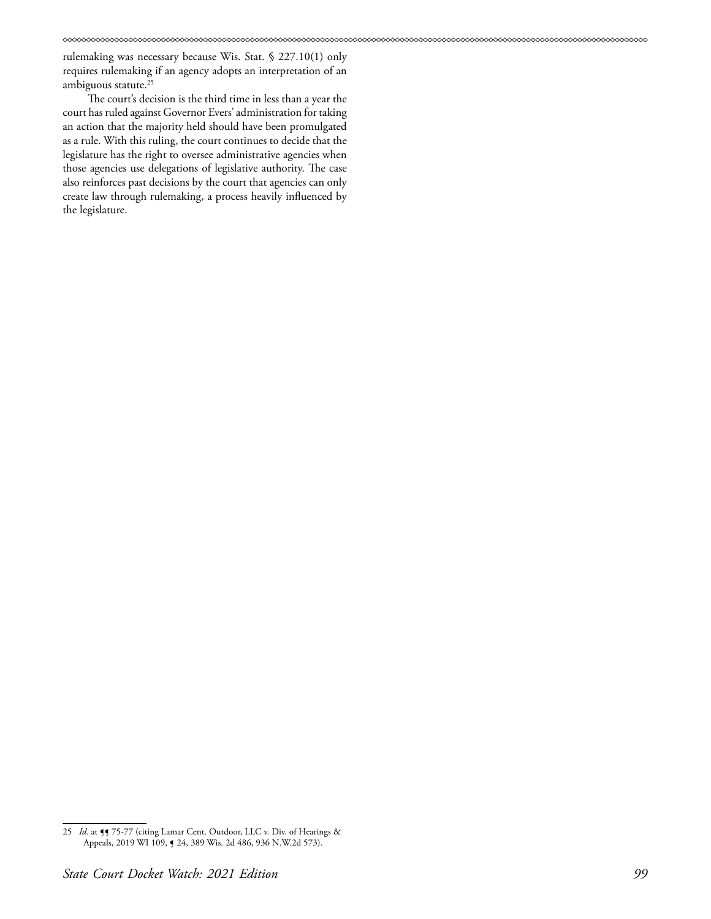rulemaking was necessary because Wis. Stat. § 227.10(1) only requires rulemaking if an agency adopts an interpretation of an ambiguous statute.[25]

The court's decision is the third time in less than a year the court has ruled against Governor Evers' administration for taking an action that the majority held should have been promulgated as a rule. With this ruling, the court continues to decide that the legislature has the right to oversee administrative agencies when those agencies use delegations of legislative authority. The case also reinforces past decisions by the court that agencies can only create law through rulemaking, a process heavily influenced by the legislature.

---

25 *Id.* at ¶¶ 75-77 (citing Lamar Cent. Outdoor, LLC v. Div. of Hearings & Appeals, 2019 WI 109, ¶ 24, 389 Wis. 2d 486, 936 N.W.2d 573).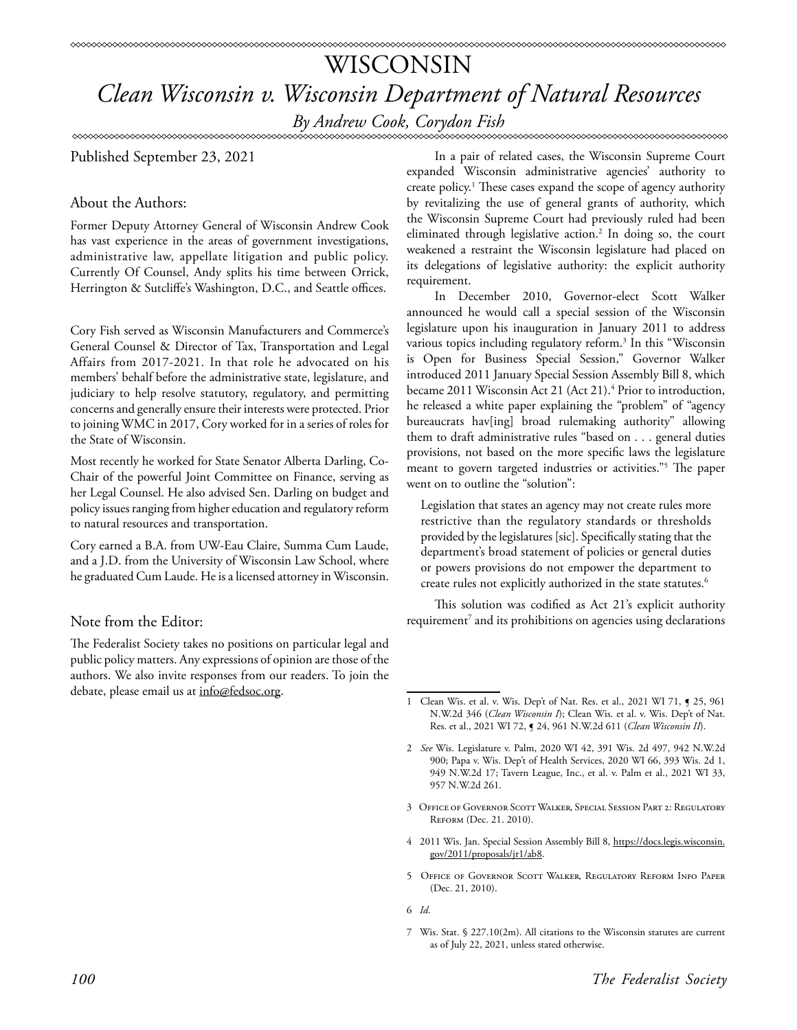# WISCONSIN

## *Clean Wisconsin v. Wisconsin Department of Natural Resources*

*By Andrew Cook, Corydon Fish*

Published September 23, 2021

### About the Authors:

Former Deputy Attorney General of Wisconsin Andrew Cook has vast experience in the areas of government investigations, administrative law, appellate litigation and public policy. Currently Of Counsel, Andy splits his time between Orrick, Herrington & Sutcliffe's Washington, D.C., and Seattle offices.

Cory Fish served as Wisconsin Manufacturers and Commerce's General Counsel & Director of Tax, Transportation and Legal Affairs from 2017-2021. In that role he advocated on his members' behalf before the administrative state, legislature, and judiciary to help resolve statutory, regulatory, and permitting concerns and generally ensure their interests were protected. Prior to joining WMC in 2017, Cory worked for in a series of roles for the State of Wisconsin.

Most recently he worked for State Senator Alberta Darling, Co-Chair of the powerful Joint Committee on Finance, serving as her Legal Counsel. He also advised Sen. Darling on budget and policy issues ranging from higher education and regulatory reform to natural resources and transportation.

Cory earned a B.A. from UW-Eau Claire, Summa Cum Laude, and a J.D. from the University of Wisconsin Law School, where he graduated Cum Laude. He is a licensed attorney in Wisconsin.

### Note from the Editor:

The Federalist Society takes no positions on particular legal and public policy matters. Any expressions of opinion are those of the authors. We also invite responses from our readers. To join the debate, please email us at info@fedsoc.org.

In a pair of related cases, the Wisconsin Supreme Court expanded Wisconsin administrative agencies' authority to create policy.[1] These cases expand the scope of agency authority by revitalizing the use of general grants of authority, which the Wisconsin Supreme Court had previously ruled had been eliminated through legislative action.[2] In doing so, the court weakened a restraint the Wisconsin legislature had placed on its delegations of legislative authority: the explicit authority requirement.

In December 2010, Governor-elect Scott Walker announced he would call a special session of the Wisconsin legislature upon his inauguration in January 2011 to address various topics including regulatory reform.[3] In this "Wisconsin is Open for Business Special Session," Governor Walker introduced 2011 January Special Session Assembly Bill 8, which became 2011 Wisconsin Act 21 (Act 21).[4] Prior to introduction, he released a white paper explaining the "problem" of "agency bureaucrats hav[ing] broad rulemaking authority" allowing them to draft administrative rules "based on . . . general duties provisions, not based on the more specific laws the legislature meant to govern targeted industries or activities."[5] The paper went on to outline the "solution":

> Legislation that states an agency may not create rules more restrictive than the regulatory standards or thresholds provided by the legislatures [sic]. Specifically stating that the department's broad statement of policies or general duties or powers provisions do not empower the department to create rules not explicitly authorized in the state statutes.[6]

This solution was codified as Act 21's explicit authority requirement[7] and its prohibitions on agencies using declarations

---

1 Clean Wis. et al. v. Wis. Dep't of Nat. Res. et al., 2021 WI 71, ¶ 25, 961 N.W.2d 346 (*Clean Wisconsin I*); Clean Wis. et al. v. Wis. Dep't of Nat. Res. et al., 2021 WI 72, ¶ 24, 961 N.W.2d 611 (*Clean Wisconsin II*).

2 *See* Wis. Legislature v. Palm, 2020 WI 42, 391 Wis. 2d 497, 942 N.W.2d 900; Papa v. Wis. Dep't of Health Services, 2020 WI 66, 393 Wis. 2d 1, 949 N.W.2d 17; Tavern League, Inc., et al. v. Palm et al., 2021 WI 33, 957 N.W.2d 261.

3 Office of Governor Scott Walker, Special Session Part 2: Regulatory Reform (Dec. 21. 2010).

4 2011 Wis. Jan. Special Session Assembly Bill 8, https://docs.legis.wisconsin.gov/2011/proposals/jr1/ab8.

5 Office of Governor Scott Walker, Regulatory Reform Info Paper (Dec. 21, 2010).

6 *Id.*

7 Wis. Stat. § 227.10(2m). All citations to the Wisconsin statutes are current as of July 22, 2021, unless stated otherwise.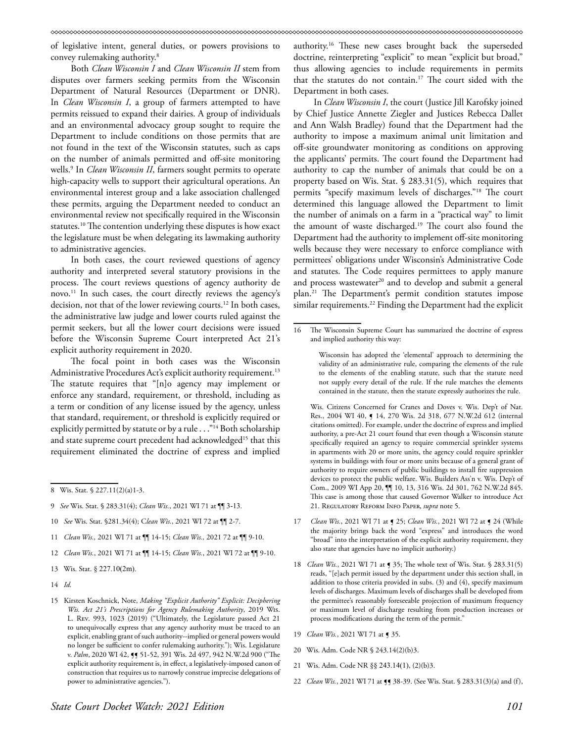of legislative intent, general duties, or powers provisions to convey rulemaking authority.[8]

Both *Clean Wisconsin I* and *Clean Wisconsin II* stem from disputes over farmers seeking permits from the Wisconsin Department of Natural Resources (Department or DNR). In *Clean Wisconsin I*, a group of farmers attempted to have permits reissued to expand their dairies. A group of individuals and an environmental advocacy group sought to require the Department to include conditions on those permits that are not found in the text of the Wisconsin statutes, such as caps on the number of animals permitted and off-site monitoring wells.[9] In *Clean Wisconsin II*, farmers sought permits to operate high-capacity wells to support their agricultural operations. An environmental interest group and a lake association challenged these permits, arguing the Department needed to conduct an environmental review not specifically required in the Wisconsin statutes.[10] The contention underlying these disputes is how exact the legislature must be when delegating its lawmaking authority to administrative agencies.

In both cases, the court reviewed questions of agency authority and interpreted several statutory provisions in the process. The court reviews questions of agency authority de novo.[11] In such cases, the court directly reviews the agency's decision, not that of the lower reviewing courts.[12] In both cases, the administrative law judge and lower courts ruled against the permit seekers, but all the lower court decisions were issued before the Wisconsin Supreme Court interpreted Act 21's explicit authority requirement in 2020.

The focal point in both cases was the Wisconsin Administrative Procedures Act's explicit authority requirement.[13] The statute requires that "[n]o agency may implement or enforce any standard, requirement, or threshold, including as a term or condition of any license issued by the agency, unless that standard, requirement, or threshold is explicitly required or explicitly permitted by statute or by a rule . . ."[14] Both scholarship and state supreme court precedent had acknowledged[15] that this requirement eliminated the doctrine of express and implied authority.[16] These new cases brought back the superseded doctrine, reinterpreting "explicit" to mean "explicit but broad," thus allowing agencies to include requirements in permits that the statutes do not contain.[17] The court sided with the Department in both cases.

In *Clean Wisconsin I*, the court (Justice Jill Karofsky joined by Chief Justice Annette Ziegler and Justices Rebecca Dallet and Ann Walsh Bradley) found that the Department had the authority to impose a maximum animal unit limitation and off-site groundwater monitoring as conditions on approving the applicants' permits. The court found the Department had authority to cap the number of animals that could be on a property based on Wis. Stat. § 283.31(5), which requires that permits "specify maximum levels of discharges."[18] The court determined this language allowed the Department to limit the number of animals on a farm in a "practical way" to limit the amount of waste discharged.[19] The court also found the Department had the authority to implement off-site monitoring wells because they were necessary to enforce compliance with permittees' obligations under Wisconsin's Administrative Code and statutes. The Code requires permittees to apply manure and process wastewater[20] and to develop and submit a general plan.[21] The Department's permit condition statutes impose similar requirements.[22] Finding the Department had the explicit

---

8 Wis. Stat. § 227.11(2)(a)1-3.

9 *See* Wis. Stat. § 283.31(4); *Clean Wis.*, 2021 WI 71 at ¶¶ 3-13.

10 *See* Wis. Stat. §281.34(4); C*lean Wis.*, 2021 WI 72 at ¶¶ 2-7.

11 *Clean Wis.,* 2021 WI 71 at ¶¶ 14-15; *Clean Wis.,* 2021 72 at ¶¶ 9-10.

12 *Clean Wis.*, 2021 WI 71 at ¶¶ 14-15; *Clean Wis.*, 2021 WI 72 at ¶¶ 9-10.

13 Wis. Stat. § 227.10(2m).

14 *Id.*

15 Kirsten Koschnick, Note, *Making "Explicit Authority" Explicit: Deciphering Wis. Act 21's Prescriptions for Agency Rulemaking Authority*, 2019 Wis. L. Rev. 993, 1023 (2019) ("Ultimately, the Legislature passed Act 21 to unequivocally express that any agency authority must be traced to an explicit, enabling grant of such authority--implied or general powers would no longer be sufficient to confer rulemaking authority."); Wis. Legislature v. *Palm*, 2020 WI 42, ¶¶ 51-52, 391 Wis. 2d 497, 942 N.W.2d 900 ("The explicit authority requirement is, in effect, a legislatively-imposed canon of construction that requires us to narrowly construe imprecise delegations of power to administrative agencies.").

16 The Wisconsin Supreme Court has summarized the doctrine of express and implied authority this way:

> Wisconsin has adopted the 'elemental' approach to determining the validity of an administrative rule, comparing the elements of the rule to the elements of the enabling statute, such that the statute need not supply every detail of the rule. If the rule matches the elements contained in the statute, then the statute expressly authorizes the rule.

Wis. Citizens Concerned for Cranes and Doves v. Wis. Dep't of Nat. Res., 2004 WI 40, ¶ 14, 270 Wis. 2d 318, 677 N.W.2d 612 (internal citations omitted). For example, under the doctrine of express and implied authority, a pre-Act 21 court found that even though a Wisconsin statute specifically required an agency to require commercial sprinkler systems in apartments with 20 or more units, the agency could require sprinkler systems in buildings with four or more units because of a general grant of authority to require owners of public buildings to install fire suppression devices to protect the public welfare. Wis. Builders Ass'n v. Wis. Dep't of Com., 2009 WI App 20, ¶¶ 10, 13, 316 Wis. 2d 301, 762 N.W.2d 845. This case is among those that caused Governor Walker to introduce Act 21. Regulatory Reform Info Paper, *supra* note 5.

17 *Clean Wis.*, 2021 WI 71 at ¶ 25; *Clean Wis.*, 2021 WI 72 at ¶ 24 (While the majority brings back the word "express" and introduces the word "broad" into the interpretation of the explicit authority requirement, they also state that agencies have no implicit authority.)

18 *Clean Wis.*, 2021 WI 71 at ¶ 35; The whole text of Wis. Stat. § 283.31(5) reads, "[e]ach permit issued by the department under this section shall, in addition to those criteria provided in subs. (3) and (4), specify maximum levels of discharges. Maximum levels of discharges shall be developed from the permittee's reasonably foreseeable projection of maximum frequency or maximum level of discharge resulting from production increases or process modifications during the term of the permit."

19 *Clean Wis.*, 2021 WI 71 at ¶ 35.

20 Wis. Adm. Code NR § 243.14(2)(b)3.

21 Wis. Adm. Code NR §§ 243.14(1), (2)(b)3.

22 *Clean Wis.*, 2021 WI 71 at ¶¶ 38-39. (See Wis. Stat. § 283.31(3)(a) and (f),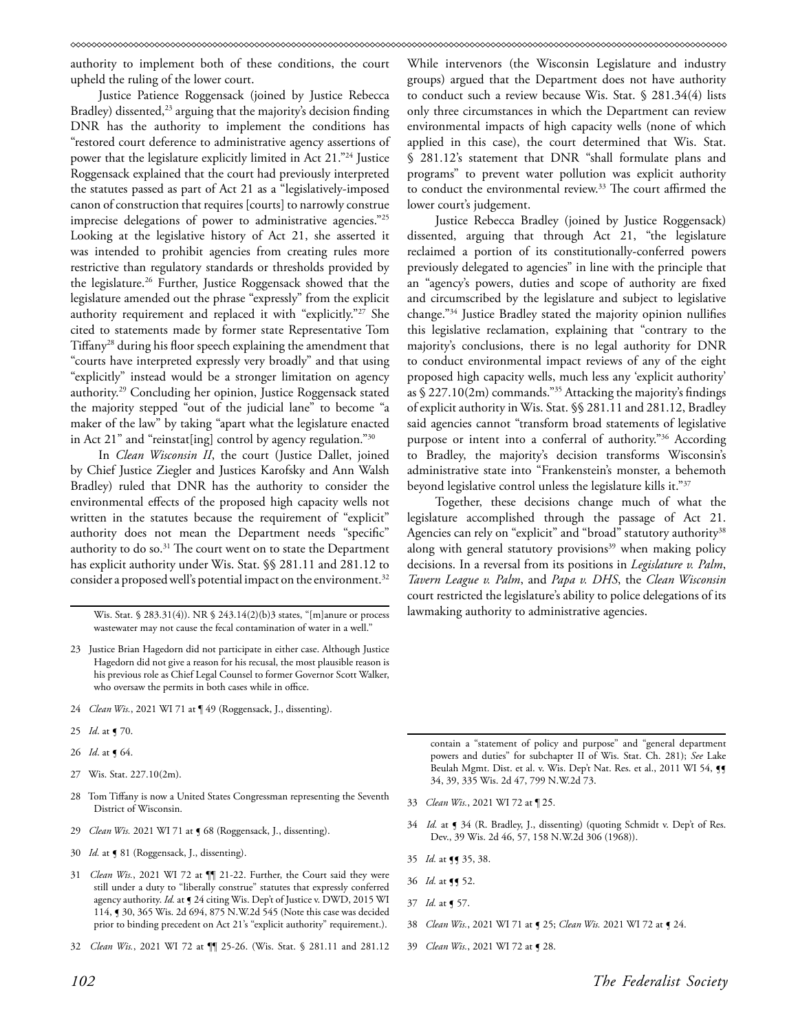authority to implement both of these conditions, the court upheld the ruling of the lower court.

Justice Patience Roggensack (joined by Justice Rebecca Bradley) dissented,[23] arguing that the majority's decision finding DNR has the authority to implement the conditions has "restored court deference to administrative agency assertions of power that the legislature explicitly limited in Act 21."[24] Justice Roggensack explained that the court had previously interpreted the statutes passed as part of Act 21 as a "legislatively-imposed canon of construction that requires [courts] to narrowly construe imprecise delegations of power to administrative agencies."[25] Looking at the legislative history of Act 21, she asserted it was intended to prohibit agencies from creating rules more restrictive than regulatory standards or thresholds provided by the legislature.[26] Further, Justice Roggensack showed that the legislature amended out the phrase "expressly" from the explicit authority requirement and replaced it with "explicitly."[27] She cited to statements made by former state Representative Tom Tiffany[28] during his floor speech explaining the amendment that "courts have interpreted expressly very broadly" and that using "explicitly" instead would be a stronger limitation on agency authority.[29] Concluding her opinion, Justice Roggensack stated the majority stepped "out of the judicial lane" to become "a maker of the law" by taking "apart what the legislature enacted in Act 21" and "reinstat[ing] control by agency regulation."[30]

In *Clean Wisconsin II*, the court (Justice Dallet, joined by Chief Justice Ziegler and Justices Karofsky and Ann Walsh Bradley) ruled that DNR has the authority to consider the environmental effects of the proposed high capacity wells not written in the statutes because the requirement of "explicit" authority does not mean the Department needs "specific" authority to do so.[31] The court went on to state the Department has explicit authority under Wis. Stat. §§ 281.11 and 281.12 to consider a proposed well's potential impact on the environment.[32] While intervenors (the Wisconsin Legislature and industry groups) argued that the Department does not have authority to conduct such a review because Wis. Stat. § 281.34(4) lists only three circumstances in which the Department can review environmental impacts of high capacity wells (none of which applied in this case), the court determined that Wis. Stat. § 281.12's statement that DNR "shall formulate plans and programs" to prevent water pollution was explicit authority to conduct the environmental review.[33] The court affirmed the lower court's judgement.

Justice Rebecca Bradley (joined by Justice Roggensack) dissented, arguing that through Act 21, "the legislature reclaimed a portion of its constitutionally-conferred powers previously delegated to agencies" in line with the principle that an "agency's powers, duties and scope of authority are fixed and circumscribed by the legislature and subject to legislative change."[34] Justice Bradley stated the majority opinion nullifies this legislative reclamation, explaining that "contrary to the majority's conclusions, there is no legal authority for DNR to conduct environmental impact reviews of any of the eight proposed high capacity wells, much less any 'explicit authority' as § 227.10(2m) commands."[35] Attacking the majority's findings of explicit authority in Wis. Stat. §§ 281.11 and 281.12, Bradley said agencies cannot "transform broad statements of legislative purpose or intent into a conferral of authority."[36] According to Bradley, the majority's decision transforms Wisconsin's administrative state into "Frankenstein's monster, a behemoth beyond legislative control unless the legislature kills it."[37]

Together, these decisions change much of what the legislature accomplished through the passage of Act 21. Agencies can rely on "explicit" and "broad" statutory authority[38] along with general statutory provisions[39] when making policy decisions. In a reversal from its positions in *Legislature v. Palm*, *Tavern League v. Palm*, and *Papa v. DHS*, the *Clean Wisconsin* court restricted the legislature's ability to police delegations of its lawmaking authority to administrative agencies.

---

Wis. Stat. § 283.31(4)). NR § 243.14(2)(b)3 states, "[m]anure or process wastewater may not cause the fecal contamination of water in a well."

23 Justice Brian Hagedorn did not participate in either case. Although Justice Hagedorn did not give a reason for his recusal, the most plausible reason is his previous role as Chief Legal Counsel to former Governor Scott Walker, who oversaw the permits in both cases while in office.

24 *Clean Wis.*, 2021 WI 71 at ¶ 49 (Roggensack, J., dissenting).

25 *Id*. at ¶ 70.

26 *Id*. at ¶ 64.

27 Wis. Stat. 227.10(2m).

28 Tom Tiffany is now a United States Congressman representing the Seventh District of Wisconsin.

29 *Clean Wis.* 2021 WI 71 at ¶ 68 (Roggensack, J., dissenting).

30 *Id.* at ¶ 81 (Roggensack, J., dissenting).

31 *Clean Wis.*, 2021 WI 72 at ¶¶ 21-22. Further, the Court said they were still under a duty to "liberally construe" statutes that expressly conferred agency authority. *Id.* at ¶ 24 citing Wis. Dep't of Justice v. DWD, 2015 WI 114, ¶ 30, 365 Wis. 2d 694, 875 N.W.2d 545 (Note this case was decided prior to binding precedent on Act 21's "explicit authority" requirement.).

32 *Clean Wis.*, 2021 WI 72 at ¶¶ 25-26. (Wis. Stat. § 281.11 and 281.12 contain a "statement of policy and purpose" and "general department powers and duties" for subchapter II of Wis. Stat. Ch. 281); *See* Lake Beulah Mgmt. Dist. et al. v. Wis. Dep't Nat. Res. et al., 2011 WI 54, ¶¶ 34, 39, 335 Wis. 2d 47, 799 N.W.2d 73.

33 *Clean Wis.*, 2021 WI 72 at ¶ 25.

34 *Id.* at ¶ 34 (R. Bradley, J., dissenting) (quoting Schmidt v. Dep't of Res. Dev., 39 Wis. 2d 46, 57, 158 N.W.2d 306 (1968)).

35 *Id.* at ¶¶ 35, 38.

36 *Id.* at ¶¶ 52.

37 *Id.* at ¶ 57.

38 *Clean Wis.*, 2021 WI 71 at ¶ 25; *Clean Wis.* 2021 WI 72 at ¶ 24.

39 *Clean Wis.*, 2021 WI 72 at ¶ 28.